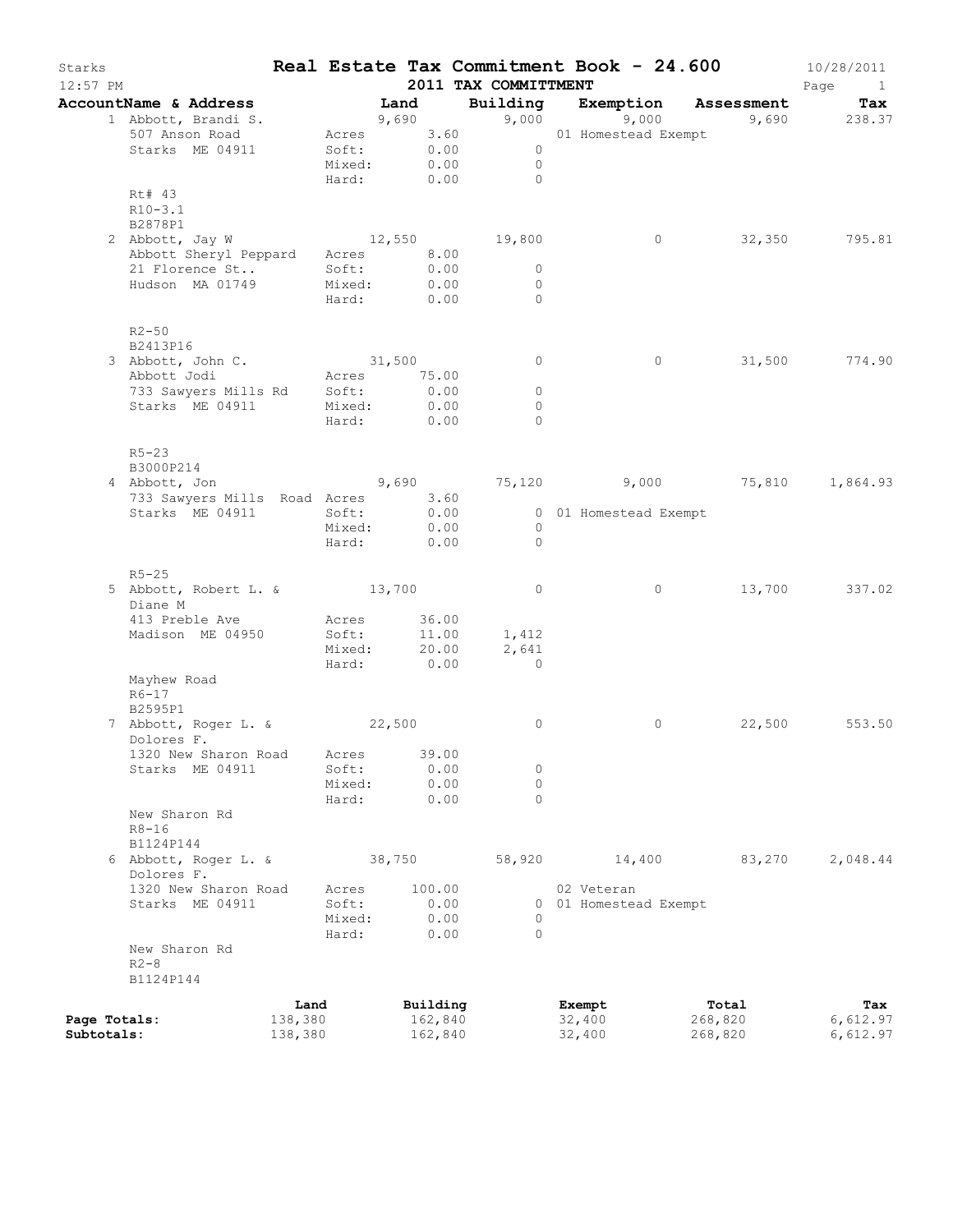# Real Estate Tax Commitment Book - 24.600

Starks
12:57 PM

**2011 TAX COMMITTMENT**

10/28/2011

| AccountName & Address | Land | | Building | Exemption | Assessment | Tax |
|---|---|---|---|---|---|---|
| 1 Abbott, Brandi S. | 9,690 | | 9,000 | 9,000 | 9,690 | 238.37 |
| 507 Anson Road | Acres | 3.60 | | 01 Homestead Exempt | | |
| Starks ME 04911 | Soft: | 0.00 | 0 | | | |
| | Mixed: | 0.00 | 0 | | | |
| | Hard: | 0.00 | 0 | | | |
| Rt# 43 | | | | | | |
| R10-3.1 | | | | | | |
| B2878P1 | | | | | | |
| 2 Abbott, Jay W | 12,550 | | 19,800 | 0 | 32,350 | 795.81 |
| Abbott Sheryl Peppard | Acres | 8.00 | | | | |
| 21 Florence St.. | Soft: | 0.00 | 0 | | | |
| Hudson MA 01749 | Mixed: | 0.00 | 0 | | | |
| | Hard: | 0.00 | 0 | | | |
| R2-50 | | | | | | |
| B2413P16 | | | | | | |
| 3 Abbott, John C. | 31,500 | | 0 | 0 | 31,500 | 774.90 |
| Abbott Jodi | Acres | 75.00 | | | | |
| 733 Sawyers Mills Rd | Soft: | 0.00 | 0 | | | |
| Starks ME 04911 | Mixed: | 0.00 | 0 | | | |
| | Hard: | 0.00 | 0 | | | |
| R5-23 | | | | | | |
| B3000P214 | | | | | | |
| 4 Abbott, Jon | 9,690 | | 75,120 | 9,000 | 75,810 | 1,864.93 |
| 733 Sawyers Mills Road | Acres | 3.60 | | | | |
| Starks ME 04911 | Soft: | 0.00 | 0 | 01 Homestead Exempt | | |
| | Mixed: | 0.00 | 0 | | | |
| | Hard: | 0.00 | 0 | | | |
| R5-25 | | | | | | |
| 5 Abbott, Robert L. & Diane M | 13,700 | | 0 | 0 | 13,700 | 337.02 |
| 413 Preble Ave | Acres | 36.00 | | | | |
| Madison ME 04950 | Soft: | 11.00 | 1,412 | | | |
| | Mixed: | 20.00 | 2,641 | | | |
| | Hard: | 0.00 | 0 | | | |
| Mayhew Road | | | | | | |
| R6-17 | | | | | | |
| B2595P1 | | | | | | |
| 7 Abbott, Roger L. & Dolores F. | 22,500 | | 0 | 0 | 22,500 | 553.50 |
| 1320 New Sharon Road | Acres | 39.00 | | | | |
| Starks ME 04911 | Soft: | 0.00 | 0 | | | |
| | Mixed: | 0.00 | 0 | | | |
| | Hard: | 0.00 | 0 | | | |
| New Sharon Rd | | | | | | |
| R8-16 | | | | | | |
| B1124P144 | | | | | | |
| 6 Abbott, Roger L. & Dolores F. | 38,750 | | 58,920 | 14,400 | 83,270 | 2,048.44 |
| 1320 New Sharon Road | Acres | 100.00 | | 02 Veteran | | |
| Starks ME 04911 | Soft: | 0.00 | 0 | 01 Homestead Exempt | | |
| | Mixed: | 0.00 | 0 | | | |
| | Hard: | 0.00 | 0 | | | |
| New Sharon Rd | | | | | | |
| R2-8 | | | | | | |
| B1124P144 | | | | | | |

| | Land | Building | Exempt | Total | Tax |
|---|---|---|---|---|---|
| **Page Totals:** | 138,380 | 162,840 | 32,400 | 268,820 | 6,612.97 |
| **Subtotals:** | 138,380 | 162,840 | 32,400 | 268,820 | 6,612.97 |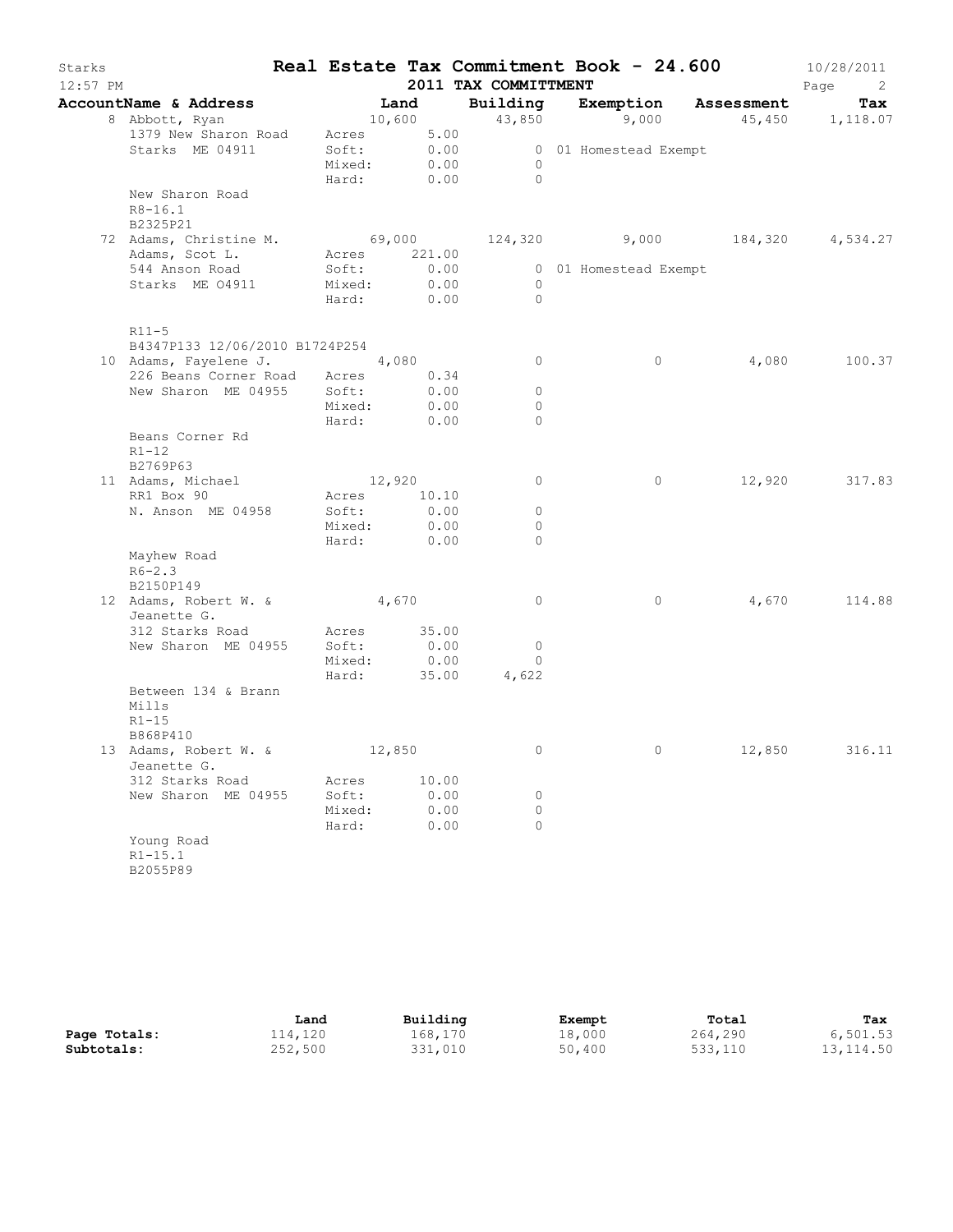Starks — **Real Estate Tax Commitment Book - 24.600** — 10/28/2011

12:57 PM — **2011 TAX COMMITTMENT**

| AccountName & Address | Land | | Building | Exemption | Assessment | Tax |
|---|---|---|---|---|---|---|
| 8 Abbott, Ryan | 10,600 | | 43,850 | 9,000 | 45,450 | 1,118.07 |
| 1379 New Sharon Road | Acres | 5.00 | | | | |
| Starks ME 04911 | Soft: | 0.00 | 0 | 01 Homestead Exempt | | |
| | Mixed: | 0.00 | 0 | | | |
| | Hard: | 0.00 | 0 | | | |
| New Sharon Road | | | | | | |
| R8-16.1 | | | | | | |
| B2325P21 | | | | | | |
| 72 Adams, Christine M. | 69,000 | | 124,320 | 9,000 | 184,320 | 4,534.27 |
| Adams, Scot L. | Acres | 221.00 | | | | |
| 544 Anson Road | Soft: | 0.00 | 0 | 01 Homestead Exempt | | |
| Starks ME O4911 | Mixed: | 0.00 | 0 | | | |
| | Hard: | 0.00 | 0 | | | |
| R11-5 | | | | | | |
| B4347P133 12/06/2010 B1724P254 | | | | | | |
| 10 Adams, Fayelene J. | 4,080 | | 0 | 0 | 4,080 | 100.37 |
| 226 Beans Corner Road | Acres | 0.34 | | | | |
| New Sharon ME 04955 | Soft: | 0.00 | 0 | | | |
| | Mixed: | 0.00 | 0 | | | |
| | Hard: | 0.00 | 0 | | | |
| Beans Corner Rd | | | | | | |
| R1-12 | | | | | | |
| B2769P63 | | | | | | |
| 11 Adams, Michael | 12,920 | | 0 | 0 | 12,920 | 317.83 |
| RR1 Box 90 | Acres | 10.10 | | | | |
| N. Anson ME 04958 | Soft: | 0.00 | 0 | | | |
| | Mixed: | 0.00 | 0 | | | |
| | Hard: | 0.00 | 0 | | | |
| Mayhew Road | | | | | | |
| R6-2.3 | | | | | | |
| B2150P149 | | | | | | |
| 12 Adams, Robert W. & | 4,670 | | 0 | 0 | 4,670 | 114.88 |
| Jeanette G. | | | | | | |
| 312 Starks Road | Acres | 35.00 | | | | |
| New Sharon ME 04955 | Soft: | 0.00 | 0 | | | |
| | Mixed: | 0.00 | 0 | | | |
| | Hard: | 35.00 | 4,622 | | | |
| Between 134 & Brann Mills | | | | | | |
| R1-15 | | | | | | |
| B868P410 | | | | | | |
| 13 Adams, Robert W. & | 12,850 | | 0 | 0 | 12,850 | 316.11 |
| Jeanette G. | | | | | | |
| 312 Starks Road | Acres | 10.00 | | | | |
| New Sharon ME 04955 | Soft: | 0.00 | 0 | | | |
| | Mixed: | 0.00 | 0 | | | |
| | Hard: | 0.00 | 0 | | | |
| Young Road | | | | | | |
| R1-15.1 | | | | | | |
| B2055P89 | | | | | | |

| | Land | Building | Exempt | Total | Tax |
|---|---|---|---|---|---|
| **Page Totals:** | 114,120 | 168,170 | 18,000 | 264,290 | 6,501.53 |
| **Subtotals:** | 252,500 | 331,010 | 50,400 | 533,110 | 13,114.50 |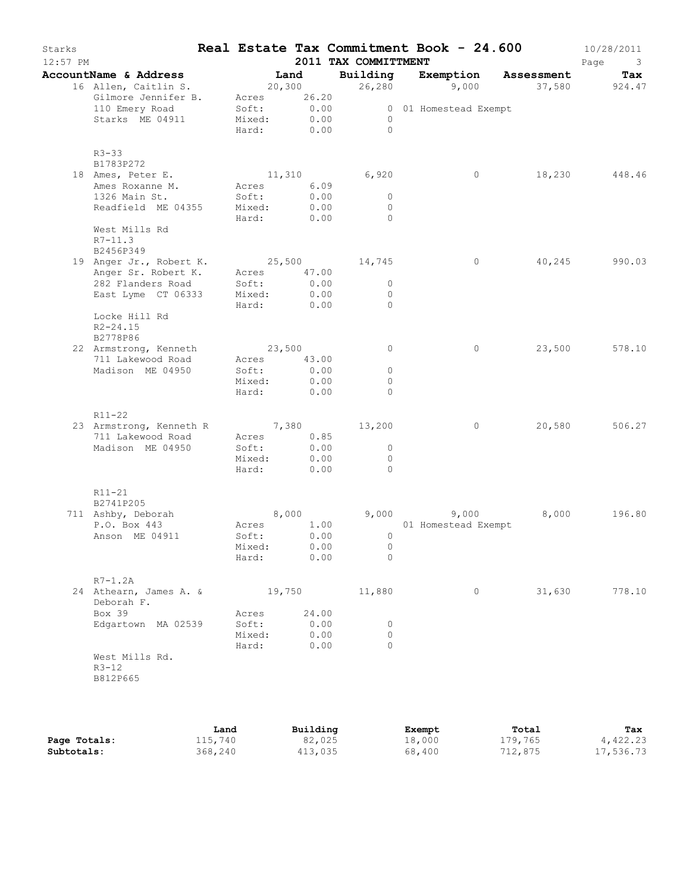# Real Estate Tax Commitment Book - 24.600

Starks
12:57 PM

2011 TAX COMMITTMENT

10/28/2011

| AccountName & Address | Land | Building | Exemption | Assessment | Tax |
|---|---|---|---|---|---|
| 16 Allen, Caitlin S. | 20,300 | 26,280 | 9,000 | 37,580 | 924.47 |
| Gilmore Jennifer B. | Acres 26.20 | | | | |
| 110 Emery Road | Soft: 0.00 | 0 | 01 Homestead Exempt | | |
| Starks ME 04911 | Mixed: 0.00 | 0 | | | |
| | Hard: 0.00 | 0 | | | |
| R3-33 | | | | | |
| B1783P272 | | | | | |
| 18 Ames, Peter E. | 11,310 | 6,920 | 0 | 18,230 | 448.46 |
| Ames Roxanne M. | Acres 6.09 | | | | |
| 1326 Main St. | Soft: 0.00 | 0 | | | |
| Readfield ME 04355 | Mixed: 0.00 | 0 | | | |
| | Hard: 0.00 | 0 | | | |
| West Mills Rd | | | | | |
| R7-11.3 | | | | | |
| B2456P349 | | | | | |
| 19 Anger Jr., Robert K. | 25,500 | 14,745 | 0 | 40,245 | 990.03 |
| Anger Sr. Robert K. | Acres 47.00 | | | | |
| 282 Flanders Road | Soft: 0.00 | 0 | | | |
| East Lyme CT 06333 | Mixed: 0.00 | 0 | | | |
| | Hard: 0.00 | 0 | | | |
| Locke Hill Rd | | | | | |
| R2-24.15 | | | | | |
| B2778P86 | | | | | |
| 22 Armstrong, Kenneth | 23,500 | 0 | 0 | 23,500 | 578.10 |
| 711 Lakewood Road | Acres 43.00 | | | | |
| Madison ME 04950 | Soft: 0.00 | 0 | | | |
| | Mixed: 0.00 | 0 | | | |
| | Hard: 0.00 | 0 | | | |
| R11-22 | | | | | |
| 23 Armstrong, Kenneth R | 7,380 | 13,200 | 0 | 20,580 | 506.27 |
| 711 Lakewood Road | Acres 0.85 | | | | |
| Madison ME 04950 | Soft: 0.00 | 0 | | | |
| | Mixed: 0.00 | 0 | | | |
| | Hard: 0.00 | 0 | | | |
| R11-21 | | | | | |
| B2741P205 | | | | | |
| 711 Ashby, Deborah | 8,000 | 9,000 | 9,000 | 8,000 | 196.80 |
| P.O. Box 443 | Acres 1.00 | | 01 Homestead Exempt | | |
| Anson ME 04911 | Soft: 0.00 | 0 | | | |
| | Mixed: 0.00 | 0 | | | |
| | Hard: 0.00 | 0 | | | |
| R7-1.2A | | | | | |
| 24 Athearn, James A. & Deborah F. | 19,750 | 11,880 | 0 | 31,630 | 778.10 |
| Box 39 | Acres 24.00 | | | | |
| Edgartown MA 02539 | Soft: 0.00 | 0 | | | |
| | Mixed: 0.00 | 0 | | | |
| | Hard: 0.00 | 0 | | | |
| West Mills Rd. | | | | | |
| R3-12 | | | | | |
| B812P665 | | | | | |

| | Land | Building | Exempt | Total | Tax |
|---|---|---|---|---|---|
| **Page Totals:** | 115,740 | 82,025 | 18,000 | 179,765 | 4,422.23 |
| **Subtotals:** | 368,240 | 413,035 | 68,400 | 712,875 | 17,536.73 |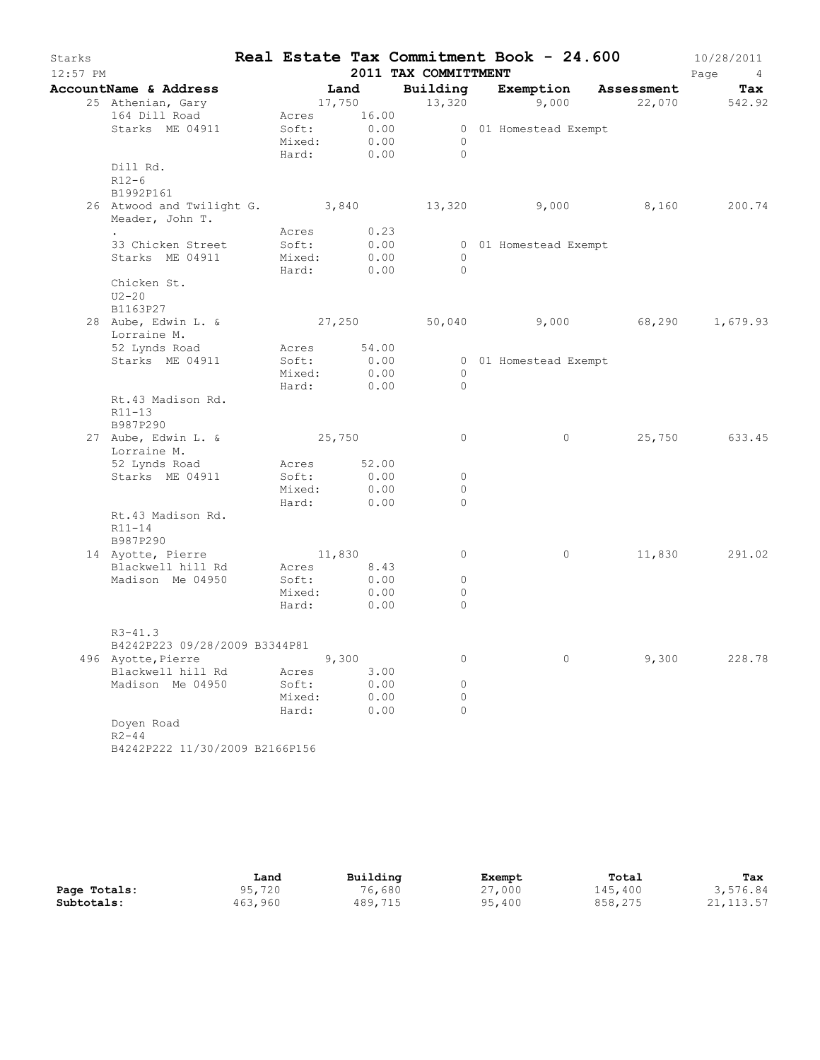# Real Estate Tax Commitment Book - 24.600

Starks 12:57 PM — 10/28/2011

## 2011 TAX COMMITTMENT

| AccountName & Address | Land | Building | Exemption | Assessment | Tax |
|---|---|---|---|---|---|
| 25 Athenian, Gary | 17,750 | 13,320 | 9,000 | 22,070 | 542.92 |
| 164 Dill Road | Acres 16.00 | | | | |
| Starks ME 04911 | Soft: 0.00 | 0 | 01 Homestead Exempt | | |
| | Mixed: 0.00 | 0 | | | |
| | Hard: 0.00 | 0 | | | |
| Dill Rd. | | | | | |
| R12-6 | | | | | |
| B1992P161 | | | | | |
| 26 Atwood and Twilight G. | 3,840 | 13,320 | 9,000 | 8,160 | 200.74 |
| Meader, John T. | | | | | |
| . | Acres 0.23 | | | | |
| 33 Chicken Street | Soft: 0.00 | 0 | 01 Homestead Exempt | | |
| Starks ME 04911 | Mixed: 0.00 | 0 | | | |
| | Hard: 0.00 | 0 | | | |
| Chicken St. | | | | | |
| U2-20 | | | | | |
| B1163P27 | | | | | |
| 28 Aube, Edwin L. & | 27,250 | 50,040 | 9,000 | 68,290 | 1,679.93 |
| Lorraine M. | | | | | |
| 52 Lynds Road | Acres 54.00 | | | | |
| Starks ME 04911 | Soft: 0.00 | 0 | 01 Homestead Exempt | | |
| | Mixed: 0.00 | 0 | | | |
| | Hard: 0.00 | 0 | | | |
| Rt.43 Madison Rd. | | | | | |
| R11-13 | | | | | |
| B987P290 | | | | | |
| 27 Aube, Edwin L. & | 25,750 | 0 | 0 | 25,750 | 633.45 |
| Lorraine M. | | | | | |
| 52 Lynds Road | Acres 52.00 | | | | |
| Starks ME 04911 | Soft: 0.00 | 0 | | | |
| | Mixed: 0.00 | 0 | | | |
| | Hard: 0.00 | 0 | | | |
| Rt.43 Madison Rd. | | | | | |
| R11-14 | | | | | |
| B987P290 | | | | | |
| 14 Ayotte, Pierre | 11,830 | 0 | 0 | 11,830 | 291.02 |
| Blackwell hill Rd | Acres 8.43 | | | | |
| Madison Me 04950 | Soft: 0.00 | 0 | | | |
| | Mixed: 0.00 | 0 | | | |
| | Hard: 0.00 | 0 | | | |
| R3-41.3 | | | | | |
| B4242P223 09/28/2009 B3344P81 | | | | | |
| 496 Ayotte,Pierre | 9,300 | 0 | 0 | 9,300 | 228.78 |
| Blackwell hill Rd | Acres 3.00 | | | | |
| Madison Me 04950 | Soft: 0.00 | 0 | | | |
| | Mixed: 0.00 | 0 | | | |
| | Hard: 0.00 | 0 | | | |
| Doyen Road | | | | | |
| R2-44 | | | | | |
| B4242P222 11/30/2009 B2166P156 | | | | | |

| | Land | Building | Exempt | Total | Tax |
|---|---|---|---|---|---|
| **Page Totals:** | 95,720 | 76,680 | 27,000 | 145,400 | 3,576.84 |
| **Subtotals:** | 463,960 | 489,715 | 95,400 | 858,275 | 21,113.57 |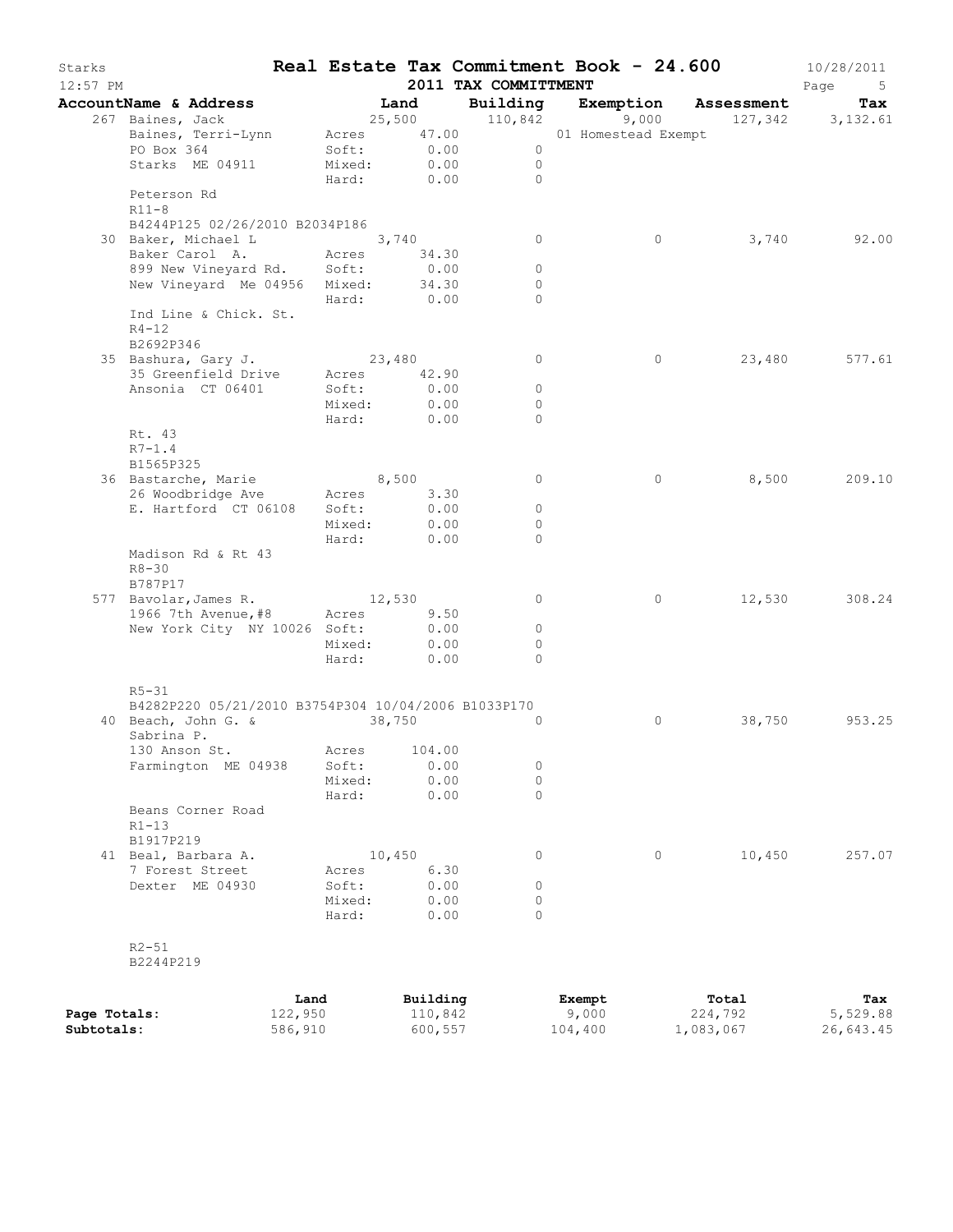# Real Estate Tax Commitment Book - 24.600

Starks — 12:57 PM — 2011 TAX COMMITTMENT — 10/28/2011

| AccountName & Address | Land | Building | Exemption | Assessment | Tax |
|---|---|---|---|---|---|
| 267 Baines, Jack | 25,500 | 110,842 | 9,000 | 127,342 | 3,132.61 |
| Baines, Terri-Lynn | Acres 47.00 | | 01 Homestead Exempt | | |
| PO Box 364 | Soft: 0.00 | 0 | | | |
| Starks ME 04911 | Mixed: 0.00 | 0 | | | |
| | Hard: 0.00 | 0 | | | |
| Peterson Rd | | | | | |
| R11-8 | | | | | |
| B4244P125 02/26/2010 B2034P186 | | | | | |
| 30 Baker, Michael L | 3,740 | 0 | 0 | 3,740 | 92.00 |
| Baker Carol A. | Acres 34.30 | | | | |
| 899 New Vineyard Rd. | Soft: 0.00 | 0 | | | |
| New Vineyard Me 04956 | Mixed: 34.30 | 0 | | | |
| | Hard: 0.00 | 0 | | | |
| Ind Line & Chick. St. | | | | | |
| R4-12 | | | | | |
| B2692P346 | | | | | |
| 35 Bashura, Gary J. | 23,480 | 0 | 0 | 23,480 | 577.61 |
| 35 Greenfield Drive | Acres 42.90 | | | | |
| Ansonia CT 06401 | Soft: 0.00 | 0 | | | |
| | Mixed: 0.00 | 0 | | | |
| | Hard: 0.00 | 0 | | | |
| Rt. 43 | | | | | |
| R7-1.4 | | | | | |
| B1565P325 | | | | | |
| 36 Bastarche, Marie | 8,500 | 0 | 0 | 8,500 | 209.10 |
| 26 Woodbridge Ave | Acres 3.30 | | | | |
| E. Hartford CT 06108 | Soft: 0.00 | 0 | | | |
| | Mixed: 0.00 | 0 | | | |
| | Hard: 0.00 | 0 | | | |
| Madison Rd & Rt 43 | | | | | |
| R8-30 | | | | | |
| B787P17 | | | | | |
| 577 Bavolar, James R. | 12,530 | 0 | 0 | 12,530 | 308.24 |
| 1966 7th Avenue, #8 | Acres 9.50 | | | | |
| New York City NY 10026 | Soft: 0.00 | 0 | | | |
| | Mixed: 0.00 | 0 | | | |
| | Hard: 0.00 | 0 | | | |
| R5-31 | | | | | |
| B4282P220 05/21/2010 B3754P304 10/04/2006 B1033P170 | | | | | |
| 40 Beach, John G. & Sabrina P. | 38,750 | 0 | 0 | 38,750 | 953.25 |
| 130 Anson St. | Acres 104.00 | | | | |
| Farmington ME 04938 | Soft: 0.00 | 0 | | | |
| | Mixed: 0.00 | 0 | | | |
| | Hard: 0.00 | 0 | | | |
| Beans Corner Road | | | | | |
| R1-13 | | | | | |
| B1917P219 | | | | | |
| 41 Beal, Barbara A. | 10,450 | 0 | 0 | 10,450 | 257.07 |
| 7 Forest Street | Acres 6.30 | | | | |
| Dexter ME 04930 | Soft: 0.00 | 0 | | | |
| | Mixed: 0.00 | 0 | | | |
| | Hard: 0.00 | 0 | | | |
| R2-51 | | | | | |
| B2244P219 | | | | | |

| | Land | Building | Exempt | Total | Tax |
|---|---|---|---|---|---|
| Page Totals: | 122,950 | 110,842 | 9,000 | 224,792 | 5,529.88 |
| Subtotals: | 586,910 | 600,557 | 104,400 | 1,083,067 | 26,643.45 |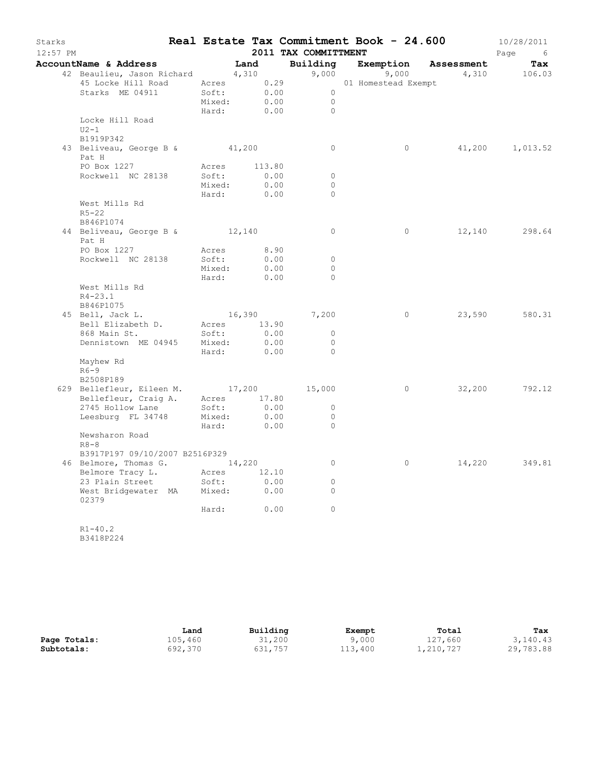# Starks — Real Estate Tax Commitment Book - 24.600

10/28/2011
12:57 PM

## 2011 TAX COMMITTMENT

| AccountName & Address | | Land | Building | Exemption | Assessment | Tax |
|---|---|---|---|---|---|---|
| 42 Beaulieu, Jason Richard | | 4,310 | 9,000 | 9,000 | 4,310 | 106.03 |
| 45 Locke Hill Road | Acres | 0.29 | | 01 Homestead Exempt | | |
| Starks ME 04911 | Soft: | 0.00 | 0 | | | |
| | Mixed: | 0.00 | 0 | | | |
| | Hard: | 0.00 | 0 | | | |
| Locke Hill Road | | | | | | |
| U2-1 | | | | | | |
| B1919P342 | | | | | | |
| 43 Beliveau, George B & Pat H | | 41,200 | 0 | 0 | 41,200 | 1,013.52 |
| PO Box 1227 | Acres | 113.80 | | | | |
| Rockwell NC 28138 | Soft: | 0.00 | 0 | | | |
| | Mixed: | 0.00 | 0 | | | |
| | Hard: | 0.00 | 0 | | | |
| West Mills Rd | | | | | | |
| R5-22 | | | | | | |
| B846P1074 | | | | | | |
| 44 Beliveau, George B & Pat H | | 12,140 | 0 | 0 | 12,140 | 298.64 |
| PO Box 1227 | Acres | 8.90 | | | | |
| Rockwell NC 28138 | Soft: | 0.00 | 0 | | | |
| | Mixed: | 0.00 | 0 | | | |
| | Hard: | 0.00 | 0 | | | |
| West Mills Rd | | | | | | |
| R4-23.1 | | | | | | |
| B846P1075 | | | | | | |
| 45 Bell, Jack L. | | 16,390 | 7,200 | 0 | 23,590 | 580.31 |
| Bell Elizabeth D. | Acres | 13.90 | | | | |
| 868 Main St. | Soft: | 0.00 | 0 | | | |
| Dennistown ME 04945 | Mixed: | 0.00 | 0 | | | |
| | Hard: | 0.00 | 0 | | | |
| Mayhew Rd | | | | | | |
| R6-9 | | | | | | |
| B2508P189 | | | | | | |
| 629 Bellefleur, Eileen M. | | 17,200 | 15,000 | 0 | 32,200 | 792.12 |
| Bellefleur, Craig A. | Acres | 17.80 | | | | |
| 2745 Hollow Lane | Soft: | 0.00 | 0 | | | |
| Leesburg FL 34748 | Mixed: | 0.00 | 0 | | | |
| | Hard: | 0.00 | 0 | | | |
| Newsharon Road | | | | | | |
| R8-8 | | | | | | |
| B3917P197 09/10/2007 B2516P329 | | | | | | |
| 46 Belmore, Thomas G. | | 14,220 | 0 | 0 | 14,220 | 349.81 |
| Belmore Tracy L. | Acres | 12.10 | | | | |
| 23 Plain Street | Soft: | 0.00 | 0 | | | |
| West Bridgewater MA 02379 | Mixed: | 0.00 | 0 | | | |
| | Hard: | 0.00 | 0 | | | |
| R1-40.2 | | | | | | |
| B3418P224 | | | | | | |

| | Land | Building | Exempt | Total | Tax |
|---|---|---|---|---|---|
| **Page Totals:** | 105,460 | 31,200 | 9,000 | 127,660 | 3,140.43 |
| **Subtotals:** | 692,370 | 631,757 | 113,400 | 1,210,727 | 29,783.88 |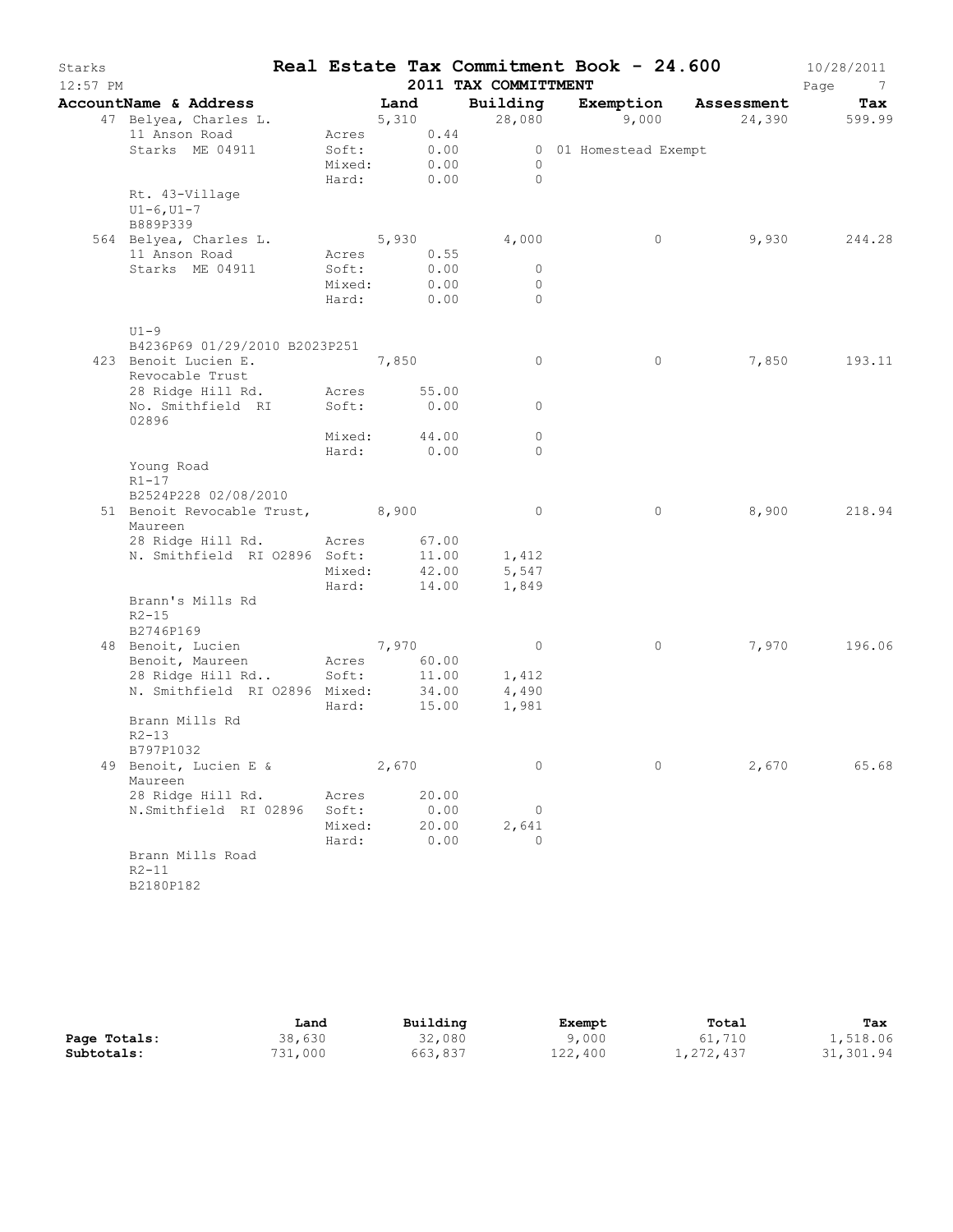# Real Estate Tax Commitment Book - 24.600

Starks
12:57 PM
2011 TAX COMMITTMENT
10/28/2011

| AccountName & Address | | Land | Building | Exemption | Assessment | Tax |
|---|---|---|---|---|---|---|
| 47 Belyea, Charles L. | | 5,310 | 28,080 | 9,000 | 24,390 | 599.99 |
| 11 Anson Road | Acres | 0.44 | | | | |
| Starks ME 04911 | Soft: | 0.00 | 0 | 01 Homestead Exempt | | |
| | Mixed: | 0.00 | 0 | | | |
| | Hard: | 0.00 | 0 | | | |
| Rt. 43-Village | | | | | | |
| U1-6,U1-7 | | | | | | |
| B889P339 | | | | | | |
| 564 Belyea, Charles L. | | 5,930 | 4,000 | 0 | 9,930 | 244.28 |
| 11 Anson Road | Acres | 0.55 | | | | |
| Starks ME 04911 | Soft: | 0.00 | 0 | | | |
| | Mixed: | 0.00 | 0 | | | |
| | Hard: | 0.00 | 0 | | | |
| U1-9 | | | | | | |
| B4236P69 01/29/2010 B2023P251 | | | | | | |
| 423 Benoit Lucien E. Revocable Trust | | 7,850 | 0 | 0 | 7,850 | 193.11 |
| 28 Ridge Hill Rd. | Acres | 55.00 | | | | |
| No. Smithfield RI 02896 | Soft: | 0.00 | 0 | | | |
| | Mixed: | 44.00 | 0 | | | |
| | Hard: | 0.00 | 0 | | | |
| Young Road | | | | | | |
| R1-17 | | | | | | |
| B2524P228 02/08/2010 | | | | | | |
| 51 Benoit Revocable Trust, Maureen | | 8,900 | 0 | 0 | 8,900 | 218.94 |
| 28 Ridge Hill Rd. | Acres | 67.00 | | | | |
| N. Smithfield RI 02896 | Soft: | 11.00 | 1,412 | | | |
| | Mixed: | 42.00 | 5,547 | | | |
| | Hard: | 14.00 | 1,849 | | | |
| Brann's Mills Rd | | | | | | |
| R2-15 | | | | | | |
| B2746P169 | | | | | | |
| 48 Benoit, Lucien | | 7,970 | 0 | 0 | 7,970 | 196.06 |
| Benoit, Maureen | Acres | 60.00 | | | | |
| 28 Ridge Hill Rd.. | Soft: | 11.00 | 1,412 | | | |
| N. Smithfield RI 02896 | Mixed: | 34.00 | 4,490 | | | |
| | Hard: | 15.00 | 1,981 | | | |
| Brann Mills Rd | | | | | | |
| R2-13 | | | | | | |
| B797P1032 | | | | | | |
| 49 Benoit, Lucien E & Maureen | | 2,670 | 0 | 0 | 2,670 | 65.68 |
| 28 Ridge Hill Rd. | Acres | 20.00 | | | | |
| N.Smithfield RI 02896 | Soft: | 0.00 | 0 | | | |
| | Mixed: | 20.00 | 2,641 | | | |
| | Hard: | 0.00 | 0 | | | |
| Brann Mills Road | | | | | | |
| R2-11 | | | | | | |
| B2180P182 | | | | | | |

| | Land | Building | Exempt | Total | Tax |
|---|---|---|---|---|---|
| **Page Totals:** | 38,630 | 32,080 | 9,000 | 61,710 | 1,518.06 |
| **Subtotals:** | 731,000 | 663,837 | 122,400 | 1,272,437 | 31,301.94 |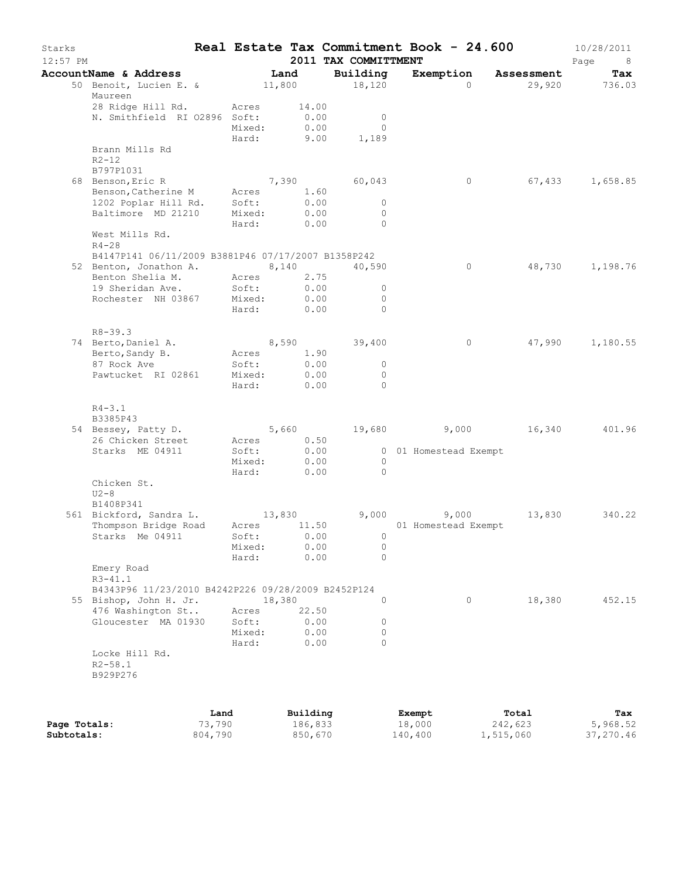# Real Estate Tax Commitment Book - 24.600

Starks — 12:57 PM — 2011 TAX COMMITTMENT — 10/28/2011

| AccountName & Address | Land | Building | Exemption | Assessment | Tax |
|---|---|---|---|---|---|
| 50 Benoit, Lucien E. & Maureen | 11,800 | 18,120 | 0 | 29,920 | 736.03 |
| 28 Ridge Hill Rd. | Acres 14.00 | | | | |
| N. Smithfield RI 02896 | Soft: 0.00 | 0 | | | |
| | Mixed: 0.00 | 0 | | | |
| | Hard: 9.00 | 1,189 | | | |
| Brann Mills Rd | | | | | |
| R2-12 | | | | | |
| B797P1031 | | | | | |
| 68 Benson,Eric R | 7,390 | 60,043 | 0 | 67,433 | 1,658.85 |
| Benson,Catherine M | Acres 1.60 | | | | |
| 1202 Poplar Hill Rd. | Soft: 0.00 | 0 | | | |
| Baltimore MD 21210 | Mixed: 0.00 | 0 | | | |
| | Hard: 0.00 | 0 | | | |
| West Mills Rd. | | | | | |
| R4-28 | | | | | |
| B4147P141 06/11/2009 B3881P46 07/17/2007 B1358P242 | | | | | |
| 52 Benton, Jonathon A. | 8,140 | 40,590 | 0 | 48,730 | 1,198.76 |
| Benton Shelia M. | Acres 2.75 | | | | |
| 19 Sheridan Ave. | Soft: 0.00 | 0 | | | |
| Rochester NH 03867 | Mixed: 0.00 | 0 | | | |
| | Hard: 0.00 | 0 | | | |
| R8-39.3 | | | | | |
| 74 Berto,Daniel A. | 8,590 | 39,400 | 0 | 47,990 | 1,180.55 |
| Berto,Sandy B. | Acres 1.90 | | | | |
| 87 Rock Ave | Soft: 0.00 | 0 | | | |
| Pawtucket RI 02861 | Mixed: 0.00 | 0 | | | |
| | Hard: 0.00 | 0 | | | |
| R4-3.1 | | | | | |
| B3385P43 | | | | | |
| 54 Bessey, Patty D. | 5,660 | 19,680 | 9,000 | 16,340 | 401.96 |
| 26 Chicken Street | Acres 0.50 | | | | |
| Starks ME 04911 | Soft: 0.00 | 0 | 01 Homestead Exempt | | |
| | Mixed: 0.00 | 0 | | | |
| | Hard: 0.00 | 0 | | | |
| Chicken St. | | | | | |
| U2-8 | | | | | |
| B1408P341 | | | | | |
| 561 Bickford, Sandra L. | 13,830 | 9,000 | 9,000 | 13,830 | 340.22 |
| Thompson Bridge Road | Acres 11.50 | | 01 Homestead Exempt | | |
| Starks Me 04911 | Soft: 0.00 | 0 | | | |
| | Mixed: 0.00 | 0 | | | |
| | Hard: 0.00 | 0 | | | |
| Emery Road | | | | | |
| R3-41.1 | | | | | |
| B4343P96 11/23/2010 B4242P226 09/28/2009 B2452P124 | | | | | |
| 55 Bishop, John H. Jr. | 18,380 | 0 | 0 | 18,380 | 452.15 |
| 476 Washington St.. | Acres 22.50 | | | | |
| Gloucester MA 01930 | Soft: 0.00 | 0 | | | |
| | Mixed: 0.00 | 0 | | | |
| | Hard: 0.00 | 0 | | | |
| Locke Hill Rd. | | | | | |
| R2-58.1 | | | | | |
| B929P276 | | | | | |

| | Land | Building | Exempt | Total | Tax |
|---|---|---|---|---|---|
| Page Totals: | 73,790 | 186,833 | 18,000 | 242,623 | 5,968.52 |
| Subtotals: | 804,790 | 850,670 | 140,400 | 1,515,060 | 37,270.46 |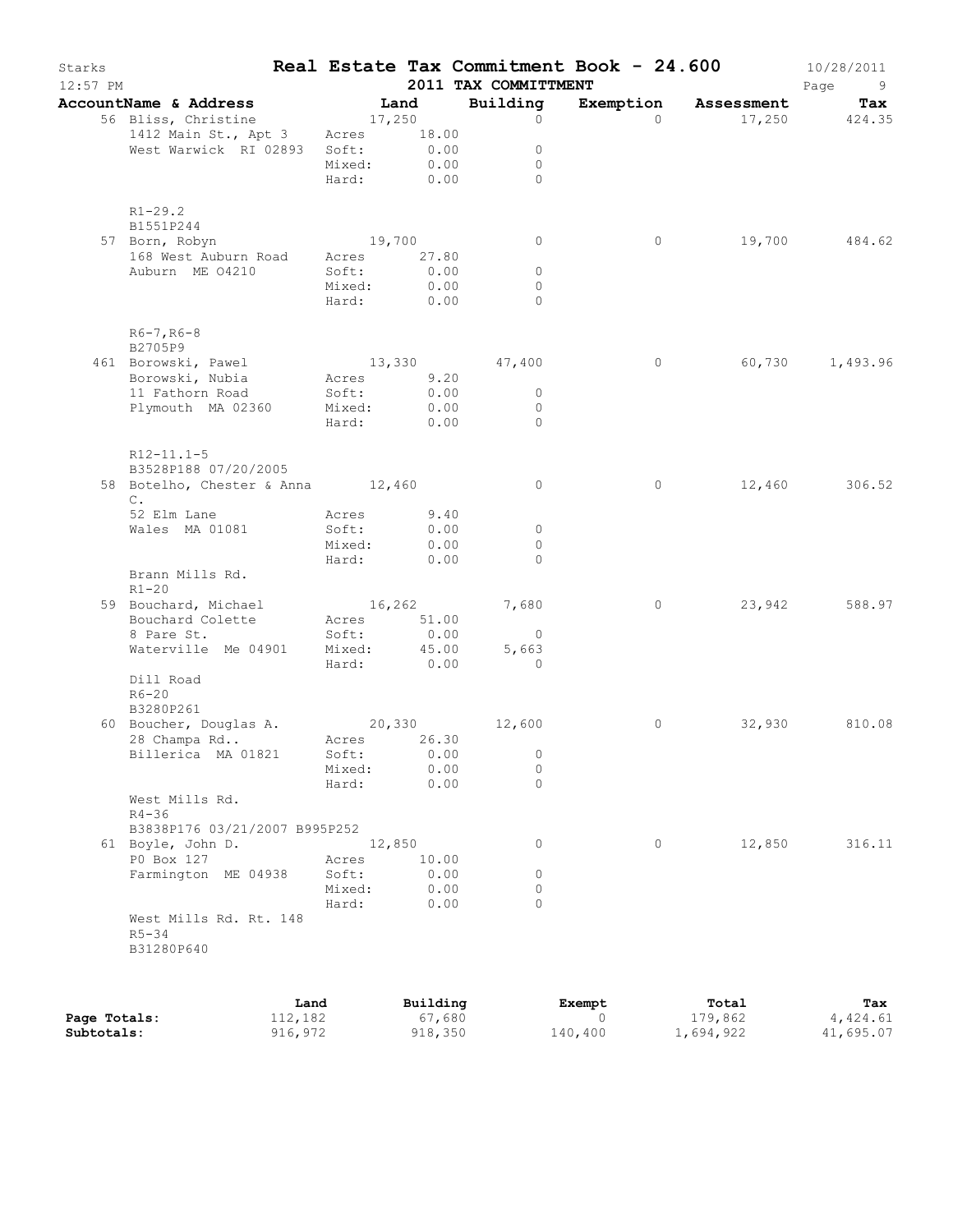# Real Estate Tax Commitment Book - 24.600

Starks — 2011 TAX COMMITTMENT — 10/28/2011 — 12:57 PM

| AccountName & Address | Land | Building | Exemption | Assessment | Tax |
|---|---|---|---|---|---|
| 56 Bliss, Christine<br>1412 Main St., Apt 3<br>West Warwick RI 02893<br>R1-29.2<br>B1551P244 | 17,250<br>Acres 18.00<br>Soft: 0.00<br>Mixed: 0.00<br>Hard: 0.00 | 0<br><br>0<br>0<br>0 | 0 | 17,250 | 424.35 |
| 57 Born, Robyn<br>168 West Auburn Road<br>Auburn ME 04210<br>R6-7,R6-8<br>B2705P9 | 19,700<br>Acres 27.80<br>Soft: 0.00<br>Mixed: 0.00<br>Hard: 0.00 | 0<br><br>0<br>0<br>0 | 0 | 19,700 | 484.62 |
| 461 Borowski, Pawel<br>Borowski, Nubia<br>11 Fathorn Road<br>Plymouth MA 02360<br>R12-11.1-5<br>B3528P188 07/20/2005 | 13,330<br>Acres 9.20<br>Soft: 0.00<br>Mixed: 0.00<br>Hard: 0.00 | 47,400<br><br>0<br>0<br>0 | 0 | 60,730 | 1,493.96 |
| 58 Botelho, Chester & Anna C.<br>52 Elm Lane<br>Wales MA 01081<br>Brann Mills Rd.<br>R1-20 | 12,460<br>Acres 9.40<br>Soft: 0.00<br>Mixed: 0.00<br>Hard: 0.00 | 0<br><br>0<br>0<br>0 | 0 | 12,460 | 306.52 |
| 59 Bouchard, Michael<br>Bouchard Colette<br>8 Pare St.<br>Waterville Me 04901<br>Dill Road<br>R6-20<br>B3280P261 | 16,262<br>Acres 51.00<br>Soft: 0.00<br>Mixed: 45.00<br>Hard: 0.00 | 7,680<br><br>0<br>5,663<br>0 | 0 | 23,942 | 588.97 |
| 60 Boucher, Douglas A.<br>28 Champa Rd..<br>Billerica MA 01821<br>West Mills Rd.<br>R4-36<br>B3838P176 03/21/2007 B995P252 | 20,330<br>Acres 26.30<br>Soft: 0.00<br>Mixed: 0.00<br>Hard: 0.00 | 12,600<br><br>0<br>0<br>0 | 0 | 32,930 | 810.08 |
| 61 Boyle, John D.<br>P0 Box 127<br>Farmington ME 04938<br>West Mills Rd. Rt. 148<br>R5-34<br>B31280P640 | 12,850<br>Acres 10.00<br>Soft: 0.00<br>Mixed: 0.00<br>Hard: 0.00 | 0<br><br>0<br>0<br>0 | 0 | 12,850 | 316.11 |

| | Land | Building | Exempt | Total | Tax |
|---|---|---|---|---|---|
| **Page Totals:** | 112,182 | 67,680 | 0 | 179,862 | 4,424.61 |
| **Subtotals:** | 916,972 | 918,350 | 140,400 | 1,694,922 | 41,695.07 |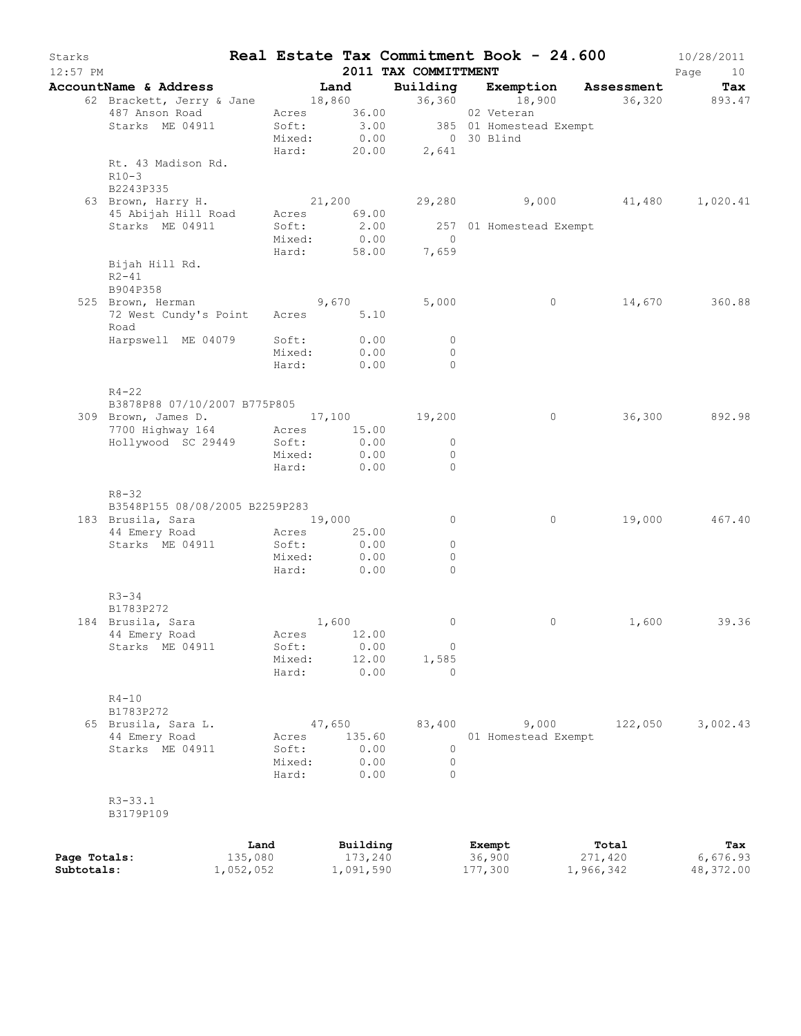# Starks — Real Estate Tax Commitment Book - 24.600 — 2011 TAX COMMITTMENT

10/28/2011 12:57 PM

| AccountName & Address | Land | | Building | Exemption | Assessment | Tax |
|---|---|---|---|---|---|---|
| 62 Brackett, Jerry & Jane | | 18,860 | 36,360 | 18,900 | 36,320 | 893.47 |
| 487 Anson Road | Acres | 36.00 | | 02 Veteran | | |
| Starks ME 04911 | Soft: | 3.00 | 385 | 01 Homestead Exempt | | |
| | Mixed: | 0.00 | 0 | 30 Blind | | |
| | Hard: | 20.00 | 2,641 | | | |
| Rt. 43 Madison Rd. | | | | | | |
| R10-3 | | | | | | |
| B2243P335 | | | | | | |
| 63 Brown, Harry H. | | 21,200 | 29,280 | 9,000 | 41,480 | 1,020.41 |
| 45 Abijah Hill Road | Acres | 69.00 | | | | |
| Starks ME 04911 | Soft: | 2.00 | 257 | 01 Homestead Exempt | | |
| | Mixed: | 0.00 | 0 | | | |
| | Hard: | 58.00 | 7,659 | | | |
| Bijah Hill Rd. | | | | | | |
| R2-41 | | | | | | |
| B904P358 | | | | | | |
| 525 Brown, Herman | | 9,670 | 5,000 | 0 | 14,670 | 360.88 |
| 72 West Cundy's Point Road | Acres | 5.10 | | | | |
| Harpswell ME 04079 | Soft: | 0.00 | 0 | | | |
| | Mixed: | 0.00 | 0 | | | |
| | Hard: | 0.00 | 0 | | | |
| R4-22 | | | | | | |
| B3878P88 07/10/2007 B775P805 | | | | | | |
| 309 Brown, James D. | | 17,100 | 19,200 | 0 | 36,300 | 892.98 |
| 7700 Highway 164 | Acres | 15.00 | | | | |
| Hollywood SC 29449 | Soft: | 0.00 | 0 | | | |
| | Mixed: | 0.00 | 0 | | | |
| | Hard: | 0.00 | 0 | | | |
| R8-32 | | | | | | |
| B3548P155 08/08/2005 B2259P283 | | | | | | |
| 183 Brusila, Sara | | 19,000 | 0 | 0 | 19,000 | 467.40 |
| 44 Emery Road | Acres | 25.00 | | | | |
| Starks ME 04911 | Soft: | 0.00 | 0 | | | |
| | Mixed: | 0.00 | 0 | | | |
| | Hard: | 0.00 | 0 | | | |
| R3-34 | | | | | | |
| B1783P272 | | | | | | |
| 184 Brusila, Sara | | 1,600 | 0 | 0 | 1,600 | 39.36 |
| 44 Emery Road | Acres | 12.00 | | | | |
| Starks ME 04911 | Soft: | 0.00 | 0 | | | |
| | Mixed: | 12.00 | 1,585 | | | |
| | Hard: | 0.00 | 0 | | | |
| R4-10 | | | | | | |
| B1783P272 | | | | | | |
| 65 Brusila, Sara L. | | 47,650 | 83,400 | 9,000 | 122,050 | 3,002.43 |
| 44 Emery Road | Acres | 135.60 | | 01 Homestead Exempt | | |
| Starks ME 04911 | Soft: | 0.00 | 0 | | | |
| | Mixed: | 0.00 | 0 | | | |
| | Hard: | 0.00 | 0 | | | |
| R3-33.1 | | | | | | |
| B3179P109 | | | | | | |

| | Land | Building | Exempt | Total | Tax |
|---|---|---|---|---|---|
| **Page Totals:** | 135,080 | 173,240 | 36,900 | 271,420 | 6,676.93 |
| **Subtotals:** | 1,052,052 | 1,091,590 | 177,300 | 1,966,342 | 48,372.00 |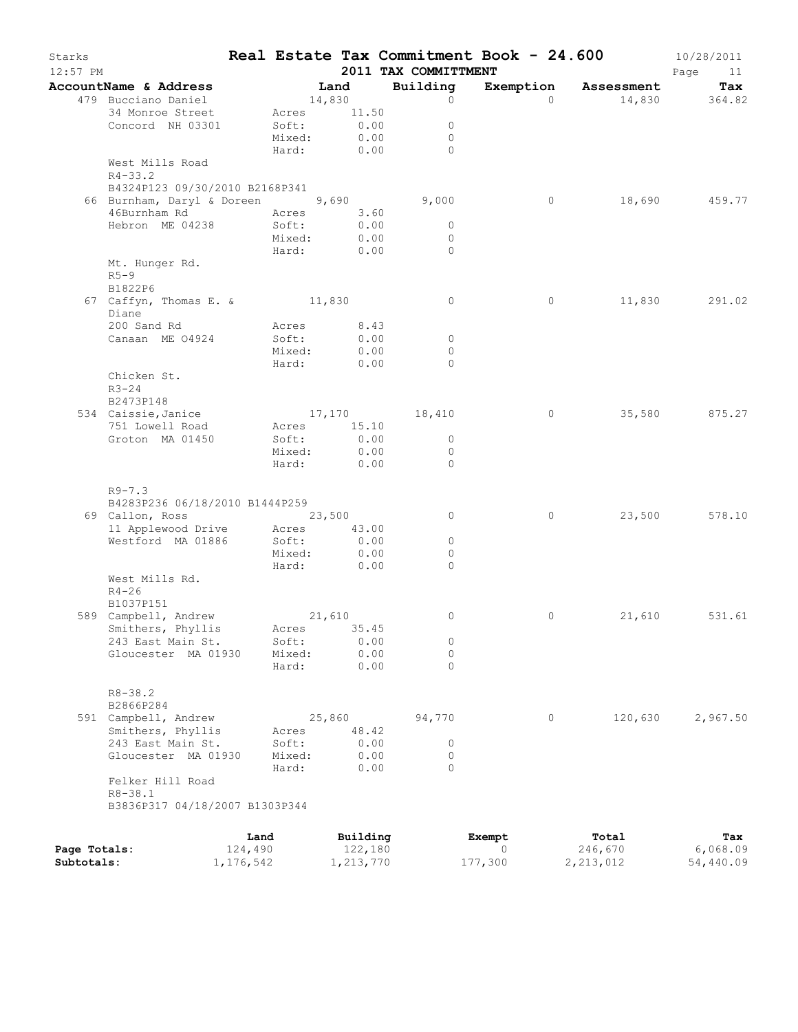# Starks — Real Estate Tax Commitment Book - 24.600

2011 TAX COMMITTMENT

| AccountName & Address | Land | Building | Exemption | Assessment | Tax |
|---|---|---|---|---|---|
| 479 Bucciano Daniel | 14,830 | 0 | 0 | 14,830 | 364.82 |
| 34 Monroe Street | Acres 11.50 | | | | |
| Concord NH 03301 | Soft: 0.00 | 0 | | | |
| | Mixed: 0.00 | 0 | | | |
| | Hard: 0.00 | 0 | | | |
| West Mills Road | | | | | |
| R4-33.2 | | | | | |
| B4324P123 09/30/2010 B2168P341 | | | | | |
| 66 Burnham, Daryl & Doreen | 9,690 | 9,000 | 0 | 18,690 | 459.77 |
| 46Burnham Rd | Acres 3.60 | | | | |
| Hebron ME 04238 | Soft: 0.00 | 0 | | | |
| | Mixed: 0.00 | 0 | | | |
| | Hard: 0.00 | 0 | | | |
| Mt. Hunger Rd. | | | | | |
| R5-9 | | | | | |
| B1822P6 | | | | | |
| 67 Caffyn, Thomas E. & Diane | 11,830 | 0 | 0 | 11,830 | 291.02 |
| 200 Sand Rd | Acres 8.43 | | | | |
| Canaan ME 04924 | Soft: 0.00 | 0 | | | |
| | Mixed: 0.00 | 0 | | | |
| | Hard: 0.00 | 0 | | | |
| Chicken St. | | | | | |
| R3-24 | | | | | |
| B2473P148 | | | | | |
| 534 Caissie,Janice | 17,170 | 18,410 | 0 | 35,580 | 875.27 |
| 751 Lowell Road | Acres 15.10 | | | | |
| Groton MA 01450 | Soft: 0.00 | 0 | | | |
| | Mixed: 0.00 | 0 | | | |
| | Hard: 0.00 | 0 | | | |
| R9-7.3 | | | | | |
| B4283P236 06/18/2010 B1444P259 | | | | | |
| 69 Callon, Ross | 23,500 | 0 | 0 | 23,500 | 578.10 |
| 11 Applewood Drive | Acres 43.00 | | | | |
| Westford MA 01886 | Soft: 0.00 | 0 | | | |
| | Mixed: 0.00 | 0 | | | |
| | Hard: 0.00 | 0 | | | |
| West Mills Rd. | | | | | |
| R4-26 | | | | | |
| B1037P151 | | | | | |
| 589 Campbell, Andrew | 21,610 | 0 | 0 | 21,610 | 531.61 |
| Smithers, Phyllis | Acres 35.45 | | | | |
| 243 East Main St. | Soft: 0.00 | 0 | | | |
| Gloucester MA 01930 | Mixed: 0.00 | 0 | | | |
| | Hard: 0.00 | 0 | | | |
| R8-38.2 | | | | | |
| B2866P284 | | | | | |
| 591 Campbell, Andrew | 25,860 | 94,770 | 0 | 120,630 | 2,967.50 |
| Smithers, Phyllis | Acres 48.42 | | | | |
| 243 East Main St. | Soft: 0.00 | 0 | | | |
| Gloucester MA 01930 | Mixed: 0.00 | 0 | | | |
| | Hard: 0.00 | 0 | | | |
| Felker Hill Road | | | | | |
| R8-38.1 | | | | | |
| B3836P317 04/18/2007 B1303P344 | | | | | |

| | Land | Building | Exempt | Total | Tax |
|---|---|---|---|---|---|
| Page Totals: | 124,490 | 122,180 | 0 | 246,670 | 6,068.09 |
| Subtotals: | 1,176,542 | 1,213,770 | 177,300 | 2,213,012 | 54,440.09 |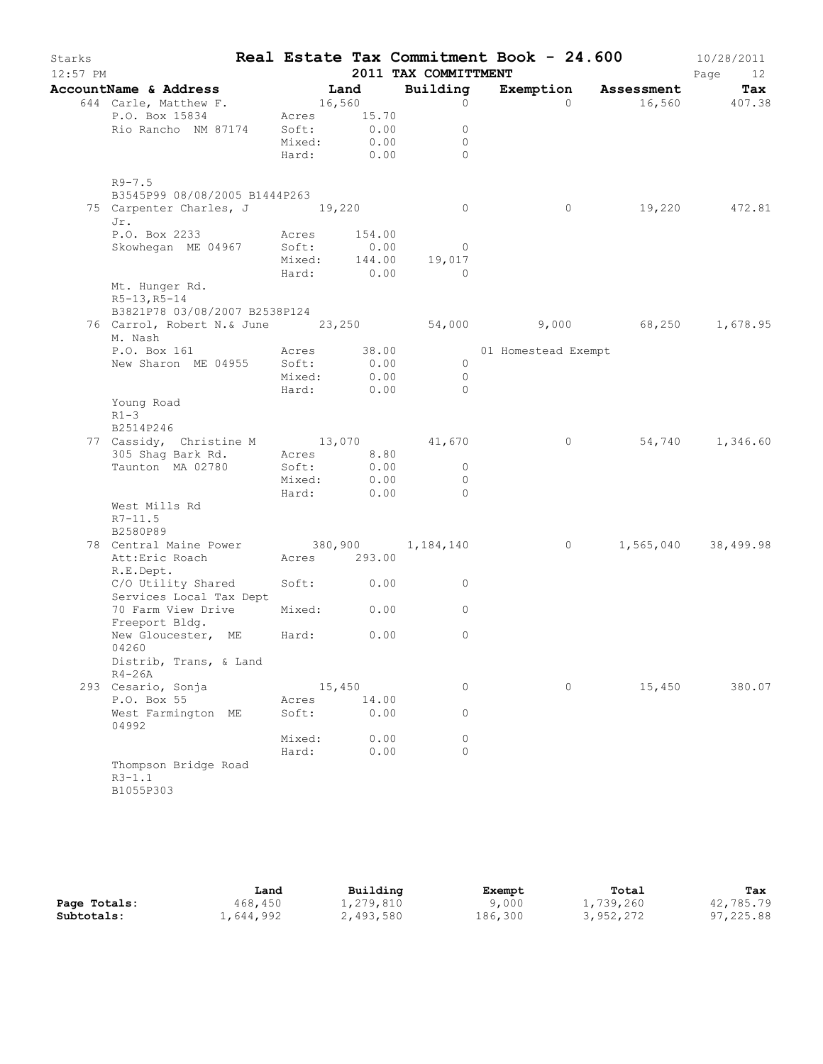# Real Estate Tax Commitment Book - 24.600

Starks — 2011 TAX COMMITTMENT — 10/28/2011 12:57 PM

| AccountName & Address | Land | Building | Exemption | Assessment | Tax |
|---|---|---|---|---|---|
| 644 Carle, Matthew F. | 16,560 | 0 | 0 | 16,560 | 407.38 |
| P.O. Box 15834 | Acres 15.70 | | | | |
| Rio Rancho NM 87174 | Soft: 0.00 | 0 | | | |
| | Mixed: 0.00 | 0 | | | |
| | Hard: 0.00 | 0 | | | |
| R9-7.5 | | | | | |
| B3545P99 08/08/2005 B1444P263 | | | | | |
| 75 Carpenter Charles, J Jr. | 19,220 | 0 | 0 | 19,220 | 472.81 |
| P.O. Box 2233 | Acres 154.00 | | | | |
| Skowhegan ME 04967 | Soft: 0.00 | 0 | | | |
| | Mixed: 144.00 | 19,017 | | | |
| | Hard: 0.00 | 0 | | | |
| Mt. Hunger Rd. | | | | | |
| R5-13,R5-14 | | | | | |
| B3821P78 03/08/2007 B2538P124 | | | | | |
| 76 Carrol, Robert N.& June M. Nash | 23,250 | 54,000 | 9,000 | 68,250 | 1,678.95 |
| P.O. Box 161 | Acres 38.00 | | 01 Homestead Exempt | | |
| New Sharon ME 04955 | Soft: 0.00 | 0 | | | |
| | Mixed: 0.00 | 0 | | | |
| | Hard: 0.00 | 0 | | | |
| Young Road | | | | | |
| R1-3 | | | | | |
| B2514P246 | | | | | |
| 77 Cassidy, Christine M | 13,070 | 41,670 | 0 | 54,740 | 1,346.60 |
| 305 Shag Bark Rd. | Acres 8.80 | | | | |
| Taunton MA 02780 | Soft: 0.00 | 0 | | | |
| | Mixed: 0.00 | 0 | | | |
| | Hard: 0.00 | 0 | | | |
| West Mills Rd | | | | | |
| R7-11.5 | | | | | |
| B2580P89 | | | | | |
| 78 Central Maine Power | 380,900 | 1,184,140 | 0 | 1,565,040 | 38,499.98 |
| Att:Eric Roach R.E.Dept. | Acres 293.00 | | | | |
| C/O Utility Shared Services Local Tax Dept | Soft: 0.00 | 0 | | | |
| 70 Farm View Drive Freeport Bldg. | Mixed: 0.00 | 0 | | | |
| New Gloucester, ME 04260 | Hard: 0.00 | 0 | | | |
| Distrib, Trans, & Land | | | | | |
| R4-26A | | | | | |
| 293 Cesario, Sonja | 15,450 | 0 | 0 | 15,450 | 380.07 |
| P.O. Box 55 | Acres 14.00 | | | | |
| West Farmington ME 04992 | Soft: 0.00 | 0 | | | |
| | Mixed: 0.00 | 0 | | | |
| | Hard: 0.00 | 0 | | | |
| Thompson Bridge Road | | | | | |
| R3-1.1 | | | | | |
| B1055P303 | | | | | |

| | Land | Building | Exempt | Total | Tax |
|---|---|---|---|---|---|
| **Page Totals:** | 468,450 | 1,279,810 | 9,000 | 1,739,260 | 42,785.79 |
| **Subtotals:** | 1,644,992 | 2,493,580 | 186,300 | 3,952,272 | 97,225.88 |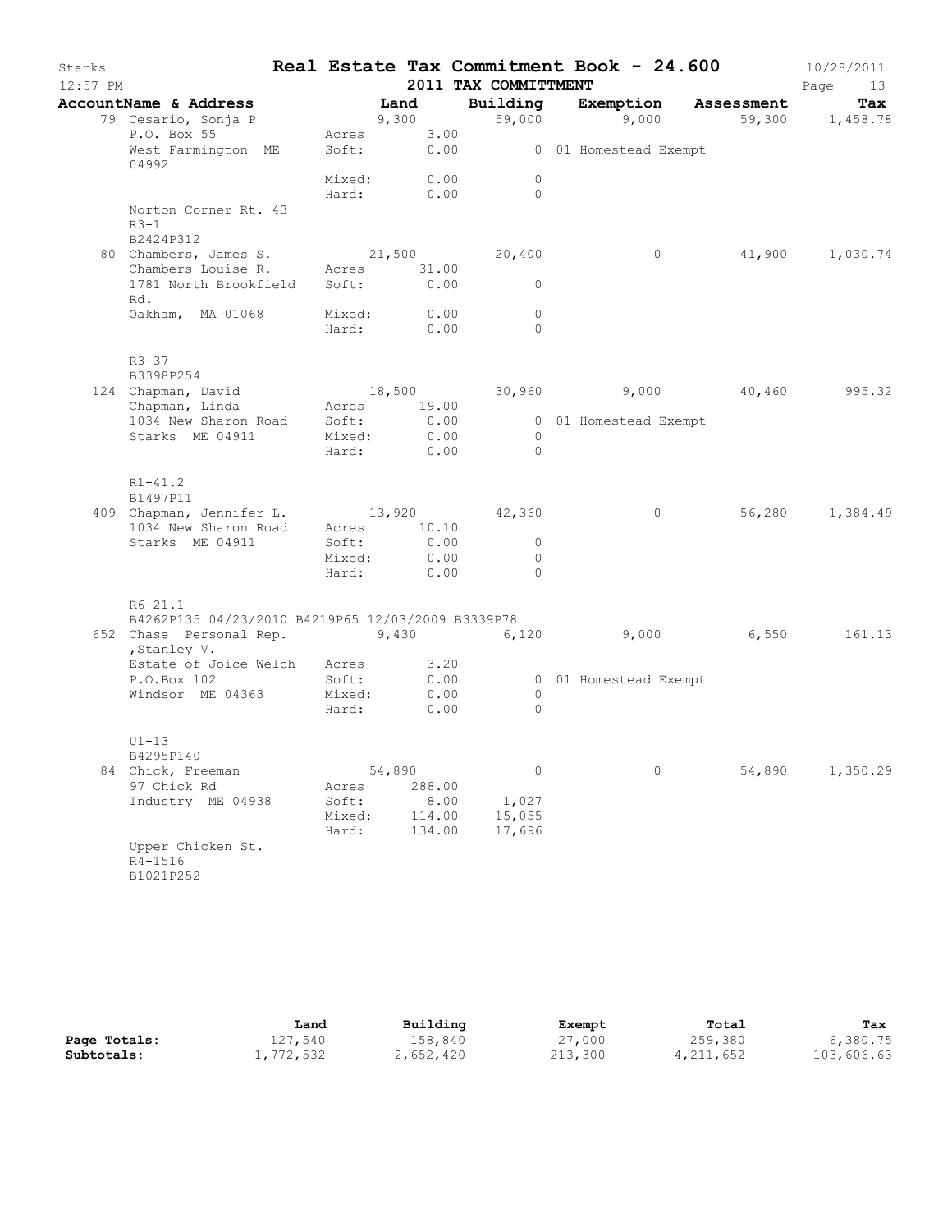# Real Estate Tax Commitment Book - 24.600

Starks 12:57 PM — 2011 TAX COMMITTMENT — 10/28/2011

| AccountName & Address | | Land | Building | Exemption | Assessment | Tax |
|---|---|---|---|---|---|---|
| 79 Cesario, Sonja P | | 9,300 | 59,000 | 9,000 | 59,300 | 1,458.78 |
| P.O. Box 55 | Acres | 3.00 | | | | |
| West Farmington ME 04992 | Soft: | 0.00 | 0 | 01 Homestead Exempt | | |
| | Mixed: | 0.00 | 0 | | | |
| | Hard: | 0.00 | 0 | | | |
| Norton Corner Rt. 43 | | | | | | |
| R3-1 | | | | | | |
| B2424P312 | | | | | | |
| 80 Chambers, James S. | | 21,500 | 20,400 | 0 | 41,900 | 1,030.74 |
| Chambers Louise R. | Acres | 31.00 | | | | |
| 1781 North Brookfield Rd. | Soft: | 0.00 | 0 | | | |
| Oakham, MA 01068 | Mixed: | 0.00 | 0 | | | |
| | Hard: | 0.00 | 0 | | | |
| R3-37 | | | | | | |
| B3398P254 | | | | | | |
| 124 Chapman, David | | 18,500 | 30,960 | 9,000 | 40,460 | 995.32 |
| Chapman, Linda | Acres | 19.00 | | | | |
| 1034 New Sharon Road | Soft: | 0.00 | 0 | 01 Homestead Exempt | | |
| Starks ME 04911 | Mixed: | 0.00 | 0 | | | |
| | Hard: | 0.00 | 0 | | | |
| R1-41.2 | | | | | | |
| B1497P11 | | | | | | |
| 409 Chapman, Jennifer L. | | 13,920 | 42,360 | 0 | 56,280 | 1,384.49 |
| 1034 New Sharon Road | Acres | 10.10 | | | | |
| Starks ME 04911 | Soft: | 0.00 | 0 | | | |
| | Mixed: | 0.00 | 0 | | | |
| | Hard: | 0.00 | 0 | | | |
| R6-21.1 | | | | | | |
| B4262P135 04/23/2010 B4219P65 12/03/2009 B3339P78 | | | | | | |
| 652 Chase Personal Rep. ,Stanley V. | | 9,430 | 6,120 | 9,000 | 6,550 | 161.13 |
| Estate of Joice Welch | Acres | 3.20 | | | | |
| P.O.Box 102 | Soft: | 0.00 | 0 | 01 Homestead Exempt | | |
| Windsor ME 04363 | Mixed: | 0.00 | 0 | | | |
| | Hard: | 0.00 | 0 | | | |
| U1-13 | | | | | | |
| B4295P140 | | | | | | |
| 84 Chick, Freeman | | 54,890 | 0 | 0 | 54,890 | 1,350.29 |
| 97 Chick Rd | Acres | 288.00 | | | | |
| Industry ME 04938 | Soft: | 8.00 | 1,027 | | | |
| | Mixed: | 114.00 | 15,055 | | | |
| | Hard: | 134.00 | 17,696 | | | |
| Upper Chicken St. | | | | | | |
| R4-1516 | | | | | | |
| B1021P252 | | | | | | |

| | Land | Building | Exempt | Total | Tax |
|---|---|---|---|---|---|
| Page Totals: | 127,540 | 158,840 | 27,000 | 259,380 | 6,380.75 |
| Subtotals: | 1,772,532 | 2,652,420 | 213,300 | 4,211,652 | 103,606.63 |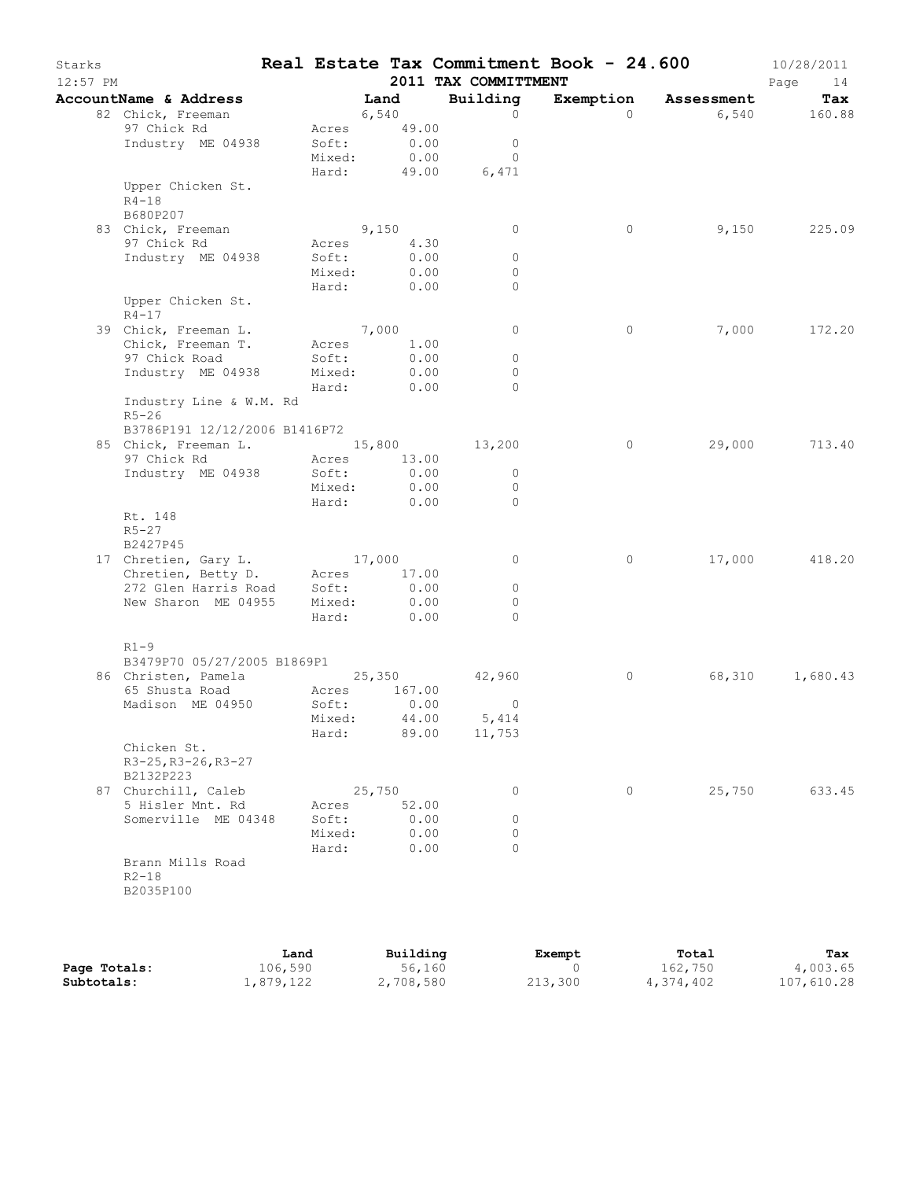Starks — Real Estate Tax Commitment Book - 24.600 — 10/28/2011
12:57 PM — 2011 TAX COMMITTMENT

| AccountName & Address | | Land | Building | Exemption | Assessment | Tax |
|---|---|---|---|---|---|---|
| 82 Chick, Freeman | | 6,540 | 0 | 0 | 6,540 | 160.88 |
| 97 Chick Rd | Acres | 49.00 | | | | |
| Industry ME 04938 | Soft: | 0.00 | 0 | | | |
| | Mixed: | 0.00 | 0 | | | |
| | Hard: | 49.00 | 6,471 | | | |
| Upper Chicken St. | | | | | | |
| R4-18 | | | | | | |
| B680P207 | | | | | | |
| 83 Chick, Freeman | | 9,150 | 0 | 0 | 9,150 | 225.09 |
| 97 Chick Rd | Acres | 4.30 | | | | |
| Industry ME 04938 | Soft: | 0.00 | 0 | | | |
| | Mixed: | 0.00 | 0 | | | |
| | Hard: | 0.00 | 0 | | | |
| Upper Chicken St. | | | | | | |
| R4-17 | | | | | | |
| 39 Chick, Freeman L. | | 7,000 | 0 | 0 | 7,000 | 172.20 |
| Chick, Freeman T. | Acres | 1.00 | | | | |
| 97 Chick Road | Soft: | 0.00 | 0 | | | |
| Industry ME 04938 | Mixed: | 0.00 | 0 | | | |
| | Hard: | 0.00 | 0 | | | |
| Industry Line & W.M. Rd | | | | | | |
| R5-26 | | | | | | |
| B3786P191 12/12/2006 B1416P72 | | | | | | |
| 85 Chick, Freeman L. | | 15,800 | 13,200 | 0 | 29,000 | 713.40 |
| 97 Chick Rd | Acres | 13.00 | | | | |
| Industry ME 04938 | Soft: | 0.00 | 0 | | | |
| | Mixed: | 0.00 | 0 | | | |
| | Hard: | 0.00 | 0 | | | |
| Rt. 148 | | | | | | |
| R5-27 | | | | | | |
| B2427P45 | | | | | | |
| 17 Chretien, Gary L. | | 17,000 | 0 | 0 | 17,000 | 418.20 |
| Chretien, Betty D. | Acres | 17.00 | | | | |
| 272 Glen Harris Road | Soft: | 0.00 | 0 | | | |
| New Sharon ME 04955 | Mixed: | 0.00 | 0 | | | |
| | Hard: | 0.00 | 0 | | | |
| R1-9 | | | | | | |
| B3479P70 05/27/2005 B1869P1 | | | | | | |
| 86 Christen, Pamela | | 25,350 | 42,960 | 0 | 68,310 | 1,680.43 |
| 65 Shusta Road | Acres | 167.00 | | | | |
| Madison ME 04950 | Soft: | 0.00 | 0 | | | |
| | Mixed: | 44.00 | 5,414 | | | |
| | Hard: | 89.00 | 11,753 | | | |
| Chicken St. | | | | | | |
| R3-25,R3-26,R3-27 | | | | | | |
| B2132P223 | | | | | | |
| 87 Churchill, Caleb | | 25,750 | 0 | 0 | 25,750 | 633.45 |
| 5 Hisler Mnt. Rd | Acres | 52.00 | | | | |
| Somerville ME 04348 | Soft: | 0.00 | 0 | | | |
| | Mixed: | 0.00 | 0 | | | |
| | Hard: | 0.00 | 0 | | | |
| Brann Mills Road | | | | | | |
| R2-18 | | | | | | |
| B2035P100 | | | | | | |

| | Land | Building | Exempt | Total | Tax |
|---|---|---|---|---|---|
| **Page Totals:** | 106,590 | 56,160 | 0 | 162,750 | 4,003.65 |
| **Subtotals:** | 1,879,122 | 2,708,580 | 213,300 | 4,374,402 | 107,610.28 |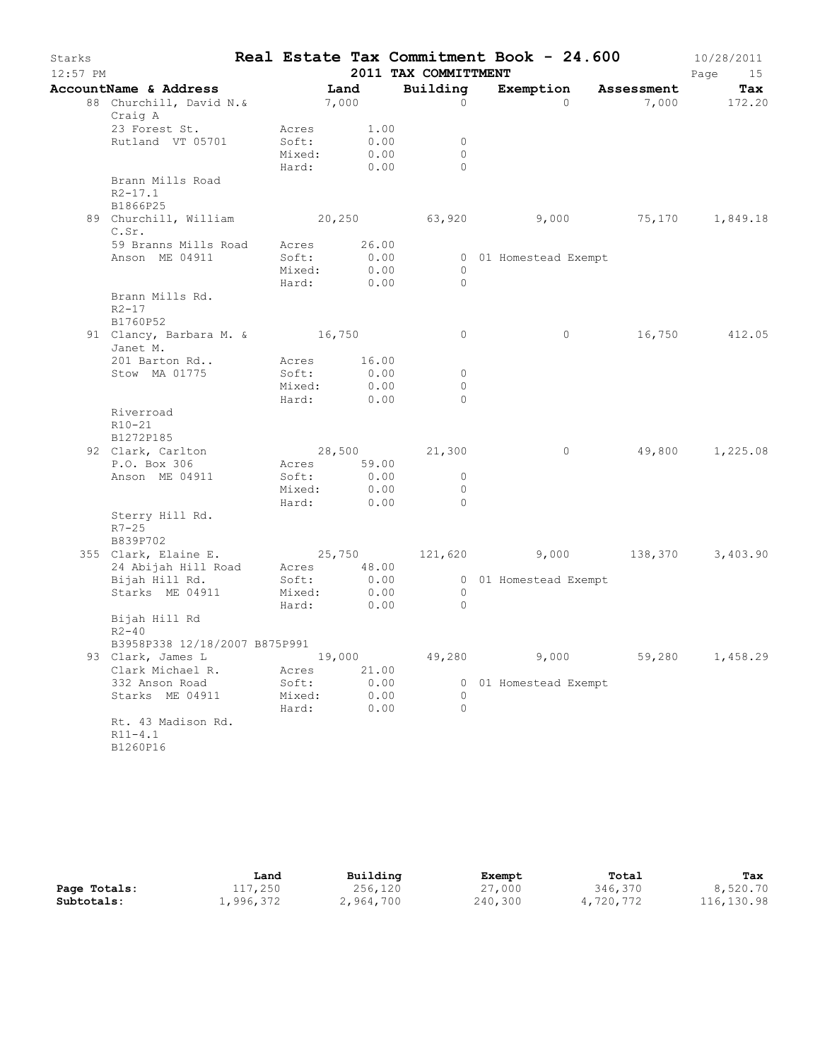# Real Estate Tax Commitment Book - 24.600

Starks — 2011 TAX COMMITTMENT — 12:57 PM — 10/28/2011

| AccountName & Address | Land | Building | Exemption | Assessment | Tax |
|---|---|---|---|---|---|
| 88 Churchill, David N.& Craig A | 7,000 | 0 | 0 | 7,000 | 172.20 |
| 23 Forest St. | Acres 1.00 | | | | |
| Rutland VT 05701 | Soft: 0.00 | 0 | | | |
| | Mixed: 0.00 | 0 | | | |
| | Hard: 0.00 | 0 | | | |
| Brann Mills Road | | | | | |
| R2-17.1 | | | | | |
| B1866P25 | | | | | |
| 89 Churchill, William C.Sr. | 20,250 | 63,920 | 9,000 | 75,170 | 1,849.18 |
| 59 Branns Mills Road | Acres 26.00 | | | | |
| Anson ME 04911 | Soft: 0.00 | 0 | 01 Homestead Exempt | | |
| | Mixed: 0.00 | 0 | | | |
| | Hard: 0.00 | 0 | | | |
| Brann Mills Rd. | | | | | |
| R2-17 | | | | | |
| B1760P52 | | | | | |
| 91 Clancy, Barbara M. & Janet M. | 16,750 | 0 | 0 | 16,750 | 412.05 |
| 201 Barton Rd.. | Acres 16.00 | | | | |
| Stow MA 01775 | Soft: 0.00 | 0 | | | |
| | Mixed: 0.00 | 0 | | | |
| | Hard: 0.00 | 0 | | | |
| Riverroad | | | | | |
| R10-21 | | | | | |
| B1272P185 | | | | | |
| 92 Clark, Carlton | 28,500 | 21,300 | 0 | 49,800 | 1,225.08 |
| P.O. Box 306 | Acres 59.00 | | | | |
| Anson ME 04911 | Soft: 0.00 | 0 | | | |
| | Mixed: 0.00 | 0 | | | |
| | Hard: 0.00 | 0 | | | |
| Sterry Hill Rd. | | | | | |
| R7-25 | | | | | |
| B839P702 | | | | | |
| 355 Clark, Elaine E. | 25,750 | 121,620 | 9,000 | 138,370 | 3,403.90 |
| 24 Abijah Hill Road | Acres 48.00 | | | | |
| Bijah Hill Rd. | Soft: 0.00 | 0 | 01 Homestead Exempt | | |
| Starks ME 04911 | Mixed: 0.00 | 0 | | | |
| | Hard: 0.00 | 0 | | | |
| Bijah Hill Rd | | | | | |
| R2-40 | | | | | |
| B3958P338 12/18/2007 B875P991 | | | | | |
| 93 Clark, James L | 19,000 | 49,280 | 9,000 | 59,280 | 1,458.29 |
| Clark Michael R. | Acres 21.00 | | | | |
| 332 Anson Road | Soft: 0.00 | 0 | 01 Homestead Exempt | | |
| Starks ME 04911 | Mixed: 0.00 | 0 | | | |
| | Hard: 0.00 | 0 | | | |
| Rt. 43 Madison Rd. | | | | | |
| R11-4.1 | | | | | |
| B1260P16 | | | | | |

| | Land | Building | Exempt | Total | Tax |
|---|---|---|---|---|---|
| **Page Totals:** | 117,250 | 256,120 | 27,000 | 346,370 | 8,520.70 |
| **Subtotals:** | 1,996,372 | 2,964,700 | 240,300 | 4,720,772 | 116,130.98 |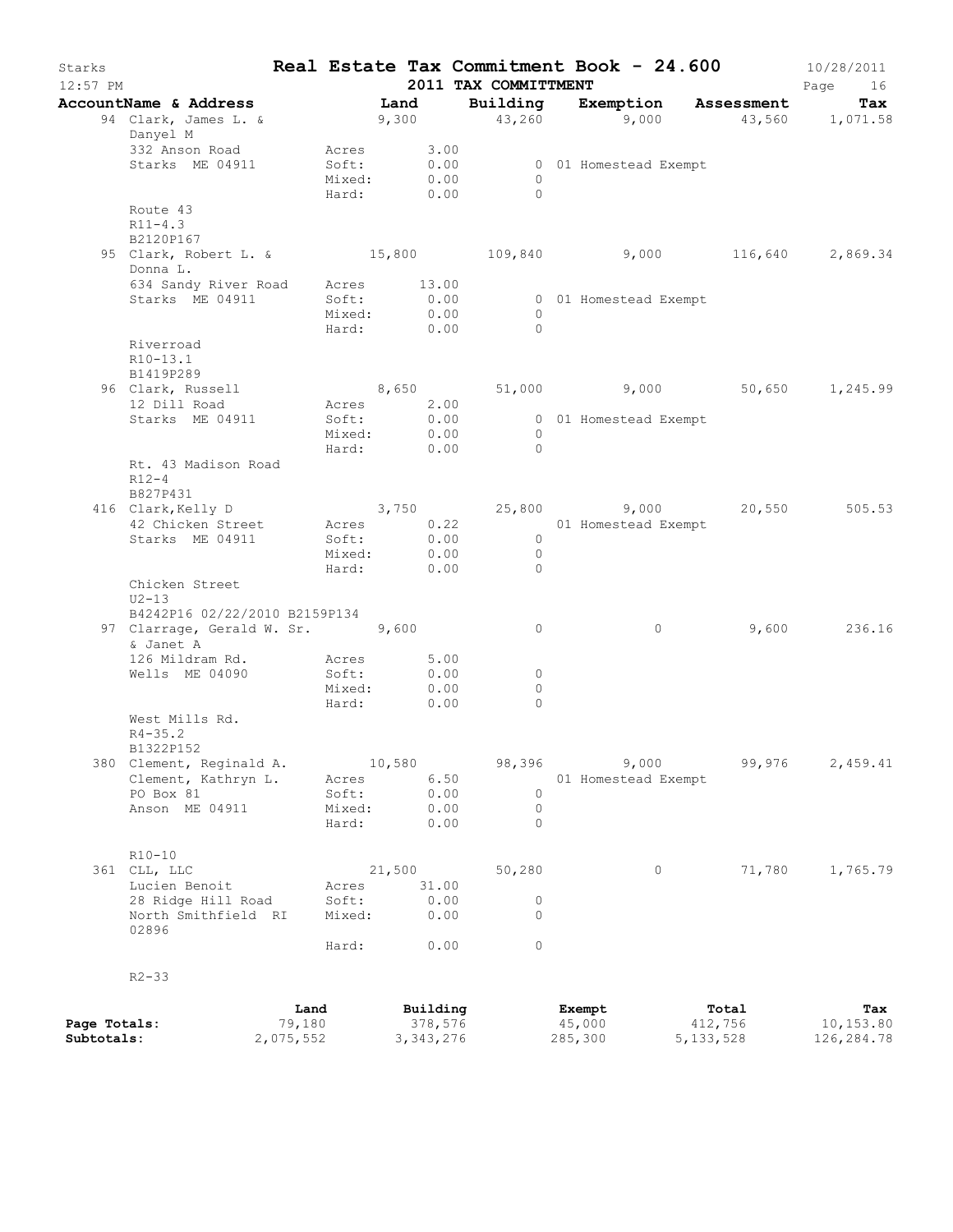# Real Estate Tax Commitment Book - 24.600

Starks
12:57 PM

2011 TAX COMMITTMENT

10/28/2011

| AccountName & Address | Land | Building | Exemption | Assessment | Tax |
|---|---|---|---|---|---|
| 94 Clark, James L. & Danyel M | 9,300 | 43,260 | 9,000 | 43,560 | 1,071.58 |
| 332 Anson Road | Acres 3.00 | | | | |
| Starks ME 04911 | Soft: 0.00 | 0 | 01 Homestead Exempt | | |
| | Mixed: 0.00 | 0 | | | |
| | Hard: 0.00 | 0 | | | |
| Route 43 | | | | | |
| R11-4.3 | | | | | |
| B2120P167 | | | | | |
| 95 Clark, Robert L. & Donna L. | 15,800 | 109,840 | 9,000 | 116,640 | 2,869.34 |
| 634 Sandy River Road | Acres 13.00 | | | | |
| Starks ME 04911 | Soft: 0.00 | 0 | 01 Homestead Exempt | | |
| | Mixed: 0.00 | 0 | | | |
| | Hard: 0.00 | 0 | | | |
| Riverroad | | | | | |
| R10-13.1 | | | | | |
| B1419P289 | | | | | |
| 96 Clark, Russell | 8,650 | 51,000 | 9,000 | 50,650 | 1,245.99 |
| 12 Dill Road | Acres 2.00 | | | | |
| Starks ME 04911 | Soft: 0.00 | 0 | 01 Homestead Exempt | | |
| | Mixed: 0.00 | 0 | | | |
| | Hard: 0.00 | 0 | | | |
| Rt. 43 Madison Road | | | | | |
| R12-4 | | | | | |
| B827P431 | | | | | |
| 416 Clark,Kelly D | 3,750 | 25,800 | 9,000 | 20,550 | 505.53 |
| 42 Chicken Street | Acres 0.22 | | 01 Homestead Exempt | | |
| Starks ME 04911 | Soft: 0.00 | 0 | | | |
| | Mixed: 0.00 | 0 | | | |
| | Hard: 0.00 | 0 | | | |
| Chicken Street | | | | | |
| U2-13 | | | | | |
| B4242P16 02/22/2010 B2159P134 | | | | | |
| 97 Clarrage, Gerald W. Sr. & Janet A | 9,600 | 0 | 0 | 9,600 | 236.16 |
| 126 Mildram Rd. | Acres 5.00 | | | | |
| Wells ME 04090 | Soft: 0.00 | 0 | | | |
| | Mixed: 0.00 | 0 | | | |
| | Hard: 0.00 | 0 | | | |
| West Mills Rd. | | | | | |
| R4-35.2 | | | | | |
| B1322P152 | | | | | |
| 380 Clement, Reginald A. | 10,580 | 98,396 | 9,000 | 99,976 | 2,459.41 |
| Clement, Kathryn L. | Acres 6.50 | | 01 Homestead Exempt | | |
| PO Box 81 | Soft: 0.00 | 0 | | | |
| Anson ME 04911 | Mixed: 0.00 | 0 | | | |
| | Hard: 0.00 | 0 | | | |
| R10-10 | | | | | |
| 361 CLL, LLC | 21,500 | 50,280 | 0 | 71,780 | 1,765.79 |
| Lucien Benoit | Acres 31.00 | | | | |
| 28 Ridge Hill Road | Soft: 0.00 | 0 | | | |
| North Smithfield RI 02896 | Mixed: 0.00 | 0 | | | |
| | Hard: 0.00 | 0 | | | |
| R2-33 | | | | | |

| | Land | Building | Exempt | Total | Tax |
|---|---|---|---|---|---|
| Page Totals: | 79,180 | 378,576 | 45,000 | 412,756 | 10,153.80 |
| Subtotals: | 2,075,552 | 3,343,276 | 285,300 | 5,133,528 | 126,284.78 |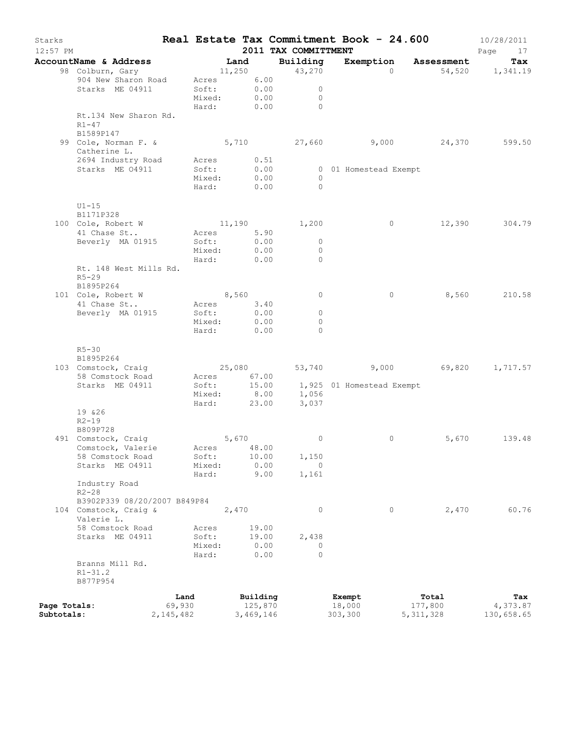Starks — **Real Estate Tax Commitment Book - 24.600** — 10/28/2011
12:57 PM — **2011 TAX COMMITTMENT**

| AccountName & Address | Land | Building | Exemption | Assessment | Tax |
|---|---|---|---|---|---|
| 98 Colburn, Gary | 11,250 | 43,270 | 0 | 54,520 | 1,341.19 |
| 904 New Sharon Road | Acres 6.00 | | | | |
| Starks ME 04911 | Soft: 0.00 | 0 | | | |
| | Mixed: 0.00 | 0 | | | |
| | Hard: 0.00 | 0 | | | |
| Rt.134 New Sharon Rd. | | | | | |
| R1-47 | | | | | |
| B1589P147 | | | | | |
| 99 Cole, Norman F. & Catherine L. | 5,710 | 27,660 | 9,000 | 24,370 | 599.50 |
| 2694 Industry Road | Acres 0.51 | | | | |
| Starks ME O4911 | Soft: 0.00 | 0 | 01 Homestead Exempt | | |
| | Mixed: 0.00 | 0 | | | |
| | Hard: 0.00 | 0 | | | |
| U1-15 | | | | | |
| B1171P328 | | | | | |
| 100 Cole, Robert W | 11,190 | 1,200 | 0 | 12,390 | 304.79 |
| 41 Chase St.. | Acres 5.90 | | | | |
| Beverly MA 01915 | Soft: 0.00 | 0 | | | |
| | Mixed: 0.00 | 0 | | | |
| | Hard: 0.00 | 0 | | | |
| Rt. 148 West Mills Rd. | | | | | |
| R5-29 | | | | | |
| B1895P264 | | | | | |
| 101 Cole, Robert W | 8,560 | 0 | 0 | 8,560 | 210.58 |
| 41 Chase St.. | Acres 3.40 | | | | |
| Beverly MA 01915 | Soft: 0.00 | 0 | | | |
| | Mixed: 0.00 | 0 | | | |
| | Hard: 0.00 | 0 | | | |
| R5-30 | | | | | |
| B1895P264 | | | | | |
| 103 Comstock, Craig | 25,080 | 53,740 | 9,000 | 69,820 | 1,717.57 |
| 58 Comstock Road | Acres 67.00 | | | | |
| Starks ME 04911 | Soft: 15.00 | 1,925 | 01 Homestead Exempt | | |
| | Mixed: 8.00 | 1,056 | | | |
| | Hard: 23.00 | 3,037 | | | |
| 19 &26 | | | | | |
| R2-19 | | | | | |
| B809P728 | | | | | |
| 491 Comstock, Craig | 5,670 | 0 | 0 | 5,670 | 139.48 |
| Comstock, Valerie | Acres 48.00 | | | | |
| 58 Comstock Road | Soft: 10.00 | 1,150 | | | |
| Starks ME O4911 | Mixed: 0.00 | 0 | | | |
| | Hard: 9.00 | 1,161 | | | |
| Industry Road | | | | | |
| R2-28 | | | | | |
| B3902P339 08/20/2007 B849P84 | | | | | |
| 104 Comstock, Craig & Valerie L. | 2,470 | 0 | 0 | 2,470 | 60.76 |
| 58 Comstock Road | Acres 19.00 | | | | |
| Starks ME 04911 | Soft: 19.00 | 2,438 | | | |
| | Mixed: 0.00 | 0 | | | |
| | Hard: 0.00 | 0 | | | |
| Branns Mill Rd. | | | | | |
| R1-31.2 | | | | | |
| B877P954 | | | | | |

| | Land | Building | Exempt | Total | Tax |
|---|---|---|---|---|---|
| Page Totals: | 69,930 | 125,870 | 18,000 | 177,800 | 4,373.87 |
| Subtotals: | 2,145,482 | 3,469,146 | 303,300 | 5,311,328 | 130,658.65 |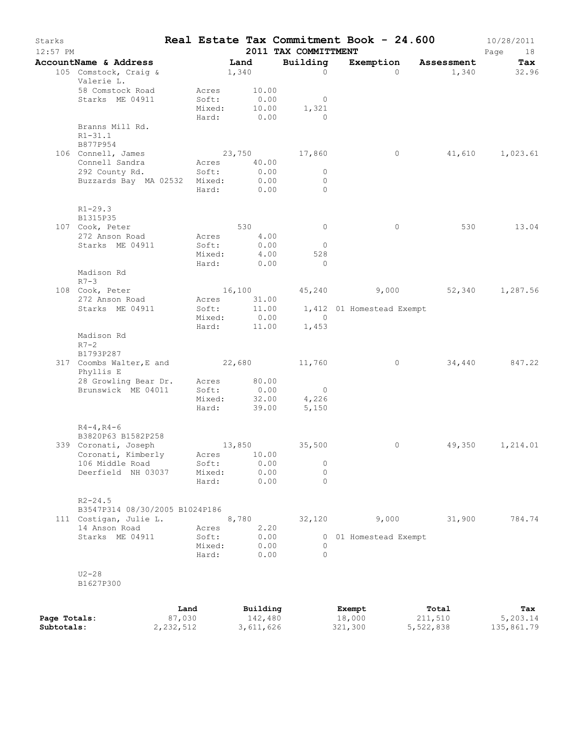Starks **Real Estate Tax Commitment Book - 24.600** 10/28/2011
12:57 PM **2011 TAX COMMITTMENT**

| AccountName & Address | Land | | Building | Exemption | Assessment | Tax |
|---|---|---|---|---|---|---|
| 105 Comstock, Craig & Valerie L. | 1,340 | | 0 | 0 | 1,340 | 32.96 |
| 58 Comstock Road | Acres | 10.00 | | | | |
| Starks ME 04911 | Soft: | 0.00 | 0 | | | |
| | Mixed: | 10.00 | 1,321 | | | |
| | Hard: | 0.00 | 0 | | | |
| Branns Mill Rd. | | | | | | |
| R1-31.1 | | | | | | |
| B877P954 | | | | | | |
| 106 Connell, James | 23,750 | | 17,860 | 0 | 41,610 | 1,023.61 |
| Connell Sandra | Acres | 40.00 | | | | |
| 292 County Rd. | Soft: | 0.00 | 0 | | | |
| Buzzards Bay MA 02532 | Mixed: | 0.00 | 0 | | | |
| | Hard: | 0.00 | 0 | | | |
| R1-29.3 | | | | | | |
| B1315P35 | | | | | | |
| 107 Cook, Peter | 530 | | 0 | 0 | 530 | 13.04 |
| 272 Anson Road | Acres | 4.00 | | | | |
| Starks ME 04911 | Soft: | 0.00 | 0 | | | |
| | Mixed: | 4.00 | 528 | | | |
| | Hard: | 0.00 | 0 | | | |
| Madison Rd | | | | | | |
| R7-3 | | | | | | |
| 108 Cook, Peter | 16,100 | | 45,240 | 9,000 | 52,340 | 1,287.56 |
| 272 Anson Road | Acres | 31.00 | | | | |
| Starks ME 04911 | Soft: | 11.00 | 1,412 | 01 Homestead Exempt | | |
| | Mixed: | 0.00 | 0 | | | |
| | Hard: | 11.00 | 1,453 | | | |
| Madison Rd | | | | | | |
| R7-2 | | | | | | |
| B1793P287 | | | | | | |
| 317 Coombs Walter,E and Phyllis E | 22,680 | | 11,760 | 0 | 34,440 | 847.22 |
| 28 Growling Bear Dr. | Acres | 80.00 | | | | |
| Brunswick ME 04011 | Soft: | 0.00 | 0 | | | |
| | Mixed: | 32.00 | 4,226 | | | |
| | Hard: | 39.00 | 5,150 | | | |
| R4-4,R4-6 | | | | | | |
| B3820P63 B1582P258 | | | | | | |
| 339 Coronati, Joseph | 13,850 | | 35,500 | 0 | 49,350 | 1,214.01 |
| Coronati, Kimberly | Acres | 10.00 | | | | |
| 106 Middle Road | Soft: | 0.00 | 0 | | | |
| Deerfield NH 03037 | Mixed: | 0.00 | 0 | | | |
| | Hard: | 0.00 | 0 | | | |
| R2-24.5 | | | | | | |
| B3547P314 08/30/2005 B1024P186 | | | | | | |
| 111 Costigan, Julie L. | 8,780 | | 32,120 | 9,000 | 31,900 | 784.74 |
| 14 Anson Road | Acres | 2.20 | | | | |
| Starks ME 04911 | Soft: | 0.00 | 0 | 01 Homestead Exempt | | |
| | Mixed: | 0.00 | 0 | | | |
| | Hard: | 0.00 | 0 | | | |
| U2-28 | | | | | | |
| B1627P300 | | | | | | |

| | Land | Building | Exempt | Total | Tax |
|---|---|---|---|---|---|
| Page Totals: | 87,030 | 142,480 | 18,000 | 211,510 | 5,203.14 |
| Subtotals: | 2,232,512 | 3,611,626 | 321,300 | 5,522,838 | 135,861.79 |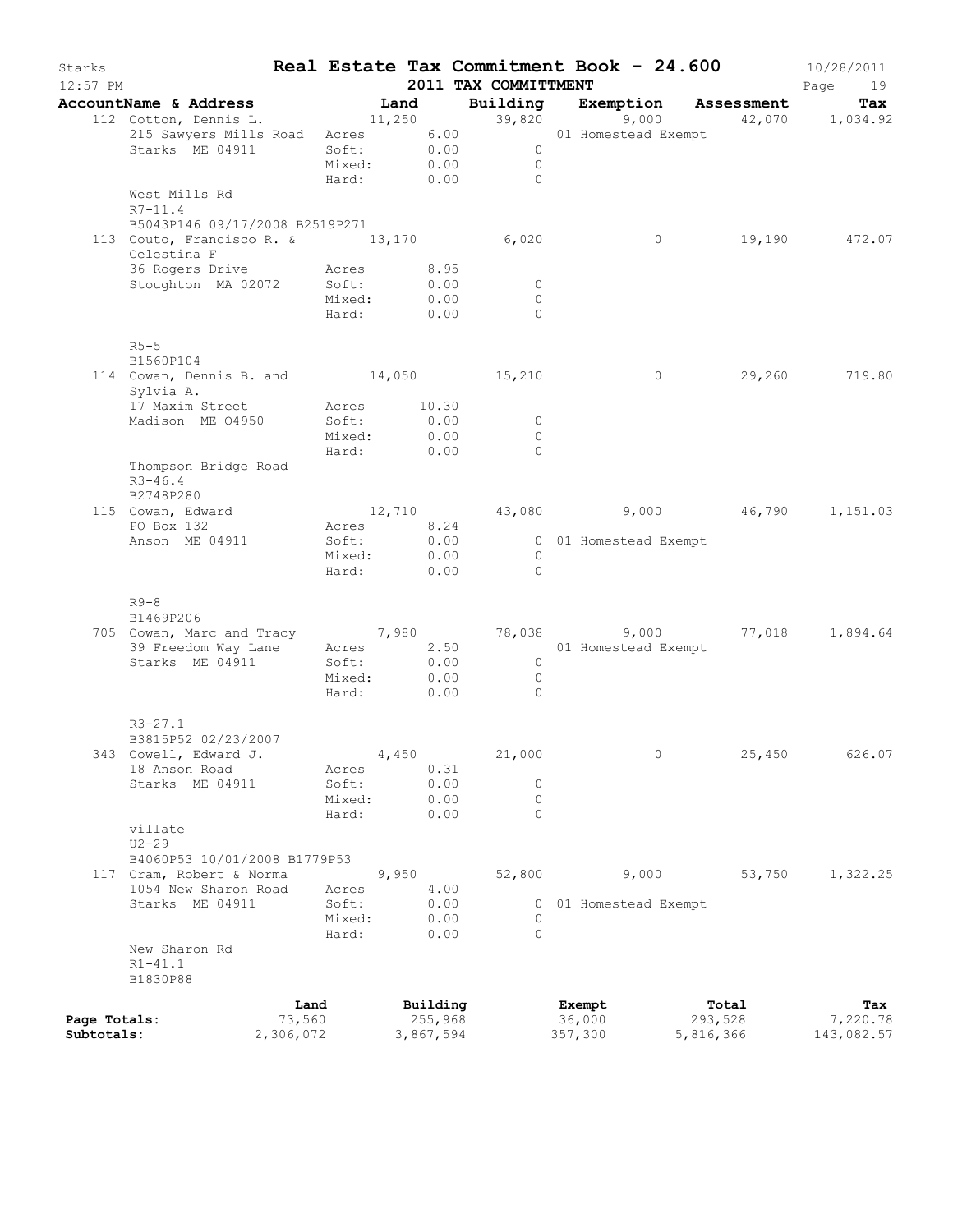# Real Estate Tax Commitment Book - 24.600

Starks 12:57 PM — 2011 TAX COMMITTMENT — 10/28/2011

| AccountName & Address | Land | Building | Exemption | Assessment | Tax |
|---|---|---|---|---|---|
| 112 Cotton, Dennis L. | 11,250 | 39,820 | 9,000 | 42,070 | 1,034.92 |
| 215 Sawyers Mills Road | Acres 6.00 | | 01 Homestead Exempt | | |
| Starks ME 04911 | Soft: 0.00 | 0 | | | |
| | Mixed: 0.00 | 0 | | | |
| | Hard: 0.00 | 0 | | | |
| West Mills Rd | | | | | |
| R7-11.4 | | | | | |
| B5043P146 09/17/2008 B2519P271 | | | | | |
| 113 Couto, Francisco R. & Celestina F | 13,170 | 6,020 | 0 | 19,190 | 472.07 |
| 36 Rogers Drive | Acres 8.95 | | | | |
| Stoughton MA 02072 | Soft: 0.00 | 0 | | | |
| | Mixed: 0.00 | 0 | | | |
| | Hard: 0.00 | 0 | | | |
| R5-5 | | | | | |
| B1560P104 | | | | | |
| 114 Cowan, Dennis B. and Sylvia A. | 14,050 | 15,210 | 0 | 29,260 | 719.80 |
| 17 Maxim Street | Acres 10.30 | | | | |
| Madison ME 04950 | Soft: 0.00 | 0 | | | |
| | Mixed: 0.00 | 0 | | | |
| | Hard: 0.00 | 0 | | | |
| Thompson Bridge Road | | | | | |
| R3-46.4 | | | | | |
| B2748P280 | | | | | |
| 115 Cowan, Edward | 12,710 | 43,080 | 9,000 | 46,790 | 1,151.03 |
| PO Box 132 | Acres 8.24 | | | | |
| Anson ME 04911 | Soft: 0.00 | 0 | 01 Homestead Exempt | | |
| | Mixed: 0.00 | 0 | | | |
| | Hard: 0.00 | 0 | | | |
| R9-8 | | | | | |
| B1469P206 | | | | | |
| 705 Cowan, Marc and Tracy | 7,980 | 78,038 | 9,000 | 77,018 | 1,894.64 |
| 39 Freedom Way Lane | Acres 2.50 | | 01 Homestead Exempt | | |
| Starks ME 04911 | Soft: 0.00 | 0 | | | |
| | Mixed: 0.00 | 0 | | | |
| | Hard: 0.00 | 0 | | | |
| R3-27.1 | | | | | |
| B3815P52 02/23/2007 | | | | | |
| 343 Cowell, Edward J. | 4,450 | 21,000 | 0 | 25,450 | 626.07 |
| 18 Anson Road | Acres 0.31 | | | | |
| Starks ME 04911 | Soft: 0.00 | 0 | | | |
| | Mixed: 0.00 | 0 | | | |
| | Hard: 0.00 | 0 | | | |
| villate | | | | | |
| U2-29 | | | | | |
| B4060P53 10/01/2008 B1779P53 | | | | | |
| 117 Cram, Robert & Norma | 9,950 | 52,800 | 9,000 | 53,750 | 1,322.25 |
| 1054 New Sharon Road | Acres 4.00 | | | | |
| Starks ME 04911 | Soft: 0.00 | 0 | 01 Homestead Exempt | | |
| | Mixed: 0.00 | 0 | | | |
| | Hard: 0.00 | 0 | | | |
| New Sharon Rd | | | | | |
| R1-41.1 | | | | | |
| B1830P88 | | | | | |

| | Land | Building | Exempt | Total | Tax |
|---|---|---|---|---|---|
| Page Totals: | 73,560 | 255,968 | 36,000 | 293,528 | 7,220.78 |
| Subtotals: | 2,306,072 | 3,867,594 | 357,300 | 5,816,366 | 143,082.57 |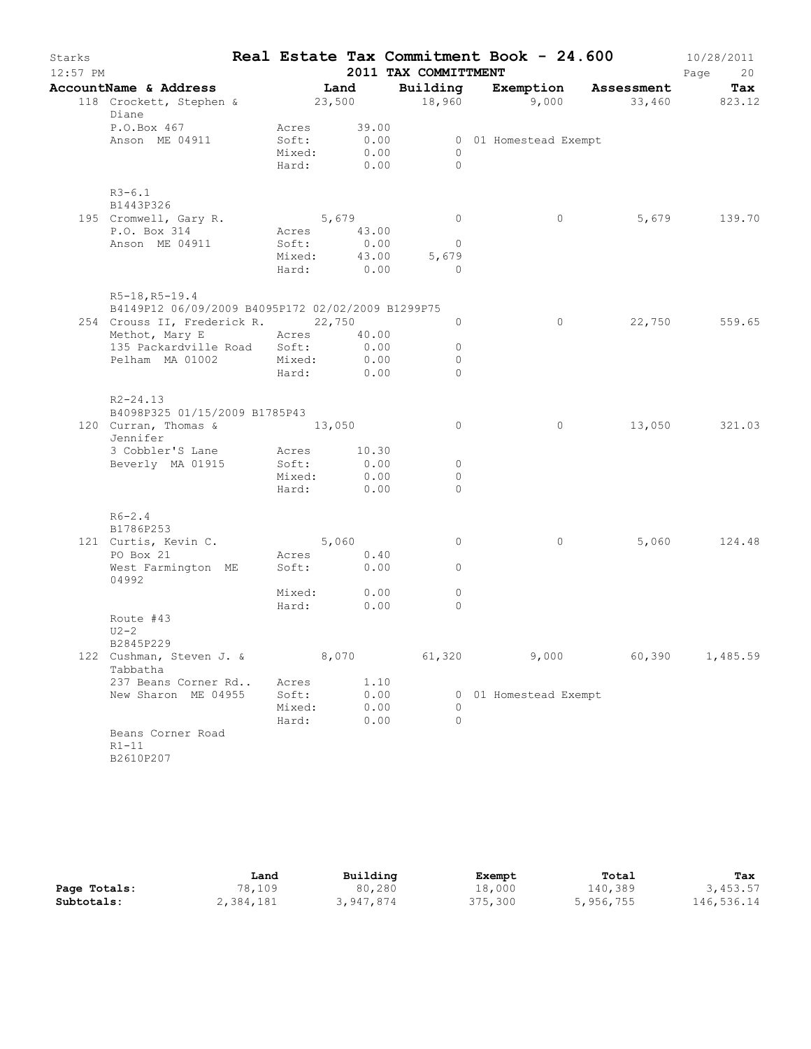# Starks — Real Estate Tax Commitment Book - 24.600

12:57 PM — 2011 TAX COMMITTMENT — 10/28/2011

| AccountName & Address | Land | Building | Exemption | Assessment | Tax |
|---|---|---|---|---|---|
| 118 Crockett, Stephen & Diane | 23,500 | 18,960 | 9,000 | 33,460 | 823.12 |
| P.O.Box 467 | Acres 39.00 | | | | |
| Anson ME 04911 | Soft: 0.00 | 0 | 01 Homestead Exempt | | |
| | Mixed: 0.00 | 0 | | | |
| | Hard: 0.00 | 0 | | | |
| R3-6.1 | | | | | |
| B1443P326 | | | | | |
| 195 Cromwell, Gary R. | 5,679 | 0 | 0 | 5,679 | 139.70 |
| P.O. Box 314 | Acres 43.00 | | | | |
| Anson ME 04911 | Soft: 0.00 | 0 | | | |
| | Mixed: 43.00 | 5,679 | | | |
| | Hard: 0.00 | 0 | | | |
| R5-18,R5-19.4 | | | | | |
| B4149P12 06/09/2009 B4095P172 02/02/2009 B1299P75 | | | | | |
| 254 Crouss II, Frederick R. | 22,750 | 0 | 0 | 22,750 | 559.65 |
| Methot, Mary E | Acres 40.00 | | | | |
| 135 Packardville Road | Soft: 0.00 | 0 | | | |
| Pelham MA 01002 | Mixed: 0.00 | 0 | | | |
| | Hard: 0.00 | 0 | | | |
| R2-24.13 | | | | | |
| B4098P325 01/15/2009 B1785P43 | | | | | |
| 120 Curran, Thomas & Jennifer | 13,050 | 0 | 0 | 13,050 | 321.03 |
| 3 Cobbler'S Lane | Acres 10.30 | | | | |
| Beverly MA 01915 | Soft: 0.00 | 0 | | | |
| | Mixed: 0.00 | 0 | | | |
| | Hard: 0.00 | 0 | | | |
| R6-2.4 | | | | | |
| B1786P253 | | | | | |
| 121 Curtis, Kevin C. | 5,060 | 0 | 0 | 5,060 | 124.48 |
| PO Box 21 | Acres 0.40 | | | | |
| West Farmington ME 04992 | Soft: 0.00 | 0 | | | |
| | Mixed: 0.00 | 0 | | | |
| | Hard: 0.00 | 0 | | | |
| Route #43 | | | | | |
| U2-2 | | | | | |
| B2845P229 | | | | | |
| 122 Cushman, Steven J. & Tabbatha | 8,070 | 61,320 | 9,000 | 60,390 | 1,485.59 |
| 237 Beans Corner Rd.. | Acres 1.10 | | | | |
| New Sharon ME 04955 | Soft: 0.00 | 0 | 01 Homestead Exempt | | |
| | Mixed: 0.00 | 0 | | | |
| | Hard: 0.00 | 0 | | | |
| Beans Corner Road | | | | | |
| R1-11 | | | | | |
| B2610P207 | | | | | |

| | Land | Building | Exempt | Total | Tax |
|---|---|---|---|---|---|
| Page Totals: | 78,109 | 80,280 | 18,000 | 140,389 | 3,453.57 |
| Subtotals: | 2,384,181 | 3,947,874 | 375,300 | 5,956,755 | 146,536.14 |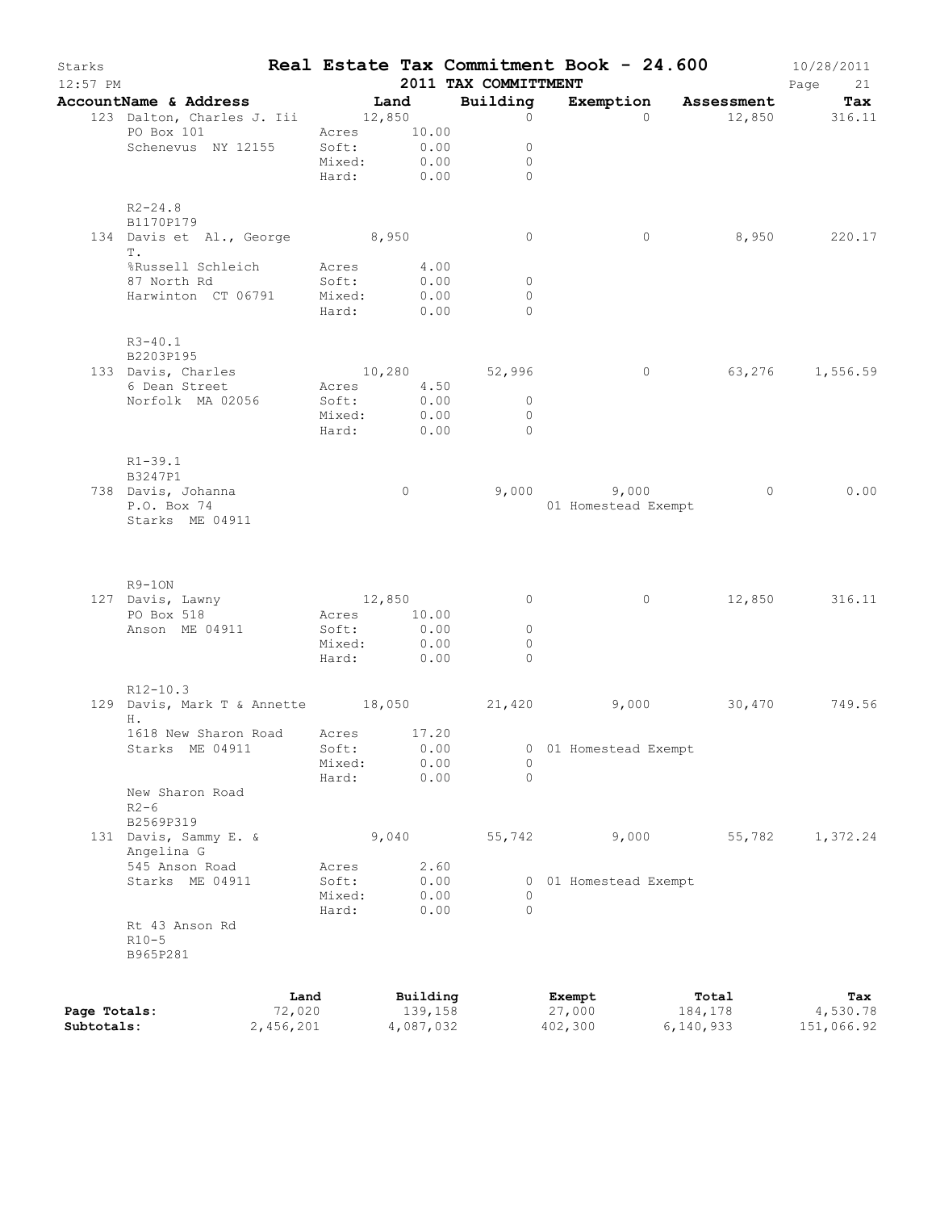# Real Estate Tax Commitment Book - 24.600

## 2011 TAX COMMITTMENT

Starks
12:57 PM

| AccountName & Address | Land | Building | Exemption | Assessment | Tax |
|---|---|---|---|---|---|
| 123 Dalton, Charles J. Iii<br>PO Box 101<br>Schenevus NY 12155<br><br>R2-24.8<br>B1170P179 | 12,850<br>Acres 10.00<br>Soft: 0.00<br>Mixed: 0.00<br>Hard: 0.00 | 0<br><br>0<br>0<br>0 | 0 | 12,850 | 316.11 |
| 134 Davis et Al., George T.<br>%Russell Schleich<br>87 North Rd<br>Harwinton CT 06791<br><br>R3-40.1<br>B2203P195 | 8,950<br>Acres 4.00<br>Soft: 0.00<br>Mixed: 0.00<br>Hard: 0.00 | 0<br><br>0<br>0<br>0 | 0 | 8,950 | 220.17 |
| 133 Davis, Charles<br>6 Dean Street<br>Norfolk MA 02056<br><br>R1-39.1<br>B3247P1 | 10,280<br>Acres 4.50<br>Soft: 0.00<br>Mixed: 0.00<br>Hard: 0.00 | 52,996<br><br>0<br>0<br>0 | 0 | 63,276 | 1,556.59 |
| 738 Davis, Johanna<br>P.O. Box 74<br>Starks ME 04911<br><br>R9-1ON | 0 | 9,000 | 9,000<br>01 Homestead Exempt | 0 | 0.00 |
| 127 Davis, Lawny<br>PO Box 518<br>Anson ME 04911<br><br>R12-10.3 | 12,850<br>Acres 10.00<br>Soft: 0.00<br>Mixed: 0.00<br>Hard: 0.00 | 0<br><br>0<br>0<br>0 | 0 | 12,850 | 316.11 |
| 129 Davis, Mark T & Annette H.<br>1618 New Sharon Road<br>Starks ME 04911<br><br>New Sharon Road<br>R2-6<br>B2569P319 | 18,050<br>Acres 17.20<br>Soft: 0.00<br>Mixed: 0.00<br>Hard: 0.00 | 21,420<br><br>0<br>0<br>0 | 9,000<br><br>01 Homestead Exempt | 30,470 | 749.56 |
| 131 Davis, Sammy E. & Angelina G<br>545 Anson Road<br>Starks ME 04911<br><br>Rt 43 Anson Rd<br>R10-5<br>B965P281 | 9,040<br>Acres 2.60<br>Soft: 0.00<br>Mixed: 0.00<br>Hard: 0.00 | 55,742<br><br>0<br>0<br>0 | 9,000<br><br>01 Homestead Exempt | 55,782 | 1,372.24 |

| | Land | Building | Exempt | Total | Tax |
|---|---|---|---|---|---|
| **Page Totals:** | 72,020 | 139,158 | 27,000 | 184,178 | 4,530.78 |
| **Subtotals:** | 2,456,201 | 4,087,032 | 402,300 | 6,140,933 | 151,066.92 |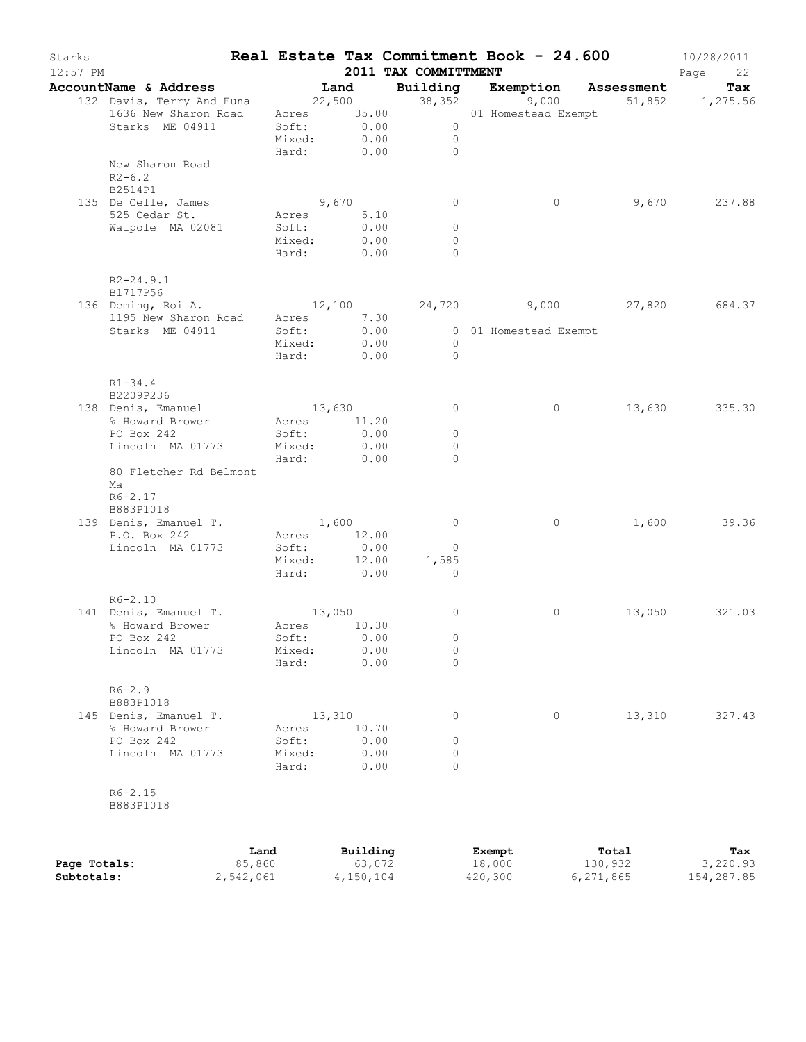Starks — **Real Estate Tax Commitment Book - 24.600** — 10/28/2011

12:57 PM — **2011 TAX COMMITTMENT**

| AccountName & Address | Land | | Building | Exemption | Assessment | Tax |
|---|---|---|---|---|---|---|
| 132 Davis, Terry And Euna | | 22,500 | 38,352 | 9,000 | 51,852 | 1,275.56 |
| 1636 New Sharon Road | Acres | 35.00 | | 01 Homestead Exempt | | |
| Starks ME 04911 | Soft: | 0.00 | 0 | | | |
| | Mixed: | 0.00 | 0 | | | |
| | Hard: | 0.00 | 0 | | | |
| New Sharon Road | | | | | | |
| R2-6.2 | | | | | | |
| B2514P1 | | | | | | |
| 135 De Celle, James | | 9,670 | 0 | 0 | 9,670 | 237.88 |
| 525 Cedar St. | Acres | 5.10 | | | | |
| Walpole MA 02081 | Soft: | 0.00 | 0 | | | |
| | Mixed: | 0.00 | 0 | | | |
| | Hard: | 0.00 | 0 | | | |
| R2-24.9.1 | | | | | | |
| B1717P56 | | | | | | |
| 136 Deming, Roi A. | | 12,100 | 24,720 | 9,000 | 27,820 | 684.37 |
| 1195 New Sharon Road | Acres | 7.30 | | | | |
| Starks ME 04911 | Soft: | 0.00 | 0 | 01 Homestead Exempt | | |
| | Mixed: | 0.00 | 0 | | | |
| | Hard: | 0.00 | 0 | | | |
| R1-34.4 | | | | | | |
| B2209P236 | | | | | | |
| 138 Denis, Emanuel | | 13,630 | 0 | 0 | 13,630 | 335.30 |
| % Howard Brower | Acres | 11.20 | | | | |
| PO Box 242 | Soft: | 0.00 | 0 | | | |
| Lincoln MA 01773 | Mixed: | 0.00 | 0 | | | |
| | Hard: | 0.00 | 0 | | | |
| 80 Fletcher Rd Belmont Ma | | | | | | |
| R6-2.17 | | | | | | |
| B883P1018 | | | | | | |
| 139 Denis, Emanuel T. | | 1,600 | 0 | 0 | 1,600 | 39.36 |
| P.O. Box 242 | Acres | 12.00 | | | | |
| Lincoln MA 01773 | Soft: | 0.00 | 0 | | | |
| | Mixed: | 12.00 | 1,585 | | | |
| | Hard: | 0.00 | 0 | | | |
| R6-2.10 | | | | | | |
| 141 Denis, Emanuel T. | | 13,050 | 0 | 0 | 13,050 | 321.03 |
| % Howard Brower | Acres | 10.30 | | | | |
| PO Box 242 | Soft: | 0.00 | 0 | | | |
| Lincoln MA 01773 | Mixed: | 0.00 | 0 | | | |
| | Hard: | 0.00 | 0 | | | |
| R6-2.9 | | | | | | |
| B883P1018 | | | | | | |
| 145 Denis, Emanuel T. | | 13,310 | 0 | 0 | 13,310 | 327.43 |
| % Howard Brower | Acres | 10.70 | | | | |
| PO Box 242 | Soft: | 0.00 | 0 | | | |
| Lincoln MA 01773 | Mixed: | 0.00 | 0 | | | |
| | Hard: | 0.00 | 0 | | | |
| R6-2.15 | | | | | | |
| B883P1018 | | | | | | |

| | Land | Building | Exempt | Total | Tax |
|---|---|---|---|---|---|
| **Page Totals:** | 85,860 | 63,072 | 18,000 | 130,932 | 3,220.93 |
| **Subtotals:** | 2,542,061 | 4,150,104 | 420,300 | 6,271,865 | 154,287.85 |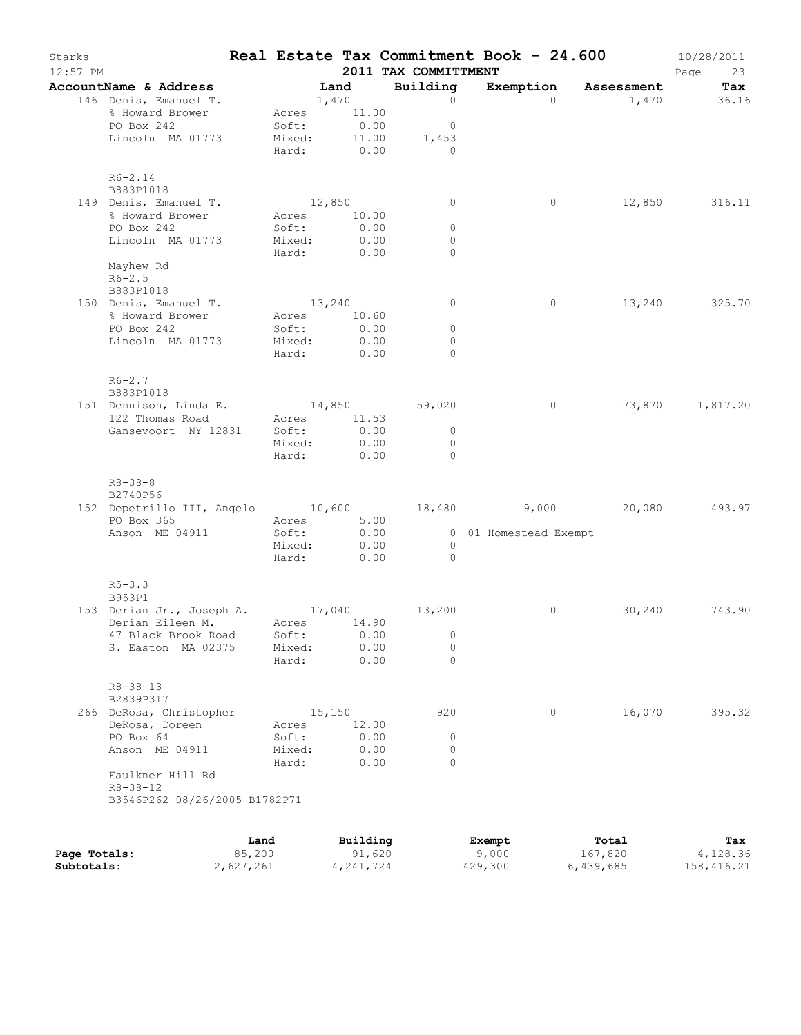# Real Estate Tax Commitment Book - 24.600

Starks
12:57 PM

2011 TAX COMMITTMENT

10/28/2011

| AccountName & Address | Land | Building | Exemption | Assessment | Tax |
|---|---|---|---|---|---|
| 146 Denis, Emanuel T. | 1,470 | 0 | 0 | 1,470 | 36.16 |
| % Howard Brower | Acres 11.00 | | | | |
| PO Box 242 | Soft: 0.00 | 0 | | | |
| Lincoln MA 01773 | Mixed: 11.00 | 1,453 | | | |
| | Hard: 0.00 | 0 | | | |
| R6-2.14 | | | | | |
| B883P1018 | | | | | |
| 149 Denis, Emanuel T. | 12,850 | 0 | 0 | 12,850 | 316.11 |
| % Howard Brower | Acres 10.00 | | | | |
| PO Box 242 | Soft: 0.00 | 0 | | | |
| Lincoln MA 01773 | Mixed: 0.00 | 0 | | | |
| | Hard: 0.00 | 0 | | | |
| Mayhew Rd | | | | | |
| R6-2.5 | | | | | |
| B883P1018 | | | | | |
| 150 Denis, Emanuel T. | 13,240 | 0 | 0 | 13,240 | 325.70 |
| % Howard Brower | Acres 10.60 | | | | |
| PO Box 242 | Soft: 0.00 | 0 | | | |
| Lincoln MA 01773 | Mixed: 0.00 | 0 | | | |
| | Hard: 0.00 | 0 | | | |
| R6-2.7 | | | | | |
| B883P1018 | | | | | |
| 151 Dennison, Linda E. | 14,850 | 59,020 | 0 | 73,870 | 1,817.20 |
| 122 Thomas Road | Acres 11.53 | | | | |
| Gansevoort NY 12831 | Soft: 0.00 | 0 | | | |
| | Mixed: 0.00 | 0 | | | |
| | Hard: 0.00 | 0 | | | |
| R8-38-8 | | | | | |
| B2740P56 | | | | | |
| 152 Depetrillo III, Angelo | 10,600 | 18,480 | 9,000 | 20,080 | 493.97 |
| PO Box 365 | Acres 5.00 | | | | |
| Anson ME 04911 | Soft: 0.00 | 0 | 01 Homestead Exempt | | |
| | Mixed: 0.00 | 0 | | | |
| | Hard: 0.00 | 0 | | | |
| R5-3.3 | | | | | |
| B953P1 | | | | | |
| 153 Derian Jr., Joseph A. | 17,040 | 13,200 | 0 | 30,240 | 743.90 |
| Derian Eileen M. | Acres 14.90 | | | | |
| 47 Black Brook Road | Soft: 0.00 | 0 | | | |
| S. Easton MA 02375 | Mixed: 0.00 | 0 | | | |
| | Hard: 0.00 | 0 | | | |
| R8-38-13 | | | | | |
| B2839P317 | | | | | |
| 266 DeRosa, Christopher | 15,150 | 920 | 0 | 16,070 | 395.32 |
| DeRosa, Doreen | Acres 12.00 | | | | |
| PO Box 64 | Soft: 0.00 | 0 | | | |
| Anson ME 04911 | Mixed: 0.00 | 0 | | | |
| | Hard: 0.00 | 0 | | | |
| Faulkner Hill Rd | | | | | |
| R8-38-12 | | | | | |
| B3546P262 08/26/2005 B1782P71 | | | | | |

| | Land | Building | Exempt | Total | Tax |
|---|---|---|---|---|---|
| Page Totals: | 85,200 | 91,620 | 9,000 | 167,820 | 4,128.36 |
| Subtotals: | 2,627,261 | 4,241,724 | 429,300 | 6,439,685 | 158,416.21 |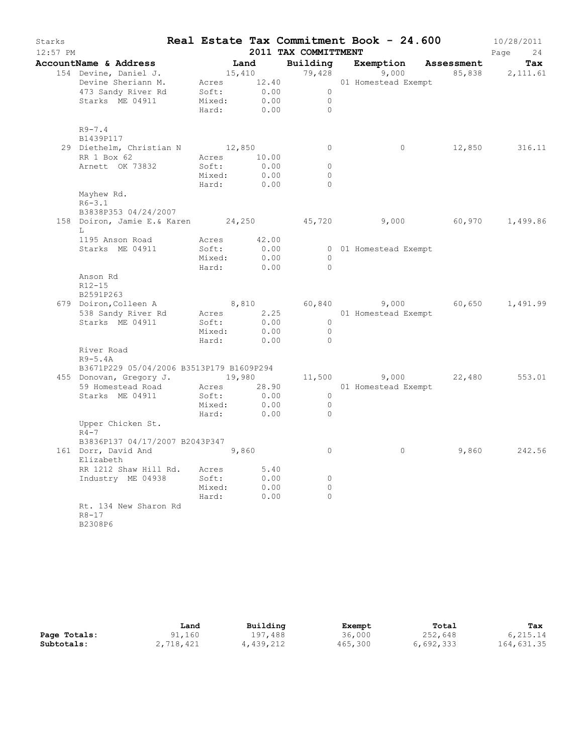# Starks — Real Estate Tax Commitment Book - 24.600 — 2011 TAX COMMITTMENT

| AccountName & Address | Land | Building | Exemption | Assessment | Tax |
|---|---|---|---|---|---|
| 154 Devine, Daniel J. | 15,410 | 79,428 | 9,000 | 85,838 | 2,111.61 |
| Devine Sheriann M. | Acres 12.40 | | 01 Homestead Exempt | | |
| 473 Sandy River Rd | Soft: 0.00 | 0 | | | |
| Starks ME 04911 | Mixed: 0.00 | 0 | | | |
| | Hard: 0.00 | 0 | | | |
| R9-7.4 | | | | | |
| B1439P117 | | | | | |
| 29 Diethelm, Christian N | 12,850 | 0 | 0 | 12,850 | 316.11 |
| RR 1 Box 62 | Acres 10.00 | | | | |
| Arnett OK 73832 | Soft: 0.00 | 0 | | | |
| | Mixed: 0.00 | 0 | | | |
| | Hard: 0.00 | 0 | | | |
| Mayhew Rd. | | | | | |
| R6-3.1 | | | | | |
| B3838P353 04/24/2007 | | | | | |
| 158 Doiron, Jamie E.& Karen L | 24,250 | 45,720 | 9,000 | 60,970 | 1,499.86 |
| 1195 Anson Road | Acres 42.00 | | | | |
| Starks ME 04911 | Soft: 0.00 | 0 | 01 Homestead Exempt | | |
| | Mixed: 0.00 | 0 | | | |
| | Hard: 0.00 | 0 | | | |
| Anson Rd | | | | | |
| R12-15 | | | | | |
| B2591P263 | | | | | |
| 679 Doiron,Colleen A | 8,810 | 60,840 | 9,000 | 60,650 | 1,491.99 |
| 538 Sandy River Rd | Acres 2.25 | | 01 Homestead Exempt | | |
| Starks ME 04911 | Soft: 0.00 | 0 | | | |
| | Mixed: 0.00 | 0 | | | |
| | Hard: 0.00 | 0 | | | |
| River Road | | | | | |
| R9-5.4A | | | | | |
| B3671P229 05/04/2006 B3513P179 B1609P294 | | | | | |
| 455 Donovan, Gregory J. | 19,980 | 11,500 | 9,000 | 22,480 | 553.01 |
| 59 Homestead Road | Acres 28.90 | | 01 Homestead Exempt | | |
| Starks ME 04911 | Soft: 0.00 | 0 | | | |
| | Mixed: 0.00 | 0 | | | |
| | Hard: 0.00 | 0 | | | |
| Upper Chicken St. | | | | | |
| R4-7 | | | | | |
| B3836P137 04/17/2007 B2043P347 | | | | | |
| 161 Dorr, David And Elizabeth | 9,860 | 0 | 0 | 9,860 | 242.56 |
| RR 1212 Shaw Hill Rd. | Acres 5.40 | | | | |
| Industry ME 04938 | Soft: 0.00 | 0 | | | |
| | Mixed: 0.00 | 0 | | | |
| | Hard: 0.00 | 0 | | | |
| Rt. 134 New Sharon Rd | | | | | |
| R8-17 | | | | | |
| B2308P6 | | | | | |

| | Land | Building | Exempt | Total | Tax |
|---|---|---|---|---|---|
| Page Totals: | 91,160 | 197,488 | 36,000 | 252,648 | 6,215.14 |
| Subtotals: | 2,718,421 | 4,439,212 | 465,300 | 6,692,333 | 164,631.35 |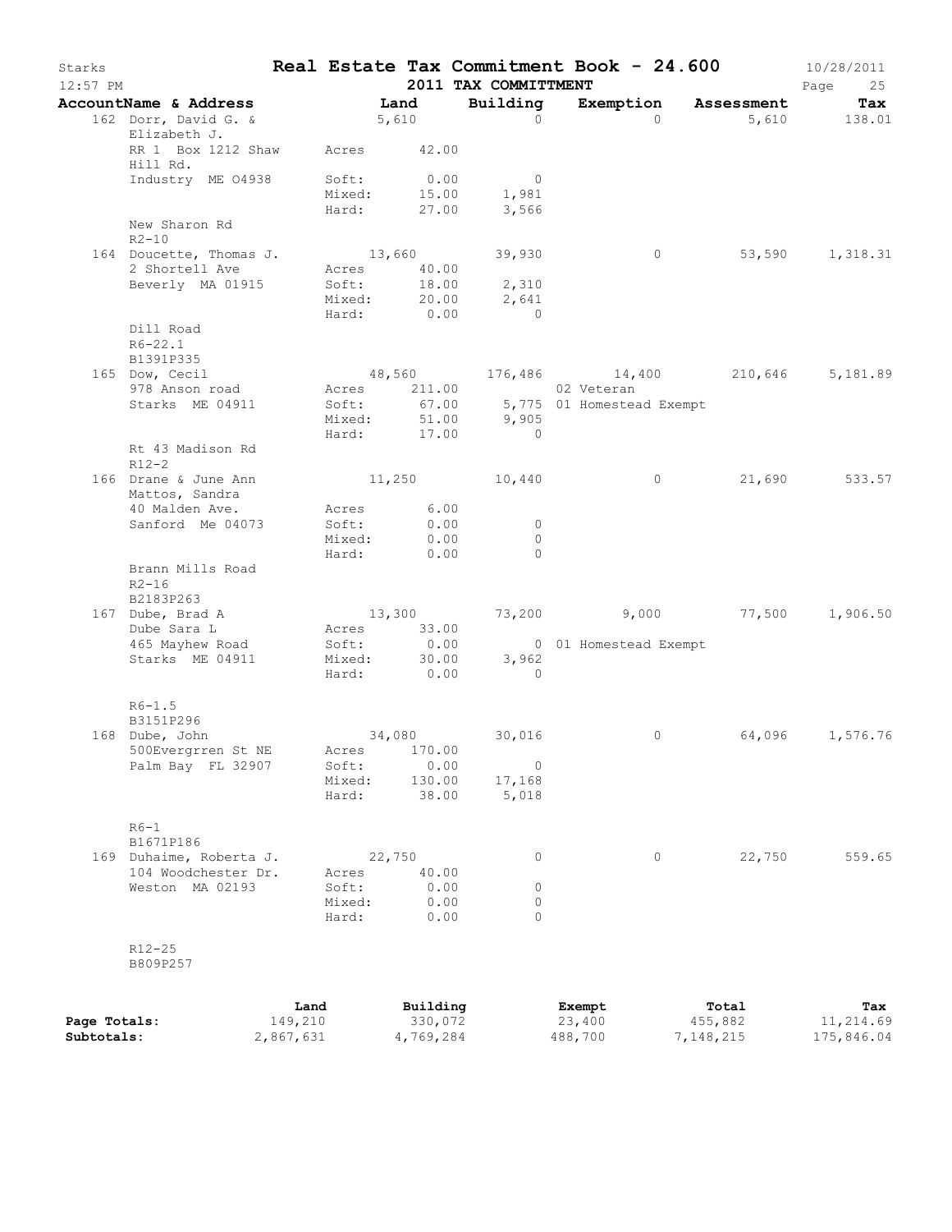# Real Estate Tax Commitment Book - 24.600

Starks — 10/28/2011 — 12:57 PM

## 2011 TAX COMMITTMENT

| AccountName & Address | | Land | Building | Exemption | Assessment | Tax |
|---|---|---|---|---|---|---|
| 162 Dorr, David G. & Elizabeth J. | | 5,610 | 0 | 0 | 5,610 | 138.01 |
| RR 1 Box 1212 Shaw Hill Rd. | Acres | 42.00 | | | | |
| Industry ME 04938 | Soft: | 0.00 | 0 | | | |
| | Mixed: | 15.00 | 1,981 | | | |
| | Hard: | 27.00 | 3,566 | | | |
| New Sharon Rd | | | | | | |
| R2-10 | | | | | | |
| 164 Doucette, Thomas J. | | 13,660 | 39,930 | 0 | 53,590 | 1,318.31 |
| 2 Shortell Ave | Acres | 40.00 | | | | |
| Beverly MA 01915 | Soft: | 18.00 | 2,310 | | | |
| | Mixed: | 20.00 | 2,641 | | | |
| | Hard: | 0.00 | 0 | | | |
| Dill Road | | | | | | |
| R6-22.1 | | | | | | |
| B1391P335 | | | | | | |
| 165 Dow, Cecil | | 48,560 | 176,486 | 14,400 | 210,646 | 5,181.89 |
| 978 Anson road | Acres | 211.00 | | 02 Veteran | | |
| Starks ME 04911 | Soft: | 67.00 | 5,775 | 01 Homestead Exempt | | |
| | Mixed: | 51.00 | 9,905 | | | |
| | Hard: | 17.00 | 0 | | | |
| Rt 43 Madison Rd | | | | | | |
| R12-2 | | | | | | |
| 166 Drane & June Ann Mattos, Sandra | | 11,250 | 10,440 | 0 | 21,690 | 533.57 |
| 40 Malden Ave. | Acres | 6.00 | | | | |
| Sanford Me 04073 | Soft: | 0.00 | 0 | | | |
| | Mixed: | 0.00 | 0 | | | |
| | Hard: | 0.00 | 0 | | | |
| Brann Mills Road | | | | | | |
| R2-16 | | | | | | |
| B2183P263 | | | | | | |
| 167 Dube, Brad A | | 13,300 | 73,200 | 9,000 | 77,500 | 1,906.50 |
| Dube Sara L | Acres | 33.00 | | | | |
| 465 Mayhew Road | Soft: | 0.00 | 0 | 01 Homestead Exempt | | |
| Starks ME 04911 | Mixed: | 30.00 | 3,962 | | | |
| | Hard: | 0.00 | 0 | | | |
| R6-1.5 | | | | | | |
| B3151P296 | | | | | | |
| 168 Dube, John | | 34,080 | 30,016 | 0 | 64,096 | 1,576.76 |
| 500Evergrren St NE | Acres | 170.00 | | | | |
| Palm Bay FL 32907 | Soft: | 0.00 | 0 | | | |
| | Mixed: | 130.00 | 17,168 | | | |
| | Hard: | 38.00 | 5,018 | | | |
| R6-1 | | | | | | |
| B1671P186 | | | | | | |
| 169 Duhaime, Roberta J. | | 22,750 | 0 | 0 | 22,750 | 559.65 |
| 104 Woodchester Dr. | Acres | 40.00 | | | | |
| Weston MA 02193 | Soft: | 0.00 | 0 | | | |
| | Mixed: | 0.00 | 0 | | | |
| | Hard: | 0.00 | 0 | | | |
| R12-25 | | | | | | |
| B809P257 | | | | | | |

| | Land | Building | Exempt | Total | Tax |
|---|---|---|---|---|---|
| **Page Totals:** | 149,210 | 330,072 | 23,400 | 455,882 | 11,214.69 |
| **Subtotals:** | 2,867,631 | 4,769,284 | 488,700 | 7,148,215 | 175,846.04 |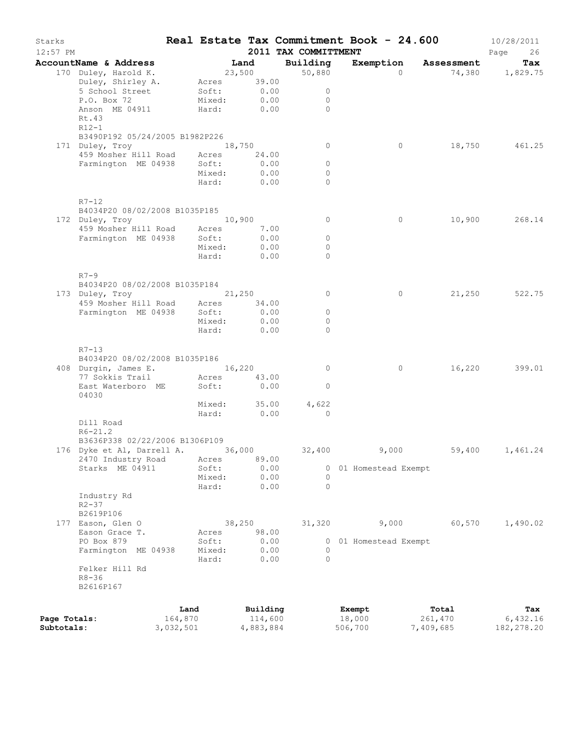# Real Estate Tax Commitment Book - 24.600

Starks — 2011 TAX COMMITTMENT — 10/28/2011 12:57 PM — Page 26

| AccountName & Address | Land | Building | Exemption | Assessment | Tax |
|---|---|---|---|---|---|
| 170 Duley, Harold K. | 23,500 | 50,880 | 0 | 74,380 | 1,829.75 |
| Duley, Shirley A. | Acres 39.00 | | | | |
| 5 School Street | Soft: 0.00 | 0 | | | |
| P.O. Box 72 | Mixed: 0.00 | 0 | | | |
| Anson ME 04911 | Hard: 0.00 | 0 | | | |
| Rt.43 | | | | | |
| R12-1 | | | | | |
| B3490P192 05/24/2005 B1982P226 | | | | | |
| 171 Duley, Troy | 18,750 | 0 | 0 | 18,750 | 461.25 |
| 459 Mosher Hill Road | Acres 24.00 | | | | |
| Farmington ME 04938 | Soft: 0.00 | 0 | | | |
| | Mixed: 0.00 | 0 | | | |
| | Hard: 0.00 | 0 | | | |
| R7-12 | | | | | |
| B4034P20 08/02/2008 B1035P185 | | | | | |
| 172 Duley, Troy | 10,900 | 0 | 0 | 10,900 | 268.14 |
| 459 Mosher Hill Road | Acres 7.00 | | | | |
| Farmington ME 04938 | Soft: 0.00 | 0 | | | |
| | Mixed: 0.00 | 0 | | | |
| | Hard: 0.00 | 0 | | | |
| R7-9 | | | | | |
| B4034P20 08/02/2008 B1035P184 | | | | | |
| 173 Duley, Troy | 21,250 | 0 | 0 | 21,250 | 522.75 |
| 459 Mosher Hill Road | Acres 34.00 | | | | |
| Farmington ME 04938 | Soft: 0.00 | 0 | | | |
| | Mixed: 0.00 | 0 | | | |
| | Hard: 0.00 | 0 | | | |
| R7-13 | | | | | |
| B4034P20 08/02/2008 B1035P186 | | | | | |
| 408 Durgin, James E. | 16,220 | 0 | 0 | 16,220 | 399.01 |
| 77 Sokkis Trail | Acres 43.00 | | | | |
| East Waterboro ME 04030 | Soft: 0.00 | 0 | | | |
| | Mixed: 35.00 | 4,622 | | | |
| | Hard: 0.00 | 0 | | | |
| Dill Road | | | | | |
| R6-21.2 | | | | | |
| B3636P338 02/22/2006 B1306P109 | | | | | |
| 176 Dyke et Al, Darrell A. | 36,000 | 32,400 | 9,000 | 59,400 | 1,461.24 |
| 2470 Industry Road | Acres 89.00 | | | | |
| Starks ME 04911 | Soft: 0.00 | 0 | 01 Homestead Exempt | | |
| | Mixed: 0.00 | 0 | | | |
| | Hard: 0.00 | 0 | | | |
| Industry Rd | | | | | |
| R2-37 | | | | | |
| B2619P106 | | | | | |
| 177 Eason, Glen O | 38,250 | 31,320 | 9,000 | 60,570 | 1,490.02 |
| Eason Grace T. | Acres 98.00 | | | | |
| PO Box 879 | Soft: 0.00 | 0 | 01 Homestead Exempt | | |
| Farmington ME 04938 | Mixed: 0.00 | 0 | | | |
| | Hard: 0.00 | 0 | | | |
| Felker Hill Rd | | | | | |
| R8-36 | | | | | |
| B2616P167 | | | | | |

| | Land | Building | Exempt | Total | Tax |
|---|---|---|---|---|---|
| Page Totals: | 164,870 | 114,600 | 18,000 | 261,470 | 6,432.16 |
| Subtotals: | 3,032,501 | 4,883,884 | 506,700 | 7,409,685 | 182,278.20 |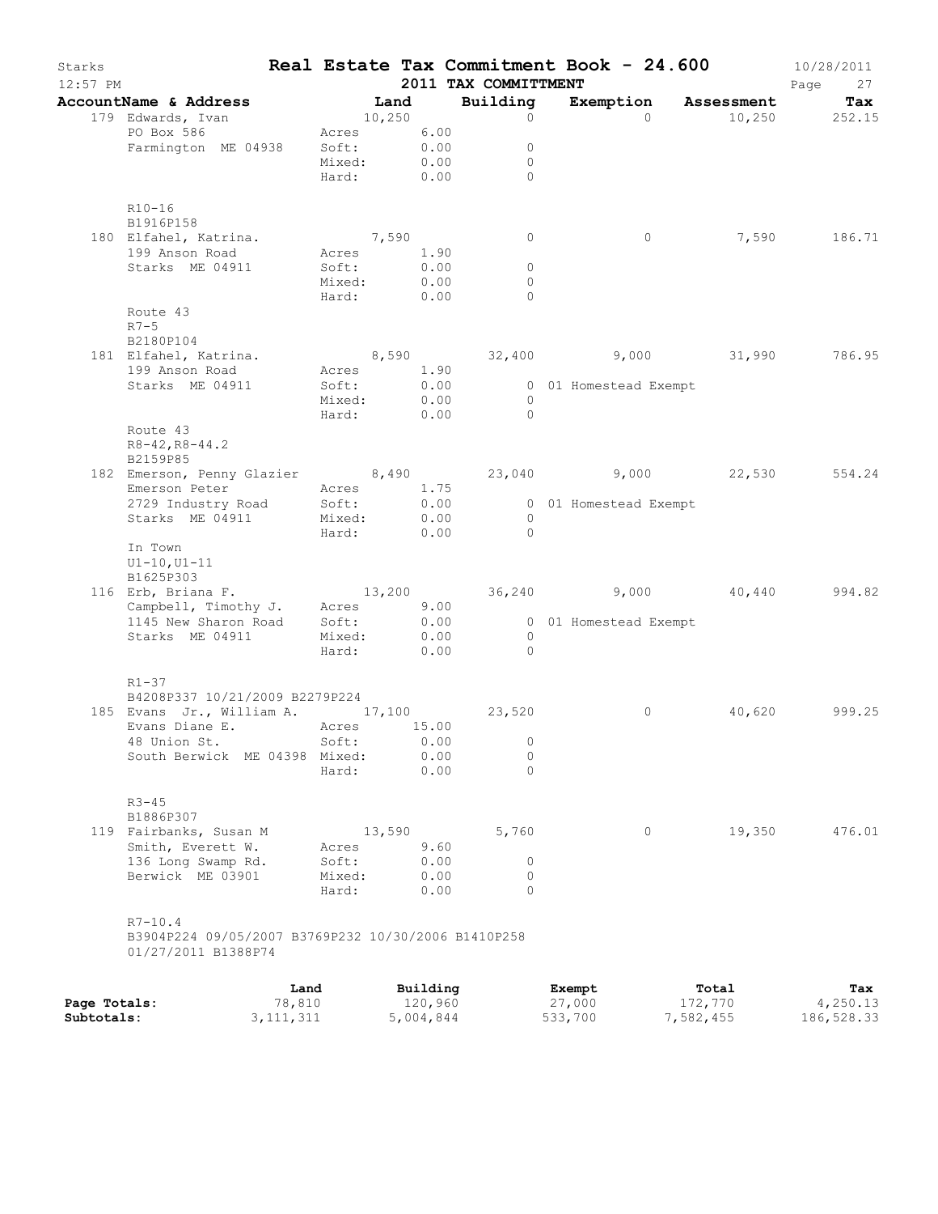# Real Estate Tax Commitment Book - 24.600

Starks — 12:57 PM — 2011 TAX COMMITTMENT — 10/28/2011

| AccountName & Address | Land | | Building | Exemption | Assessment | Tax |
|---|---|---|---|---|---|---|
| 179 Edwards, Ivan | 10,250 | | 0 | 0 | 10,250 | 252.15 |
| PO Box 586 | Acres | 6.00 | | | | |
| Farmington ME 04938 | Soft: | 0.00 | 0 | | | |
| | Mixed: | 0.00 | 0 | | | |
| | Hard: | 0.00 | 0 | | | |
| R10-16 | | | | | | |
| B1916P158 | | | | | | |
| 180 Elfahel, Katrina. | 7,590 | | 0 | 0 | 7,590 | 186.71 |
| 199 Anson Road | Acres | 1.90 | | | | |
| Starks ME 04911 | Soft: | 0.00 | 0 | | | |
| | Mixed: | 0.00 | 0 | | | |
| | Hard: | 0.00 | 0 | | | |
| Route 43 | | | | | | |
| R7-5 | | | | | | |
| B2180P104 | | | | | | |
| 181 Elfahel, Katrina. | 8,590 | | 32,400 | 9,000 | 31,990 | 786.95 |
| 199 Anson Road | Acres | 1.90 | | | | |
| Starks ME 04911 | Soft: | 0.00 | 0 | 01 Homestead Exempt | | |
| | Mixed: | 0.00 | 0 | | | |
| | Hard: | 0.00 | 0 | | | |
| Route 43 | | | | | | |
| R8-42,R8-44.2 | | | | | | |
| B2159P85 | | | | | | |
| 182 Emerson, Penny Glazier | 8,490 | | 23,040 | 9,000 | 22,530 | 554.24 |
| Emerson Peter | Acres | 1.75 | | | | |
| 2729 Industry Road | Soft: | 0.00 | 0 | 01 Homestead Exempt | | |
| Starks ME 04911 | Mixed: | 0.00 | 0 | | | |
| | Hard: | 0.00 | 0 | | | |
| In Town | | | | | | |
| U1-10,U1-11 | | | | | | |
| B1625P303 | | | | | | |
| 116 Erb, Briana F. | 13,200 | | 36,240 | 9,000 | 40,440 | 994.82 |
| Campbell, Timothy J. | Acres | 9.00 | | | | |
| 1145 New Sharon Road | Soft: | 0.00 | 0 | 01 Homestead Exempt | | |
| Starks ME 04911 | Mixed: | 0.00 | 0 | | | |
| | Hard: | 0.00 | 0 | | | |
| R1-37 | | | | | | |
| B4208P337 10/21/2009 B2279P224 | | | | | | |
| 185 Evans Jr., William A. | 17,100 | | 23,520 | 0 | 40,620 | 999.25 |
| Evans Diane E. | Acres | 15.00 | | | | |
| 48 Union St. | Soft: | 0.00 | 0 | | | |
| South Berwick ME 04398 | Mixed: | 0.00 | 0 | | | |
| | Hard: | 0.00 | 0 | | | |
| R3-45 | | | | | | |
| B1886P307 | | | | | | |
| 119 Fairbanks, Susan M | 13,590 | | 5,760 | 0 | 19,350 | 476.01 |
| Smith, Everett W. | Acres | 9.60 | | | | |
| 136 Long Swamp Rd. | Soft: | 0.00 | 0 | | | |
| Berwick ME 03901 | Mixed: | 0.00 | 0 | | | |
| | Hard: | 0.00 | 0 | | | |
| R7-10.4 | | | | | | |
| B3904P224 09/05/2007 B3769P232 10/30/2006 B1410P258 01/27/2011 B1388P74 | | | | | | |

| | Land | Building | Exempt | Total | Tax |
|---|---|---|---|---|---|
| Page Totals: | 78,810 | 120,960 | 27,000 | 172,770 | 4,250.13 |
| Subtotals: | 3,111,311 | 5,004,844 | 533,700 | 7,582,455 | 186,528.33 |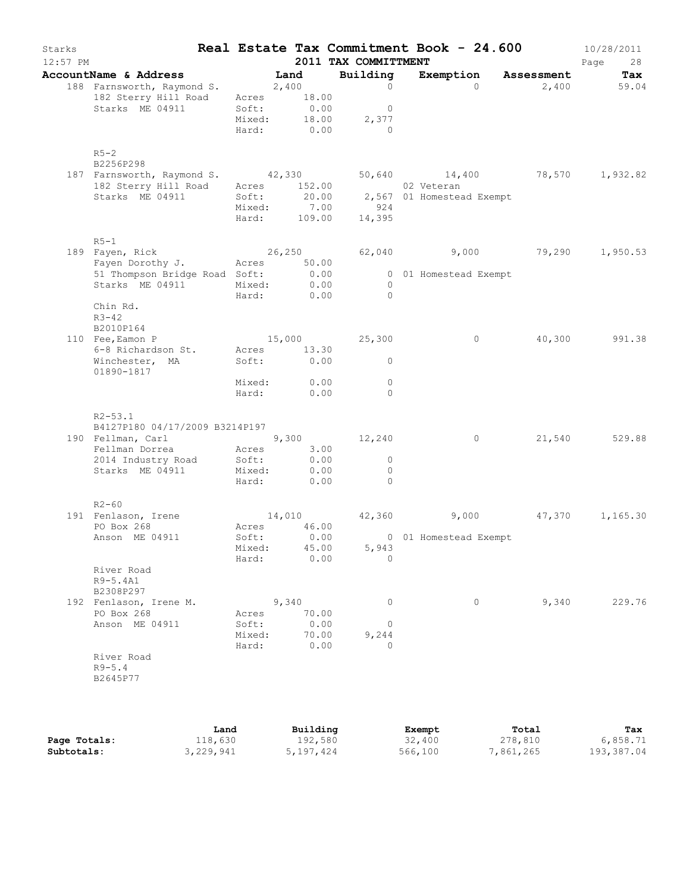# Real Estate Tax Commitment Book - 24.600

Starks — 2011 TAX COMMITTMENT — 10/28/2011 12:57 PM

| AccountName & Address | Land | Building | Exemption | Assessment | Tax |
|---|---|---|---|---|---|
| 188 Farnsworth, Raymond S.<br>182 Sterry Hill Road<br>Starks ME 04911<br>R5-2<br>B2256P298 | 2,400<br>Acres 18.00<br>Soft: 0.00<br>Mixed: 18.00<br>Hard: 0.00 | 0<br><br>0<br>2,377<br>0 | 0 | 2,400 | 59.04 |
| 187 Farnsworth, Raymond S.<br>182 Sterry Hill Road<br>Starks ME 04911<br>R5-1 | 42,330<br>Acres 152.00<br>Soft: 20.00<br>Mixed: 7.00<br>Hard: 109.00 | 50,640<br><br>2,567<br>924<br>14,395 | 14,400<br>02 Veteran<br>01 Homestead Exempt | 78,570 | 1,932.82 |
| 189 Fayen, Rick<br>Fayen Dorothy J.<br>51 Thompson Bridge Road<br>Starks ME 04911<br>Chin Rd.<br>R3-42<br>B2010P164 | 26,250<br>Acres 50.00<br>Soft: 0.00<br>Mixed: 0.00<br>Hard: 0.00 | 62,040<br><br>0<br>0<br>0 | 9,000<br>01 Homestead Exempt | 79,290 | 1,950.53 |
| 110 Fee,Eamon P<br>6-8 Richardson St.<br>Winchester, MA<br>01890-1817<br>R2-53.1<br>B4127P180 04/17/2009 B3214P197 | 15,000<br>Acres 13.30<br>Soft: 0.00<br>Mixed: 0.00<br>Hard: 0.00 | 25,300<br><br>0<br>0<br>0 | 0 | 40,300 | 991.38 |
| 190 Fellman, Carl<br>Fellman Dorrea<br>2014 Industry Road<br>Starks ME 04911<br>R2-60 | 9,300<br>Acres 3.00<br>Soft: 0.00<br>Mixed: 0.00<br>Hard: 0.00 | 12,240<br><br>0<br>0<br>0 | 0 | 21,540 | 529.88 |
| 191 Fenlason, Irene<br>PO Box 268<br>Anson ME 04911<br>River Road<br>R9-5.4A1<br>B2308P297 | 14,010<br>Acres 46.00<br>Soft: 0.00<br>Mixed: 45.00<br>Hard: 0.00 | 42,360<br><br>0<br>5,943<br>0 | 9,000<br>01 Homestead Exempt | 47,370 | 1,165.30 |
| 192 Fenlason, Irene M.<br>PO Box 268<br>Anson ME 04911<br>River Road<br>R9-5.4<br>B2645P77 | 9,340<br>Acres 70.00<br>Soft: 0.00<br>Mixed: 70.00<br>Hard: 0.00 | 0<br><br>0<br>9,244<br>0 | 0 | 9,340 | 229.76 |

| | Land | Building | Exempt | Total | Tax |
|---|---|---|---|---|---|
| **Page Totals:** | 118,630 | 192,580 | 32,400 | 278,810 | 6,858.71 |
| **Subtotals:** | 3,229,941 | 5,197,424 | 566,100 | 7,861,265 | 193,387.04 |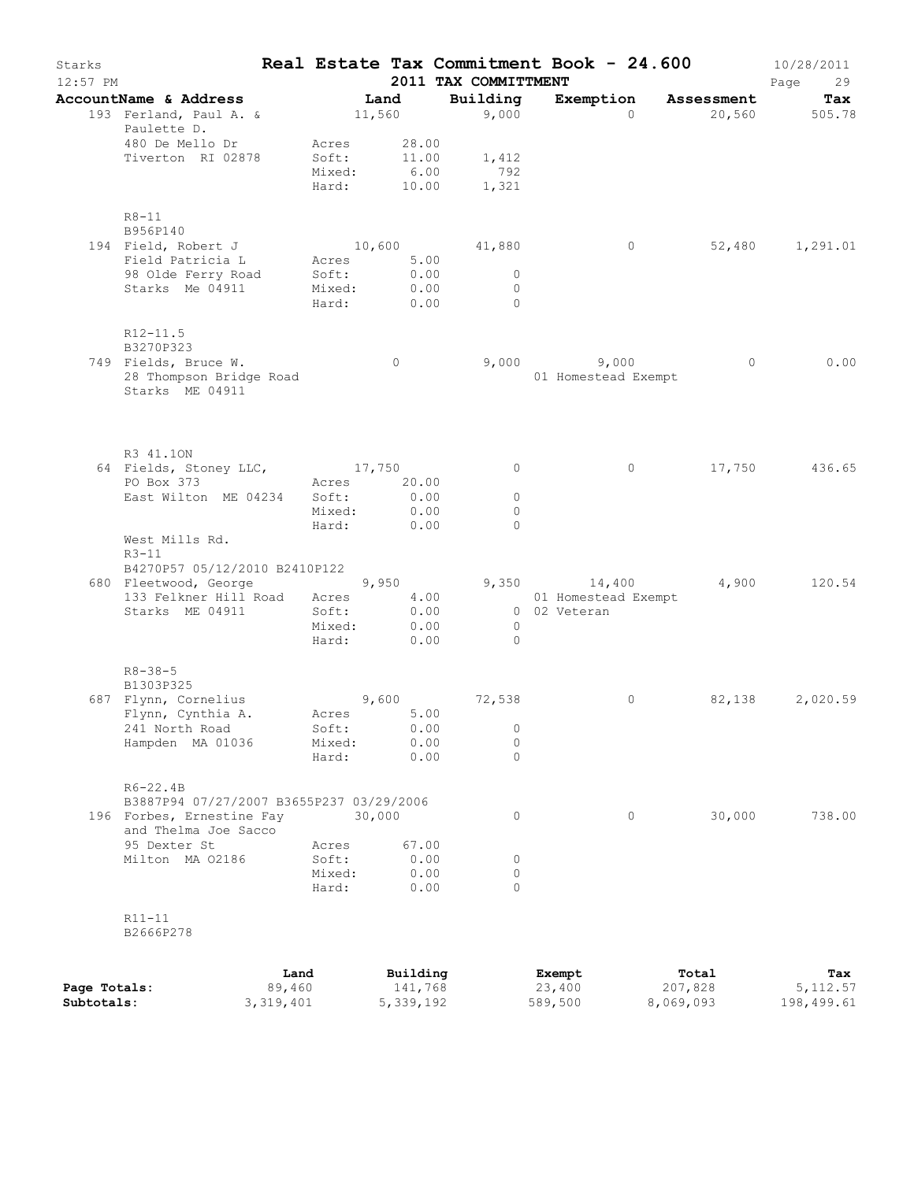# Starks — Real Estate Tax Commitment Book - 24.600

12:57 PM — 2011 TAX COMMITTMENT — 10/28/2011

| AccountName & Address | Land | Building | Exemption | Assessment | Tax |
|---|---|---|---|---|---|
| 193 Ferland, Paul A. & Paulette D. | 11,560 | 9,000 | 0 | 20,560 | 505.78 |
| 480 De Mello Dr | Acres 28.00 | | | | |
| Tiverton RI 02878 | Soft: 11.00 | 1,412 | | | |
| | Mixed: 6.00 | 792 | | | |
| | Hard: 10.00 | 1,321 | | | |
| R8-11 | | | | | |
| B956P140 | | | | | |
| 194 Field, Robert J | 10,600 | 41,880 | 0 | 52,480 | 1,291.01 |
| Field Patricia L | Acres 5.00 | | | | |
| 98 Olde Ferry Road | Soft: 0.00 | 0 | | | |
| Starks Me 04911 | Mixed: 0.00 | 0 | | | |
| | Hard: 0.00 | 0 | | | |
| R12-11.5 | | | | | |
| B3270P323 | | | | | |
| 749 Fields, Bruce W. | 0 | 9,000 | 9,000 | 0 | 0.00 |
| 28 Thompson Bridge Road | | | 01 Homestead Exempt | | |
| Starks ME 04911 | | | | | |
| R3 41.1ON | | | | | |
| 64 Fields, Stoney LLC, | 17,750 | 0 | 0 | 17,750 | 436.65 |
| PO Box 373 | Acres 20.00 | | | | |
| East Wilton ME 04234 | Soft: 0.00 | 0 | | | |
| | Mixed: 0.00 | 0 | | | |
| | Hard: 0.00 | 0 | | | |
| West Mills Rd. | | | | | |
| R3-11 | | | | | |
| B4270P57 05/12/2010 B2410P122 | | | | | |
| 680 Fleetwood, George | 9,950 | 9,350 | 14,400 | 4,900 | 120.54 |
| 133 Felkner Hill Road | Acres 4.00 | | 01 Homestead Exempt | | |
| Starks ME 04911 | Soft: 0.00 | 0 | 02 Veteran | | |
| | Mixed: 0.00 | 0 | | | |
| | Hard: 0.00 | 0 | | | |
| R8-38-5 | | | | | |
| B1303P325 | | | | | |
| 687 Flynn, Cornelius | 9,600 | 72,538 | 0 | 82,138 | 2,020.59 |
| Flynn, Cynthia A. | Acres 5.00 | | | | |
| 241 North Road | Soft: 0.00 | 0 | | | |
| Hampden MA 01036 | Mixed: 0.00 | 0 | | | |
| | Hard: 0.00 | 0 | | | |
| R6-22.4B | | | | | |
| B3887P94 07/27/2007 B3655P237 03/29/2006 | | | | | |
| 196 Forbes, Ernestine Fay and Thelma Joe Sacco | 30,000 | 0 | 0 | 30,000 | 738.00 |
| 95 Dexter St | Acres 67.00 | | | | |
| Milton MA 02186 | Soft: 0.00 | 0 | | | |
| | Mixed: 0.00 | 0 | | | |
| | Hard: 0.00 | 0 | | | |
| R11-11 | | | | | |
| B2666P278 | | | | | |

| | Land | Building | Exempt | Total | Tax |
|---|---|---|---|---|---|
| Page Totals: | 89,460 | 141,768 | 23,400 | 207,828 | 5,112.57 |
| Subtotals: | 3,319,401 | 5,339,192 | 589,500 | 8,069,093 | 198,499.61 |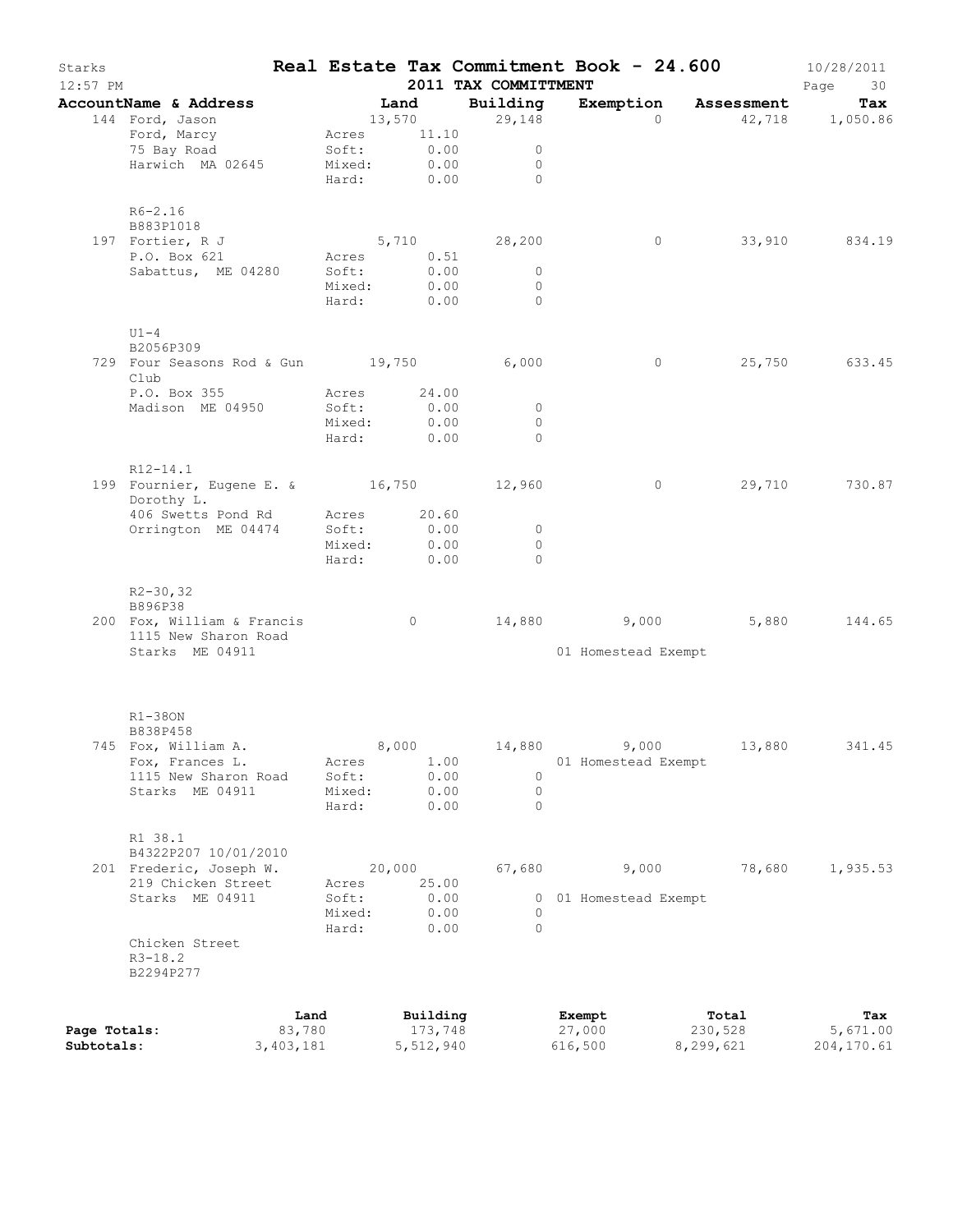# Starks — Real Estate Tax Commitment Book - 24.600

12:57 PM — 2011 TAX COMMITTMENT — 10/28/2011

| AccountName & Address | Land | Building | Exemption | Assessment | Tax |
|---|---|---|---|---|---|
| 144 Ford, Jason<br>Ford, Marcy<br>75 Bay Road<br>Harwich MA 02645<br><br>R6-2.16<br>B883P1018 | 13,570<br>Acres 11.10<br>Soft: 0.00<br>Mixed: 0.00<br>Hard: 0.00 | 29,148<br><br>0<br>0<br>0 | 0 | 42,718 | 1,050.86 |
| 197 Fortier, R J<br>P.O. Box 621<br>Sabattus, ME 04280<br><br>U1-4<br>B2056P309 | 5,710<br>Acres 0.51<br>Soft: 0.00<br>Mixed: 0.00<br>Hard: 0.00 | 28,200<br><br>0<br>0<br>0 | 0 | 33,910 | 834.19 |
| 729 Four Seasons Rod & Gun Club<br>P.O. Box 355<br>Madison ME 04950<br><br>R12-14.1 | 19,750<br>Acres 24.00<br>Soft: 0.00<br>Mixed: 0.00<br>Hard: 0.00 | 6,000<br><br>0<br>0<br>0 | 0 | 25,750 | 633.45 |
| 199 Fournier, Eugene E. & Dorothy L.<br>406 Swetts Pond Rd<br>Orrington ME 04474<br><br>R2-30,32<br>B896P38 | 16,750<br>Acres 20.60<br>Soft: 0.00<br>Mixed: 0.00<br>Hard: 0.00 | 12,960<br><br>0<br>0<br>0 | 0 | 29,710 | 730.87 |
| 200 Fox, William & Francis<br>1115 New Sharon Road<br>Starks ME 04911<br><br>R1-38ON<br>B838P458 | 0 | 14,880 | 9,000<br>01 Homestead Exempt | 5,880 | 144.65 |
| 745 Fox, William A.<br>Fox, Frances L.<br>1115 New Sharon Road<br>Starks ME 04911<br><br>R1 38.1<br>B4322P207 10/01/2010 | 8,000<br>Acres 1.00<br>Soft: 0.00<br>Mixed: 0.00<br>Hard: 0.00 | 14,880<br><br>0<br>0<br>0 | 9,000<br>01 Homestead Exempt | 13,880 | 341.45 |
| 201 Frederic, Joseph W.<br>219 Chicken Street<br>Starks ME 04911<br><br>Chicken Street<br>R3-18.2<br>B2294P277 | 20,000<br>Acres 25.00<br>Soft: 0.00<br>Mixed: 0.00<br>Hard: 0.00 | 67,680<br><br>0<br>0<br>0 | 9,000<br>01 Homestead Exempt | 78,680 | 1,935.53 |

| | Land | Building | Exempt | Total | Tax |
|---|---|---|---|---|---|
| **Page Totals:** | 83,780 | 173,748 | 27,000 | 230,528 | 5,671.00 |
| **Subtotals:** | 3,403,181 | 5,512,940 | 616,500 | 8,299,621 | 204,170.61 |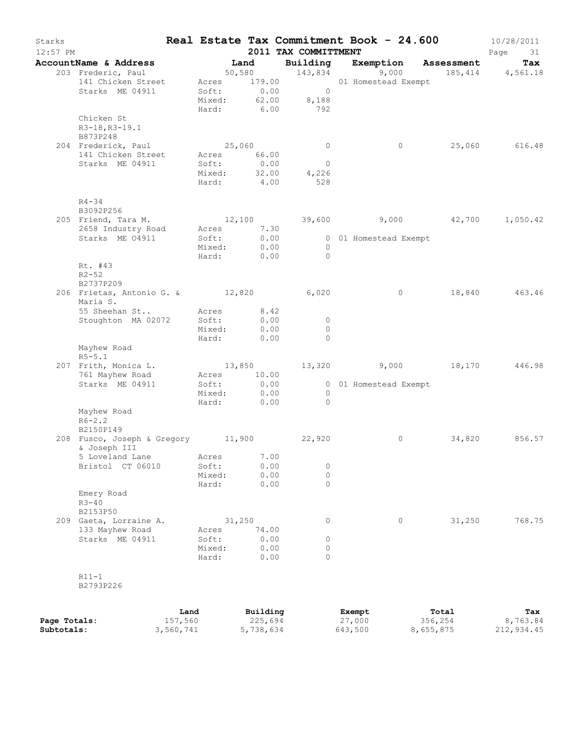# Starks — Real Estate Tax Commitment Book - 24.600

12:57 PM — 2011 TAX COMMITTMENT — 10/28/2011

| AccountName & Address | Land | Building | Exemption | Assessment | Tax |
|---|---|---|---|---|---|
| 203 Frederic, Paul | 50,580 | 143,834 | 9,000 | 185,414 | 4,561.18 |
| 141 Chicken Street | Acres 179.00 | | 01 Homestead Exempt | | |
| Starks ME 04911 | Soft: 0.00 | 0 | | | |
| | Mixed: 62.00 | 8,188 | | | |
| | Hard: 6.00 | 792 | | | |
| Chicken St | | | | | |
| R3-18,R3-19.1 | | | | | |
| B873P248 | | | | | |
| 204 Frederick, Paul | 25,060 | 0 | 0 | 25,060 | 616.48 |
| 141 Chicken Street | Acres 66.00 | | | | |
| Starks ME 04911 | Soft: 0.00 | 0 | | | |
| | Mixed: 32.00 | 4,226 | | | |
| | Hard: 4.00 | 528 | | | |
| R4-34 | | | | | |
| B3092P256 | | | | | |
| 205 Friend, Tara M. | 12,100 | 39,600 | 9,000 | 42,700 | 1,050.42 |
| 2658 Industry Road | Acres 7.30 | | | | |
| Starks ME 04911 | Soft: 0.00 | 0 | 01 Homestead Exempt | | |
| | Mixed: 0.00 | 0 | | | |
| | Hard: 0.00 | 0 | | | |
| Rt. #43 | | | | | |
| R2-52 | | | | | |
| B2737P209 | | | | | |
| 206 Frietas, Antonio G. & Maria S. | 12,820 | 6,020 | 0 | 18,840 | 463.46 |
| 55 Sheehan St.. | Acres 8.42 | | | | |
| Stoughton MA 02072 | Soft: 0.00 | 0 | | | |
| | Mixed: 0.00 | 0 | | | |
| | Hard: 0.00 | 0 | | | |
| Mayhew Road | | | | | |
| R5-5.1 | | | | | |
| 207 Frith, Monica L. | 13,850 | 13,320 | 9,000 | 18,170 | 446.98 |
| 761 Mayhew Road | Acres 10.00 | | | | |
| Starks ME 04911 | Soft: 0.00 | 0 | 01 Homestead Exempt | | |
| | Mixed: 0.00 | 0 | | | |
| | Hard: 0.00 | 0 | | | |
| Mayhew Road | | | | | |
| R6-2.2 | | | | | |
| B2150P149 | | | | | |
| 208 Fusco, Joseph & Gregory & Joseph III | 11,900 | 22,920 | 0 | 34,820 | 856.57 |
| 5 Loveland Lane | Acres 7.00 | | | | |
| Bristol CT 06010 | Soft: 0.00 | 0 | | | |
| | Mixed: 0.00 | 0 | | | |
| | Hard: 0.00 | 0 | | | |
| Emery Road | | | | | |
| R3-40 | | | | | |
| B2153P50 | | | | | |
| 209 Gaeta, Lorraine A. | 31,250 | 0 | 0 | 31,250 | 768.75 |
| 133 Mayhew Road | Acres 74.00 | | | | |
| Starks ME 04911 | Soft: 0.00 | 0 | | | |
| | Mixed: 0.00 | 0 | | | |
| | Hard: 0.00 | 0 | | | |
| R11-1 | | | | | |
| B2793P226 | | | | | |

| | Land | Building | Exempt | Total | Tax |
|---|---|---|---|---|---|
| Page Totals: | 157,560 | 225,694 | 27,000 | 356,254 | 8,763.84 |
| Subtotals: | 3,560,741 | 5,738,634 | 643,500 | 8,655,875 | 212,934.45 |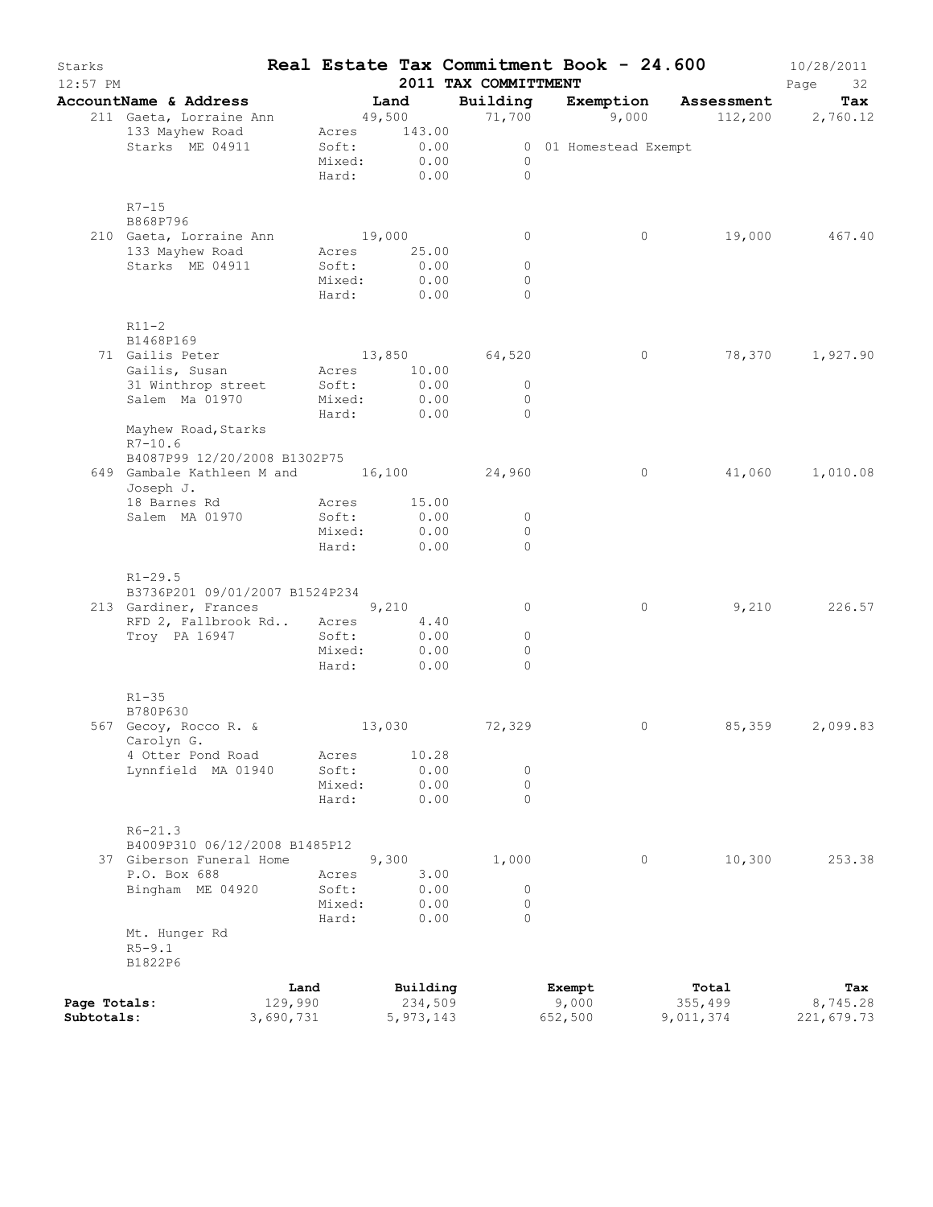# Real Estate Tax Commitment Book - 24.600

Starks
12:57 PM
2011 TAX COMMITTMENT
10/28/2011

| AccountName & Address | Land | Building | Exemption | Assessment | Tax |
|---|---|---|---|---|---|
| 211 Gaeta, Lorraine Ann<br>133 Mayhew Road<br>Starks ME 04911<br><br>R7-15<br>B868P796 | 49,500<br>Acres 143.00<br>Soft: 0.00<br>Mixed: 0.00<br>Hard: 0.00 | 71,700<br><br>0<br>0<br>0 | 9,000<br><br>01 Homestead Exempt | 112,200 | 2,760.12 |
| 210 Gaeta, Lorraine Ann<br>133 Mayhew Road<br>Starks ME 04911<br><br>R11-2<br>B1468P169 | 19,000<br>Acres 25.00<br>Soft: 0.00<br>Mixed: 0.00<br>Hard: 0.00 | 0<br><br>0<br>0<br>0 | 0 | 19,000 | 467.40 |
| 71 Gailis Peter<br>Gailis, Susan<br>31 Winthrop street<br>Salem Ma 01970<br><br>Mayhew Road,Starks<br>R7-10.6<br>B4087P99 12/20/2008 B1302P75 | 13,850<br>Acres 10.00<br>Soft: 0.00<br>Mixed: 0.00<br>Hard: 0.00 | 64,520<br><br>0<br>0<br>0 | 0 | 78,370 | 1,927.90 |
| 649 Gambale Kathleen M and Joseph J.<br>18 Barnes Rd<br>Salem MA 01970<br><br>R1-29.5<br>B3736P201 09/01/2007 B1524P234 | 16,100<br>Acres 15.00<br>Soft: 0.00<br>Mixed: 0.00<br>Hard: 0.00 | 24,960<br><br>0<br>0<br>0 | 0 | 41,060 | 1,010.08 |
| 213 Gardiner, Frances<br>RFD 2, Fallbrook Rd..<br>Troy PA 16947<br><br>R1-35<br>B780P630 | 9,210<br>Acres 4.40<br>Soft: 0.00<br>Mixed: 0.00<br>Hard: 0.00 | 0<br><br>0<br>0<br>0 | 0 | 9,210 | 226.57 |
| 567 Gecoy, Rocco R. & Carolyn G.<br>4 Otter Pond Road<br>Lynnfield MA 01940<br><br>R6-21.3<br>B4009P310 06/12/2008 B1485P12 | 13,030<br>Acres 10.28<br>Soft: 0.00<br>Mixed: 0.00<br>Hard: 0.00 | 72,329<br><br>0<br>0<br>0 | 0 | 85,359 | 2,099.83 |
| 37 Giberson Funeral Home<br>P.O. Box 688<br>Bingham ME 04920<br><br>Mt. Hunger Rd<br>R5-9.1<br>B1822P6 | 9,300<br>Acres 3.00<br>Soft: 0.00<br>Mixed: 0.00<br>Hard: 0.00 | 1,000<br><br>0<br>0<br>0 | 0 | 10,300 | 253.38 |

| | Land | Building | Exempt | Total | Tax |
|---|---|---|---|---|---|
| Page Totals: | 129,990 | 234,509 | 9,000 | 355,499 | 8,745.28 |
| Subtotals: | 3,690,731 | 5,973,143 | 652,500 | 9,011,374 | 221,679.73 |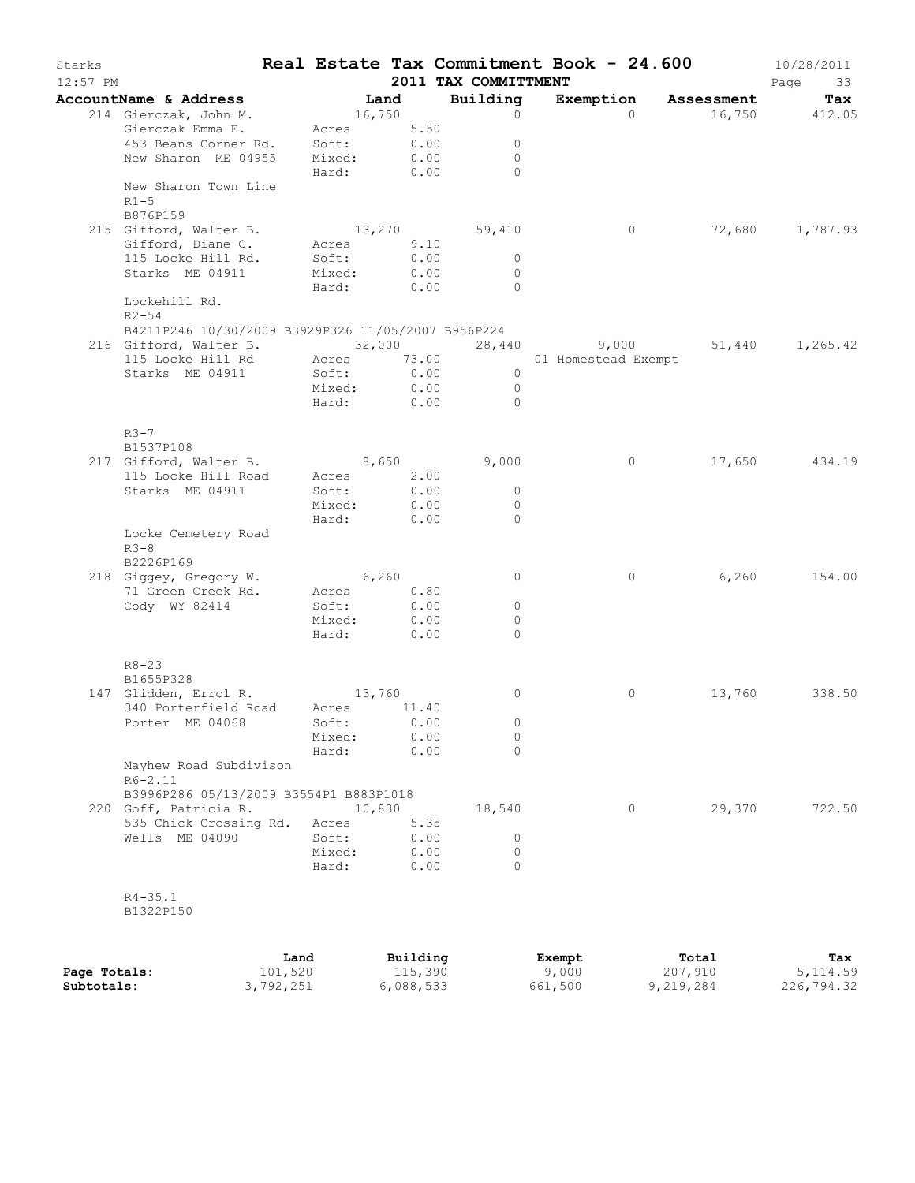# Real Estate Tax Commitment Book - 24.600

Starks
12:57 PM

2011 TAX COMMITTMENT

10/28/2011

| AccountName & Address | Land | Building | Exemption | Assessment | Tax |
|---|---|---|---|---|---|
| 214 Gierczak, John M. | 16,750 | 0 | 0 | 16,750 | 412.05 |
| Gierczak Emma E. | Acres 5.50 | | | | |
| 453 Beans Corner Rd. | Soft: 0.00 | 0 | | | |
| New Sharon ME 04955 | Mixed: 0.00 | 0 | | | |
| | Hard: 0.00 | 0 | | | |
| New Sharon Town Line | | | | | |
| R1-5 | | | | | |
| B876P159 | | | | | |
| 215 Gifford, Walter B. | 13,270 | 59,410 | 0 | 72,680 | 1,787.93 |
| Gifford, Diane C. | Acres 9.10 | | | | |
| 115 Locke Hill Rd. | Soft: 0.00 | 0 | | | |
| Starks ME 04911 | Mixed: 0.00 | 0 | | | |
| | Hard: 0.00 | 0 | | | |
| Lockehill Rd. | | | | | |
| R2-54 | | | | | |
| B4211P246 10/30/2009 B3929P326 11/05/2007 B956P224 | | | | | |
| 216 Gifford, Walter B. | 32,000 | 28,440 | 9,000 | 51,440 | 1,265.42 |
| 115 Locke Hill Rd | Acres 73.00 | | 01 Homestead Exempt | | |
| Starks ME 04911 | Soft: 0.00 | 0 | | | |
| | Mixed: 0.00 | 0 | | | |
| | Hard: 0.00 | 0 | | | |
| R3-7 | | | | | |
| B1537P108 | | | | | |
| 217 Gifford, Walter B. | 8,650 | 9,000 | 0 | 17,650 | 434.19 |
| 115 Locke Hill Road | Acres 2.00 | | | | |
| Starks ME 04911 | Soft: 0.00 | 0 | | | |
| | Mixed: 0.00 | 0 | | | |
| | Hard: 0.00 | 0 | | | |
| Locke Cemetery Road | | | | | |
| R3-8 | | | | | |
| B2226P169 | | | | | |
| 218 Giggey, Gregory W. | 6,260 | 0 | 0 | 6,260 | 154.00 |
| 71 Green Creek Rd. | Acres 0.80 | | | | |
| Cody WY 82414 | Soft: 0.00 | 0 | | | |
| | Mixed: 0.00 | 0 | | | |
| | Hard: 0.00 | 0 | | | |
| R8-23 | | | | | |
| B1655P328 | | | | | |
| 147 Glidden, Errol R. | 13,760 | 0 | 0 | 13,760 | 338.50 |
| 340 Porterfield Road | Acres 11.40 | | | | |
| Porter ME 04068 | Soft: 0.00 | 0 | | | |
| | Mixed: 0.00 | 0 | | | |
| | Hard: 0.00 | 0 | | | |
| Mayhew Road Subdivison | | | | | |
| R6-2.11 | | | | | |
| B3996P286 05/13/2009 B3554P1 B883P1018 | | | | | |
| 220 Goff, Patricia R. | 10,830 | 18,540 | 0 | 29,370 | 722.50 |
| 535 Chick Crossing Rd. | Acres 5.35 | | | | |
| Wells ME 04090 | Soft: 0.00 | 0 | | | |
| | Mixed: 0.00 | 0 | | | |
| | Hard: 0.00 | 0 | | | |
| R4-35.1 | | | | | |
| B1322P150 | | | | | |

| | Land | Building | Exempt | Total | Tax |
|---|---|---|---|---|---|
| Page Totals: | 101,520 | 115,390 | 9,000 | 207,910 | 5,114.59 |
| Subtotals: | 3,792,251 | 6,088,533 | 661,500 | 9,219,284 | 226,794.32 |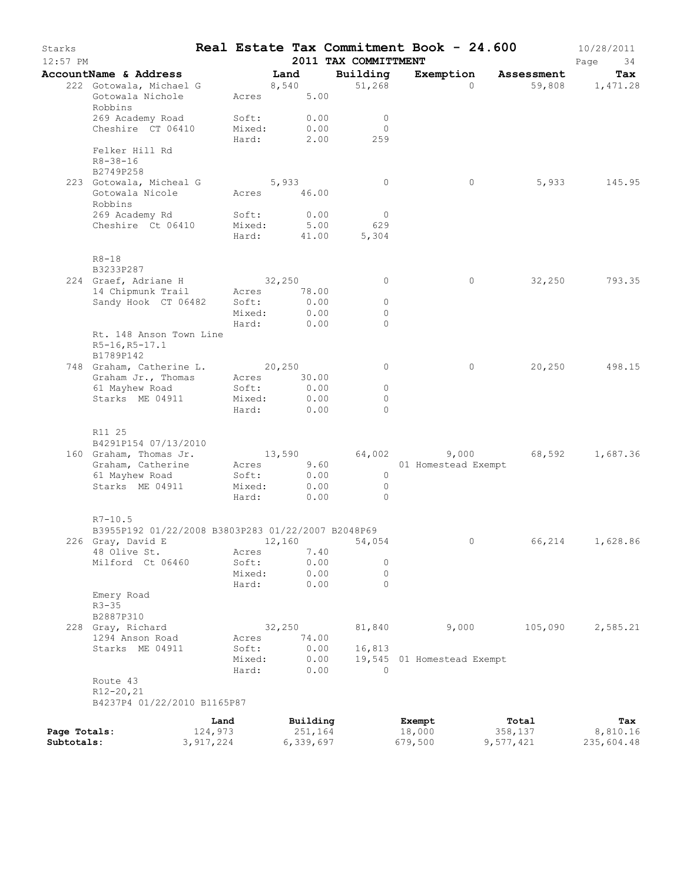Starks — **Real Estate Tax Commitment Book - 24.600** — 10/28/2011
12:57 PM — **2011 TAX COMMITTMENT**

| AccountName & Address | | Land | Building | Exemption | Assessment | Tax |
|---|---|---|---|---|---|---|
| 222 Gotowala, Michael G | | 8,540 | 51,268 | 0 | 59,808 | 1,471.28 |
| Gotowala Nichole Robbins | Acres | 5.00 | | | | |
| 269 Academy Road | Soft: | 0.00 | 0 | | | |
| Cheshire CT 06410 | Mixed: | 0.00 | 0 | | | |
| | Hard: | 2.00 | 259 | | | |
| Felker Hill Rd | | | | | | |
| R8-38-16 | | | | | | |
| B2749P258 | | | | | | |
| 223 Gotowala, Micheal G | | 5,933 | 0 | 0 | 5,933 | 145.95 |
| Gotowala Nicole Robbins | Acres | 46.00 | | | | |
| 269 Academy Rd | Soft: | 0.00 | 0 | | | |
| Cheshire Ct 06410 | Mixed: | 5.00 | 629 | | | |
| | Hard: | 41.00 | 5,304 | | | |
| R8-18 | | | | | | |
| B3233P287 | | | | | | |
| 224 Graef, Adriane H | | 32,250 | 0 | 0 | 32,250 | 793.35 |
| 14 Chipmunk Trail | Acres | 78.00 | | | | |
| Sandy Hook CT 06482 | Soft: | 0.00 | 0 | | | |
| | Mixed: | 0.00 | 0 | | | |
| | Hard: | 0.00 | 0 | | | |
| Rt. 148 Anson Town Line | | | | | | |
| R5-16,R5-17.1 | | | | | | |
| B1789P142 | | | | | | |
| 748 Graham, Catherine L. | | 20,250 | 0 | 0 | 20,250 | 498.15 |
| Graham Jr., Thomas | Acres | 30.00 | | | | |
| 61 Mayhew Road | Soft: | 0.00 | 0 | | | |
| Starks ME 04911 | Mixed: | 0.00 | 0 | | | |
| | Hard: | 0.00 | 0 | | | |
| R11 25 | | | | | | |
| B4291P154 07/13/2010 | | | | | | |
| 160 Graham, Thomas Jr. | | 13,590 | 64,002 | 9,000 | 68,592 | 1,687.36 |
| Graham, Catherine | Acres | 9.60 | | 01 Homestead Exempt | | |
| 61 Mayhew Road | Soft: | 0.00 | 0 | | | |
| Starks ME 04911 | Mixed: | 0.00 | 0 | | | |
| | Hard: | 0.00 | 0 | | | |
| R7-10.5 | | | | | | |
| B3955P192 01/22/2008 B3803P283 01/22/2007 B2048P69 | | | | | | |
| 226 Gray, David E | | 12,160 | 54,054 | 0 | 66,214 | 1,628.86 |
| 48 Olive St. | Acres | 7.40 | | | | |
| Milford Ct 06460 | Soft: | 0.00 | 0 | | | |
| | Mixed: | 0.00 | 0 | | | |
| | Hard: | 0.00 | 0 | | | |
| Emery Road | | | | | | |
| R3-35 | | | | | | |
| B2887P310 | | | | | | |
| 228 Gray, Richard | | 32,250 | 81,840 | 9,000 | 105,090 | 2,585.21 |
| 1294 Anson Road | Acres | 74.00 | | | | |
| Starks ME 04911 | Soft: | 0.00 | 16,813 | | | |
| | Mixed: | 0.00 | 19,545 | 01 Homestead Exempt | | |
| | Hard: | 0.00 | 0 | | | |
| Route 43 | | | | | | |
| R12-20,21 | | | | | | |
| B4237P4 01/22/2010 B1165P87 | | | | | | |

| | Land | Building | Exempt | Total | Tax |
|---|---|---|---|---|---|
| **Page Totals:** | 124,973 | 251,164 | 18,000 | 358,137 | 8,810.16 |
| **Subtotals:** | 3,917,224 | 6,339,697 | 679,500 | 9,577,421 | 235,604.48 |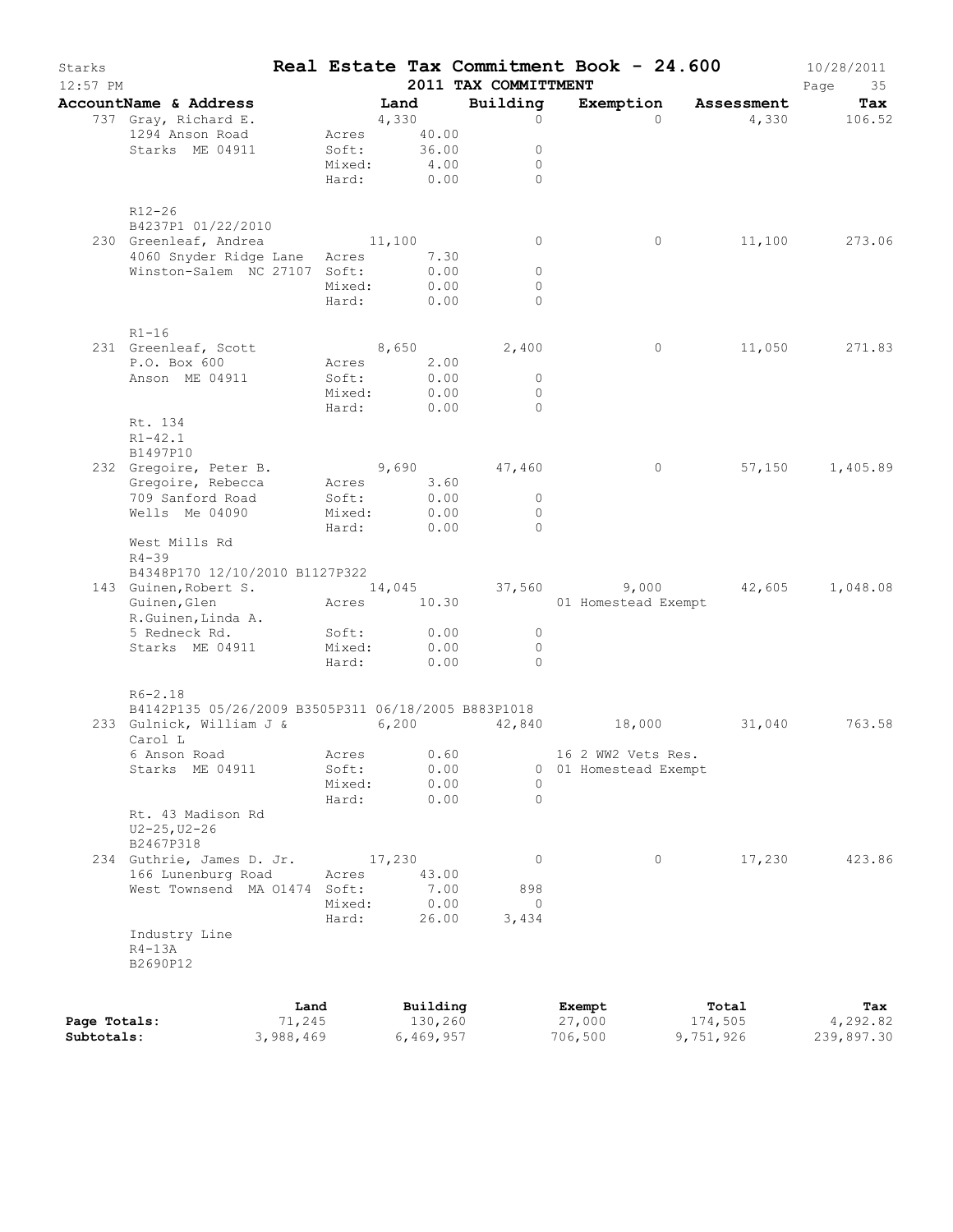# Real Estate Tax Commitment Book - 24.600

Starks
12:57 PM

2011 TAX COMMITTMENT

10/28/2011

| AccountName & Address | | Land | Building | Exemption | Assessment | Tax |
|---|---|---|---|---|---|---|
| 737 Gray, Richard E. | | 4,330 | 0 | 0 | 4,330 | 106.52 |
| 1294 Anson Road | Acres | 40.00 | | | | |
| Starks ME 04911 | Soft: | 36.00 | 0 | | | |
| | Mixed: | 4.00 | 0 | | | |
| | Hard: | 0.00 | 0 | | | |
| R12-26 | | | | | | |
| B4237P1 01/22/2010 | | | | | | |
| 230 Greenleaf, Andrea | | 11,100 | 0 | 0 | 11,100 | 273.06 |
| 4060 Snyder Ridge Lane | Acres | 7.30 | | | | |
| Winston-Salem NC 27107 | Soft: | 0.00 | 0 | | | |
| | Mixed: | 0.00 | 0 | | | |
| | Hard: | 0.00 | 0 | | | |
| R1-16 | | | | | | |
| 231 Greenleaf, Scott | | 8,650 | 2,400 | 0 | 11,050 | 271.83 |
| P.O. Box 600 | Acres | 2.00 | | | | |
| Anson ME 04911 | Soft: | 0.00 | 0 | | | |
| | Mixed: | 0.00 | 0 | | | |
| | Hard: | 0.00 | 0 | | | |
| Rt. 134 | | | | | | |
| R1-42.1 | | | | | | |
| B1497P10 | | | | | | |
| 232 Gregoire, Peter B. | | 9,690 | 47,460 | 0 | 57,150 | 1,405.89 |
| Gregoire, Rebecca | Acres | 3.60 | | | | |
| 709 Sanford Road | Soft: | 0.00 | 0 | | | |
| Wells Me 04090 | Mixed: | 0.00 | 0 | | | |
| | Hard: | 0.00 | 0 | | | |
| West Mills Rd | | | | | | |
| R4-39 | | | | | | |
| B4348P170 12/10/2010 B1127P322 | | | | | | |
| 143 Guinen,Robert S. | | 14,045 | 37,560 | 9,000 | 42,605 | 1,048.08 |
| Guinen,Glen | Acres | 10.30 | | 01 Homestead Exempt | | |
| R.Guinen,Linda A. | | | | | | |
| 5 Redneck Rd. | Soft: | 0.00 | 0 | | | |
| Starks ME 04911 | Mixed: | 0.00 | 0 | | | |
| | Hard: | 0.00 | 0 | | | |
| R6-2.18 | | | | | | |
| B4142P135 05/26/2009 B3505P311 06/18/2005 B883P1018 | | | | | | |
| 233 Gulnick, William J & | | 6,200 | 42,840 | 18,000 | 31,040 | 763.58 |
| Carol L | | | | | | |
| 6 Anson Road | Acres | 0.60 | | 16 2 WW2 Vets Res. | | |
| Starks ME 04911 | Soft: | 0.00 | 0 | 01 Homestead Exempt | | |
| | Mixed: | 0.00 | 0 | | | |
| | Hard: | 0.00 | 0 | | | |
| Rt. 43 Madison Rd | | | | | | |
| U2-25,U2-26 | | | | | | |
| B2467P318 | | | | | | |
| 234 Guthrie, James D. Jr. | | 17,230 | 0 | 0 | 17,230 | 423.86 |
| 166 Lunenburg Road | Acres | 43.00 | | | | |
| West Townsend MA 01474 | Soft: | 7.00 | 898 | | | |
| | Mixed: | 0.00 | 0 | | | |
| | Hard: | 26.00 | 3,434 | | | |
| Industry Line | | | | | | |
| R4-13A | | | | | | |
| B2690P12 | | | | | | |

| | Land | Building | Exempt | Total | Tax |
|---|---|---|---|---|---|
| **Page Totals:** | 71,245 | 130,260 | 27,000 | 174,505 | 4,292.82 |
| **Subtotals:** | 3,988,469 | 6,469,957 | 706,500 | 9,751,926 | 239,897.30 |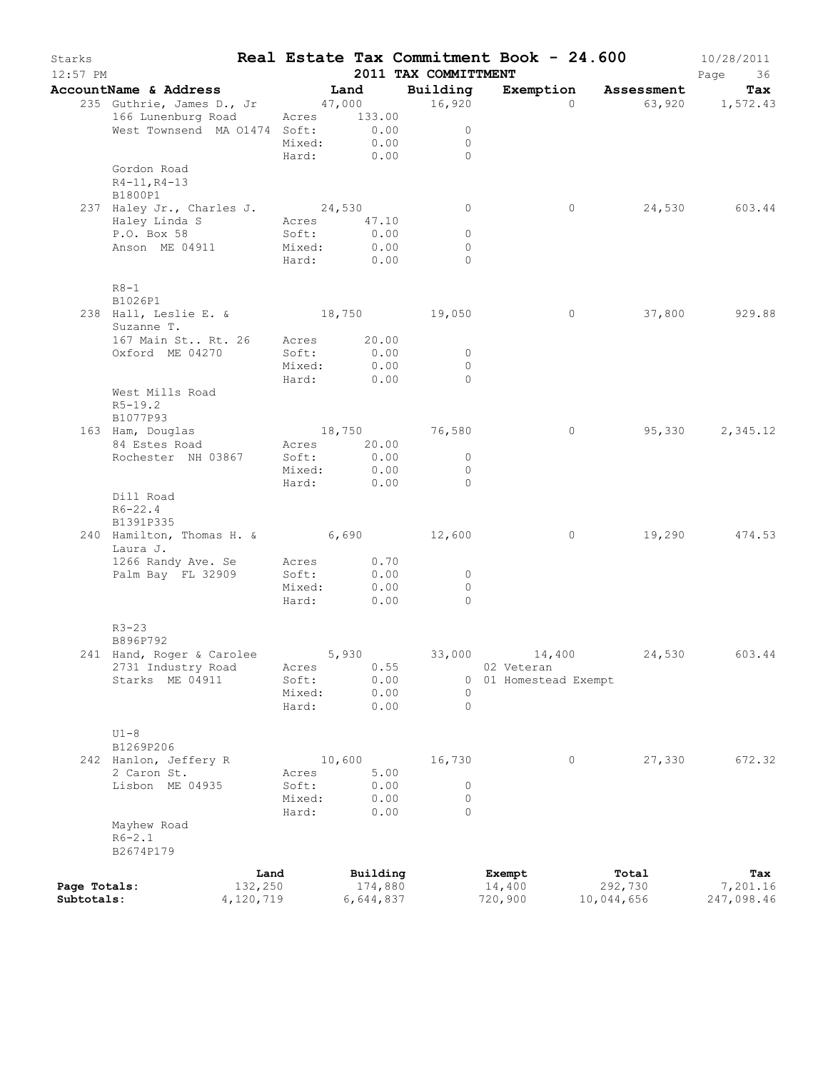# Real Estate Tax Commitment Book - 24.600

Starks — 12:57 PM — 2011 TAX COMMITTMENT — 10/28/2011

| AccountName & Address | Land | Building | Exemption | Assessment | Tax |
|---|---|---|---|---|---|
| 235 Guthrie, James D., Jr | 47,000 | 16,920 | 0 | 63,920 | 1,572.43 |
| 166 Lunenburg Road | Acres 133.00 | | | | |
| West Townsend MA 01474 | Soft: 0.00 | 0 | | | |
| | Mixed: 0.00 | 0 | | | |
| | Hard: 0.00 | 0 | | | |
| Gordon Road | | | | | |
| R4-11,R4-13 | | | | | |
| B1800P1 | | | | | |
| 237 Haley Jr., Charles J. | 24,530 | 0 | 0 | 24,530 | 603.44 |
| Haley Linda S | Acres 47.10 | | | | |
| P.O. Box 58 | Soft: 0.00 | 0 | | | |
| Anson ME 04911 | Mixed: 0.00 | 0 | | | |
| | Hard: 0.00 | 0 | | | |
| R8-1 | | | | | |
| B1026P1 | | | | | |
| 238 Hall, Leslie E. & Suzanne T. | 18,750 | 19,050 | 0 | 37,800 | 929.88 |
| 167 Main St.. Rt. 26 | Acres 20.00 | | | | |
| Oxford ME 04270 | Soft: 0.00 | 0 | | | |
| | Mixed: 0.00 | 0 | | | |
| | Hard: 0.00 | 0 | | | |
| West Mills Road | | | | | |
| R5-19.2 | | | | | |
| B1077P93 | | | | | |
| 163 Ham, Douglas | 18,750 | 76,580 | 0 | 95,330 | 2,345.12 |
| 84 Estes Road | Acres 20.00 | | | | |
| Rochester NH 03867 | Soft: 0.00 | 0 | | | |
| | Mixed: 0.00 | 0 | | | |
| | Hard: 0.00 | 0 | | | |
| Dill Road | | | | | |
| R6-22.4 | | | | | |
| B1391P335 | | | | | |
| 240 Hamilton, Thomas H. & Laura J. | 6,690 | 12,600 | 0 | 19,290 | 474.53 |
| 1266 Randy Ave. Se | Acres 0.70 | | | | |
| Palm Bay FL 32909 | Soft: 0.00 | 0 | | | |
| | Mixed: 0.00 | 0 | | | |
| | Hard: 0.00 | 0 | | | |
| R3-23 | | | | | |
| B896P792 | | | | | |
| 241 Hand, Roger & Carolee | 5,930 | 33,000 | 14,400 | 24,530 | 603.44 |
| 2731 Industry Road | Acres 0.55 | | 02 Veteran | | |
| Starks ME 04911 | Soft: 0.00 | 0 | 01 Homestead Exempt | | |
| | Mixed: 0.00 | 0 | | | |
| | Hard: 0.00 | 0 | | | |
| U1-8 | | | | | |
| B1269P206 | | | | | |
| 242 Hanlon, Jeffery R | 10,600 | 16,730 | 0 | 27,330 | 672.32 |
| 2 Caron St. | Acres 5.00 | | | | |
| Lisbon ME 04935 | Soft: 0.00 | 0 | | | |
| | Mixed: 0.00 | 0 | | | |
| | Hard: 0.00 | 0 | | | |
| Mayhew Road | | | | | |
| R6-2.1 | | | | | |
| B2674P179 | | | | | |

| | Land | Building | Exempt | Total | Tax |
|---|---|---|---|---|---|
| Page Totals: | 132,250 | 174,880 | 14,400 | 292,730 | 7,201.16 |
| Subtotals: | 4,120,719 | 6,644,837 | 720,900 | 10,044,656 | 247,098.46 |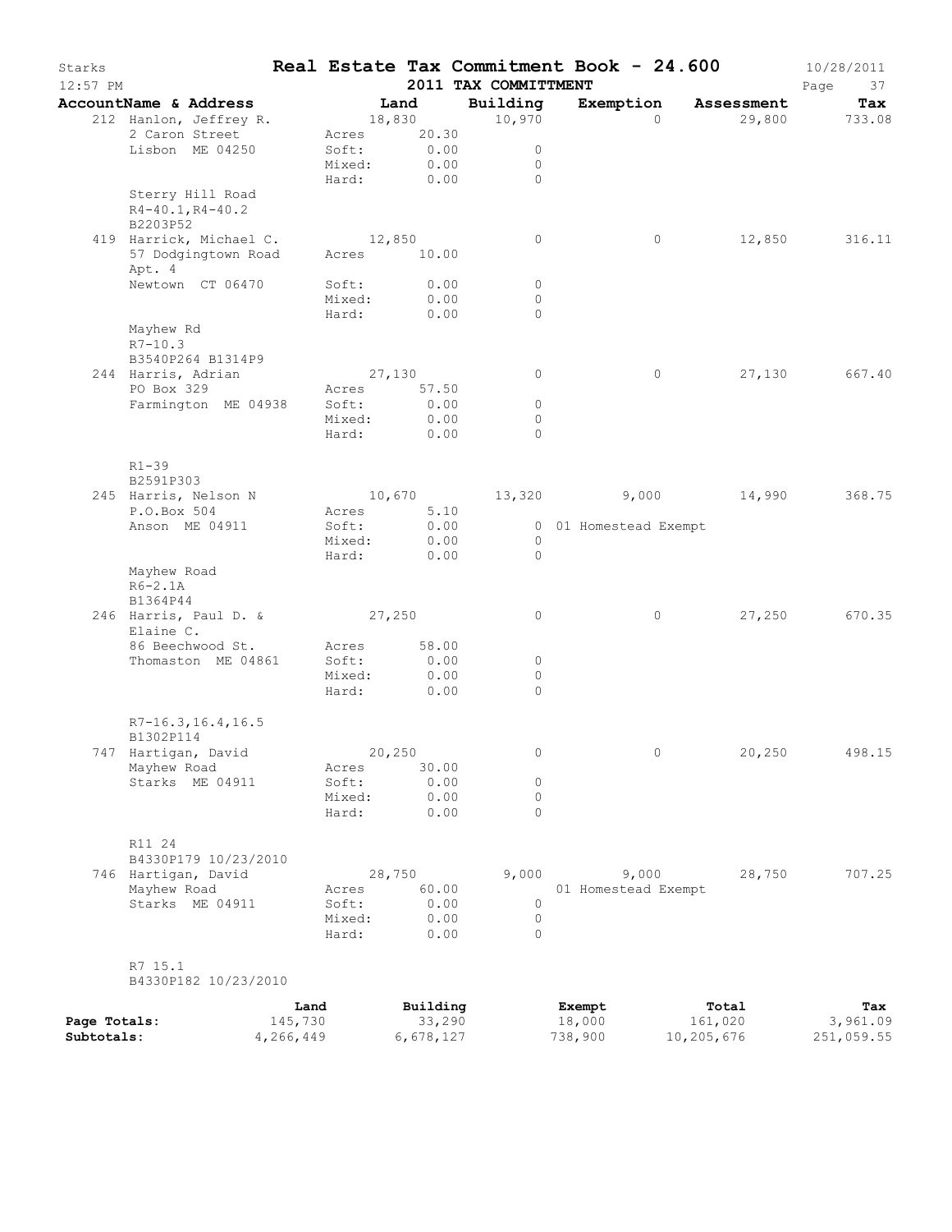Starks  **Real Estate Tax Commitment Book - 24.600**  10/28/2011
12:57 PM  **2011 TAX COMMITTMENT**

| AccountName & Address | Land | Building | Exemption | Assessment | Tax |
|---|---|---|---|---|---|
| 212 Hanlon, Jeffrey R. | 18,830 | 10,970 | 0 | 29,800 | 733.08 |
| 2 Caron Street | Acres 20.30 | | | | |
| Lisbon ME 04250 | Soft: 0.00 | 0 | | | |
| | Mixed: 0.00 | 0 | | | |
| | Hard: 0.00 | 0 | | | |
| Sterry Hill Road | | | | | |
| R4-40.1,R4-40.2 | | | | | |
| B2203P52 | | | | | |
| 419 Harrick, Michael C. | 12,850 | 0 | 0 | 12,850 | 316.11 |
| 57 Dodgingtown Road | Acres 10.00 | | | | |
| Apt. 4 | | | | | |
| Newtown CT 06470 | Soft: 0.00 | 0 | | | |
| | Mixed: 0.00 | 0 | | | |
| | Hard: 0.00 | 0 | | | |
| Mayhew Rd | | | | | |
| R7-10.3 | | | | | |
| B3540P264 B1314P9 | | | | | |
| 244 Harris, Adrian | 27,130 | 0 | 0 | 27,130 | 667.40 |
| PO Box 329 | Acres 57.50 | | | | |
| Farmington ME 04938 | Soft: 0.00 | 0 | | | |
| | Mixed: 0.00 | 0 | | | |
| | Hard: 0.00 | 0 | | | |
| R1-39 | | | | | |
| B2591P303 | | | | | |
| 245 Harris, Nelson N | 10,670 | 13,320 | 9,000 | 14,990 | 368.75 |
| P.O.Box 504 | Acres 5.10 | | | | |
| Anson ME 04911 | Soft: 0.00 | 0 | 01 Homestead Exempt | | |
| | Mixed: 0.00 | 0 | | | |
| | Hard: 0.00 | 0 | | | |
| Mayhew Road | | | | | |
| R6-2.1A | | | | | |
| B1364P44 | | | | | |
| 246 Harris, Paul D. & Elaine C. | 27,250 | 0 | 0 | 27,250 | 670.35 |
| 86 Beechwood St. | Acres 58.00 | | | | |
| Thomaston ME 04861 | Soft: 0.00 | 0 | | | |
| | Mixed: 0.00 | 0 | | | |
| | Hard: 0.00 | 0 | | | |
| R7-16.3,16.4,16.5 | | | | | |
| B1302P114 | | | | | |
| 747 Hartigan, David | 20,250 | 0 | 0 | 20,250 | 498.15 |
| Mayhew Road | Acres 30.00 | | | | |
| Starks ME 04911 | Soft: 0.00 | 0 | | | |
| | Mixed: 0.00 | 0 | | | |
| | Hard: 0.00 | 0 | | | |
| R11 24 | | | | | |
| B4330P179 10/23/2010 | | | | | |
| 746 Hartigan, David | 28,750 | 9,000 | 9,000 | 28,750 | 707.25 |
| Mayhew Road | Acres 60.00 | | 01 Homestead Exempt | | |
| Starks ME 04911 | Soft: 0.00 | 0 | | | |
| | Mixed: 0.00 | 0 | | | |
| | Hard: 0.00 | 0 | | | |
| R7 15.1 | | | | | |
| B4330P182 10/23/2010 | | | | | |

| | Land | Building | Exempt | Total | Tax |
|---|---|---|---|---|---|
| Page Totals: | 145,730 | 33,290 | 18,000 | 161,020 | 3,961.09 |
| Subtotals: | 4,266,449 | 6,678,127 | 738,900 | 10,205,676 | 251,059.55 |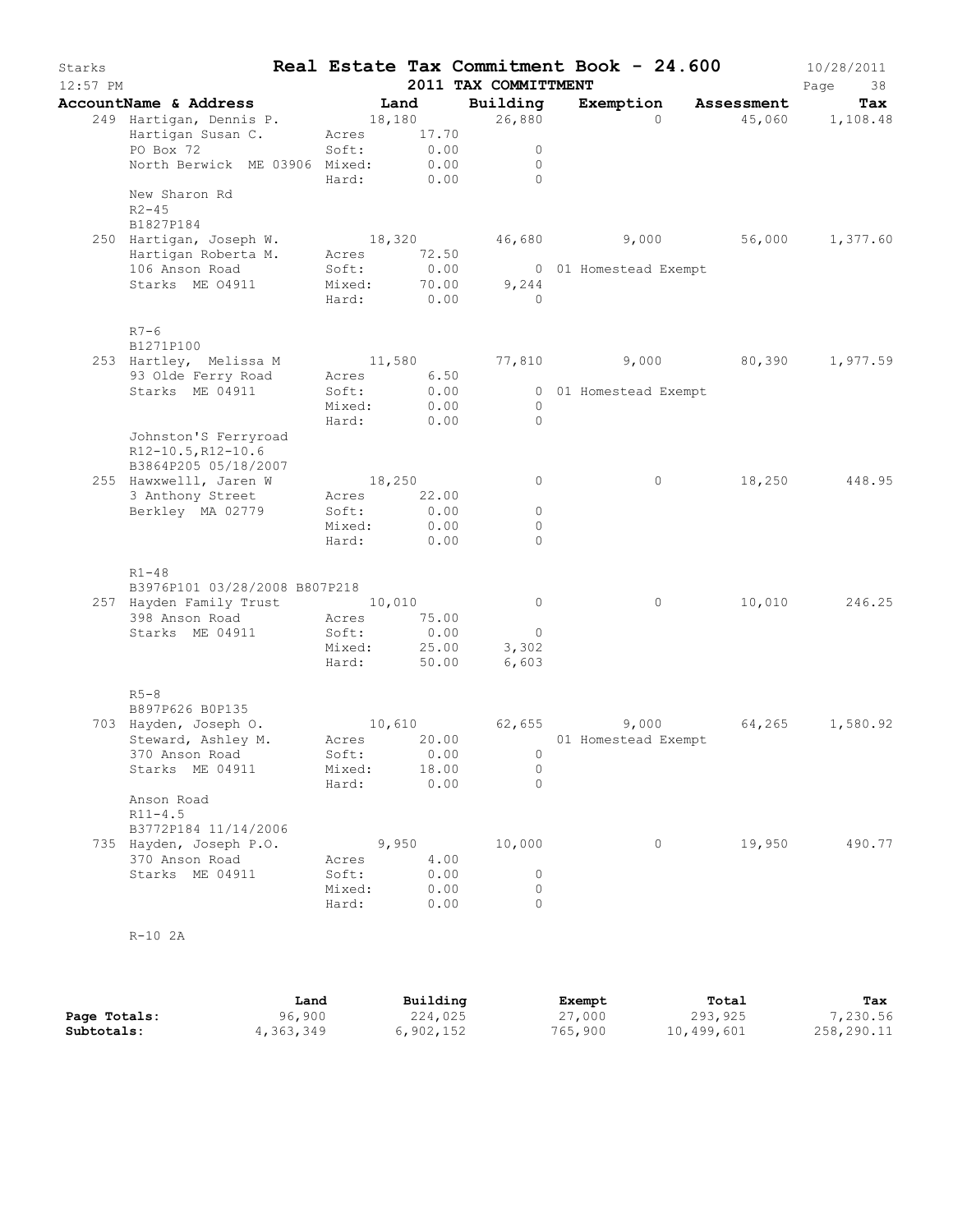# Real Estate Tax Commitment Book - 24.600

Starks 10/28/2011
12:57 PM 2011 TAX COMMITTMENT

| AccountName & Address | Land | Building | Exemption | Assessment | Tax |
|---|---|---|---|---|---|
| 249 Hartigan, Dennis P. | 18,180 | 26,880 | 0 | 45,060 | 1,108.48 |
| Hartigan Susan C. | Acres 17.70 | | | | |
| PO Box 72 | Soft: 0.00 | 0 | | | |
| North Berwick ME 03906 | Mixed: 0.00 | 0 | | | |
| | Hard: 0.00 | 0 | | | |
| New Sharon Rd | | | | | |
| R2-45 | | | | | |
| B1827P184 | | | | | |
| 250 Hartigan, Joseph W. | 18,320 | 46,680 | 9,000 | 56,000 | 1,377.60 |
| Hartigan Roberta M. | Acres 72.50 | | | | |
| 106 Anson Road | Soft: 0.00 | 0 | 01 Homestead Exempt | | |
| Starks ME 04911 | Mixed: 70.00 | 9,244 | | | |
| | Hard: 0.00 | 0 | | | |
| R7-6 | | | | | |
| B1271P100 | | | | | |
| 253 Hartley, Melissa M | 11,580 | 77,810 | 9,000 | 80,390 | 1,977.59 |
| 93 Olde Ferry Road | Acres 6.50 | | | | |
| Starks ME 04911 | Soft: 0.00 | 0 | 01 Homestead Exempt | | |
| | Mixed: 0.00 | 0 | | | |
| | Hard: 0.00 | 0 | | | |
| Johnston'S Ferryroad | | | | | |
| R12-10.5,R12-10.6 | | | | | |
| B3864P205 05/18/2007 | | | | | |
| 255 Hawxwelll, Jaren W | 18,250 | 0 | 0 | 18,250 | 448.95 |
| 3 Anthony Street | Acres 22.00 | | | | |
| Berkley MA 02779 | Soft: 0.00 | 0 | | | |
| | Mixed: 0.00 | 0 | | | |
| | Hard: 0.00 | 0 | | | |
| R1-48 | | | | | |
| B3976P101 03/28/2008 B807P218 | | | | | |
| 257 Hayden Family Trust | 10,010 | 0 | 0 | 10,010 | 246.25 |
| 398 Anson Road | Acres 75.00 | | | | |
| Starks ME 04911 | Soft: 0.00 | 0 | | | |
| | Mixed: 25.00 | 3,302 | | | |
| | Hard: 50.00 | 6,603 | | | |
| R5-8 | | | | | |
| B897P626 B0P135 | | | | | |
| 703 Hayden, Joseph O. | 10,610 | 62,655 | 9,000 | 64,265 | 1,580.92 |
| Steward, Ashley M. | Acres 20.00 | | 01 Homestead Exempt | | |
| 370 Anson Road | Soft: 0.00 | 0 | | | |
| Starks ME 04911 | Mixed: 18.00 | 0 | | | |
| | Hard: 0.00 | 0 | | | |
| Anson Road | | | | | |
| R11-4.5 | | | | | |
| B3772P184 11/14/2006 | | | | | |
| 735 Hayden, Joseph P.O. | 9,950 | 10,000 | 0 | 19,950 | 490.77 |
| 370 Anson Road | Acres 4.00 | | | | |
| Starks ME 04911 | Soft: 0.00 | 0 | | | |
| | Mixed: 0.00 | 0 | | | |
| | Hard: 0.00 | 0 | | | |
| R-10 2A | | | | | |

| | Land | Building | Exempt | Total | Tax |
|---|---|---|---|---|---|
| Page Totals: | 96,900 | 224,025 | 27,000 | 293,925 | 7,230.56 |
| Subtotals: | 4,363,349 | 6,902,152 | 765,900 | 10,499,601 | 258,290.11 |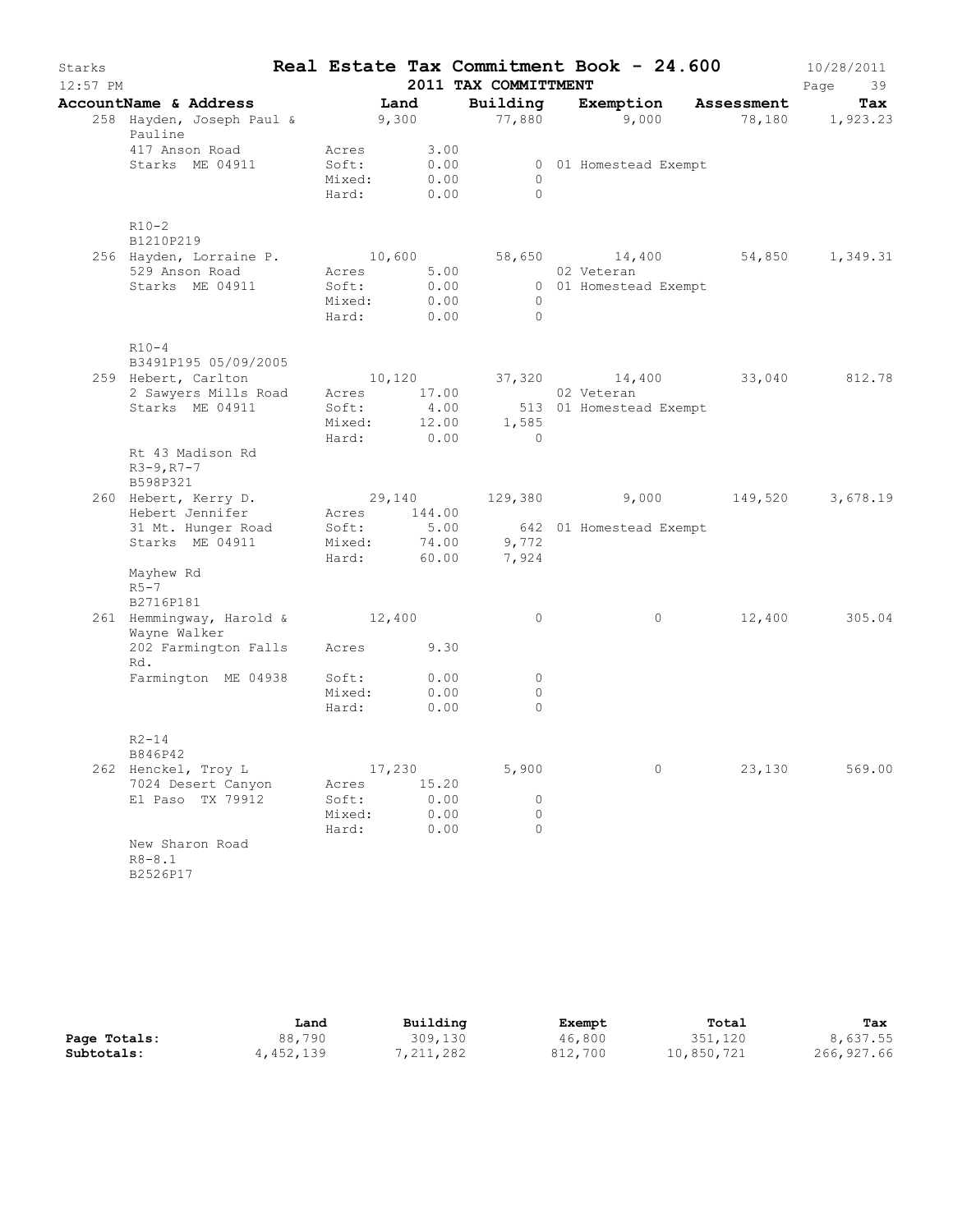Starks — **Real Estate Tax Commitment Book - 24.600** — 10/28/2011
12:57 PM — 2011 TAX COMMITTMENT — Page 39

| AccountName & Address | Land | Building | Exemption | Assessment | Tax |
|---|---|---|---|---|---|
| 258 Hayden, Joseph Paul & Pauline | 9,300 | 77,880 | 9,000 | 78,180 | 1,923.23 |
| 417 Anson Road | Acres 3.00 | | | | |
| Starks ME 04911 | Soft: 0.00 | 0 | 01 Homestead Exempt | | |
| | Mixed: 0.00 | 0 | | | |
| | Hard: 0.00 | 0 | | | |
| R10-2 | | | | | |
| B1210P219 | | | | | |
| 256 Hayden, Lorraine P. | 10,600 | 58,650 | 14,400 | 54,850 | 1,349.31 |
| 529 Anson Road | Acres 5.00 | | 02 Veteran | | |
| Starks ME 04911 | Soft: 0.00 | 0 | 01 Homestead Exempt | | |
| | Mixed: 0.00 | 0 | | | |
| | Hard: 0.00 | 0 | | | |
| R10-4 | | | | | |
| B3491P195 05/09/2005 | | | | | |
| 259 Hebert, Carlton | 10,120 | 37,320 | 14,400 | 33,040 | 812.78 |
| 2 Sawyers Mills Road | Acres 17.00 | | 02 Veteran | | |
| Starks ME 04911 | Soft: 4.00 | 513 | 01 Homestead Exempt | | |
| | Mixed: 12.00 | 1,585 | | | |
| | Hard: 0.00 | 0 | | | |
| Rt 43 Madison Rd | | | | | |
| R3-9,R7-7 | | | | | |
| B598P321 | | | | | |
| 260 Hebert, Kerry D. | 29,140 | 129,380 | 9,000 | 149,520 | 3,678.19 |
| Hebert Jennifer | Acres 144.00 | | | | |
| 31 Mt. Hunger Road | Soft: 5.00 | 642 | 01 Homestead Exempt | | |
| Starks ME 04911 | Mixed: 74.00 | 9,772 | | | |
| | Hard: 60.00 | 7,924 | | | |
| Mayhew Rd | | | | | |
| R5-7 | | | | | |
| B2716P181 | | | | | |
| 261 Hemmingway, Harold & Wayne Walker | 12,400 | 0 | 0 | 12,400 | 305.04 |
| 202 Farmington Falls Rd. | Acres 9.30 | | | | |
| Farmington ME 04938 | Soft: 0.00 | 0 | | | |
| | Mixed: 0.00 | 0 | | | |
| | Hard: 0.00 | 0 | | | |
| R2-14 | | | | | |
| B846P42 | | | | | |
| 262 Henckel, Troy L | 17,230 | 5,900 | 0 | 23,130 | 569.00 |
| 7024 Desert Canyon | Acres 15.20 | | | | |
| El Paso TX 79912 | Soft: 0.00 | 0 | | | |
| | Mixed: 0.00 | 0 | | | |
| | Hard: 0.00 | 0 | | | |
| New Sharon Road | | | | | |
| R8-8.1 | | | | | |
| B2526P17 | | | | | |

| | Land | Building | Exempt | Total | Tax |
|---|---|---|---|---|---|
| **Page Totals:** | 88,790 | 309,130 | 46,800 | 351,120 | 8,637.55 |
| **Subtotals:** | 4,452,139 | 7,211,282 | 812,700 | 10,850,721 | 266,927.66 |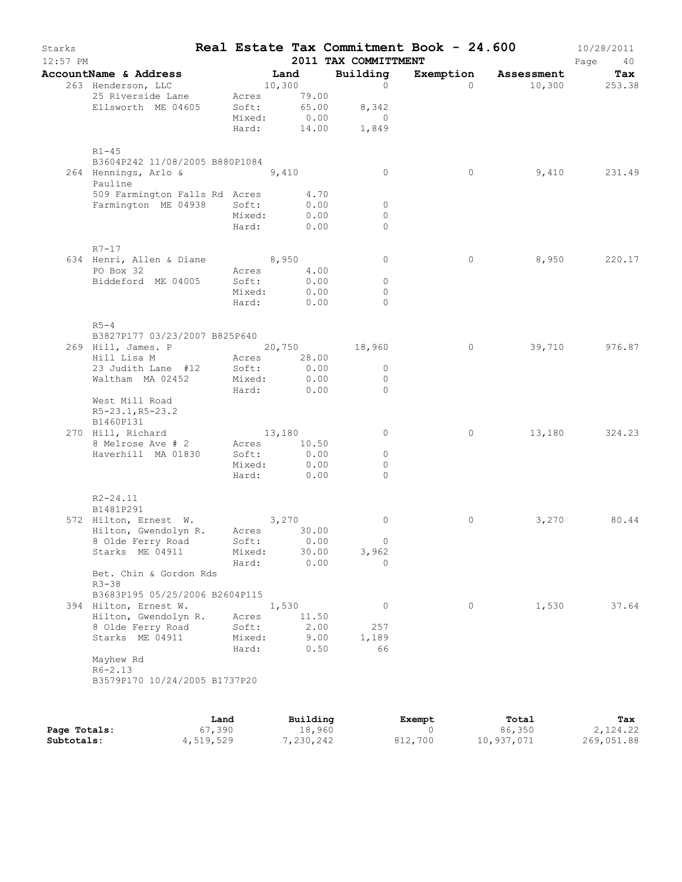# Starks — Real Estate Tax Commitment Book - 24.600 — 2011 TAX COMMITTMENT

12:57 PM — 10/28/2011

| AccountName & Address | Land | | Building | Exemption | Assessment | Tax |
|---|---|---|---|---|---|---|
| 263 Henderson, LLC | 10,300 | | 0 | 0 | 10,300 | 253.38 |
| 25 Riverside Lane | Acres | 79.00 | | | | |
| Ellsworth ME 04605 | Soft: | 65.00 | 8,342 | | | |
| | Mixed: | 0.00 | 0 | | | |
| | Hard: | 14.00 | 1,849 | | | |
| R1-45 | | | | | | |
| B3604P242 11/08/2005 B880P1084 | | | | | | |
| 264 Hennings, Arlo & Pauline | 9,410 | | 0 | 0 | 9,410 | 231.49 |
| 509 Farmington Falls Rd | Acres | 4.70 | | | | |
| Farmington ME 04938 | Soft: | 0.00 | 0 | | | |
| | Mixed: | 0.00 | 0 | | | |
| | Hard: | 0.00 | 0 | | | |
| R7-17 | | | | | | |
| 634 Henri, Allen & Diane | 8,950 | | 0 | 0 | 8,950 | 220.17 |
| PO Box 32 | Acres | 4.00 | | | | |
| Biddeford ME 04005 | Soft: | 0.00 | 0 | | | |
| | Mixed: | 0.00 | 0 | | | |
| | Hard: | 0.00 | 0 | | | |
| R5-4 | | | | | | |
| B3827P177 03/23/2007 B825P640 | | | | | | |
| 269 Hill, James. P | 20,750 | | 18,960 | 0 | 39,710 | 976.87 |
| Hill Lisa M | Acres | 28.00 | | | | |
| 23 Judith Lane #12 | Soft: | 0.00 | 0 | | | |
| Waltham MA 02452 | Mixed: | 0.00 | 0 | | | |
| | Hard: | 0.00 | 0 | | | |
| West Mill Road | | | | | | |
| R5-23.1,R5-23.2 | | | | | | |
| B1460P131 | | | | | | |
| 270 Hill, Richard | 13,180 | | 0 | 0 | 13,180 | 324.23 |
| 8 Melrose Ave # 2 | Acres | 10.50 | | | | |
| Haverhill MA 01830 | Soft: | 0.00 | 0 | | | |
| | Mixed: | 0.00 | 0 | | | |
| | Hard: | 0.00 | 0 | | | |
| R2-24.11 | | | | | | |
| B1481P291 | | | | | | |
| 572 Hilton, Ernest W. | 3,270 | | 0 | 0 | 3,270 | 80.44 |
| Hilton, Gwendolyn R. | Acres | 30.00 | | | | |
| 8 Olde Ferry Road | Soft: | 0.00 | 0 | | | |
| Starks ME 04911 | Mixed: | 30.00 | 3,962 | | | |
| | Hard: | 0.00 | 0 | | | |
| Bet. Chin & Gordon Rds | | | | | | |
| R3-38 | | | | | | |
| B3683P195 05/25/2006 B2604P115 | | | | | | |
| 394 Hilton, Ernest W. | 1,530 | | 0 | 0 | 1,530 | 37.64 |
| Hilton, Gwendolyn R. | Acres | 11.50 | | | | |
| 8 Olde Ferry Road | Soft: | 2.00 | 257 | | | |
| Starks ME 04911 | Mixed: | 9.00 | 1,189 | | | |
| | Hard: | 0.50 | 66 | | | |
| Mayhew Rd | | | | | | |
| R6-2.13 | | | | | | |
| B3579P170 10/24/2005 B1737P20 | | | | | | |

| | Land | Building | Exempt | Total | Tax |
|---|---|---|---|---|---|
| Page Totals: | 67,390 | 18,960 | 0 | 86,350 | 2,124.22 |
| Subtotals: | 4,519,529 | 7,230,242 | 812,700 | 10,937,071 | 269,051.88 |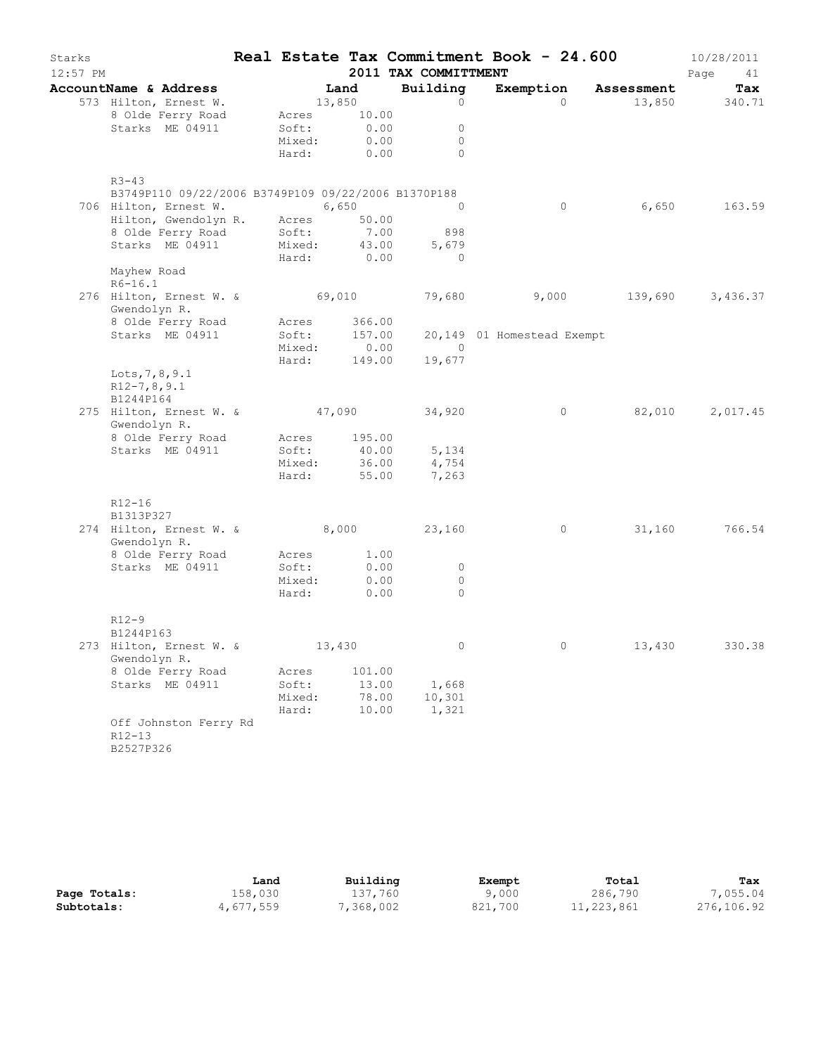# Starks — Real Estate Tax Commitment Book - 24.600

12:57 PM — 2011 TAX COMMITTMENT — 10/28/2011

| AccountName & Address | Land | | Building | Exemption | Assessment | Tax |
|---|---|---|---|---|---|---|
| 573 Hilton, Ernest W. | 13,850 | | 0 | 0 | 13,850 | 340.71 |
| 8 Olde Ferry Road | Acres | 10.00 | | | | |
| Starks ME 04911 | Soft: | 0.00 | 0 | | | |
| | Mixed: | 0.00 | 0 | | | |
| | Hard: | 0.00 | 0 | | | |
| R3-43 | | | | | | |
| B3749P110 09/22/2006 B3749P109 09/22/2006 B1370P188 | | | | | | |
| 706 Hilton, Ernest W. | 6,650 | | 0 | 0 | 6,650 | 163.59 |
| Hilton, Gwendolyn R. | Acres | 50.00 | | | | |
| 8 Olde Ferry Road | Soft: | 7.00 | 898 | | | |
| Starks ME 04911 | Mixed: | 43.00 | 5,679 | | | |
| | Hard: | 0.00 | 0 | | | |
| Mayhew Road | | | | | | |
| R6-16.1 | | | | | | |
| 276 Hilton, Ernest W. & | 69,010 | | 79,680 | 9,000 | 139,690 | 3,436.37 |
| Gwendolyn R. | | | | | | |
| 8 Olde Ferry Road | Acres | 366.00 | | | | |
| Starks ME 04911 | Soft: | 157.00 | 20,149 | 01 Homestead Exempt | | |
| | Mixed: | 0.00 | 0 | | | |
| | Hard: | 149.00 | 19,677 | | | |
| Lots,7,8,9.1 | | | | | | |
| R12-7,8,9.1 | | | | | | |
| B1244P164 | | | | | | |
| 275 Hilton, Ernest W. & | 47,090 | | 34,920 | 0 | 82,010 | 2,017.45 |
| Gwendolyn R. | | | | | | |
| 8 Olde Ferry Road | Acres | 195.00 | | | | |
| Starks ME 04911 | Soft: | 40.00 | 5,134 | | | |
| | Mixed: | 36.00 | 4,754 | | | |
| | Hard: | 55.00 | 7,263 | | | |
| R12-16 | | | | | | |
| B1313P327 | | | | | | |
| 274 Hilton, Ernest W. & | 8,000 | | 23,160 | 0 | 31,160 | 766.54 |
| Gwendolyn R. | | | | | | |
| 8 Olde Ferry Road | Acres | 1.00 | | | | |
| Starks ME 04911 | Soft: | 0.00 | 0 | | | |
| | Mixed: | 0.00 | 0 | | | |
| | Hard: | 0.00 | 0 | | | |
| R12-9 | | | | | | |
| B1244P163 | | | | | | |
| 273 Hilton, Ernest W. & | 13,430 | | 0 | 0 | 13,430 | 330.38 |
| Gwendolyn R. | | | | | | |
| 8 Olde Ferry Road | Acres | 101.00 | | | | |
| Starks ME 04911 | Soft: | 13.00 | 1,668 | | | |
| | Mixed: | 78.00 | 10,301 | | | |
| | Hard: | 10.00 | 1,321 | | | |
| Off Johnston Ferry Rd | | | | | | |
| R12-13 | | | | | | |
| B2527P326 | | | | | | |

| | Land | Building | Exempt | Total | Tax |
|---|---|---|---|---|---|
| Page Totals: | 158,030 | 137,760 | 9,000 | 286,790 | 7,055.04 |
| Subtotals: | 4,677,559 | 7,368,002 | 821,700 | 11,223,861 | 276,106.92 |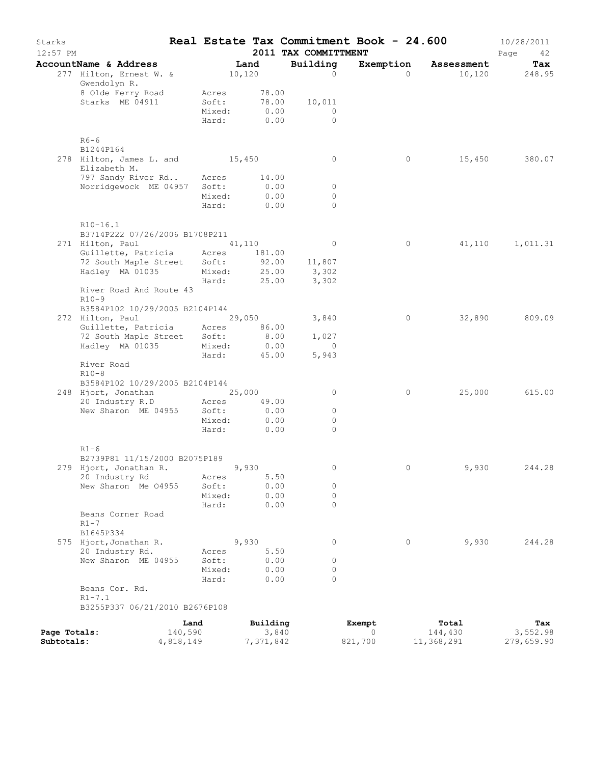# Starks — Real Estate Tax Commitment Book - 24.600

12:57 PM — 2011 TAX COMMITTMENT — 10/28/2011

| AccountName & Address | | Land | Building | Exemption | Assessment | Tax |
|---|---|---|---|---|---|---|
| 277 Hilton, Ernest W. & Gwendolyn R. | | 10,120 | 0 | 0 | 10,120 | 248.95 |
| 8 Olde Ferry Road | Acres | 78.00 | | | | |
| Starks ME 04911 | Soft: | 78.00 | 10,011 | | | |
| | Mixed: | 0.00 | 0 | | | |
| | Hard: | 0.00 | 0 | | | |
| R6-6 | | | | | | |
| B1244P164 | | | | | | |
| 278 Hilton, James L. and Elizabeth M. | | 15,450 | 0 | 0 | 15,450 | 380.07 |
| 797 Sandy River Rd.. | Acres | 14.00 | | | | |
| Norridgewock ME 04957 | Soft: | 0.00 | 0 | | | |
| | Mixed: | 0.00 | 0 | | | |
| | Hard: | 0.00 | 0 | | | |
| R10-16.1 | | | | | | |
| B3714P222 07/26/2006 B1708P211 | | | | | | |
| 271 Hilton, Paul | | 41,110 | 0 | 0 | 41,110 | 1,011.31 |
| Guillette, Patricia | Acres | 181.00 | | | | |
| 72 South Maple Street | Soft: | 92.00 | 11,807 | | | |
| Hadley MA 01035 | Mixed: | 25.00 | 3,302 | | | |
| | Hard: | 25.00 | 3,302 | | | |
| River Road And Route 43 | | | | | | |
| R10-9 | | | | | | |
| B3584P102 10/29/2005 B2104P144 | | | | | | |
| 272 Hilton, Paul | | 29,050 | 3,840 | 0 | 32,890 | 809.09 |
| Guillette, Patricia | Acres | 86.00 | | | | |
| 72 South Maple Street | Soft: | 8.00 | 1,027 | | | |
| Hadley MA 01035 | Mixed: | 0.00 | 0 | | | |
| | Hard: | 45.00 | 5,943 | | | |
| River Road | | | | | | |
| R10-8 | | | | | | |
| B3584P102 10/29/2005 B2104P144 | | | | | | |
| 248 Hjort, Jonathan | | 25,000 | 0 | 0 | 25,000 | 615.00 |
| 20 Industry R.D | Acres | 49.00 | | | | |
| New Sharon ME 04955 | Soft: | 0.00 | 0 | | | |
| | Mixed: | 0.00 | 0 | | | |
| | Hard: | 0.00 | 0 | | | |
| R1-6 | | | | | | |
| B2739P81 11/15/2000 B2075P189 | | | | | | |
| 279 Hjort, Jonathan R. | | 9,930 | 0 | 0 | 9,930 | 244.28 |
| 20 Industry Rd | Acres | 5.50 | | | | |
| New Sharon Me 04955 | Soft: | 0.00 | 0 | | | |
| | Mixed: | 0.00 | 0 | | | |
| | Hard: | 0.00 | 0 | | | |
| Beans Corner Road | | | | | | |
| R1-7 | | | | | | |
| B1645P334 | | | | | | |
| 575 Hjort,Jonathan R. | | 9,930 | 0 | 0 | 9,930 | 244.28 |
| 20 Industry Rd. | Acres | 5.50 | | | | |
| New Sharon ME 04955 | Soft: | 0.00 | 0 | | | |
| | Mixed: | 0.00 | 0 | | | |
| | Hard: | 0.00 | 0 | | | |
| Beans Cor. Rd. | | | | | | |
| R1-7.1 | | | | | | |
| B3255P337 06/21/2010 B2676P108 | | | | | | |

| | Land | Building | Exempt | Total | Tax |
|---|---|---|---|---|---|
| Page Totals: | 140,590 | 3,840 | 0 | 144,430 | 3,552.98 |
| Subtotals: | 4,818,149 | 7,371,842 | 821,700 | 11,368,291 | 279,659.90 |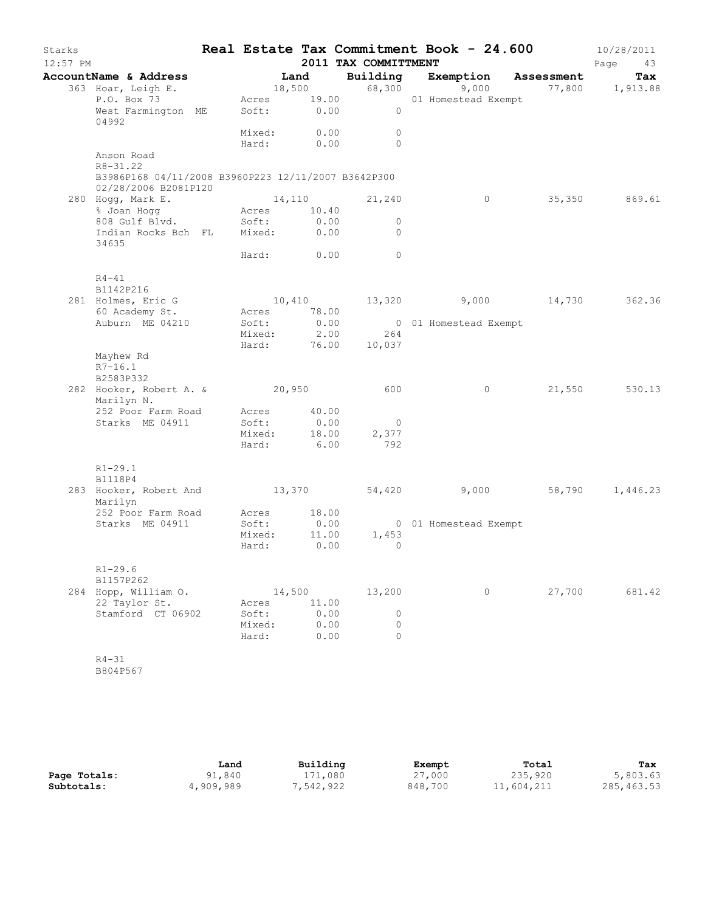# Starks — Real Estate Tax Commitment Book - 24.600

12:57 PM — 2011 TAX COMMITTMENT — 10/28/2011

| AccountName & Address | Land | | Building | Exemption | Assessment | Tax |
|---|---|---|---|---|---|---|
| 363 Hoar, Leigh E. | 18,500 | | 68,300 | 9,000 | 77,800 | 1,913.88 |
| P.O. Box 73 | Acres | 19.00 | | 01 Homestead Exempt | | |
| West Farmington ME 04992 | Soft: | 0.00 | 0 | | | |
| | Mixed: | 0.00 | 0 | | | |
| | Hard: | 0.00 | 0 | | | |
| Anson Road | | | | | | |
| R8-31.22 | | | | | | |
| B3986P168 04/11/2008 B3960P223 12/11/2007 B3642P300 02/28/2006 B2081P120 | | | | | | |
| 280 Hogg, Mark E. | 14,110 | | 21,240 | 0 | 35,350 | 869.61 |
| % Joan Hogg | Acres | 10.40 | | | | |
| 808 Gulf Blvd. | Soft: | 0.00 | 0 | | | |
| Indian Rocks Bch FL 34635 | Mixed: | 0.00 | 0 | | | |
| | Hard: | 0.00 | 0 | | | |
| R4-41 | | | | | | |
| B1142P216 | | | | | | |
| 281 Holmes, Eric G | 10,410 | | 13,320 | 9,000 | 14,730 | 362.36 |
| 60 Academy St. | Acres | 78.00 | | | | |
| Auburn ME 04210 | Soft: | 0.00 | 0 | 01 Homestead Exempt | | |
| | Mixed: | 2.00 | 264 | | | |
| | Hard: | 76.00 | 10,037 | | | |
| Mayhew Rd | | | | | | |
| R7-16.1 | | | | | | |
| B2583P332 | | | | | | |
| 282 Hooker, Robert A. & Marilyn N. | 20,950 | | 600 | 0 | 21,550 | 530.13 |
| 252 Poor Farm Road | Acres | 40.00 | | | | |
| Starks ME 04911 | Soft: | 0.00 | 0 | | | |
| | Mixed: | 18.00 | 2,377 | | | |
| | Hard: | 6.00 | 792 | | | |
| R1-29.1 | | | | | | |
| B1118P4 | | | | | | |
| 283 Hooker, Robert And Marilyn | 13,370 | | 54,420 | 9,000 | 58,790 | 1,446.23 |
| 252 Poor Farm Road | Acres | 18.00 | | | | |
| Starks ME 04911 | Soft: | 0.00 | 0 | 01 Homestead Exempt | | |
| | Mixed: | 11.00 | 1,453 | | | |
| | Hard: | 0.00 | 0 | | | |
| R1-29.6 | | | | | | |
| B1157P262 | | | | | | |
| 284 Hopp, William O. | 14,500 | | 13,200 | 0 | 27,700 | 681.42 |
| 22 Taylor St. | Acres | 11.00 | | | | |
| Stamford CT 06902 | Soft: | 0.00 | 0 | | | |
| | Mixed: | 0.00 | 0 | | | |
| | Hard: | 0.00 | 0 | | | |
| R4-31 | | | | | | |
| B804P567 | | | | | | |

| | Land | Building | Exempt | Total | Tax |
|---|---|---|---|---|---|
| Page Totals: | 91,840 | 171,080 | 27,000 | 235,920 | 5,803.63 |
| Subtotals: | 4,909,989 | 7,542,922 | 848,700 | 11,604,211 | 285,463.53 |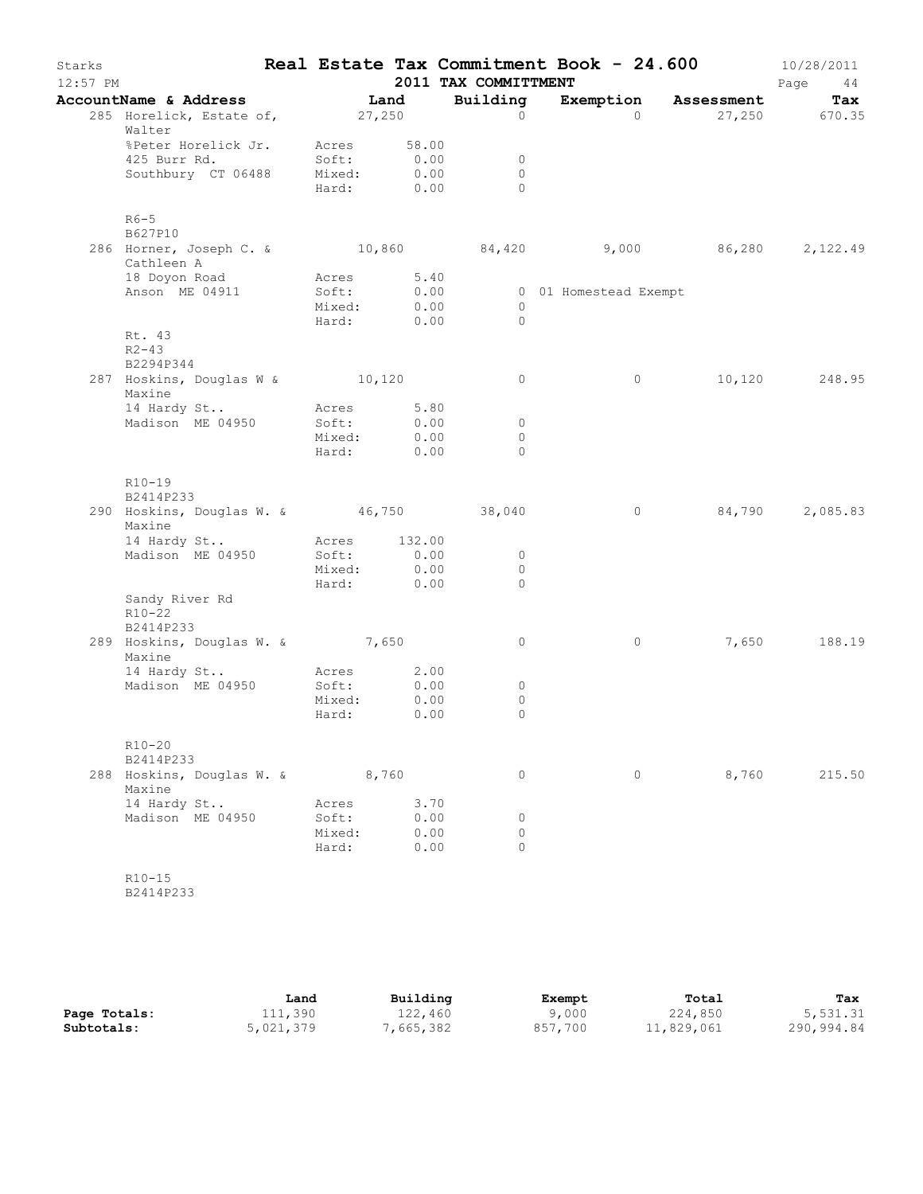# Starks — Real Estate Tax Commitment Book - 24.600

12:57 PM — 2011 TAX COMMITTMENT — 10/28/2011

| AccountName & Address | Land | Building | Exemption | Assessment | Tax |
|---|---|---|---|---|---|
| 285 Horelick, Estate of, Walter | 27,250 | 0 | 0 | 27,250 | 670.35 |
| %Peter Horelick Jr. | Acres 58.00 | | | | |
| 425 Burr Rd. | Soft: 0.00 | 0 | | | |
| Southbury CT 06488 | Mixed: 0.00 | 0 | | | |
| | Hard: 0.00 | 0 | | | |
| R6-5 | | | | | |
| B627P10 | | | | | |
| 286 Horner, Joseph C. & Cathleen A | 10,860 | 84,420 | 9,000 | 86,280 | 2,122.49 |
| 18 Doyon Road | Acres 5.40 | | | | |
| Anson ME 04911 | Soft: 0.00 | 0 | 01 Homestead Exempt | | |
| | Mixed: 0.00 | 0 | | | |
| | Hard: 0.00 | 0 | | | |
| Rt. 43 | | | | | |
| R2-43 | | | | | |
| B2294P344 | | | | | |
| 287 Hoskins, Douglas W & Maxine | 10,120 | 0 | 0 | 10,120 | 248.95 |
| 14 Hardy St.. | Acres 5.80 | | | | |
| Madison ME 04950 | Soft: 0.00 | 0 | | | |
| | Mixed: 0.00 | 0 | | | |
| | Hard: 0.00 | 0 | | | |
| R10-19 | | | | | |
| B2414P233 | | | | | |
| 290 Hoskins, Douglas W. & Maxine | 46,750 | 38,040 | 0 | 84,790 | 2,085.83 |
| 14 Hardy St.. | Acres 132.00 | | | | |
| Madison ME 04950 | Soft: 0.00 | 0 | | | |
| | Mixed: 0.00 | 0 | | | |
| | Hard: 0.00 | 0 | | | |
| Sandy River Rd | | | | | |
| R10-22 | | | | | |
| B2414P233 | | | | | |
| 289 Hoskins, Douglas W. & Maxine | 7,650 | 0 | 0 | 7,650 | 188.19 |
| 14 Hardy St.. | Acres 2.00 | | | | |
| Madison ME 04950 | Soft: 0.00 | 0 | | | |
| | Mixed: 0.00 | 0 | | | |
| | Hard: 0.00 | 0 | | | |
| R10-20 | | | | | |
| B2414P233 | | | | | |
| 288 Hoskins, Douglas W. & Maxine | 8,760 | 0 | 0 | 8,760 | 215.50 |
| 14 Hardy St.. | Acres 3.70 | | | | |
| Madison ME 04950 | Soft: 0.00 | 0 | | | |
| | Mixed: 0.00 | 0 | | | |
| | Hard: 0.00 | 0 | | | |
| R10-15 | | | | | |
| B2414P233 | | | | | |

| | Land | Building | Exempt | Total | Tax |
|---|---|---|---|---|---|
| **Page Totals:** | 111,390 | 122,460 | 9,000 | 224,850 | 5,531.31 |
| **Subtotals:** | 5,021,379 | 7,665,382 | 857,700 | 11,829,061 | 290,994.84 |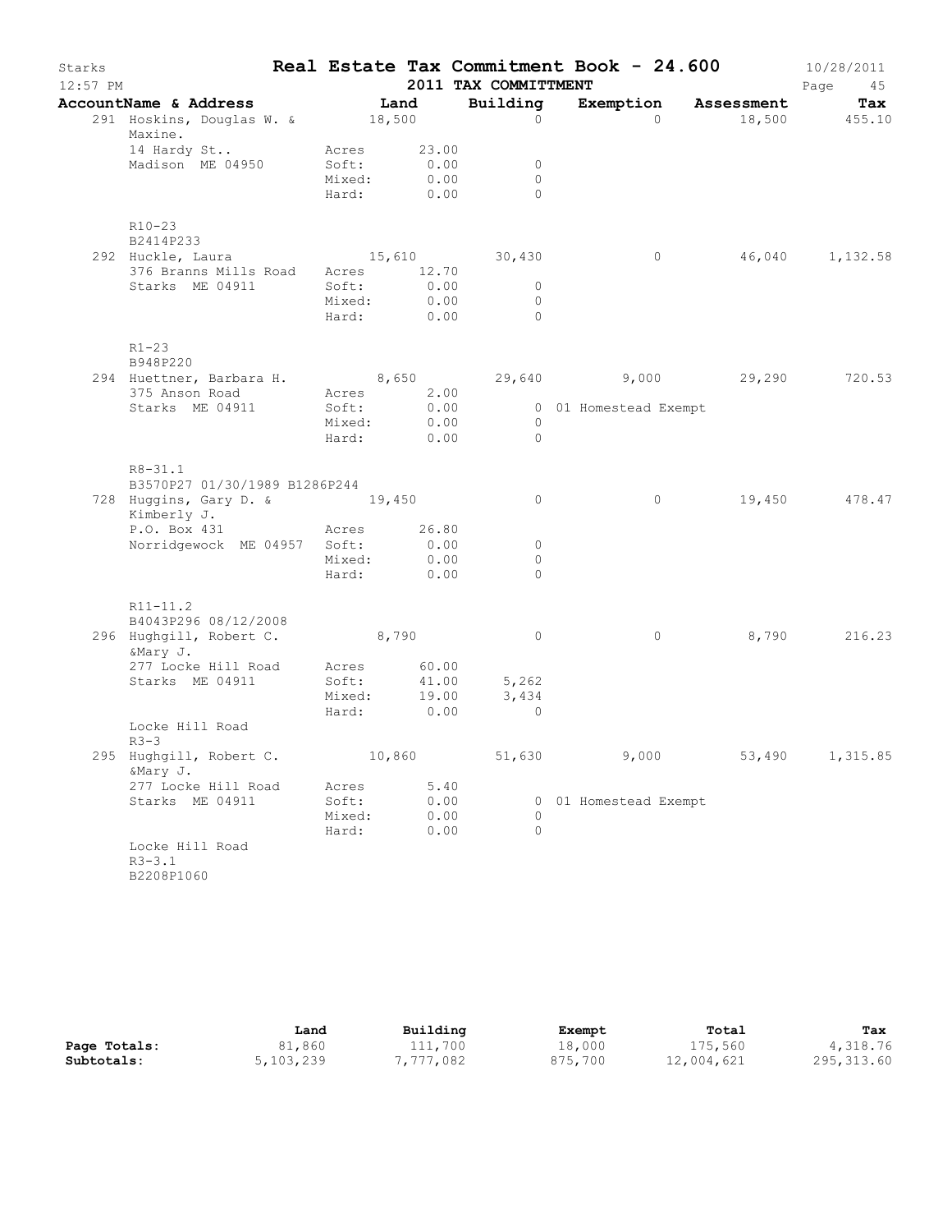# Real Estate Tax Commitment Book - 24.600

Starks — 12:57 PM — 2011 TAX COMMITTMENT — 10/28/2011

| AccountName & Address | | Land | Building | Exemption | Assessment | Tax |
|---|---|---|---|---|---|---|
| 291 Hoskins, Douglas W. & Maxine. | | 18,500 | 0 | 0 | 18,500 | 455.10 |
| 14 Hardy St.. | Acres | 23.00 | | | | |
| Madison ME 04950 | Soft: | 0.00 | 0 | | | |
| | Mixed: | 0.00 | 0 | | | |
| | Hard: | 0.00 | 0 | | | |
| R10-23 | | | | | | |
| B2414P233 | | | | | | |
| 292 Huckle, Laura | | 15,610 | 30,430 | 0 | 46,040 | 1,132.58 |
| 376 Branns Mills Road | Acres | 12.70 | | | | |
| Starks ME 04911 | Soft: | 0.00 | 0 | | | |
| | Mixed: | 0.00 | 0 | | | |
| | Hard: | 0.00 | 0 | | | |
| R1-23 | | | | | | |
| B948P220 | | | | | | |
| 294 Huettner, Barbara H. | | 8,650 | 29,640 | 9,000 | 29,290 | 720.53 |
| 375 Anson Road | Acres | 2.00 | | | | |
| Starks ME 04911 | Soft: | 0.00 | 0 | 01 Homestead Exempt | | |
| | Mixed: | 0.00 | 0 | | | |
| | Hard: | 0.00 | 0 | | | |
| R8-31.1 | | | | | | |
| B3570P27 01/30/1989 B1286P244 | | | | | | |
| 728 Huggins, Gary D. & Kimberly J. | | 19,450 | 0 | 0 | 19,450 | 478.47 |
| P.O. Box 431 | Acres | 26.80 | | | | |
| Norridgewock ME 04957 | Soft: | 0.00 | 0 | | | |
| | Mixed: | 0.00 | 0 | | | |
| | Hard: | 0.00 | 0 | | | |
| R11-11.2 | | | | | | |
| B4043P296 08/12/2008 | | | | | | |
| 296 Hughgill, Robert C. &Mary J. | | 8,790 | 0 | 0 | 8,790 | 216.23 |
| 277 Locke Hill Road | Acres | 60.00 | | | | |
| Starks ME 04911 | Soft: | 41.00 | 5,262 | | | |
| | Mixed: | 19.00 | 3,434 | | | |
| | Hard: | 0.00 | 0 | | | |
| Locke Hill Road | | | | | | |
| R3-3 | | | | | | |
| 295 Hughgill, Robert C. &Mary J. | | 10,860 | 51,630 | 9,000 | 53,490 | 1,315.85 |
| 277 Locke Hill Road | Acres | 5.40 | | | | |
| Starks ME 04911 | Soft: | 0.00 | 0 | 01 Homestead Exempt | | |
| | Mixed: | 0.00 | 0 | | | |
| | Hard: | 0.00 | 0 | | | |
| Locke Hill Road | | | | | | |
| R3-3.1 | | | | | | |
| B2208P1060 | | | | | | |

| | Land | Building | Exempt | Total | Tax |
|---|---|---|---|---|---|
| Page Totals: | 81,860 | 111,700 | 18,000 | 175,560 | 4,318.76 |
| Subtotals: | 5,103,239 | 7,777,082 | 875,700 | 12,004,621 | 295,313.60 |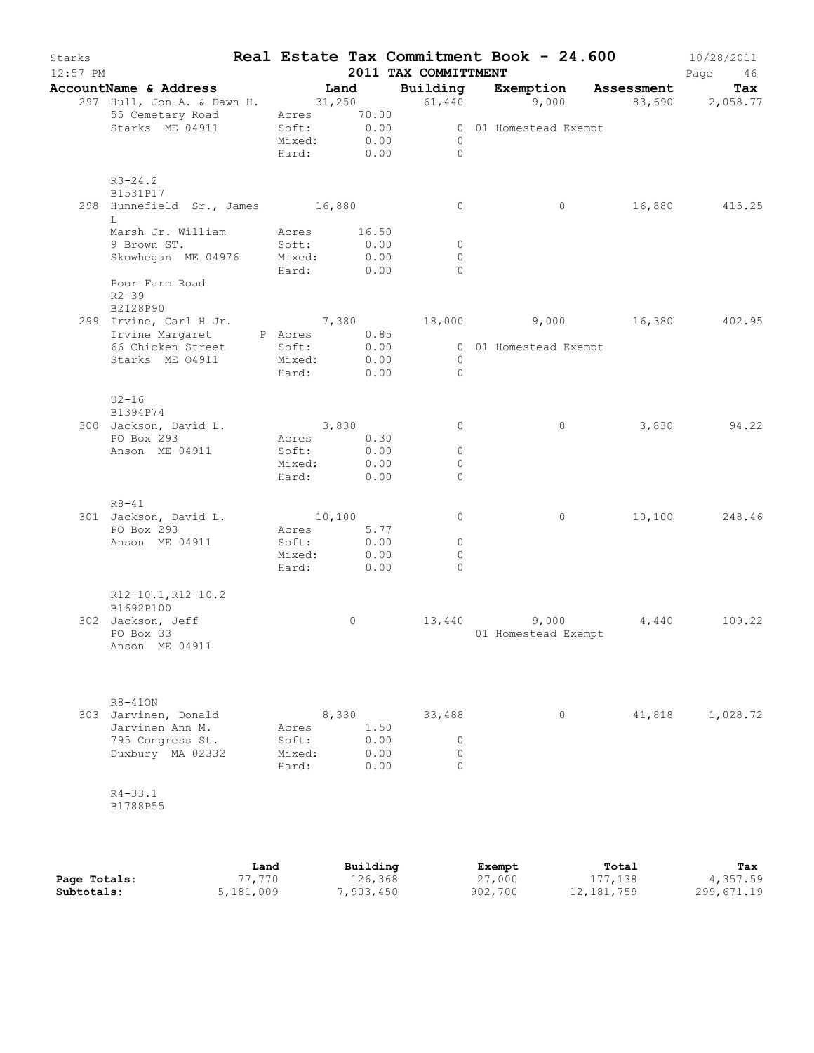Starks — **Real Estate Tax Commitment Book - 24.600** — 10/28/2011

12:57 PM — **2011 TAX COMMITTMENT**

| AccountName & Address | Land | Building | Exemption | Assessment | Tax |
|---|---|---|---|---|---|
| 297 Hull, Jon A. & Dawn H. | 31,250 | 61,440 | 9,000 | 83,690 | 2,058.77 |
| 55 Cemetary Road | Acres 70.00 | | | | |
| Starks ME 04911 | Soft: 0.00 | 0 | 01 Homestead Exempt | | |
| | Mixed: 0.00 | 0 | | | |
| | Hard: 0.00 | 0 | | | |
| R3-24.2 | | | | | |
| B1531P17 | | | | | |
| 298 Hunnefield Sr., James L | 16,880 | 0 | 0 | 16,880 | 415.25 |
| Marsh Jr. William | Acres 16.50 | | | | |
| 9 Brown ST. | Soft: 0.00 | 0 | | | |
| Skowhegan ME 04976 | Mixed: 0.00 | 0 | | | |
| | Hard: 0.00 | 0 | | | |
| Poor Farm Road | | | | | |
| R2-39 | | | | | |
| B2128P90 | | | | | |
| 299 Irvine, Carl H Jr. | 7,380 | 18,000 | 9,000 | 16,380 | 402.95 |
| Irvine Margaret P | Acres 0.85 | | | | |
| 66 Chicken Street | Soft: 0.00 | 0 | 01 Homestead Exempt | | |
| Starks ME O4911 | Mixed: 0.00 | 0 | | | |
| | Hard: 0.00 | 0 | | | |
| U2-16 | | | | | |
| B1394P74 | | | | | |
| 300 Jackson, David L. | 3,830 | 0 | 0 | 3,830 | 94.22 |
| PO Box 293 | Acres 0.30 | | | | |
| Anson ME 04911 | Soft: 0.00 | 0 | | | |
| | Mixed: 0.00 | 0 | | | |
| | Hard: 0.00 | 0 | | | |
| R8-41 | | | | | |
| 301 Jackson, David L. | 10,100 | 0 | 0 | 10,100 | 248.46 |
| PO Box 293 | Acres 5.77 | | | | |
| Anson ME 04911 | Soft: 0.00 | 0 | | | |
| | Mixed: 0.00 | 0 | | | |
| | Hard: 0.00 | 0 | | | |
| R12-10.1,R12-10.2 | | | | | |
| B1692P100 | | | | | |
| 302 Jackson, Jeff | 0 | 13,440 | 9,000 | 4,440 | 109.22 |
| PO Box 33 | | | 01 Homestead Exempt | | |
| Anson ME 04911 | | | | | |
| R8-41ON | | | | | |
| 303 Jarvinen, Donald | 8,330 | 33,488 | 0 | 41,818 | 1,028.72 |
| Jarvinen Ann M. | Acres 1.50 | | | | |
| 795 Congress St. | Soft: 0.00 | 0 | | | |
| Duxbury MA 02332 | Mixed: 0.00 | 0 | | | |
| | Hard: 0.00 | 0 | | | |
| R4-33.1 | | | | | |
| B1788P55 | | | | | |

| | Land | Building | Exempt | Total | Tax |
|---|---|---|---|---|---|
| **Page Totals:** | 77,770 | 126,368 | 27,000 | 177,138 | 4,357.59 |
| **Subtotals:** | 5,181,009 | 7,903,450 | 902,700 | 12,181,759 | 299,671.19 |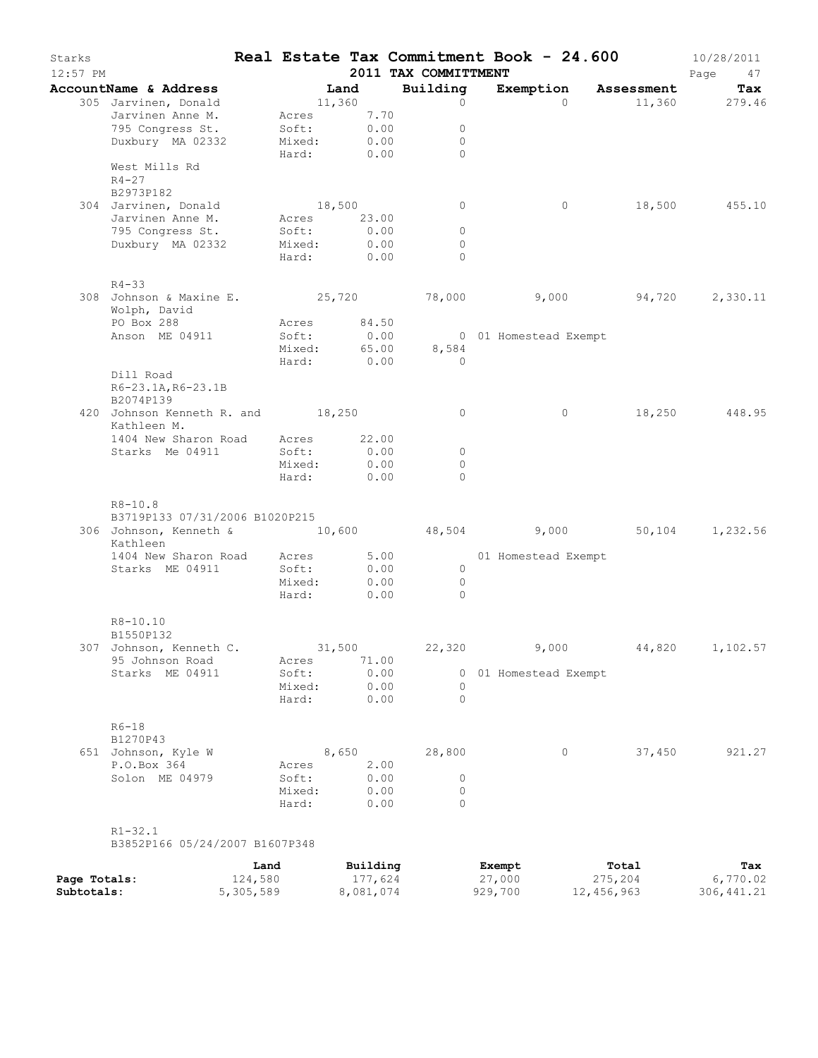Starks **Real Estate Tax Commitment Book - 24.600** 10/28/2011
12:57 PM **2011 TAX COMMITTMENT**

| AccountName & Address | Land | | Building | Exemption | Assessment | Tax |
|---|---|---|---|---|---|---|
| 305 Jarvinen, Donald | 11,360 | | 0 | 0 | 11,360 | 279.46 |
| Jarvinen Anne M. | Acres | 7.70 | | | | |
| 795 Congress St. | Soft: | 0.00 | 0 | | | |
| Duxbury MA 02332 | Mixed: | 0.00 | 0 | | | |
| | Hard: | 0.00 | 0 | | | |
| West Mills Rd | | | | | | |
| R4-27 | | | | | | |
| B2973P182 | | | | | | |
| 304 Jarvinen, Donald | 18,500 | | 0 | 0 | 18,500 | 455.10 |
| Jarvinen Anne M. | Acres | 23.00 | | | | |
| 795 Congress St. | Soft: | 0.00 | 0 | | | |
| Duxbury MA 02332 | Mixed: | 0.00 | 0 | | | |
| | Hard: | 0.00 | 0 | | | |
| R4-33 | | | | | | |
| 308 Johnson & Maxine E. | 25,720 | | 78,000 | 9,000 | 94,720 | 2,330.11 |
| Wolph, David | | | | | | |
| PO Box 288 | Acres | 84.50 | | | | |
| Anson ME 04911 | Soft: | 0.00 | 0 | 01 Homestead Exempt | | |
| | Mixed: | 65.00 | 8,584 | | | |
| | Hard: | 0.00 | 0 | | | |
| Dill Road | | | | | | |
| R6-23.1A,R6-23.1B | | | | | | |
| B2074P139 | | | | | | |
| 420 Johnson Kenneth R. and | 18,250 | | 0 | 0 | 18,250 | 448.95 |
| Kathleen M. | | | | | | |
| 1404 New Sharon Road | Acres | 22.00 | | | | |
| Starks Me 04911 | Soft: | 0.00 | 0 | | | |
| | Mixed: | 0.00 | 0 | | | |
| | Hard: | 0.00 | 0 | | | |
| R8-10.8 | | | | | | |
| B3719P133 07/31/2006 B1020P215 | | | | | | |
| 306 Johnson, Kenneth & | 10,600 | | 48,504 | 9,000 | 50,104 | 1,232.56 |
| Kathleen | | | | | | |
| 1404 New Sharon Road | Acres | 5.00 | | 01 Homestead Exempt | | |
| Starks ME 04911 | Soft: | 0.00 | 0 | | | |
| | Mixed: | 0.00 | 0 | | | |
| | Hard: | 0.00 | 0 | | | |
| R8-10.10 | | | | | | |
| B1550P132 | | | | | | |
| 307 Johnson, Kenneth C. | 31,500 | | 22,320 | 9,000 | 44,820 | 1,102.57 |
| 95 Johnson Road | Acres | 71.00 | | | | |
| Starks ME 04911 | Soft: | 0.00 | 0 | 01 Homestead Exempt | | |
| | Mixed: | 0.00 | 0 | | | |
| | Hard: | 0.00 | 0 | | | |
| R6-18 | | | | | | |
| B1270P43 | | | | | | |
| 651 Johnson, Kyle W | 8,650 | | 28,800 | 0 | 37,450 | 921.27 |
| P.O.Box 364 | Acres | 2.00 | | | | |
| Solon ME 04979 | Soft: | 0.00 | 0 | | | |
| | Mixed: | 0.00 | 0 | | | |
| | Hard: | 0.00 | 0 | | | |
| R1-32.1 | | | | | | |
| B3852P166 05/24/2007 B1607P348 | | | | | | |

| | Land | Building | Exempt | Total | Tax |
|---|---|---|---|---|---|
| Page Totals: | 124,580 | 177,624 | 27,000 | 275,204 | 6,770.02 |
| Subtotals: | 5,305,589 | 8,081,074 | 929,700 | 12,456,963 | 306,441.21 |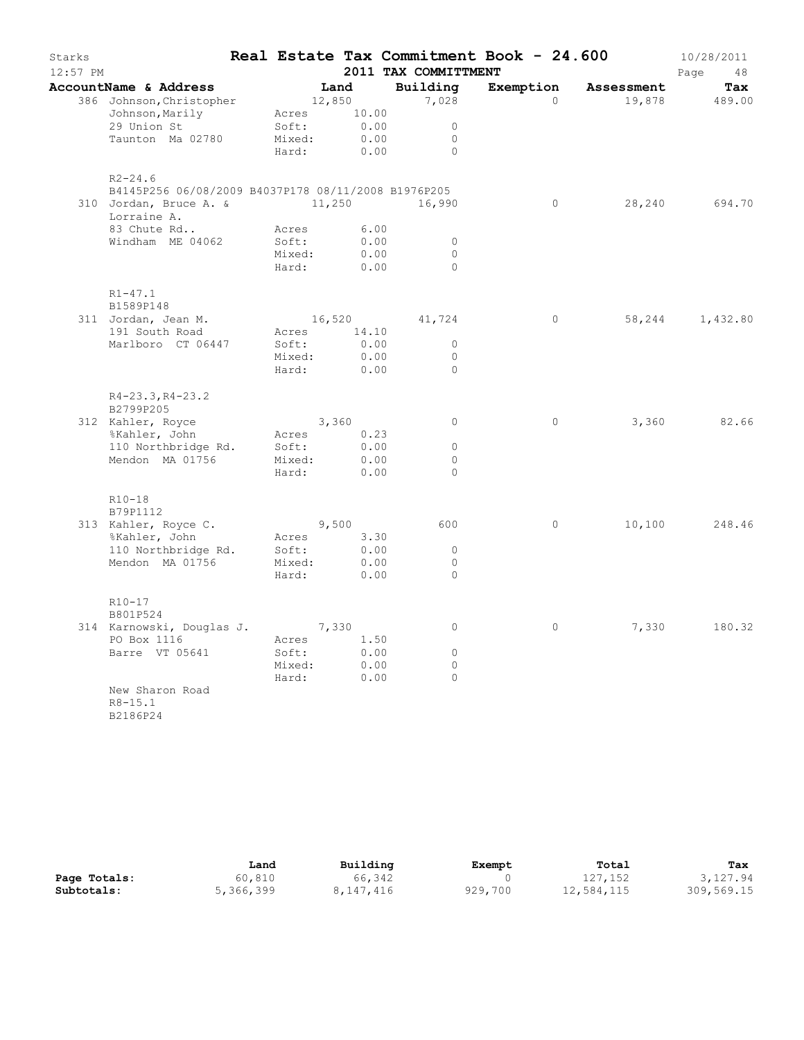# Real Estate Tax Commitment Book - 24.600

## 2011 TAX COMMITTMENT

| AccountName & Address | Land | Building | Exemption | Assessment | Tax |
|---|---|---|---|---|---|
| 386 Johnson,Christopher | 12,850 | 7,028 | 0 | 19,878 | 489.00 |
| Johnson,Marily | Acres 10.00 | | | | |
| 29 Union St | Soft: 0.00 | 0 | | | |
| Taunton Ma 02780 | Mixed: 0.00 | 0 | | | |
| | Hard: 0.00 | 0 | | | |
| R2-24.6 | | | | | |
| B4145P256 06/08/2009 B4037P178 08/11/2008 B1976P205 | | | | | |
| 310 Jordan, Bruce A. & | 11,250 | 16,990 | 0 | 28,240 | 694.70 |
| Lorraine A. | | | | | |
| 83 Chute Rd.. | Acres 6.00 | | | | |
| Windham ME 04062 | Soft: 0.00 | 0 | | | |
| | Mixed: 0.00 | 0 | | | |
| | Hard: 0.00 | 0 | | | |
| R1-47.1 | | | | | |
| B1589P148 | | | | | |
| 311 Jordan, Jean M. | 16,520 | 41,724 | 0 | 58,244 | 1,432.80 |
| 191 South Road | Acres 14.10 | | | | |
| Marlboro CT 06447 | Soft: 0.00 | 0 | | | |
| | Mixed: 0.00 | 0 | | | |
| | Hard: 0.00 | 0 | | | |
| R4-23.3,R4-23.2 | | | | | |
| B2799P205 | | | | | |
| 312 Kahler, Royce | 3,360 | 0 | 0 | 3,360 | 82.66 |
| %Kahler, John | Acres 0.23 | | | | |
| 110 Northbridge Rd. | Soft: 0.00 | 0 | | | |
| Mendon MA 01756 | Mixed: 0.00 | 0 | | | |
| | Hard: 0.00 | 0 | | | |
| R10-18 | | | | | |
| B79P1112 | | | | | |
| 313 Kahler, Royce C. | 9,500 | 600 | 0 | 10,100 | 248.46 |
| %Kahler, John | Acres 3.30 | | | | |
| 110 Northbridge Rd. | Soft: 0.00 | 0 | | | |
| Mendon MA 01756 | Mixed: 0.00 | 0 | | | |
| | Hard: 0.00 | 0 | | | |
| R10-17 | | | | | |
| B801P524 | | | | | |
| 314 Karnowski, Douglas J. | 7,330 | 0 | 0 | 7,330 | 180.32 |
| PO Box 1116 | Acres 1.50 | | | | |
| Barre VT 05641 | Soft: 0.00 | 0 | | | |
| | Mixed: 0.00 | 0 | | | |
| | Hard: 0.00 | 0 | | | |
| New Sharon Road | | | | | |
| R8-15.1 | | | | | |
| B2186P24 | | | | | |

| | Land | Building | Exempt | Total | Tax |
|---|---|---|---|---|---|
| **Page Totals:** | 60,810 | 66,342 | 0 | 127,152 | 3,127.94 |
| **Subtotals:** | 5,366,399 | 8,147,416 | 929,700 | 12,584,115 | 309,569.15 |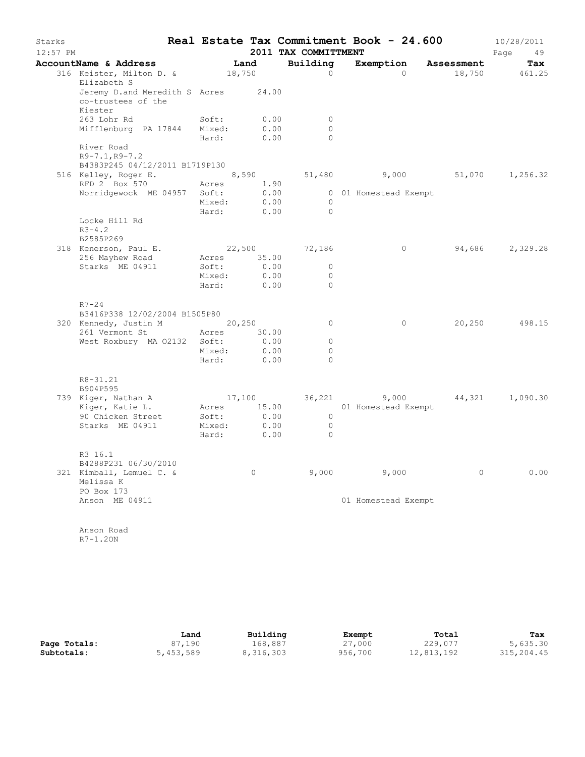# Starks — Real Estate Tax Commitment Book - 24.600

2011 TAX COMMITTMENT

10/28/2011 12:57 PM

| AccountName & Address | | Land | Building | Exemption | Assessment | Tax |
|---|---|---|---|---|---|---|
| 316 Keister, Milton D. & Elizabeth S | | 18,750 | 0 | 0 | 18,750 | 461.25 |
| Jeremy D.and Meredith S co-trustees of the Kiester | Acres | 24.00 | | | | |
| 263 Lohr Rd | Soft: | 0.00 | 0 | | | |
| Mifflenburg PA 17844 | Mixed: | 0.00 | 0 | | | |
| | Hard: | 0.00 | 0 | | | |
| River Road | | | | | | |
| R9-7.1,R9-7.2 | | | | | | |
| B4383P245 04/12/2011 B1719P130 | | | | | | |
| 516 Kelley, Roger E. | | 8,590 | 51,480 | 9,000 | 51,070 | 1,256.32 |
| RFD 2 Box 570 | Acres | 1.90 | | | | |
| Norridgewock ME 04957 | Soft: | 0.00 | 0 | 01 Homestead Exempt | | |
| | Mixed: | 0.00 | 0 | | | |
| | Hard: | 0.00 | 0 | | | |
| Locke Hill Rd | | | | | | |
| R3-4.2 | | | | | | |
| B2585P269 | | | | | | |
| 318 Kenerson, Paul E. | | 22,500 | 72,186 | 0 | 94,686 | 2,329.28 |
| 256 Mayhew Road | Acres | 35.00 | | | | |
| Starks ME 04911 | Soft: | 0.00 | 0 | | | |
| | Mixed: | 0.00 | 0 | | | |
| | Hard: | 0.00 | 0 | | | |
| R7-24 | | | | | | |
| B3416P338 12/02/2004 B1505P80 | | | | | | |
| 320 Kennedy, Justin M | | 20,250 | 0 | 0 | 20,250 | 498.15 |
| 261 Vermont St | Acres | 30.00 | | | | |
| West Roxbury MA 02132 | Soft: | 0.00 | 0 | | | |
| | Mixed: | 0.00 | 0 | | | |
| | Hard: | 0.00 | 0 | | | |
| R8-31.21 | | | | | | |
| B904P595 | | | | | | |
| 739 Kiger, Nathan A | | 17,100 | 36,221 | 9,000 | 44,321 | 1,090.30 |
| Kiger, Katie L. | Acres | 15.00 | | 01 Homestead Exempt | | |
| 90 Chicken Street | Soft: | 0.00 | 0 | | | |
| Starks ME 04911 | Mixed: | 0.00 | 0 | | | |
| | Hard: | 0.00 | 0 | | | |
| R3 16.1 | | | | | | |
| B4288P231 06/30/2010 | | | | | | |
| 321 Kimball, Lemuel C. & Melissa K | | 0 | 9,000 | 9,000 | 0 | 0.00 |
| PO Box 173 | | | | | | |
| Anson ME 04911 | | | | 01 Homestead Exempt | | |
| Anson Road | | | | | | |
| R7-1.2ON | | | | | | |

| | Land | Building | Exempt | Total | Tax |
|---|---|---|---|---|---|
| Page Totals: | 87,190 | 168,887 | 27,000 | 229,077 | 5,635.30 |
| Subtotals: | 5,453,589 | 8,316,303 | 956,700 | 12,813,192 | 315,204.45 |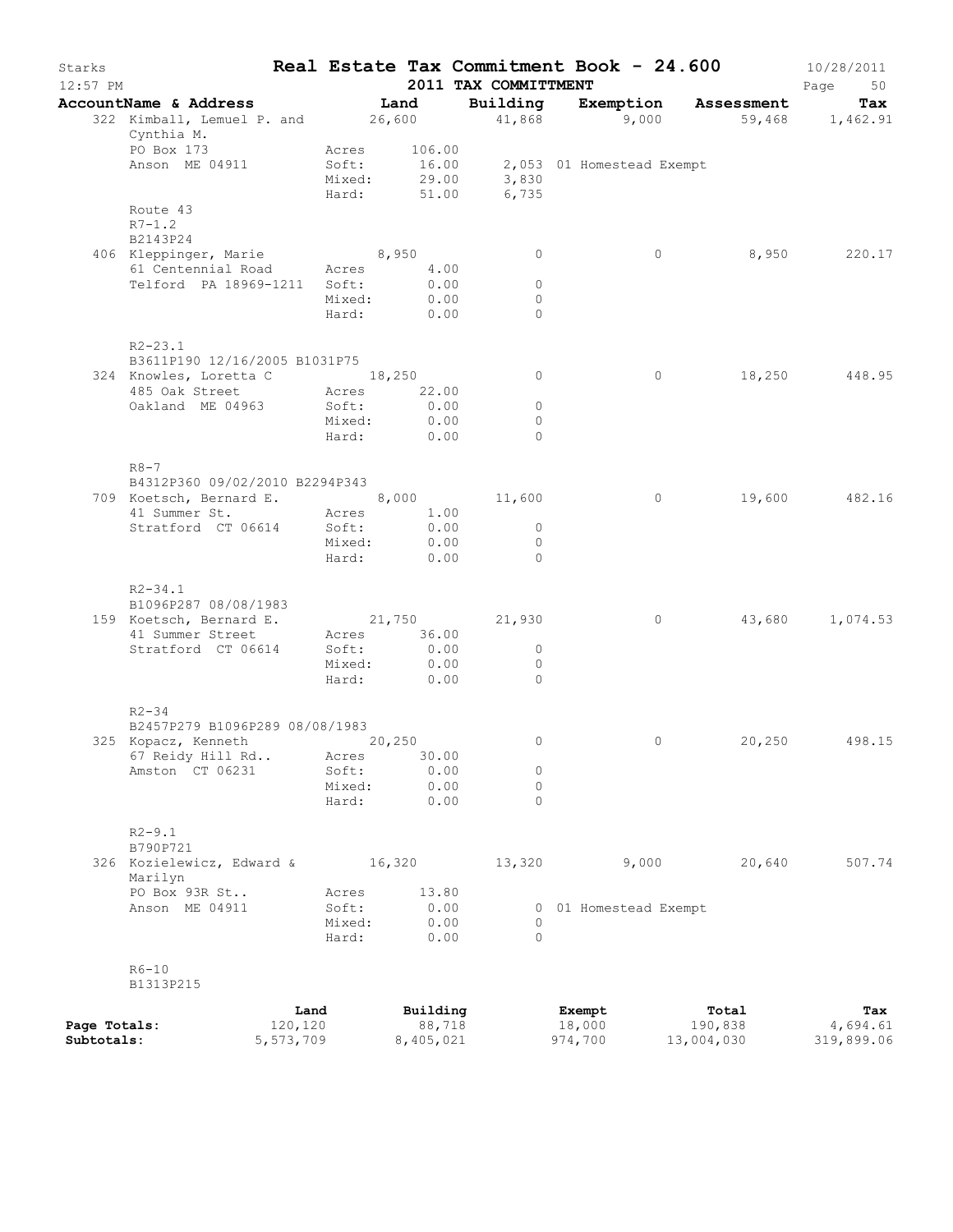# Real Estate Tax Commitment Book - 24.600

Starks 12:57 PM — 2011 TAX COMMITTMENT — 10/28/2011

| AccountName & Address | Land | Building | Exemption | Assessment | Tax |
|---|---|---|---|---|---|
| 322 Kimball, Lemuel P. and Cynthia M. | 26,600 | 41,868 | 9,000 | 59,468 | 1,462.91 |
| PO Box 173 | Acres 106.00 | | | | |
| Anson ME 04911 | Soft: 16.00 | 2,053 | 01 Homestead Exempt | | |
| | Mixed: 29.00 | 3,830 | | | |
| | Hard: 51.00 | 6,735 | | | |
| Route 43 | | | | | |
| R7-1.2 | | | | | |
| B2143P24 | | | | | |
| 406 Kleppinger, Marie | 8,950 | 0 | 0 | 8,950 | 220.17 |
| 61 Centennial Road | Acres 4.00 | | | | |
| Telford PA 18969-1211 | Soft: 0.00 | 0 | | | |
| | Mixed: 0.00 | 0 | | | |
| | Hard: 0.00 | 0 | | | |
| R2-23.1 | | | | | |
| B3611P190 12/16/2005 B1031P75 | | | | | |
| 324 Knowles, Loretta C | 18,250 | 0 | 0 | 18,250 | 448.95 |
| 485 Oak Street | Acres 22.00 | | | | |
| Oakland ME 04963 | Soft: 0.00 | 0 | | | |
| | Mixed: 0.00 | 0 | | | |
| | Hard: 0.00 | 0 | | | |
| R8-7 | | | | | |
| B4312P360 09/02/2010 B2294P343 | | | | | |
| 709 Koetsch, Bernard E. | 8,000 | 11,600 | 0 | 19,600 | 482.16 |
| 41 Summer St. | Acres 1.00 | | | | |
| Stratford CT 06614 | Soft: 0.00 | 0 | | | |
| | Mixed: 0.00 | 0 | | | |
| | Hard: 0.00 | 0 | | | |
| R2-34.1 | | | | | |
| B1096P287 08/08/1983 | | | | | |
| 159 Koetsch, Bernard E. | 21,750 | 21,930 | 0 | 43,680 | 1,074.53 |
| 41 Summer Street | Acres 36.00 | | | | |
| Stratford CT 06614 | Soft: 0.00 | 0 | | | |
| | Mixed: 0.00 | 0 | | | |
| | Hard: 0.00 | 0 | | | |
| R2-34 | | | | | |
| B2457P279 B1096P289 08/08/1983 | | | | | |
| 325 Kopacz, Kenneth | 20,250 | 0 | 0 | 20,250 | 498.15 |
| 67 Reidy Hill Rd.. | Acres 30.00 | | | | |
| Amston CT 06231 | Soft: 0.00 | 0 | | | |
| | Mixed: 0.00 | 0 | | | |
| | Hard: 0.00 | 0 | | | |
| R2-9.1 | | | | | |
| B790P721 | | | | | |
| 326 Kozielewicz, Edward & Marilyn | 16,320 | 13,320 | 9,000 | 20,640 | 507.74 |
| PO Box 93R St.. | Acres 13.80 | | | | |
| Anson ME 04911 | Soft: 0.00 | 0 | 01 Homestead Exempt | | |
| | Mixed: 0.00 | 0 | | | |
| | Hard: 0.00 | 0 | | | |
| R6-10 | | | | | |
| B1313P215 | | | | | |

| | Land | Building | Exempt | Total | Tax |
|---|---|---|---|---|---|
| Page Totals: | 120,120 | 88,718 | 18,000 | 190,838 | 4,694.61 |
| Subtotals: | 5,573,709 | 8,405,021 | 974,700 | 13,004,030 | 319,899.06 |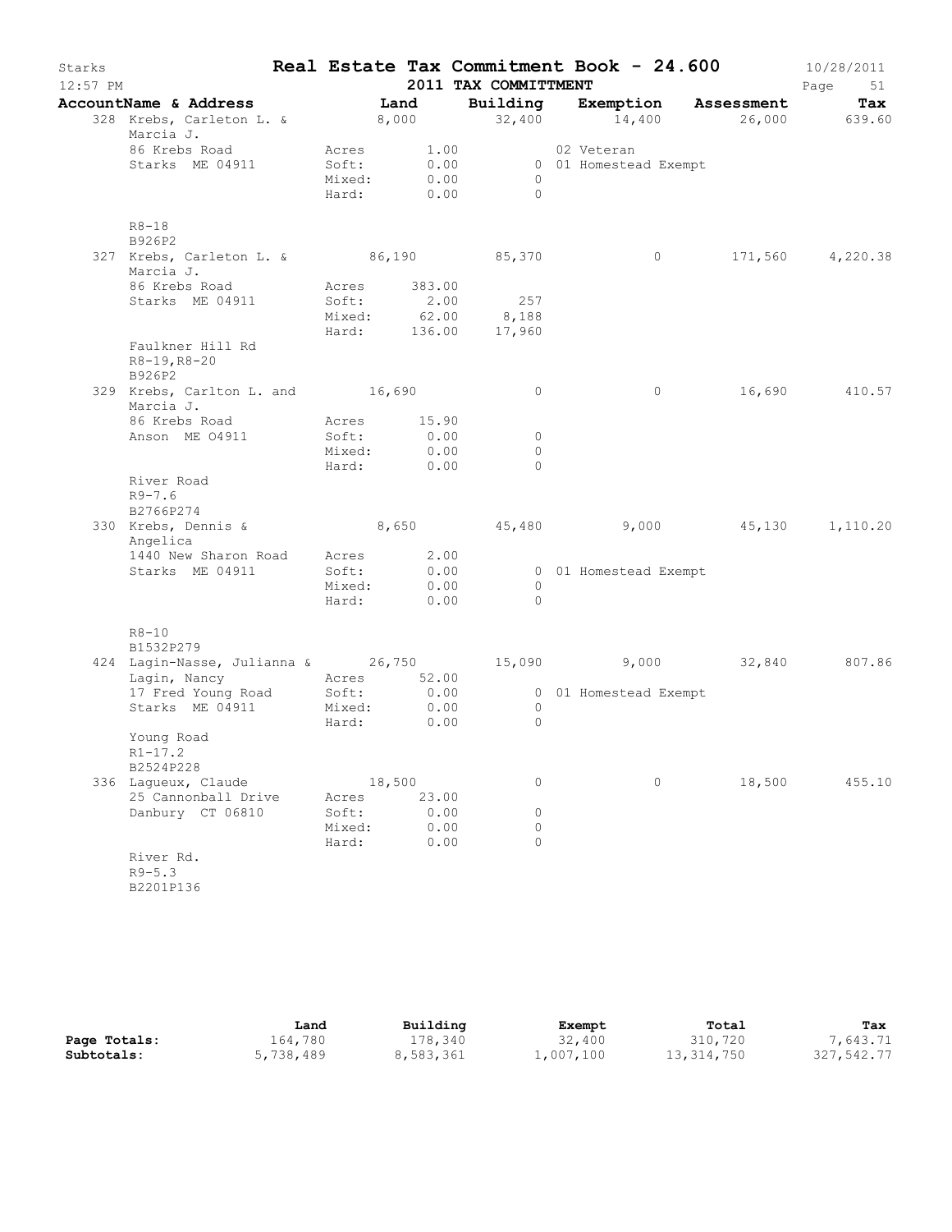# Starks — Real Estate Tax Commitment Book - 24.600

12:57 PM — 2011 TAX COMMITTMENT — 10/28/2011

| AccountName & Address | Land | Building | Exemption | Assessment | Tax |
|---|---|---|---|---|---|
| 328 Krebs, Carleton L. & Marcia J. | 8,000 | 32,400 | 14,400 | 26,000 | 639.60 |
| 86 Krebs Road | Acres 1.00 | | 02 Veteran | | |
| Starks ME 04911 | Soft: 0.00 | 0 | 01 Homestead Exempt | | |
| | Mixed: 0.00 | 0 | | | |
| | Hard: 0.00 | 0 | | | |
| R8-18 | | | | | |
| B926P2 | | | | | |
| 327 Krebs, Carleton L. & Marcia J. | 86,190 | 85,370 | 0 | 171,560 | 4,220.38 |
| 86 Krebs Road | Acres 383.00 | | | | |
| Starks ME 04911 | Soft: 2.00 | 257 | | | |
| | Mixed: 62.00 | 8,188 | | | |
| | Hard: 136.00 | 17,960 | | | |
| Faulkner Hill Rd | | | | | |
| R8-19,R8-20 | | | | | |
| B926P2 | | | | | |
| 329 Krebs, Carlton L. and Marcia J. | 16,690 | 0 | 0 | 16,690 | 410.57 |
| 86 Krebs Road | Acres 15.90 | | | | |
| Anson ME 04911 | Soft: 0.00 | 0 | | | |
| | Mixed: 0.00 | 0 | | | |
| | Hard: 0.00 | 0 | | | |
| River Road | | | | | |
| R9-7.6 | | | | | |
| B2766P274 | | | | | |
| 330 Krebs, Dennis & Angelica | 8,650 | 45,480 | 9,000 | 45,130 | 1,110.20 |
| 1440 New Sharon Road | Acres 2.00 | | | | |
| Starks ME 04911 | Soft: 0.00 | 0 | 01 Homestead Exempt | | |
| | Mixed: 0.00 | 0 | | | |
| | Hard: 0.00 | 0 | | | |
| R8-10 | | | | | |
| B1532P279 | | | | | |
| 424 Lagin-Nasse, Julianna & Lagin, Nancy | 26,750 | 15,090 | 9,000 | 32,840 | 807.86 |
| | Acres 52.00 | | | | |
| 17 Fred Young Road | Soft: 0.00 | 0 | 01 Homestead Exempt | | |
| Starks ME 04911 | Mixed: 0.00 | 0 | | | |
| | Hard: 0.00 | 0 | | | |
| Young Road | | | | | |
| R1-17.2 | | | | | |
| B2524P228 | | | | | |
| 336 Lagueux, Claude | 18,500 | 0 | 0 | 18,500 | 455.10 |
| 25 Cannonball Drive | Acres 23.00 | | | | |
| Danbury CT 06810 | Soft: 0.00 | 0 | | | |
| | Mixed: 0.00 | 0 | | | |
| | Hard: 0.00 | 0 | | | |
| River Rd. | | | | | |
| R9-5.3 | | | | | |
| B2201P136 | | | | | |

| | Land | Building | Exempt | Total | Tax |
|---|---|---|---|---|---|
| **Page Totals:** | 164,780 | 178,340 | 32,400 | 310,720 | 7,643.71 |
| **Subtotals:** | 5,738,489 | 8,583,361 | 1,007,100 | 13,314,750 | 327,542.77 |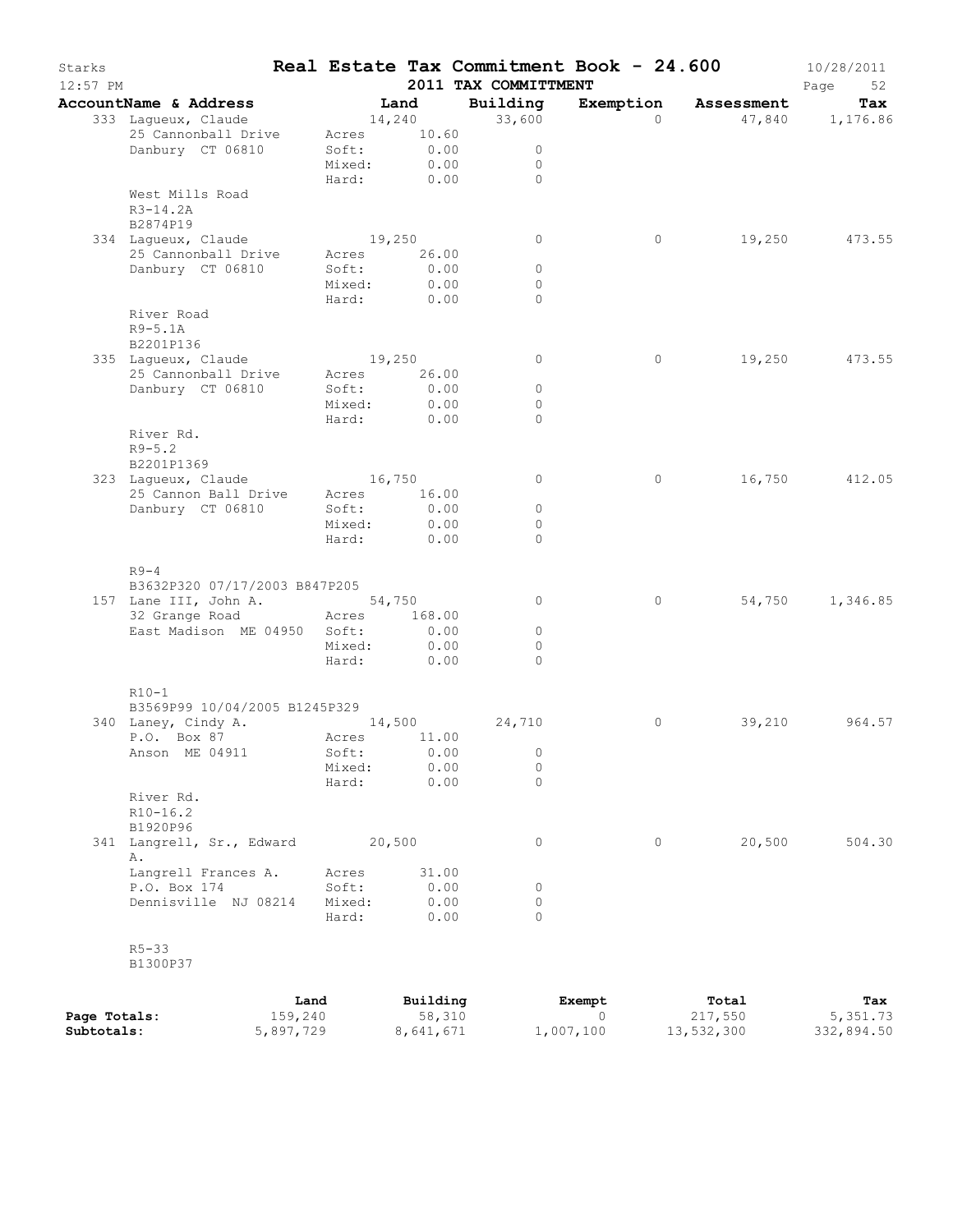# Real Estate Tax Commitment Book - 24.600

Starks
12:57 PM

2011 TAX COMMITTMENT

10/28/2011

| AccountName & Address | | Land | Building | Exemption | Assessment | Tax |
|---|---|---|---|---|---|---|
| 333 Lagueux, Claude | | 14,240 | 33,600 | 0 | 47,840 | 1,176.86 |
| 25 Cannonball Drive | Acres | 10.60 | | | | |
| Danbury CT 06810 | Soft: | 0.00 | 0 | | | |
| | Mixed: | 0.00 | 0 | | | |
| | Hard: | 0.00 | 0 | | | |
| West Mills Road | | | | | | |
| R3-14.2A | | | | | | |
| B2874P19 | | | | | | |
| 334 Lagueux, Claude | | 19,250 | 0 | 0 | 19,250 | 473.55 |
| 25 Cannonball Drive | Acres | 26.00 | | | | |
| Danbury CT 06810 | Soft: | 0.00 | 0 | | | |
| | Mixed: | 0.00 | 0 | | | |
| | Hard: | 0.00 | 0 | | | |
| River Road | | | | | | |
| R9-5.1A | | | | | | |
| B2201P136 | | | | | | |
| 335 Lagueux, Claude | | 19,250 | 0 | 0 | 19,250 | 473.55 |
| 25 Cannonball Drive | Acres | 26.00 | | | | |
| Danbury CT 06810 | Soft: | 0.00 | 0 | | | |
| | Mixed: | 0.00 | 0 | | | |
| | Hard: | 0.00 | 0 | | | |
| River Rd. | | | | | | |
| R9-5.2 | | | | | | |
| B2201P1369 | | | | | | |
| 323 Lagueux, Claude | | 16,750 | 0 | 0 | 16,750 | 412.05 |
| 25 Cannon Ball Drive | Acres | 16.00 | | | | |
| Danbury CT 06810 | Soft: | 0.00 | 0 | | | |
| | Mixed: | 0.00 | 0 | | | |
| | Hard: | 0.00 | 0 | | | |
| R9-4 | | | | | | |
| B3632P320 07/17/2003 B847P205 | | | | | | |
| 157 Lane III, John A. | | 54,750 | 0 | 0 | 54,750 | 1,346.85 |
| 32 Grange Road | Acres | 168.00 | | | | |
| East Madison ME 04950 | Soft: | 0.00 | 0 | | | |
| | Mixed: | 0.00 | 0 | | | |
| | Hard: | 0.00 | 0 | | | |
| R10-1 | | | | | | |
| B3569P99 10/04/2005 B1245P329 | | | | | | |
| 340 Laney, Cindy A. | | 14,500 | 24,710 | 0 | 39,210 | 964.57 |
| P.O. Box 87 | Acres | 11.00 | | | | |
| Anson ME 04911 | Soft: | 0.00 | 0 | | | |
| | Mixed: | 0.00 | 0 | | | |
| | Hard: | 0.00 | 0 | | | |
| River Rd. | | | | | | |
| R10-16.2 | | | | | | |
| B1920P96 | | | | | | |
| 341 Langrell, Sr., Edward A. | | 20,500 | 0 | 0 | 20,500 | 504.30 |
| Langrell Frances A. | Acres | 31.00 | | | | |
| P.O. Box 174 | Soft: | 0.00 | 0 | | | |
| Dennisville NJ 08214 | Mixed: | 0.00 | 0 | | | |
| | Hard: | 0.00 | 0 | | | |
| R5-33 | | | | | | |
| B1300P37 | | | | | | |

| | Land | Building | Exempt | Total | Tax |
|---|---|---|---|---|---|
| Page Totals: | 159,240 | 58,310 | 0 | 217,550 | 5,351.73 |
| Subtotals: | 5,897,729 | 8,641,671 | 1,007,100 | 13,532,300 | 332,894.50 |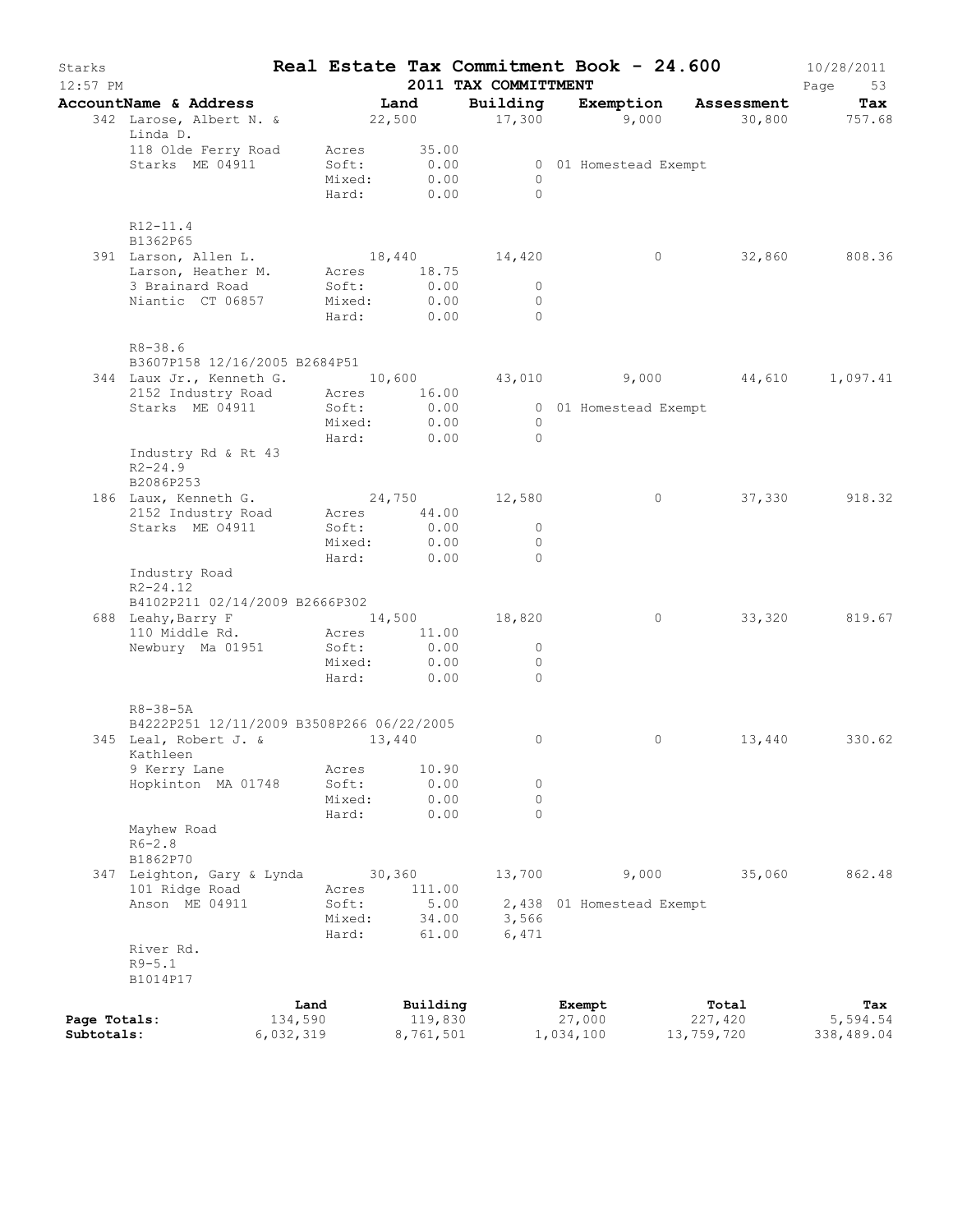# Starks — Real Estate Tax Commitment Book - 24.600

12:57 PM — 2011 TAX COMMITTMENT — 10/28/2011

| AccountName & Address | Land | Building | Exemption | Assessment | Tax |
|---|---|---|---|---|---|
| 342 Larose, Albert N. & Linda D. | 22,500 | 17,300 | 9,000 | 30,800 | 757.68 |
| 118 Olde Ferry Road | Acres 35.00 | | | | |
| Starks ME 04911 | Soft: 0.00 | 0 | 01 Homestead Exempt | | |
| | Mixed: 0.00 | 0 | | | |
| | Hard: 0.00 | 0 | | | |
| R12-11.4 | | | | | |
| B1362P65 | | | | | |
| 391 Larson, Allen L. | 18,440 | 14,420 | 0 | 32,860 | 808.36 |
| Larson, Heather M. | Acres 18.75 | | | | |
| 3 Brainard Road | Soft: 0.00 | 0 | | | |
| Niantic CT 06857 | Mixed: 0.00 | 0 | | | |
| | Hard: 0.00 | 0 | | | |
| R8-38.6 | | | | | |
| B3607P158 12/16/2005 B2684P51 | | | | | |
| 344 Laux Jr., Kenneth G. | 10,600 | 43,010 | 9,000 | 44,610 | 1,097.41 |
| 2152 Industry Road | Acres 16.00 | | | | |
| Starks ME 04911 | Soft: 0.00 | 0 | 01 Homestead Exempt | | |
| | Mixed: 0.00 | 0 | | | |
| | Hard: 0.00 | 0 | | | |
| Industry Rd & Rt 43 | | | | | |
| R2-24.9 | | | | | |
| B2086P253 | | | | | |
| 186 Laux, Kenneth G. | 24,750 | 12,580 | 0 | 37,330 | 918.32 |
| 2152 Industry Road | Acres 44.00 | | | | |
| Starks ME 04911 | Soft: 0.00 | 0 | | | |
| | Mixed: 0.00 | 0 | | | |
| | Hard: 0.00 | 0 | | | |
| Industry Road | | | | | |
| R2-24.12 | | | | | |
| B4102P211 02/14/2009 B2666P302 | | | | | |
| 688 Leahy,Barry F | 14,500 | 18,820 | 0 | 33,320 | 819.67 |
| 110 Middle Rd. | Acres 11.00 | | | | |
| Newbury Ma 01951 | Soft: 0.00 | 0 | | | |
| | Mixed: 0.00 | 0 | | | |
| | Hard: 0.00 | 0 | | | |
| R8-38-5A | | | | | |
| B4222P251 12/11/2009 B3508P266 06/22/2005 | | | | | |
| 345 Leal, Robert J. & Kathleen | 13,440 | 0 | 0 | 13,440 | 330.62 |
| 9 Kerry Lane | Acres 10.90 | | | | |
| Hopkinton MA 01748 | Soft: 0.00 | 0 | | | |
| | Mixed: 0.00 | 0 | | | |
| | Hard: 0.00 | 0 | | | |
| Mayhew Road | | | | | |
| R6-2.8 | | | | | |
| B1862P70 | | | | | |
| 347 Leighton, Gary & Lynda | 30,360 | 13,700 | 9,000 | 35,060 | 862.48 |
| 101 Ridge Road | Acres 111.00 | | | | |
| Anson ME 04911 | Soft: 5.00 | 2,438 | 01 Homestead Exempt | | |
| | Mixed: 34.00 | 3,566 | | | |
| | Hard: 61.00 | 6,471 | | | |
| River Rd. | | | | | |
| R9-5.1 | | | | | |
| B1014P17 | | | | | |

| | Land | Building | Exempt | Total | Tax |
|---|---|---|---|---|---|
| Page Totals: | 134,590 | 119,830 | 27,000 | 227,420 | 5,594.54 |
| Subtotals: | 6,032,319 | 8,761,501 | 1,034,100 | 13,759,720 | 338,489.04 |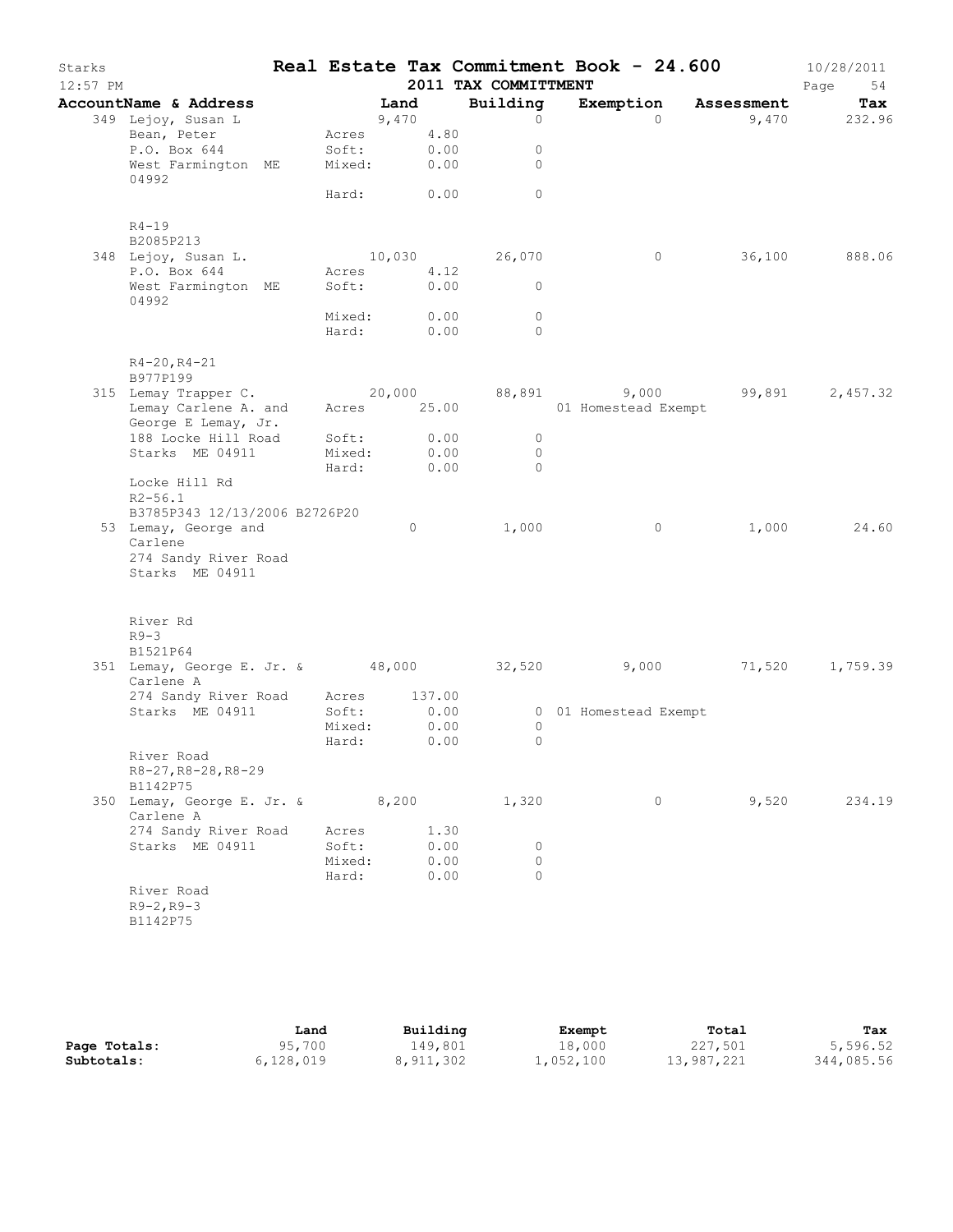# Real Estate Tax Commitment Book - 24.600

Starks  
12:57 PM  
2011 TAX COMMITTMENT  
10/28/2011

| AccountName & Address | Land | Building | Exemption | Assessment | Tax |
|---|---|---|---|---|---|
| 349 Lejoy, Susan L | 9,470 | 0 | 0 | 9,470 | 232.96 |
| Bean, Peter | Acres 4.80 | | | | |
| P.O. Box 644 | Soft: 0.00 | 0 | | | |
| West Farmington ME 04992 | Mixed: 0.00 | 0 | | | |
| | Hard: 0.00 | 0 | | | |
| R4-19 | | | | | |
| B2085P213 | | | | | |
| 348 Lejoy, Susan L. | 10,030 | 26,070 | 0 | 36,100 | 888.06 |
| P.O. Box 644 | Acres 4.12 | | | | |
| West Farmington ME 04992 | Soft: 0.00 | 0 | | | |
| | Mixed: 0.00 | 0 | | | |
| | Hard: 0.00 | 0 | | | |
| R4-20,R4-21 | | | | | |
| B977P199 | | | | | |
| 315 Lemay Trapper C. | 20,000 | 88,891 | 9,000 | 99,891 | 2,457.32 |
| Lemay Carlene A. and George E Lemay, Jr. | Acres 25.00 | | 01 Homestead Exempt | | |
| 188 Locke Hill Road | Soft: 0.00 | 0 | | | |
| Starks ME 04911 | Mixed: 0.00 | 0 | | | |
| | Hard: 0.00 | 0 | | | |
| Locke Hill Rd | | | | | |
| R2-56.1 | | | | | |
| B3785P343 12/13/2006 B2726P20 | | | | | |
| 53 Lemay, George and Carlene | 0 | 1,000 | 0 | 1,000 | 24.60 |
| 274 Sandy River Road | | | | | |
| Starks ME 04911 | | | | | |
| River Rd | | | | | |
| R9-3 | | | | | |
| B1521P64 | | | | | |
| 351 Lemay, George E. Jr. & Carlene A | 48,000 | 32,520 | 9,000 | 71,520 | 1,759.39 |
| 274 Sandy River Road | Acres 137.00 | | | | |
| Starks ME 04911 | Soft: 0.00 | 0 | 01 Homestead Exempt | | |
| | Mixed: 0.00 | 0 | | | |
| | Hard: 0.00 | 0 | | | |
| River Road | | | | | |
| R8-27,R8-28,R8-29 | | | | | |
| B1142P75 | | | | | |
| 350 Lemay, George E. Jr. & Carlene A | 8,200 | 1,320 | 0 | 9,520 | 234.19 |
| 274 Sandy River Road | Acres 1.30 | | | | |
| Starks ME 04911 | Soft: 0.00 | 0 | | | |
| | Mixed: 0.00 | 0 | | | |
| | Hard: 0.00 | 0 | | | |
| River Road | | | | | |
| R9-2,R9-3 | | | | | |
| B1142P75 | | | | | |

| | Land | Building | Exempt | Total | Tax |
|---|---|---|---|---|---|
| Page Totals: | 95,700 | 149,801 | 18,000 | 227,501 | 5,596.52 |
| Subtotals: | 6,128,019 | 8,911,302 | 1,052,100 | 13,987,221 | 344,085.56 |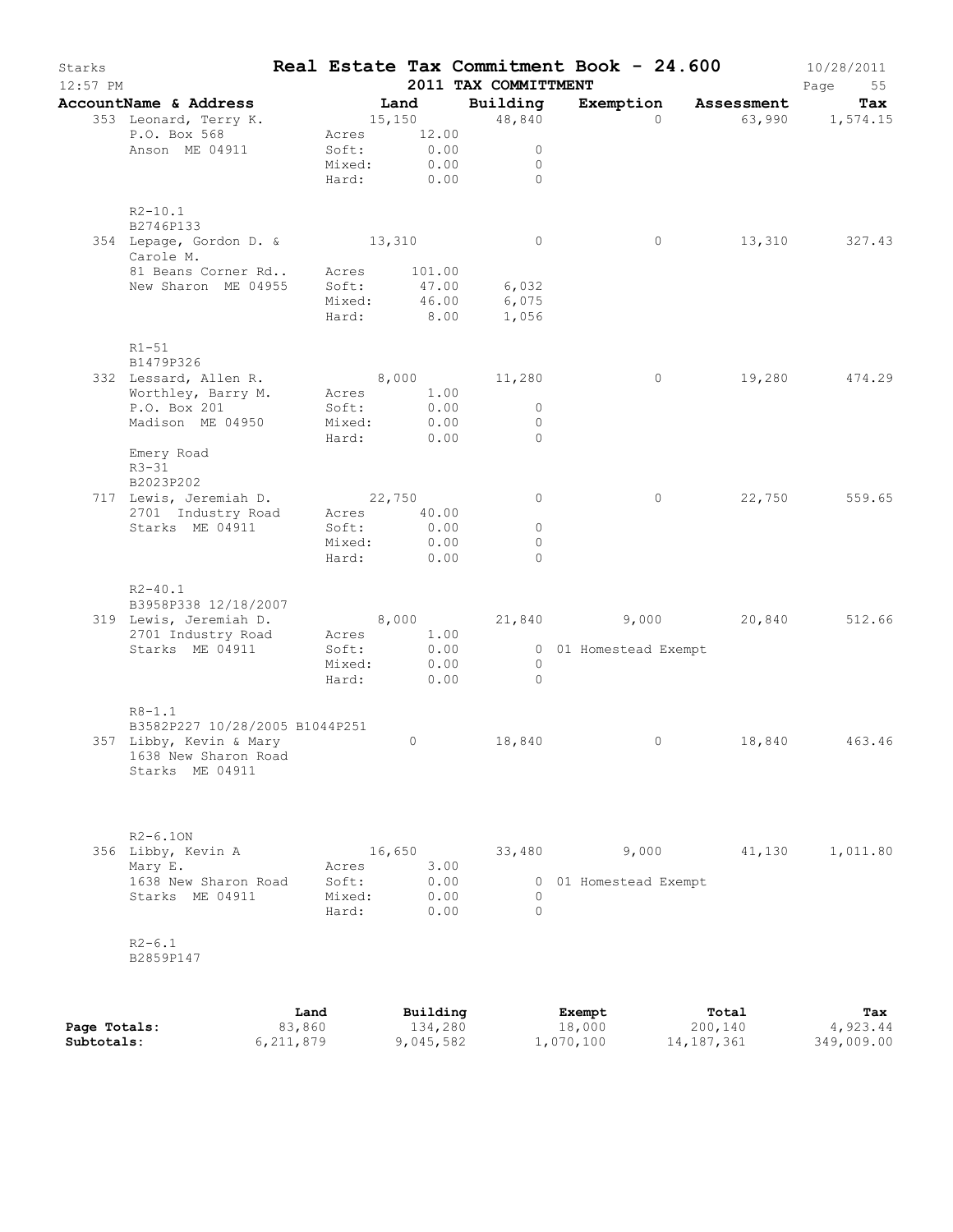# Real Estate Tax Commitment Book - 24.600

Starks
12:57 PM

10/28/2011

2011 TAX COMMITTMENT

| AccountName & Address | Land | | Building | Exemption | Assessment | Tax |
|---|---|---|---|---|---|---|
| 353 Leonard, Terry K. | 15,150 | | 48,840 | 0 | 63,990 | 1,574.15 |
| P.O. Box 568 | Acres | 12.00 | | | | |
| Anson ME 04911 | Soft: | 0.00 | 0 | | | |
| | Mixed: | 0.00 | 0 | | | |
| | Hard: | 0.00 | 0 | | | |
| R2-10.1 | | | | | | |
| B2746P133 | | | | | | |
| 354 Lepage, Gordon D. & Carole M. | 13,310 | | 0 | 0 | 13,310 | 327.43 |
| 81 Beans Corner Rd.. | Acres | 101.00 | | | | |
| New Sharon ME 04955 | Soft: | 47.00 | 6,032 | | | |
| | Mixed: | 46.00 | 6,075 | | | |
| | Hard: | 8.00 | 1,056 | | | |
| R1-51 | | | | | | |
| B1479P326 | | | | | | |
| 332 Lessard, Allen R. | 8,000 | | 11,280 | 0 | 19,280 | 474.29 |
| Worthley, Barry M. | Acres | 1.00 | | | | |
| P.O. Box 201 | Soft: | 0.00 | 0 | | | |
| Madison ME 04950 | Mixed: | 0.00 | 0 | | | |
| | Hard: | 0.00 | 0 | | | |
| Emery Road | | | | | | |
| R3-31 | | | | | | |
| B2023P202 | | | | | | |
| 717 Lewis, Jeremiah D. | 22,750 | | 0 | 0 | 22,750 | 559.65 |
| 2701 Industry Road | Acres | 40.00 | | | | |
| Starks ME 04911 | Soft: | 0.00 | 0 | | | |
| | Mixed: | 0.00 | 0 | | | |
| | Hard: | 0.00 | 0 | | | |
| R2-40.1 | | | | | | |
| B3958P338 12/18/2007 | | | | | | |
| 319 Lewis, Jeremiah D. | 8,000 | | 21,840 | 9,000 | 20,840 | 512.66 |
| 2701 Industry Road | Acres | 1.00 | | | | |
| Starks ME 04911 | Soft: | 0.00 | 0 | 01 Homestead Exempt | | |
| | Mixed: | 0.00 | 0 | | | |
| | Hard: | 0.00 | 0 | | | |
| R8-1.1 | | | | | | |
| B3582P227 10/28/2005 B1044P251 | | | | | | |
| 357 Libby, Kevin & Mary | 0 | | 18,840 | 0 | 18,840 | 463.46 |
| 1638 New Sharon Road | | | | | | |
| Starks ME 04911 | | | | | | |
| R2-6.1ON | | | | | | |
| 356 Libby, Kevin A | 16,650 | | 33,480 | 9,000 | 41,130 | 1,011.80 |
| Mary E. | Acres | 3.00 | | | | |
| 1638 New Sharon Road | Soft: | 0.00 | 0 | 01 Homestead Exempt | | |
| Starks ME 04911 | Mixed: | 0.00 | 0 | | | |
| | Hard: | 0.00 | 0 | | | |
| R2-6.1 | | | | | | |
| B2859P147 | | | | | | |

| | Land | Building | Exempt | Total | Tax |
|---|---|---|---|---|---|
| Page Totals: | 83,860 | 134,280 | 18,000 | 200,140 | 4,923.44 |
| Subtotals: | 6,211,879 | 9,045,582 | 1,070,100 | 14,187,361 | 349,009.00 |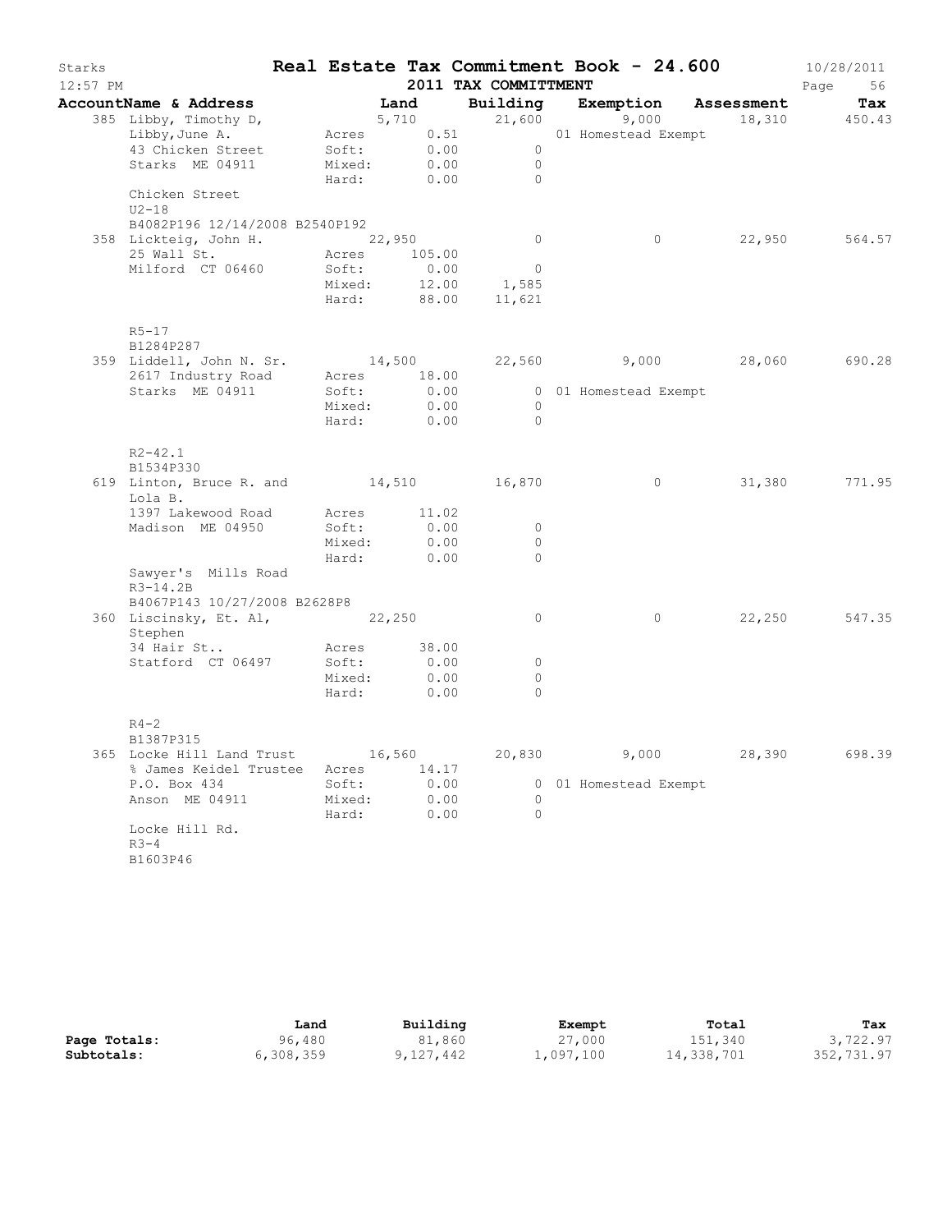# Starks — Real Estate Tax Commitment Book - 24.600

12:57 PM — 2011 TAX COMMITTMENT — 10/28/2011

| AccountName & Address | Land | Building | Exemption | Assessment | Tax |
|---|---|---|---|---|---|
| 385 Libby, Timothy D, | 5,710 | 21,600 | 9,000 | 18,310 | 450.43 |
| Libby,June A. | Acres 0.51 | | 01 Homestead Exempt | | |
| 43 Chicken Street | Soft: 0.00 | 0 | | | |
| Starks ME 04911 | Mixed: 0.00 | 0 | | | |
| | Hard: 0.00 | 0 | | | |
| Chicken Street | | | | | |
| U2-18 | | | | | |
| B4082P196 12/14/2008 B2540P192 | | | | | |
| 358 Lickteig, John H. | 22,950 | 0 | 0 | 22,950 | 564.57 |
| 25 Wall St. | Acres 105.00 | | | | |
| Milford CT 06460 | Soft: 0.00 | 0 | | | |
| | Mixed: 12.00 | 1,585 | | | |
| | Hard: 88.00 | 11,621 | | | |
| R5-17 | | | | | |
| B1284P287 | | | | | |
| 359 Liddell, John N. Sr. | 14,500 | 22,560 | 9,000 | 28,060 | 690.28 |
| 2617 Industry Road | Acres 18.00 | | | | |
| Starks ME 04911 | Soft: 0.00 | 0 | 01 Homestead Exempt | | |
| | Mixed: 0.00 | 0 | | | |
| | Hard: 0.00 | 0 | | | |
| R2-42.1 | | | | | |
| B1534P330 | | | | | |
| 619 Linton, Bruce R. and Lola B. | 14,510 | 16,870 | 0 | 31,380 | 771.95 |
| 1397 Lakewood Road | Acres 11.02 | | | | |
| Madison ME 04950 | Soft: 0.00 | 0 | | | |
| | Mixed: 0.00 | 0 | | | |
| | Hard: 0.00 | 0 | | | |
| Sawyer's Mills Road | | | | | |
| R3-14.2B | | | | | |
| B4067P143 10/27/2008 B2628P8 | | | | | |
| 360 Liscinsky, Et. Al, Stephen | 22,250 | 0 | 0 | 22,250 | 547.35 |
| 34 Hair St.. | Acres 38.00 | | | | |
| Statford CT 06497 | Soft: 0.00 | 0 | | | |
| | Mixed: 0.00 | 0 | | | |
| | Hard: 0.00 | 0 | | | |
| R4-2 | | | | | |
| B1387P315 | | | | | |
| 365 Locke Hill Land Trust | 16,560 | 20,830 | 9,000 | 28,390 | 698.39 |
| % James Keidel Trustee | Acres 14.17 | | | | |
| P.O. Box 434 | Soft: 0.00 | 0 | 01 Homestead Exempt | | |
| Anson ME 04911 | Mixed: 0.00 | 0 | | | |
| | Hard: 0.00 | 0 | | | |
| Locke Hill Rd. | | | | | |
| R3-4 | | | | | |
| B1603P46 | | | | | |

| | Land | Building | Exempt | Total | Tax |
|---|---|---|---|---|---|
| Page Totals: | 96,480 | 81,860 | 27,000 | 151,340 | 3,722.97 |
| Subtotals: | 6,308,359 | 9,127,442 | 1,097,100 | 14,338,701 | 352,731.97 |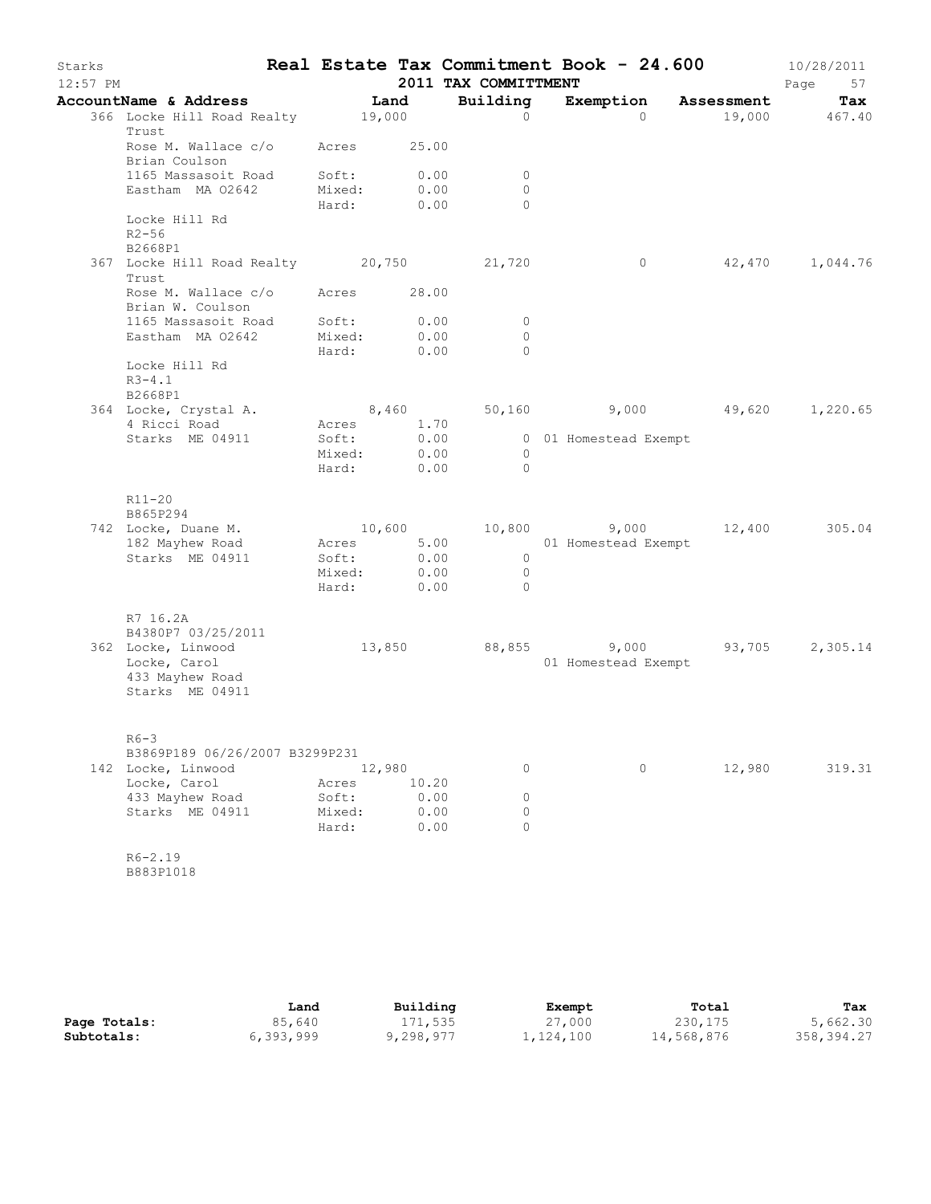# Starks — Real Estate Tax Commitment Book - 24.600

12:57 PM — 2011 TAX COMMITTMENT — 10/28/2011

| AccountName & Address | Land | Building | Exemption | Assessment | Tax |
|---|---|---|---|---|---|
| 366 Locke Hill Road Realty Trust | 19,000 | 0 | 0 | 19,000 | 467.40 |
| Rose M. Wallace c/o Brian Coulson | Acres 25.00 | | | | |
| 1165 Massasoit Road | Soft: 0.00 | 0 | | | |
| Eastham MA 02642 | Mixed: 0.00 | 0 | | | |
| | Hard: 0.00 | 0 | | | |
| Locke Hill Rd | | | | | |
| R2-56 | | | | | |
| B2668P1 | | | | | |
| 367 Locke Hill Road Realty Trust | 20,750 | 21,720 | 0 | 42,470 | 1,044.76 |
| Rose M. Wallace c/o Brian W. Coulson | Acres 28.00 | | | | |
| 1165 Massasoit Road | Soft: 0.00 | 0 | | | |
| Eastham MA 02642 | Mixed: 0.00 | 0 | | | |
| | Hard: 0.00 | 0 | | | |
| Locke Hill Rd | | | | | |
| R3-4.1 | | | | | |
| B2668P1 | | | | | |
| 364 Locke, Crystal A. | 8,460 | 50,160 | 9,000 | 49,620 | 1,220.65 |
| 4 Ricci Road | Acres 1.70 | | | | |
| Starks ME 04911 | Soft: 0.00 | 0 | 01 Homestead Exempt | | |
| | Mixed: 0.00 | 0 | | | |
| | Hard: 0.00 | 0 | | | |
| R11-20 | | | | | |
| B865P294 | | | | | |
| 742 Locke, Duane M. | 10,600 | 10,800 | 9,000 | 12,400 | 305.04 |
| 182 Mayhew Road | Acres 5.00 | | 01 Homestead Exempt | | |
| Starks ME 04911 | Soft: 0.00 | 0 | | | |
| | Mixed: 0.00 | 0 | | | |
| | Hard: 0.00 | 0 | | | |
| R7 16.2A | | | | | |
| B4380P7 03/25/2011 | | | | | |
| 362 Locke, Linwood | 13,850 | 88,855 | 9,000 | 93,705 | 2,305.14 |
| Locke, Carol | | | 01 Homestead Exempt | | |
| 433 Mayhew Road | | | | | |
| Starks ME 04911 | | | | | |
| R6-3 | | | | | |
| B3869P189 06/26/2007 B3299P231 | | | | | |
| 142 Locke, Linwood | 12,980 | 0 | 0 | 12,980 | 319.31 |
| Locke, Carol | Acres 10.20 | | | | |
| 433 Mayhew Road | Soft: 0.00 | 0 | | | |
| Starks ME 04911 | Mixed: 0.00 | 0 | | | |
| | Hard: 0.00 | 0 | | | |
| R6-2.19 | | | | | |
| B883P1018 | | | | | |

| | Land | Building | Exempt | Total | Tax |
|---|---|---|---|---|---|
| Page Totals: | 85,640 | 171,535 | 27,000 | 230,175 | 5,662.30 |
| Subtotals: | 6,393,999 | 9,298,977 | 1,124,100 | 14,568,876 | 358,394.27 |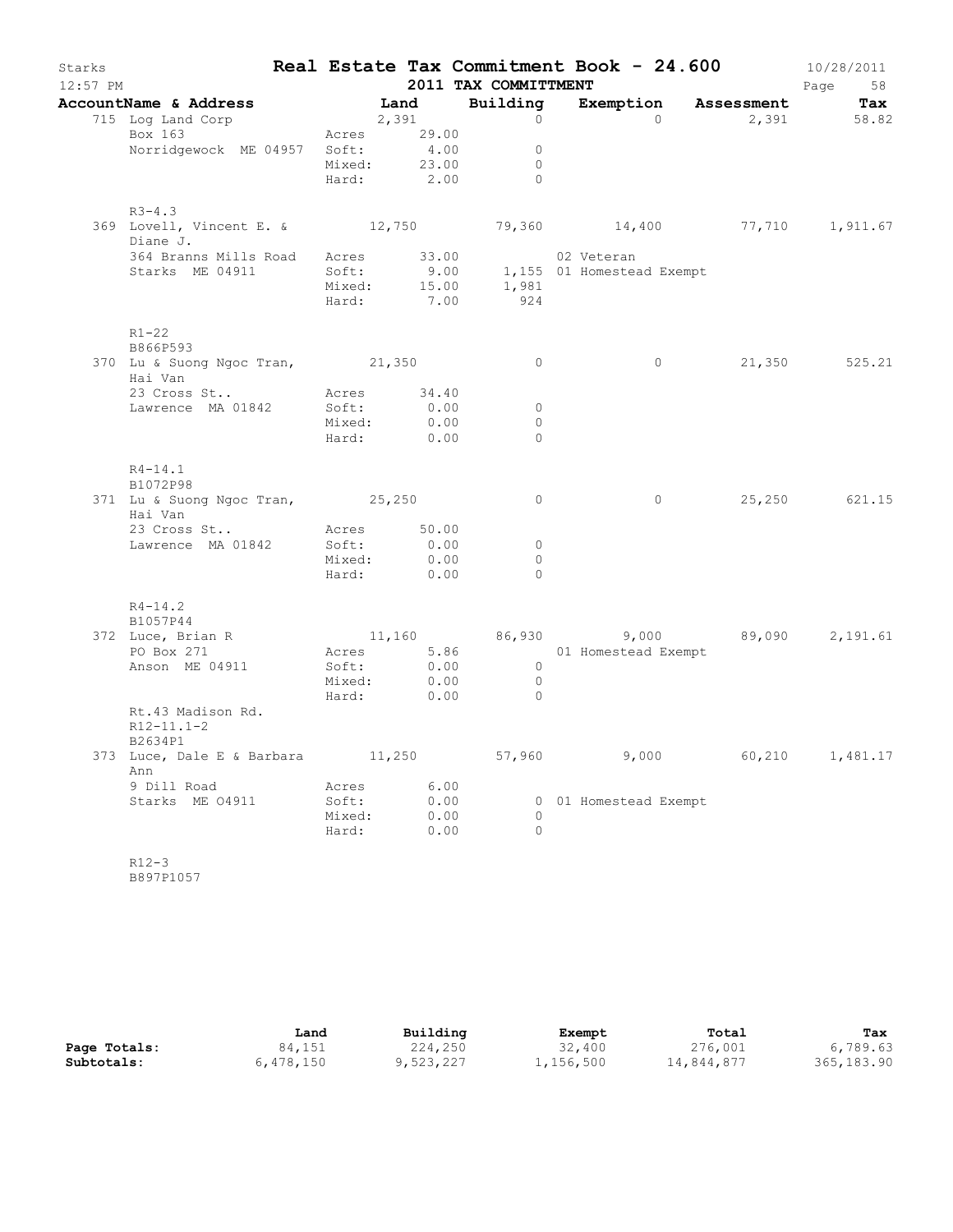# Real Estate Tax Commitment Book - 24.600

Starks — 2011 TAX COMMITTMENT — 10/28/2011 12:57 PM

| AccountName & Address | Land | Building | Exemption | Assessment | Tax |
|---|---|---|---|---|---|
| 715 Log Land Corp | 2,391 | 0 | 0 | 2,391 | 58.82 |
| Box 163 | Acres 29.00 | | | | |
| Norridgewock ME 04957 | Soft: 4.00 | 0 | | | |
| | Mixed: 23.00 | 0 | | | |
| | Hard: 2.00 | 0 | | | |
| R3-4.3 | | | | | |
| 369 Lovell, Vincent E. & Diane J. | 12,750 | 79,360 | 14,400 | 77,710 | 1,911.67 |
| 364 Branns Mills Road | Acres 33.00 | | 02 Veteran | | |
| Starks ME 04911 | Soft: 9.00 | 1,155 | 01 Homestead Exempt | | |
| | Mixed: 15.00 | 1,981 | | | |
| | Hard: 7.00 | 924 | | | |
| R1-22 | | | | | |
| B866P593 | | | | | |
| 370 Lu & Suong Ngoc Tran, Hai Van | 21,350 | 0 | 0 | 21,350 | 525.21 |
| 23 Cross St.. | Acres 34.40 | | | | |
| Lawrence MA 01842 | Soft: 0.00 | 0 | | | |
| | Mixed: 0.00 | 0 | | | |
| | Hard: 0.00 | 0 | | | |
| R4-14.1 | | | | | |
| B1072P98 | | | | | |
| 371 Lu & Suong Ngoc Tran, Hai Van | 25,250 | 0 | 0 | 25,250 | 621.15 |
| 23 Cross St.. | Acres 50.00 | | | | |
| Lawrence MA 01842 | Soft: 0.00 | 0 | | | |
| | Mixed: 0.00 | 0 | | | |
| | Hard: 0.00 | 0 | | | |
| R4-14.2 | | | | | |
| B1057P44 | | | | | |
| 372 Luce, Brian R | 11,160 | 86,930 | 9,000 | 89,090 | 2,191.61 |
| PO Box 271 | Acres 5.86 | | 01 Homestead Exempt | | |
| Anson ME 04911 | Soft: 0.00 | 0 | | | |
| | Mixed: 0.00 | 0 | | | |
| | Hard: 0.00 | 0 | | | |
| Rt.43 Madison Rd. | | | | | |
| R12-11.1-2 | | | | | |
| B2634P1 | | | | | |
| 373 Luce, Dale E & Barbara Ann | 11,250 | 57,960 | 9,000 | 60,210 | 1,481.17 |
| 9 Dill Road | Acres 6.00 | | | | |
| Starks ME O4911 | Soft: 0.00 | 0 | 01 Homestead Exempt | | |
| | Mixed: 0.00 | 0 | | | |
| | Hard: 0.00 | 0 | | | |
| R12-3 | | | | | |
| B897P1057 | | | | | |

| | Land | Building | Exempt | Total | Tax |
|---|---|---|---|---|---|
| **Page Totals:** | 84,151 | 224,250 | 32,400 | 276,001 | 6,789.63 |
| **Subtotals:** | 6,478,150 | 9,523,227 | 1,156,500 | 14,844,877 | 365,183.90 |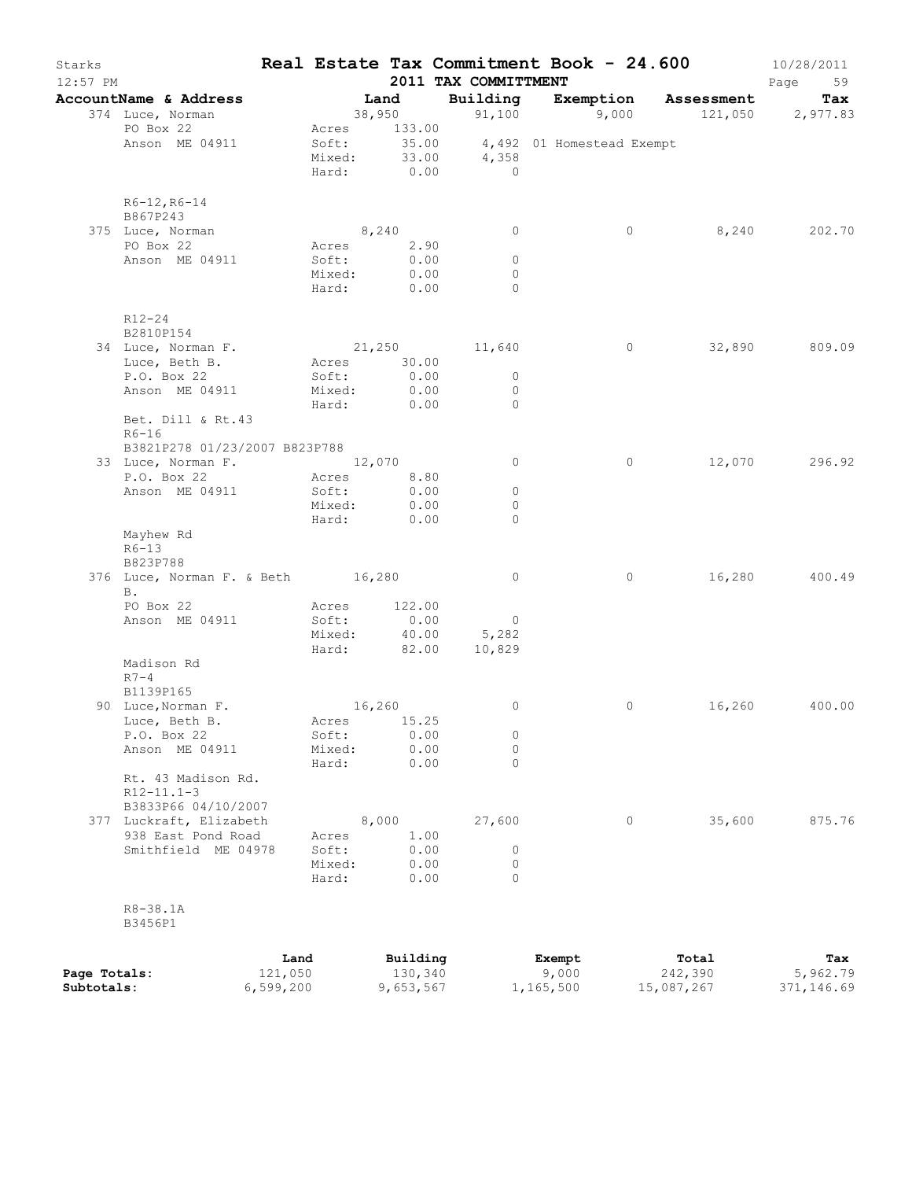# Real Estate Tax Commitment Book - 24.600

Starks — 2011 TAX COMMITTMENT — 10/28/2011 — 12:57 PM

| AccountName & Address | | Land | Building | Exemption | Assessment | Tax |
|---|---|---|---|---|---|---|
| 374 Luce, Norman | | 38,950 | 91,100 | 9,000 | 121,050 | 2,977.83 |
| PO Box 22 | Acres | 133.00 | | | | |
| Anson ME 04911 | Soft: | 35.00 | 4,492 | 01 Homestead Exempt | | |
| | Mixed: | 33.00 | 4,358 | | | |
| | Hard: | 0.00 | 0 | | | |
| R6-12,R6-14 | | | | | | |
| B867P243 | | | | | | |
| 375 Luce, Norman | | 8,240 | 0 | 0 | 8,240 | 202.70 |
| PO Box 22 | Acres | 2.90 | | | | |
| Anson ME 04911 | Soft: | 0.00 | 0 | | | |
| | Mixed: | 0.00 | 0 | | | |
| | Hard: | 0.00 | 0 | | | |
| R12-24 | | | | | | |
| B2810P154 | | | | | | |
| 34 Luce, Norman F. | | 21,250 | 11,640 | 0 | 32,890 | 809.09 |
| Luce, Beth B. | Acres | 30.00 | | | | |
| P.O. Box 22 | Soft: | 0.00 | 0 | | | |
| Anson ME 04911 | Mixed: | 0.00 | 0 | | | |
| | Hard: | 0.00 | 0 | | | |
| Bet. Dill & Rt.43 | | | | | | |
| R6-16 | | | | | | |
| B3821P278 01/23/2007 B823P788 | | | | | | |
| 33 Luce, Norman F. | | 12,070 | 0 | 0 | 12,070 | 296.92 |
| P.O. Box 22 | Acres | 8.80 | | | | |
| Anson ME 04911 | Soft: | 0.00 | 0 | | | |
| | Mixed: | 0.00 | 0 | | | |
| | Hard: | 0.00 | 0 | | | |
| Mayhew Rd | | | | | | |
| R6-13 | | | | | | |
| B823P788 | | | | | | |
| 376 Luce, Norman F. & Beth B. | | 16,280 | 0 | 0 | 16,280 | 400.49 |
| PO Box 22 | Acres | 122.00 | | | | |
| Anson ME 04911 | Soft: | 0.00 | 0 | | | |
| | Mixed: | 40.00 | 5,282 | | | |
| | Hard: | 82.00 | 10,829 | | | |
| Madison Rd | | | | | | |
| R7-4 | | | | | | |
| B1139P165 | | | | | | |
| 90 Luce,Norman F. | | 16,260 | 0 | 0 | 16,260 | 400.00 |
| Luce, Beth B. | Acres | 15.25 | | | | |
| P.O. Box 22 | Soft: | 0.00 | 0 | | | |
| Anson ME 04911 | Mixed: | 0.00 | 0 | | | |
| | Hard: | 0.00 | 0 | | | |
| Rt. 43 Madison Rd. | | | | | | |
| R12-11.1-3 | | | | | | |
| B3833P66 04/10/2007 | | | | | | |
| 377 Luckraft, Elizabeth | | 8,000 | 27,600 | 0 | 35,600 | 875.76 |
| 938 East Pond Road | Acres | 1.00 | | | | |
| Smithfield ME 04978 | Soft: | 0.00 | 0 | | | |
| | Mixed: | 0.00 | 0 | | | |
| | Hard: | 0.00 | 0 | | | |
| R8-38.1A | | | | | | |
| B3456P1 | | | | | | |

| | Land | Building | Exempt | Total | Tax |
|---|---|---|---|---|---|
| Page Totals: | 121,050 | 130,340 | 9,000 | 242,390 | 5,962.79 |
| Subtotals: | 6,599,200 | 9,653,567 | 1,165,500 | 15,087,267 | 371,146.69 |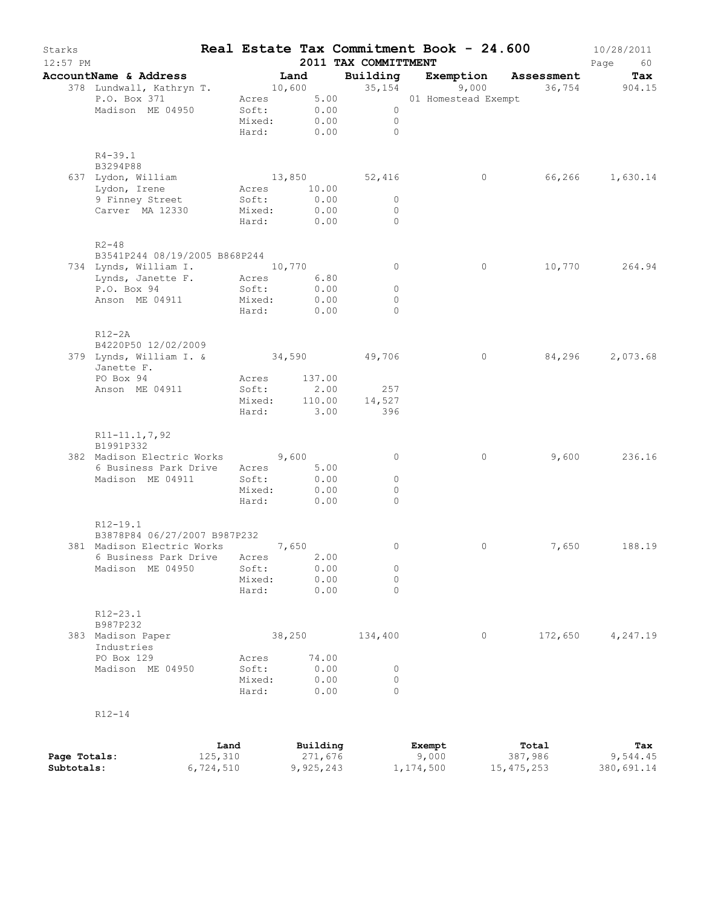# Starks — Real Estate Tax Commitment Book - 24.600

10/28/2011
12:57 PM

2011 TAX COMMITTMENT

| AccountName & Address | Land | | Building | Exemption | Assessment | Tax |
|---|---|---|---|---|---|---|
| 378 Lundwall, Kathryn T. | 10,600 | | 35,154 | 9,000 | 36,754 | 904.15 |
| P.O. Box 371 | Acres | 5.00 | | 01 Homestead Exempt | | |
| Madison ME 04950 | Soft: | 0.00 | 0 | | | |
| | Mixed: | 0.00 | 0 | | | |
| | Hard: | 0.00 | 0 | | | |
| R4-39.1 | | | | | | |
| B3294P88 | | | | | | |
| 637 Lydon, William | 13,850 | | 52,416 | 0 | 66,266 | 1,630.14 |
| Lydon, Irene | Acres | 10.00 | | | | |
| 9 Finney Street | Soft: | 0.00 | 0 | | | |
| Carver MA 12330 | Mixed: | 0.00 | 0 | | | |
| | Hard: | 0.00 | 0 | | | |
| R2-48 | | | | | | |
| B3541P244 08/19/2005 B868P244 | | | | | | |
| 734 Lynds, William I. | 10,770 | | 0 | 0 | 10,770 | 264.94 |
| Lynds, Janette F. | Acres | 6.80 | | | | |
| P.O. Box 94 | Soft: | 0.00 | 0 | | | |
| Anson ME 04911 | Mixed: | 0.00 | 0 | | | |
| | Hard: | 0.00 | 0 | | | |
| R12-2A | | | | | | |
| B4220P50 12/02/2009 | | | | | | |
| 379 Lynds, William I. & Janette F. | 34,590 | | 49,706 | 0 | 84,296 | 2,073.68 |
| PO Box 94 | Acres | 137.00 | | | | |
| Anson ME 04911 | Soft: | 2.00 | 257 | | | |
| | Mixed: | 110.00 | 14,527 | | | |
| | Hard: | 3.00 | 396 | | | |
| R11-11.1,7,92 | | | | | | |
| B1991P332 | | | | | | |
| 382 Madison Electric Works | 9,600 | | 0 | 0 | 9,600 | 236.16 |
| 6 Business Park Drive | Acres | 5.00 | | | | |
| Madison ME 04911 | Soft: | 0.00 | 0 | | | |
| | Mixed: | 0.00 | 0 | | | |
| | Hard: | 0.00 | 0 | | | |
| R12-19.1 | | | | | | |
| B3878P84 06/27/2007 B987P232 | | | | | | |
| 381 Madison Electric Works | 7,650 | | 0 | 0 | 7,650 | 188.19 |
| 6 Business Park Drive | Acres | 2.00 | | | | |
| Madison ME 04950 | Soft: | 0.00 | 0 | | | |
| | Mixed: | 0.00 | 0 | | | |
| | Hard: | 0.00 | 0 | | | |
| R12-23.1 | | | | | | |
| B987P232 | | | | | | |
| 383 Madison Paper Industries | 38,250 | | 134,400 | 0 | 172,650 | 4,247.19 |
| PO Box 129 | Acres | 74.00 | | | | |
| Madison ME 04950 | Soft: | 0.00 | 0 | | | |
| | Mixed: | 0.00 | 0 | | | |
| | Hard: | 0.00 | 0 | | | |
| R12-14 | | | | | | |

| | Land | Building | Exempt | Total | Tax |
|---|---|---|---|---|---|
| Page Totals: | 125,310 | 271,676 | 9,000 | 387,986 | 9,544.45 |
| Subtotals: | 6,724,510 | 9,925,243 | 1,174,500 | 15,475,253 | 380,691.14 |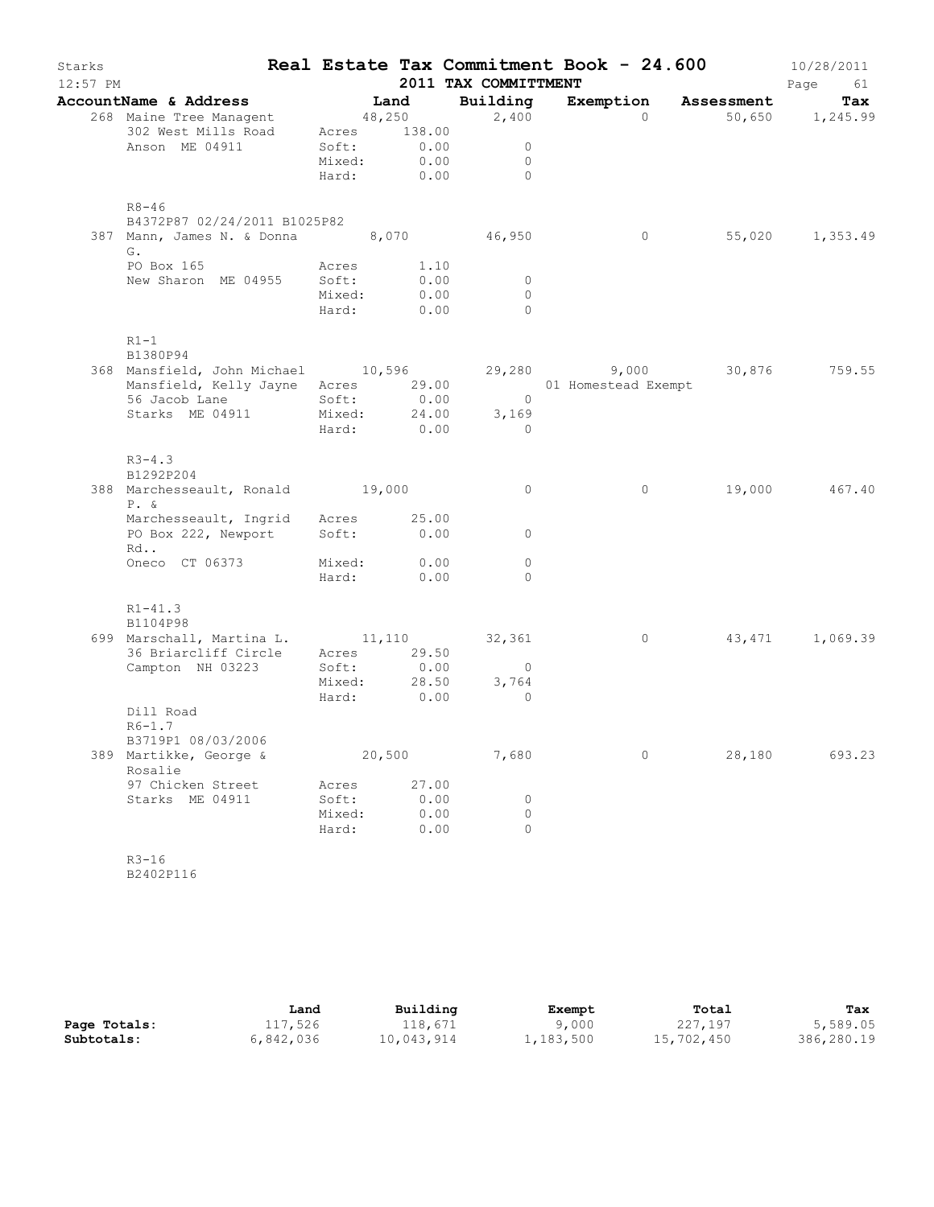# Real Estate Tax Commitment Book - 24.600

Starks — 12:57 PM — 2011 TAX COMMITTMENT — 10/28/2011

| AccountName & Address | Land | | Building | Exemption | Assessment | Tax |
|---|---|---|---|---|---|---|
| 268 Maine Tree Managent | 48,250 | | 2,400 | 0 | 50,650 | 1,245.99 |
| 302 West Mills Road | Acres | 138.00 | | | | |
| Anson ME 04911 | Soft: | 0.00 | 0 | | | |
| | Mixed: | 0.00 | 0 | | | |
| | Hard: | 0.00 | 0 | | | |
| R8-46 | | | | | | |
| B4372P87 02/24/2011 B1025P82 | | | | | | |
| 387 Mann, James N. & Donna G. | 8,070 | | 46,950 | 0 | 55,020 | 1,353.49 |
| PO Box 165 | Acres | 1.10 | | | | |
| New Sharon ME 04955 | Soft: | 0.00 | 0 | | | |
| | Mixed: | 0.00 | 0 | | | |
| | Hard: | 0.00 | 0 | | | |
| R1-1 | | | | | | |
| B1380P94 | | | | | | |
| 368 Mansfield, John Michael | 10,596 | | 29,280 | 9,000 | 30,876 | 759.55 |
| Mansfield, Kelly Jayne | Acres | 29.00 | | 01 Homestead Exempt | | |
| 56 Jacob Lane | Soft: | 0.00 | 0 | | | |
| Starks ME 04911 | Mixed: | 24.00 | 3,169 | | | |
| | Hard: | 0.00 | 0 | | | |
| R3-4.3 | | | | | | |
| B1292P204 | | | | | | |
| 388 Marchesseault, Ronald P. & | 19,000 | | 0 | 0 | 19,000 | 467.40 |
| Marchesseault, Ingrid | Acres | 25.00 | | | | |
| PO Box 222, Newport Rd.. | Soft: | 0.00 | 0 | | | |
| Oneco CT 06373 | Mixed: | 0.00 | 0 | | | |
| | Hard: | 0.00 | 0 | | | |
| R1-41.3 | | | | | | |
| B1104P98 | | | | | | |
| 699 Marschall, Martina L. | 11,110 | | 32,361 | 0 | 43,471 | 1,069.39 |
| 36 Briarcliff Circle | Acres | 29.50 | | | | |
| Campton NH 03223 | Soft: | 0.00 | 0 | | | |
| | Mixed: | 28.50 | 3,764 | | | |
| | Hard: | 0.00 | 0 | | | |
| Dill Road | | | | | | |
| R6-1.7 | | | | | | |
| B3719P1 08/03/2006 | | | | | | |
| 389 Martikke, George & Rosalie | 20,500 | | 7,680 | 0 | 28,180 | 693.23 |
| 97 Chicken Street | Acres | 27.00 | | | | |
| Starks ME 04911 | Soft: | 0.00 | 0 | | | |
| | Mixed: | 0.00 | 0 | | | |
| | Hard: | 0.00 | 0 | | | |
| R3-16 | | | | | | |
| B2402P116 | | | | | | |

| | Land | Building | Exempt | Total | Tax |
|---|---|---|---|---|---|
| Page Totals: | 117,526 | 118,671 | 9,000 | 227,197 | 5,589.05 |
| Subtotals: | 6,842,036 | 10,043,914 | 1,183,500 | 15,702,450 | 386,280.19 |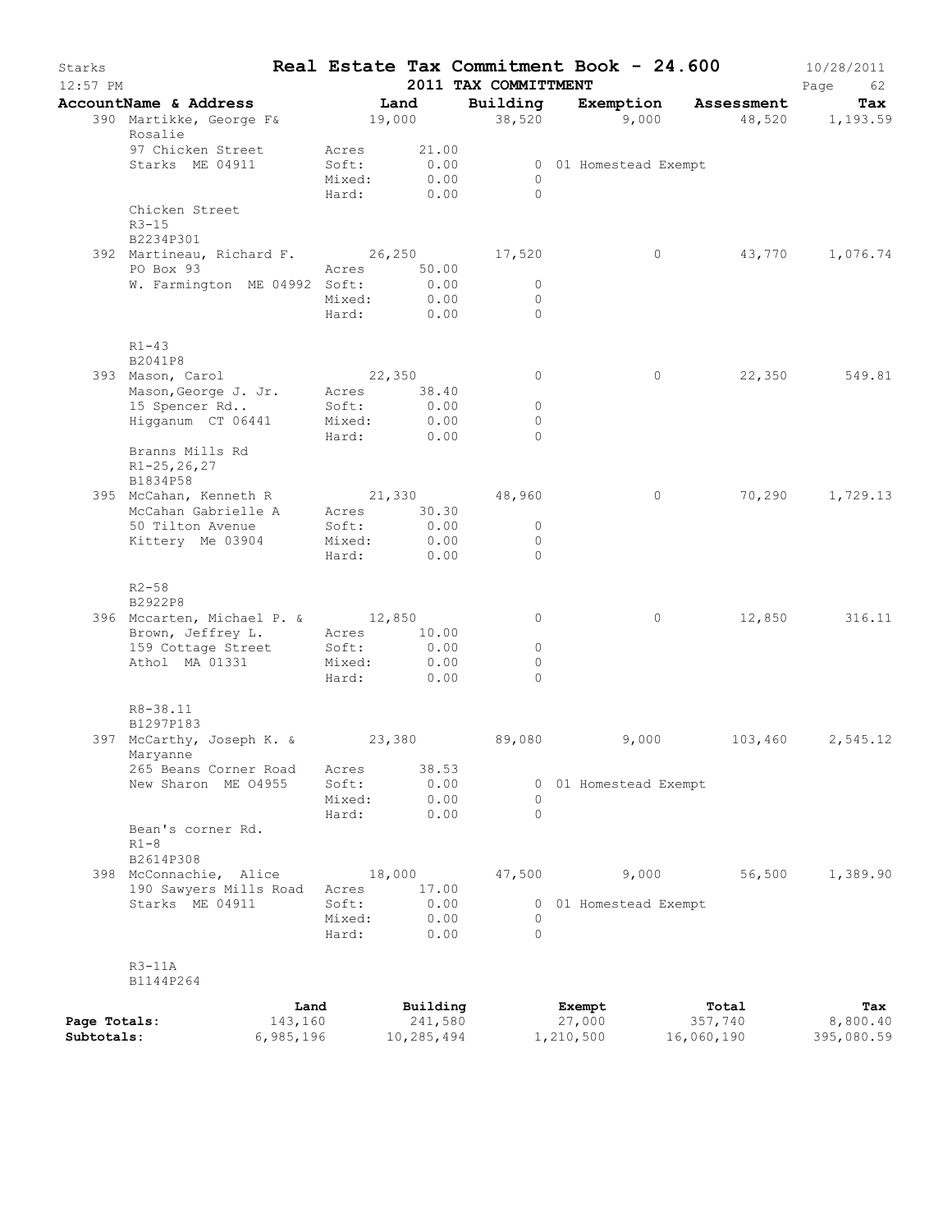# Real Estate Tax Commitment Book - 24.600

Starks 12:57 PM — 2011 TAX COMMITTMENT — 10/28/2011

| AccountName & Address | Land | Building | Exemption | Assessment | Tax |
|---|---|---|---|---|---|
| 390 Martikke, George F& Rosalie | 19,000 | 38,520 | 9,000 | 48,520 | 1,193.59 |
| 97 Chicken Street | Acres 21.00 | | | | |
| Starks ME 04911 | Soft: 0.00 | 0 | 01 Homestead Exempt | | |
| | Mixed: 0.00 | 0 | | | |
| | Hard: 0.00 | 0 | | | |
| Chicken Street | | | | | |
| R3-15 | | | | | |
| B2234P301 | | | | | |
| 392 Martineau, Richard F. | 26,250 | 17,520 | 0 | 43,770 | 1,076.74 |
| PO Box 93 | Acres 50.00 | | | | |
| W. Farmington ME 04992 | Soft: 0.00 | 0 | | | |
| | Mixed: 0.00 | 0 | | | |
| | Hard: 0.00 | 0 | | | |
| R1-43 | | | | | |
| B2041P8 | | | | | |
| 393 Mason, Carol | 22,350 | 0 | 0 | 22,350 | 549.81 |
| Mason,George J. Jr. | Acres 38.40 | | | | |
| 15 Spencer Rd.. | Soft: 0.00 | 0 | | | |
| Higganum CT 06441 | Mixed: 0.00 | 0 | | | |
| | Hard: 0.00 | 0 | | | |
| Branns Mills Rd | | | | | |
| R1-25,26,27 | | | | | |
| B1834P58 | | | | | |
| 395 McCahan, Kenneth R | 21,330 | 48,960 | 0 | 70,290 | 1,729.13 |
| McCahan Gabrielle A | Acres 30.30 | | | | |
| 50 Tilton Avenue | Soft: 0.00 | 0 | | | |
| Kittery Me 03904 | Mixed: 0.00 | 0 | | | |
| | Hard: 0.00 | 0 | | | |
| R2-58 | | | | | |
| B2922P8 | | | | | |
| 396 Mccarten, Michael P. & | 12,850 | 0 | 0 | 12,850 | 316.11 |
| Brown, Jeffrey L. | Acres 10.00 | | | | |
| 159 Cottage Street | Soft: 0.00 | 0 | | | |
| Athol MA 01331 | Mixed: 0.00 | 0 | | | |
| | Hard: 0.00 | 0 | | | |
| R8-38.11 | | | | | |
| B1297P183 | | | | | |
| 397 McCarthy, Joseph K. & Maryanne | 23,380 | 89,080 | 9,000 | 103,460 | 2,545.12 |
| 265 Beans Corner Road | Acres 38.53 | | | | |
| New Sharon ME 04955 | Soft: 0.00 | 0 | 01 Homestead Exempt | | |
| | Mixed: 0.00 | 0 | | | |
| | Hard: 0.00 | 0 | | | |
| Bean's corner Rd. | | | | | |
| R1-8 | | | | | |
| B2614P308 | | | | | |
| 398 McConnachie, Alice | 18,000 | 47,500 | 9,000 | 56,500 | 1,389.90 |
| 190 Sawyers Mills Road | Acres 17.00 | | | | |
| Starks ME 04911 | Soft: 0.00 | 0 | 01 Homestead Exempt | | |
| | Mixed: 0.00 | 0 | | | |
| | Hard: 0.00 | 0 | | | |
| R3-11A | | | | | |
| B1144P264 | | | | | |

| | Land | Building | Exempt | Total | Tax |
|---|---|---|---|---|---|
| Page Totals: | 143,160 | 241,580 | 27,000 | 357,740 | 8,800.40 |
| Subtotals: | 6,985,196 | 10,285,494 | 1,210,500 | 16,060,190 | 395,080.59 |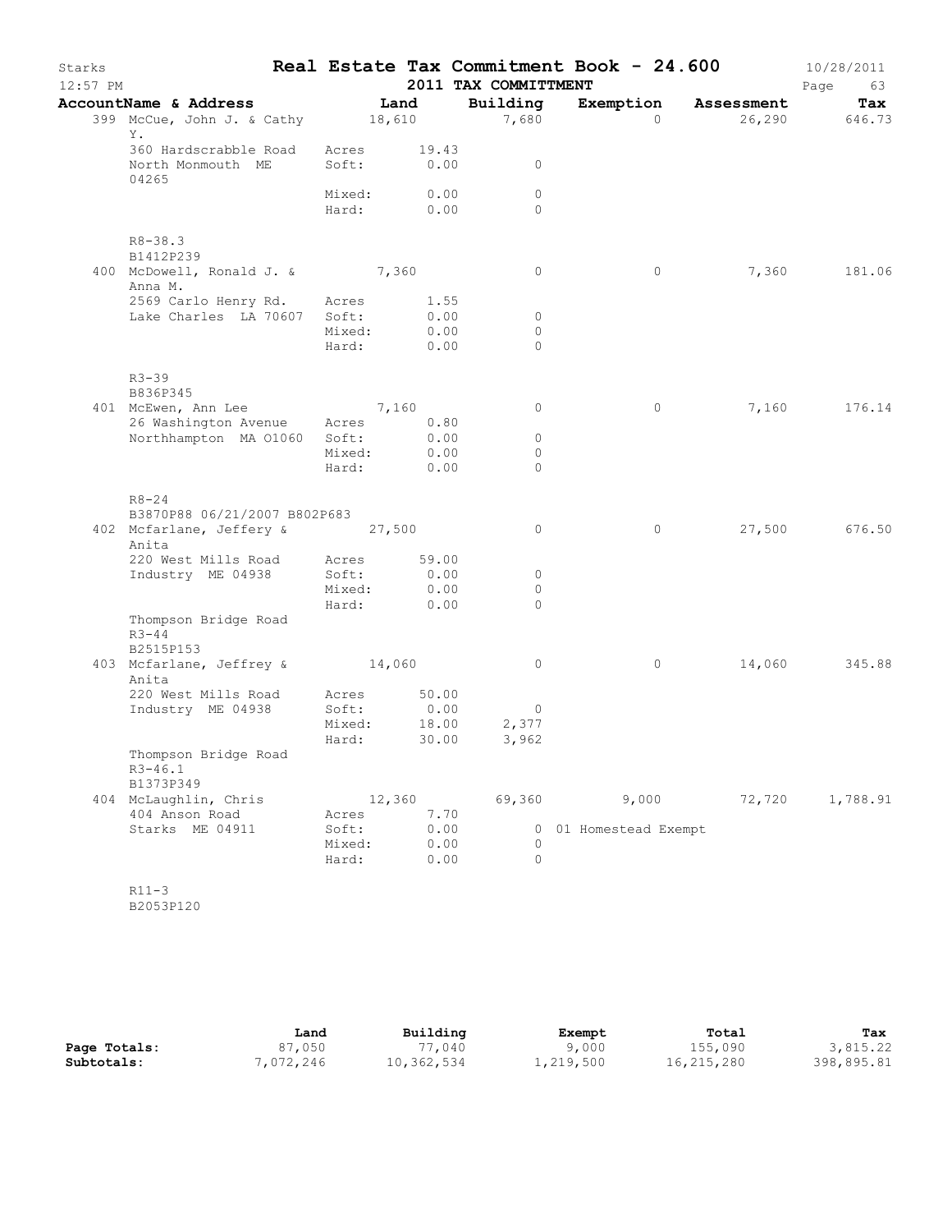Starks | **Real Estate Tax Commitment Book - 24.600** | 10/28/2011
12:57 PM | **2011 TAX COMMITTMENT**

| AccountName & Address | Land | Building | Exemption | Assessment | Tax |
|---|---|---|---|---|---|
| 399 McCue, John J. & Cathy Y. | 18,610 | 7,680 | 0 | 26,290 | 646.73 |
| 360 Hardscrabble Road | Acres 19.43 | | | | |
| North Monmouth ME 04265 | Soft: 0.00 | 0 | | | |
| | Mixed: 0.00 | 0 | | | |
| | Hard: 0.00 | 0 | | | |
| R8-38.3 | | | | | |
| B1412P239 | | | | | |
| 400 McDowell, Ronald J. & Anna M. | 7,360 | 0 | 0 | 7,360 | 181.06 |
| 2569 Carlo Henry Rd. | Acres 1.55 | | | | |
| Lake Charles LA 70607 | Soft: 0.00 | 0 | | | |
| | Mixed: 0.00 | 0 | | | |
| | Hard: 0.00 | 0 | | | |
| R3-39 | | | | | |
| B836P345 | | | | | |
| 401 McEwen, Ann Lee | 7,160 | 0 | 0 | 7,160 | 176.14 |
| 26 Washington Avenue | Acres 0.80 | | | | |
| Northhampton MA 01060 | Soft: 0.00 | 0 | | | |
| | Mixed: 0.00 | 0 | | | |
| | Hard: 0.00 | 0 | | | |
| R8-24 | | | | | |
| B3870P88 06/21/2007 B802P683 | | | | | |
| 402 Mcfarlane, Jeffery & Anita | 27,500 | 0 | 0 | 27,500 | 676.50 |
| 220 West Mills Road | Acres 59.00 | | | | |
| Industry ME 04938 | Soft: 0.00 | 0 | | | |
| | Mixed: 0.00 | 0 | | | |
| | Hard: 0.00 | 0 | | | |
| Thompson Bridge Road | | | | | |
| R3-44 | | | | | |
| B2515P153 | | | | | |
| 403 Mcfarlane, Jeffrey & Anita | 14,060 | 0 | 0 | 14,060 | 345.88 |
| 220 West Mills Road | Acres 50.00 | | | | |
| Industry ME 04938 | Soft: 0.00 | 0 | | | |
| | Mixed: 18.00 | 2,377 | | | |
| | Hard: 30.00 | 3,962 | | | |
| Thompson Bridge Road | | | | | |
| R3-46.1 | | | | | |
| B1373P349 | | | | | |
| 404 McLaughlin, Chris | 12,360 | 69,360 | 9,000 | 72,720 | 1,788.91 |
| 404 Anson Road | Acres 7.70 | | | | |
| Starks ME 04911 | Soft: 0.00 | 0 | 01 Homestead Exempt | | |
| | Mixed: 0.00 | 0 | | | |
| | Hard: 0.00 | 0 | | | |
| R11-3 | | | | | |
| B2053P120 | | | | | |

| | Land | Building | Exempt | Total | Tax |
|---|---|---|---|---|---|
| **Page Totals:** | 87,050 | 77,040 | 9,000 | 155,090 | 3,815.22 |
| **Subtotals:** | 7,072,246 | 10,362,534 | 1,219,500 | 16,215,280 | 398,895.81 |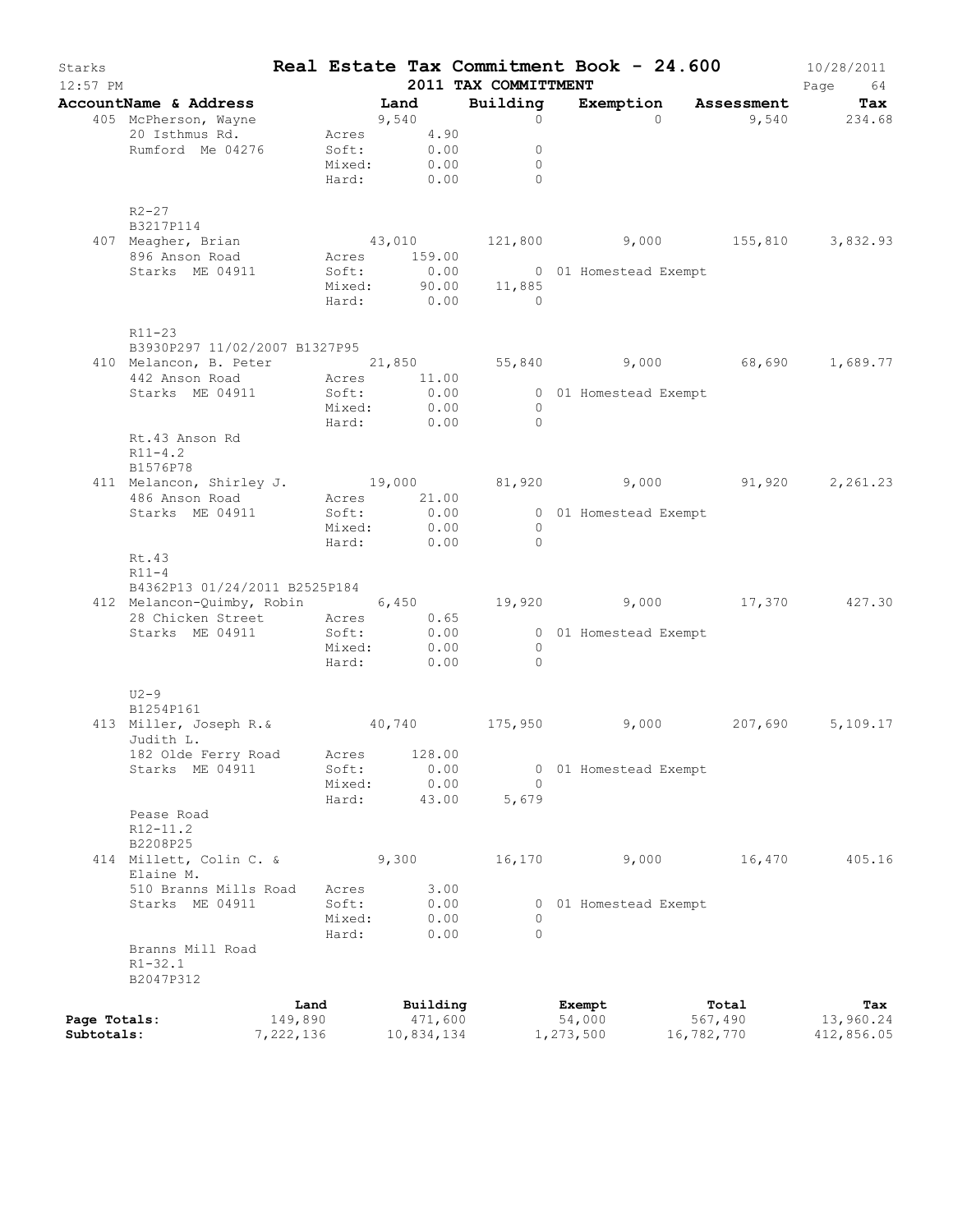# Starks — Real Estate Tax Commitment Book - 24.600

2011 TAX COMMITTMENT

12:57 PM — 10/28/2011

| AccountName & Address | Land | Building | Exemption | Assessment | Tax |
|---|---|---|---|---|---|
| 405 McPherson, Wayne | 9,540 | 0 | 0 | 9,540 | 234.68 |
| 20 Isthmus Rd. | Acres 4.90 | | | | |
| Rumford Me 04276 | Soft: 0.00 | 0 | | | |
| | Mixed: 0.00 | 0 | | | |
| | Hard: 0.00 | 0 | | | |
| R2-27 | | | | | |
| B3217P114 | | | | | |
| 407 Meagher, Brian | 43,010 | 121,800 | 9,000 | 155,810 | 3,832.93 |
| 896 Anson Road | Acres 159.00 | | | | |
| Starks ME 04911 | Soft: 0.00 | 0 | 01 Homestead Exempt | | |
| | Mixed: 90.00 | 11,885 | | | |
| | Hard: 0.00 | 0 | | | |
| R11-23 | | | | | |
| B3930P297 11/02/2007 B1327P95 | | | | | |
| 410 Melancon, B. Peter | 21,850 | 55,840 | 9,000 | 68,690 | 1,689.77 |
| 442 Anson Road | Acres 11.00 | | | | |
| Starks ME 04911 | Soft: 0.00 | 0 | 01 Homestead Exempt | | |
| | Mixed: 0.00 | 0 | | | |
| | Hard: 0.00 | 0 | | | |
| Rt.43 Anson Rd | | | | | |
| R11-4.2 | | | | | |
| B1576P78 | | | | | |
| 411 Melancon, Shirley J. | 19,000 | 81,920 | 9,000 | 91,920 | 2,261.23 |
| 486 Anson Road | Acres 21.00 | | | | |
| Starks ME 04911 | Soft: 0.00 | 0 | 01 Homestead Exempt | | |
| | Mixed: 0.00 | 0 | | | |
| | Hard: 0.00 | 0 | | | |
| Rt.43 | | | | | |
| R11-4 | | | | | |
| B4362P13 01/24/2011 B2525P184 | | | | | |
| 412 Melancon-Quimby, Robin | 6,450 | 19,920 | 9,000 | 17,370 | 427.30 |
| 28 Chicken Street | Acres 0.65 | | | | |
| Starks ME 04911 | Soft: 0.00 | 0 | 01 Homestead Exempt | | |
| | Mixed: 0.00 | 0 | | | |
| | Hard: 0.00 | 0 | | | |
| U2-9 | | | | | |
| B1254P161 | | | | | |
| 413 Miller, Joseph R.& Judith L. | 40,740 | 175,950 | 9,000 | 207,690 | 5,109.17 |
| 182 Olde Ferry Road | Acres 128.00 | | | | |
| Starks ME 04911 | Soft: 0.00 | 0 | 01 Homestead Exempt | | |
| | Mixed: 0.00 | 0 | | | |
| | Hard: 43.00 | 5,679 | | | |
| Pease Road | | | | | |
| R12-11.2 | | | | | |
| B2208P25 | | | | | |
| 414 Millett, Colin C. & Elaine M. | 9,300 | 16,170 | 9,000 | 16,470 | 405.16 |
| 510 Branns Mills Road | Acres 3.00 | | | | |
| Starks ME 04911 | Soft: 0.00 | 0 | 01 Homestead Exempt | | |
| | Mixed: 0.00 | 0 | | | |
| | Hard: 0.00 | 0 | | | |
| Branns Mill Road | | | | | |
| R1-32.1 | | | | | |
| B2047P312 | | | | | |

| | Land | Building | Exempt | Total | Tax |
|---|---|---|---|---|---|
| Page Totals: | 149,890 | 471,600 | 54,000 | 567,490 | 13,960.24 |
| Subtotals: | 7,222,136 | 10,834,134 | 1,273,500 | 16,782,770 | 412,856.05 |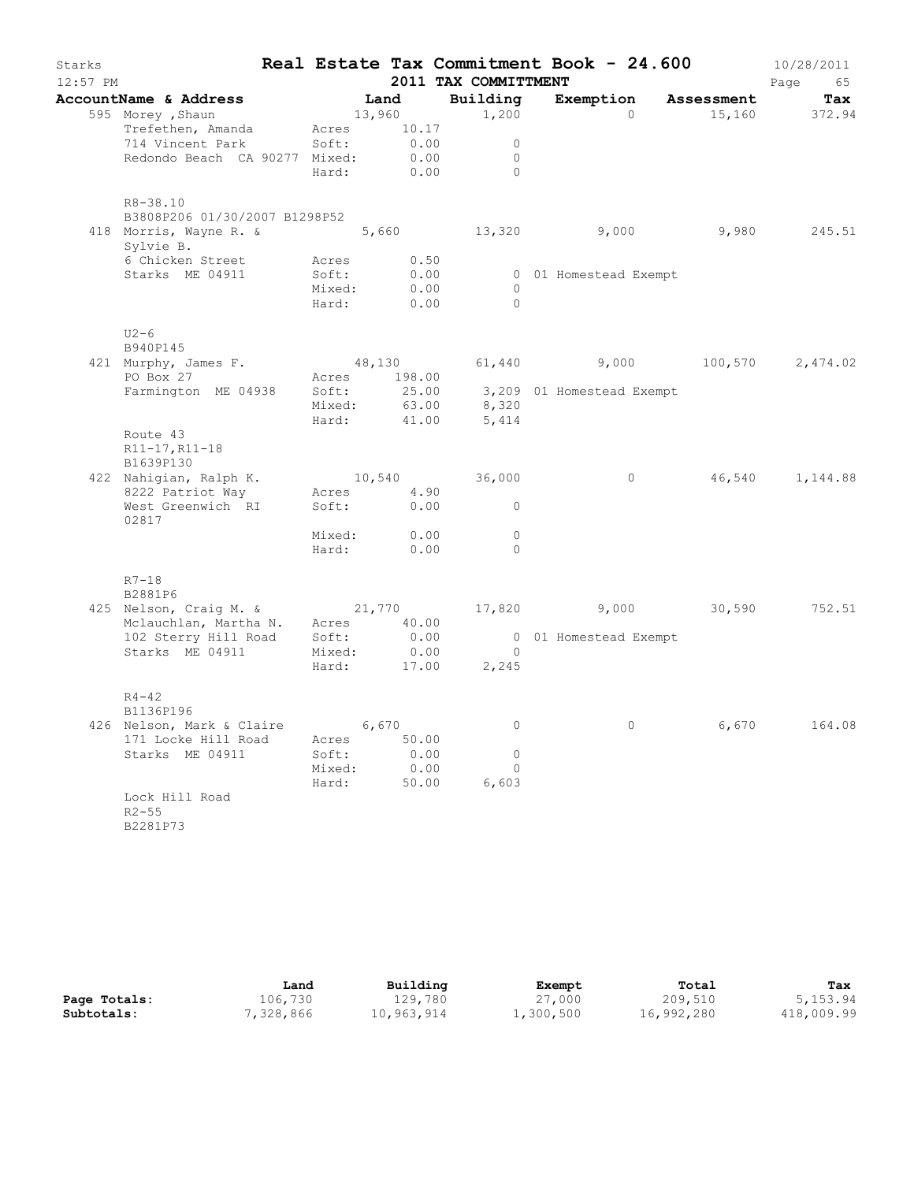# Starks — Real Estate Tax Commitment Book - 24.600 — 10/28/2011

12:57 PM — 2011 TAX COMMITTMENT

| AccountName & Address | | Land | Building | Exemption | Assessment | Tax |
|---|---|---|---|---|---|---|
| 595 Morey ,Shaun | | 13,960 | 1,200 | 0 | 15,160 | 372.94 |
| Trefethen, Amanda | Acres | 10.17 | | | | |
| 714 Vincent Park | Soft: | 0.00 | 0 | | | |
| Redondo Beach CA 90277 | Mixed: | 0.00 | 0 | | | |
| | Hard: | 0.00 | 0 | | | |
| R8-38.10 | | | | | | |
| B3808P206 01/30/2007 B1298P52 | | | | | | |
| 418 Morris, Wayne R. & | | 5,660 | 13,320 | 9,000 | 9,980 | 245.51 |
| Sylvie B. | | | | | | |
| 6 Chicken Street | Acres | 0.50 | | | | |
| Starks ME 04911 | Soft: | 0.00 | 0 | 01 Homestead Exempt | | |
| | Mixed: | 0.00 | 0 | | | |
| | Hard: | 0.00 | 0 | | | |
| U2-6 | | | | | | |
| B940P145 | | | | | | |
| 421 Murphy, James F. | | 48,130 | 61,440 | 9,000 | 100,570 | 2,474.02 |
| PO Box 27 | Acres | 198.00 | | | | |
| Farmington ME 04938 | Soft: | 25.00 | 3,209 | 01 Homestead Exempt | | |
| | Mixed: | 63.00 | 8,320 | | | |
| | Hard: | 41.00 | 5,414 | | | |
| Route 43 | | | | | | |
| R11-17,R11-18 | | | | | | |
| B1639P130 | | | | | | |
| 422 Nahigian, Ralph K. | | 10,540 | 36,000 | 0 | 46,540 | 1,144.88 |
| 8222 Patriot Way | Acres | 4.90 | | | | |
| West Greenwich RI 02817 | Soft: | 0.00 | 0 | | | |
| | Mixed: | 0.00 | 0 | | | |
| | Hard: | 0.00 | 0 | | | |
| R7-18 | | | | | | |
| B2881P6 | | | | | | |
| 425 Nelson, Craig M. & | | 21,770 | 17,820 | 9,000 | 30,590 | 752.51 |
| Mclauchlan, Martha N. | Acres | 40.00 | | | | |
| 102 Sterry Hill Road | Soft: | 0.00 | 0 | 01 Homestead Exempt | | |
| Starks ME 04911 | Mixed: | 0.00 | 0 | | | |
| | Hard: | 17.00 | 2,245 | | | |
| R4-42 | | | | | | |
| B1136P196 | | | | | | |
| 426 Nelson, Mark & Claire | | 6,670 | 0 | 0 | 6,670 | 164.08 |
| 171 Locke Hill Road | Acres | 50.00 | | | | |
| Starks ME 04911 | Soft: | 0.00 | 0 | | | |
| | Mixed: | 0.00 | 0 | | | |
| | Hard: | 50.00 | 6,603 | | | |
| Lock Hill Road | | | | | | |
| R2-55 | | | | | | |
| B2281P73 | | | | | | |

| | Land | Building | Exempt | Total | Tax |
|---|---|---|---|---|---|
| Page Totals: | 106,730 | 129,780 | 27,000 | 209,510 | 5,153.94 |
| Subtotals: | 7,328,866 | 10,963,914 | 1,300,500 | 16,992,280 | 418,009.99 |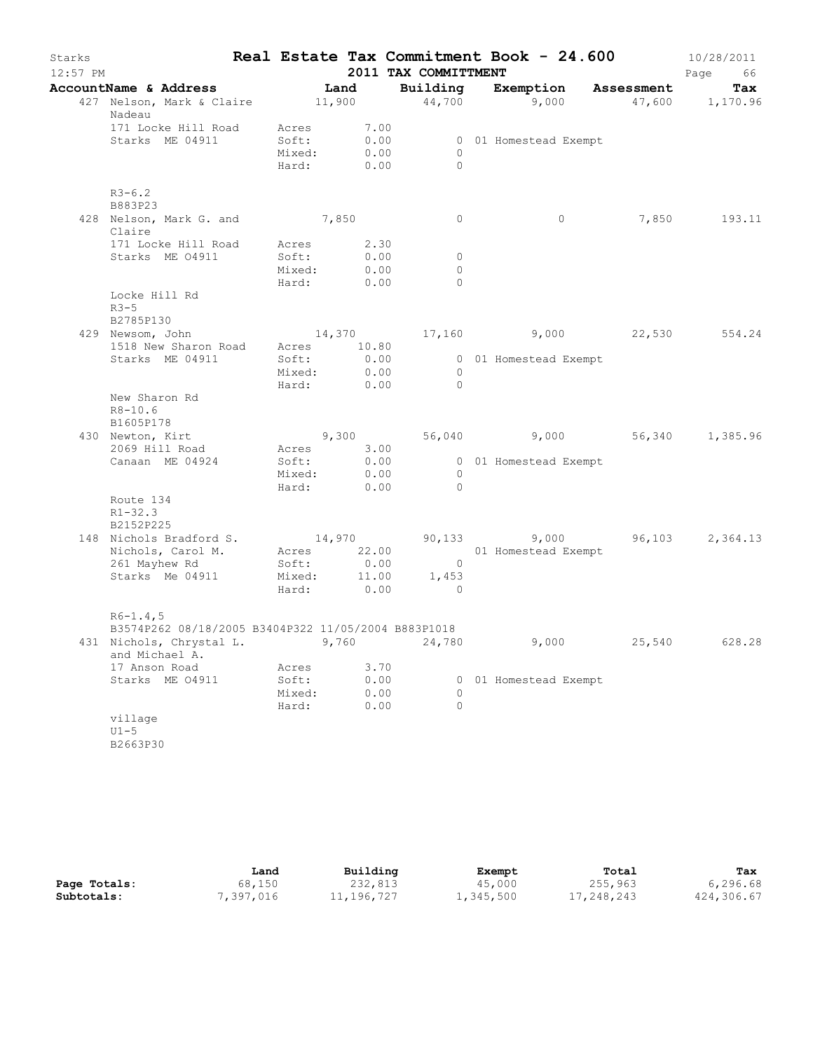# Starks — Real Estate Tax Commitment Book - 24.600

12:57 PM — 2011 TAX COMMITTMENT — 10/28/2011

| AccountName & Address | Land | Building | Exemption | Assessment | Tax |
|---|---|---|---|---|---|
| 427 Nelson, Mark & Claire Nadeau | 11,900 | 44,700 | 9,000 | 47,600 | 1,170.96 |
| 171 Locke Hill Road | Acres 7.00 | | | | |
| Starks ME 04911 | Soft: 0.00 | 0 | 01 Homestead Exempt | | |
| | Mixed: 0.00 | 0 | | | |
| | Hard: 0.00 | 0 | | | |
| R3-6.2 | | | | | |
| B883P23 | | | | | |
| 428 Nelson, Mark G. and Claire | 7,850 | 0 | 0 | 7,850 | 193.11 |
| 171 Locke Hill Road | Acres 2.30 | | | | |
| Starks ME 04911 | Soft: 0.00 | 0 | | | |
| | Mixed: 0.00 | 0 | | | |
| | Hard: 0.00 | 0 | | | |
| Locke Hill Rd | | | | | |
| R3-5 | | | | | |
| B2785P130 | | | | | |
| 429 Newsom, John | 14,370 | 17,160 | 9,000 | 22,530 | 554.24 |
| 1518 New Sharon Road | Acres 10.80 | | | | |
| Starks ME 04911 | Soft: 0.00 | 0 | 01 Homestead Exempt | | |
| | Mixed: 0.00 | 0 | | | |
| | Hard: 0.00 | 0 | | | |
| New Sharon Rd | | | | | |
| R8-10.6 | | | | | |
| B1605P178 | | | | | |
| 430 Newton, Kirt | 9,300 | 56,040 | 9,000 | 56,340 | 1,385.96 |
| 2069 Hill Road | Acres 3.00 | | | | |
| Canaan ME 04924 | Soft: 0.00 | 0 | 01 Homestead Exempt | | |
| | Mixed: 0.00 | 0 | | | |
| | Hard: 0.00 | 0 | | | |
| Route 134 | | | | | |
| R1-32.3 | | | | | |
| B2152P225 | | | | | |
| 148 Nichols Bradford S. | 14,970 | 90,133 | 9,000 | 96,103 | 2,364.13 |
| Nichols, Carol M. | Acres 22.00 | | 01 Homestead Exempt | | |
| 261 Mayhew Rd | Soft: 0.00 | 0 | | | |
| Starks Me 04911 | Mixed: 11.00 | 1,453 | | | |
| | Hard: 0.00 | 0 | | | |
| R6-1.4,5 | | | | | |
| B3574P262 08/18/2005 B3404P322 11/05/2004 B883P1018 | | | | | |
| 431 Nichols, Chrystal L. and Michael A. | 9,760 | 24,780 | 9,000 | 25,540 | 628.28 |
| 17 Anson Road | Acres 3.70 | | | | |
| Starks ME 04911 | Soft: 0.00 | 0 | 01 Homestead Exempt | | |
| | Mixed: 0.00 | 0 | | | |
| | Hard: 0.00 | 0 | | | |
| village | | | | | |
| U1-5 | | | | | |
| B2663P30 | | | | | |

| | Land | Building | Exempt | Total | Tax |
|---|---|---|---|---|---|
| **Page Totals:** | 68,150 | 232,813 | 45,000 | 255,963 | 6,296.68 |
| **Subtotals:** | 7,397,016 | 11,196,727 | 1,345,500 | 17,248,243 | 424,306.67 |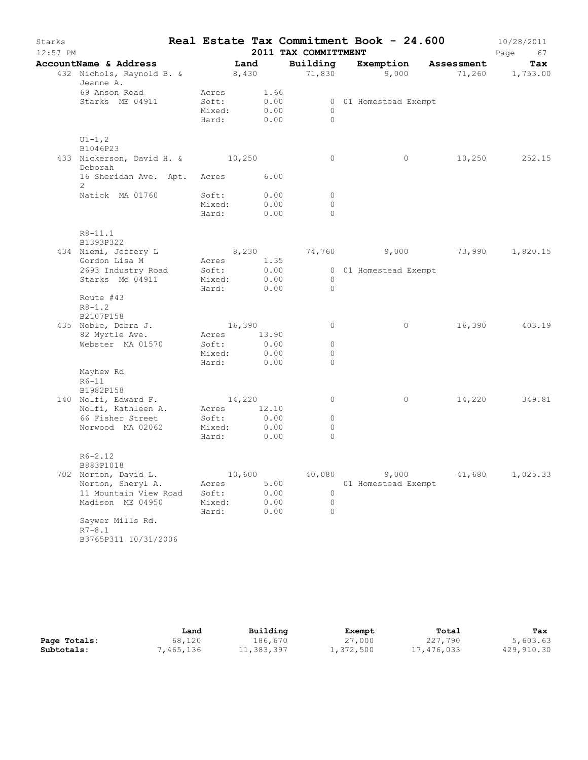# Starks — Real Estate Tax Commitment Book - 24.600

10/28/2011
12:57 PM

## 2011 TAX COMMITTMENT

| AccountName & Address | Land | Building | Exemption | Assessment | Tax |
|---|---|---|---|---|---|
| 432 Nichols, Raynold B. & Jeanne A. | 8,430 | 71,830 | 9,000 | 71,260 | 1,753.00 |
| 69 Anson Road | Acres 1.66 | | | | |
| Starks ME 04911 | Soft: 0.00 | 0 | 01 Homestead Exempt | | |
| | Mixed: 0.00 | 0 | | | |
| | Hard: 0.00 | 0 | | | |
| U1-1,2 | | | | | |
| B1046P23 | | | | | |
| 433 Nickerson, David H. & Deborah | 10,250 | 0 | 0 | 10,250 | 252.15 |
| 16 Sheridan Ave. Apt. 2 | Acres 6.00 | | | | |
| Natick MA 01760 | Soft: 0.00 | 0 | | | |
| | Mixed: 0.00 | 0 | | | |
| | Hard: 0.00 | 0 | | | |
| R8-11.1 | | | | | |
| B1393P322 | | | | | |
| 434 Niemi, Jeffery L | 8,230 | 74,760 | 9,000 | 73,990 | 1,820.15 |
| Gordon Lisa M | Acres 1.35 | | | | |
| 2693 Industry Road | Soft: 0.00 | 0 | 01 Homestead Exempt | | |
| Starks Me 04911 | Mixed: 0.00 | 0 | | | |
| | Hard: 0.00 | 0 | | | |
| Route #43 | | | | | |
| R8-1.2 | | | | | |
| B2107P158 | | | | | |
| 435 Noble, Debra J. | 16,390 | 0 | 0 | 16,390 | 403.19 |
| 82 Myrtle Ave. | Acres 13.90 | | | | |
| Webster MA 01570 | Soft: 0.00 | 0 | | | |
| | Mixed: 0.00 | 0 | | | |
| | Hard: 0.00 | 0 | | | |
| Mayhew Rd | | | | | |
| R6-11 | | | | | |
| B1982P158 | | | | | |
| 140 Nolfi, Edward F. | 14,220 | 0 | 0 | 14,220 | 349.81 |
| Nolfi, Kathleen A. | Acres 12.10 | | | | |
| 66 Fisher Street | Soft: 0.00 | 0 | | | |
| Norwood MA 02062 | Mixed: 0.00 | 0 | | | |
| | Hard: 0.00 | 0 | | | |
| R6-2.12 | | | | | |
| B883P1018 | | | | | |
| 702 Norton, David L. | 10,600 | 40,080 | 9,000 | 41,680 | 1,025.33 |
| Norton, Sheryl A. | Acres 5.00 | | 01 Homestead Exempt | | |
| 11 Mountain View Road | Soft: 0.00 | 0 | | | |
| Madison ME 04950 | Mixed: 0.00 | 0 | | | |
| | Hard: 0.00 | 0 | | | |
| Saywer Mills Rd. | | | | | |
| R7-8.1 | | | | | |
| B3765P311 10/31/2006 | | | | | |

| | Land | Building | Exempt | Total | Tax |
|---|---|---|---|---|---|
| **Page Totals:** | 68,120 | 186,670 | 27,000 | 227,790 | 5,603.63 |
| **Subtotals:** | 7,465,136 | 11,383,397 | 1,372,500 | 17,476,033 | 429,910.30 |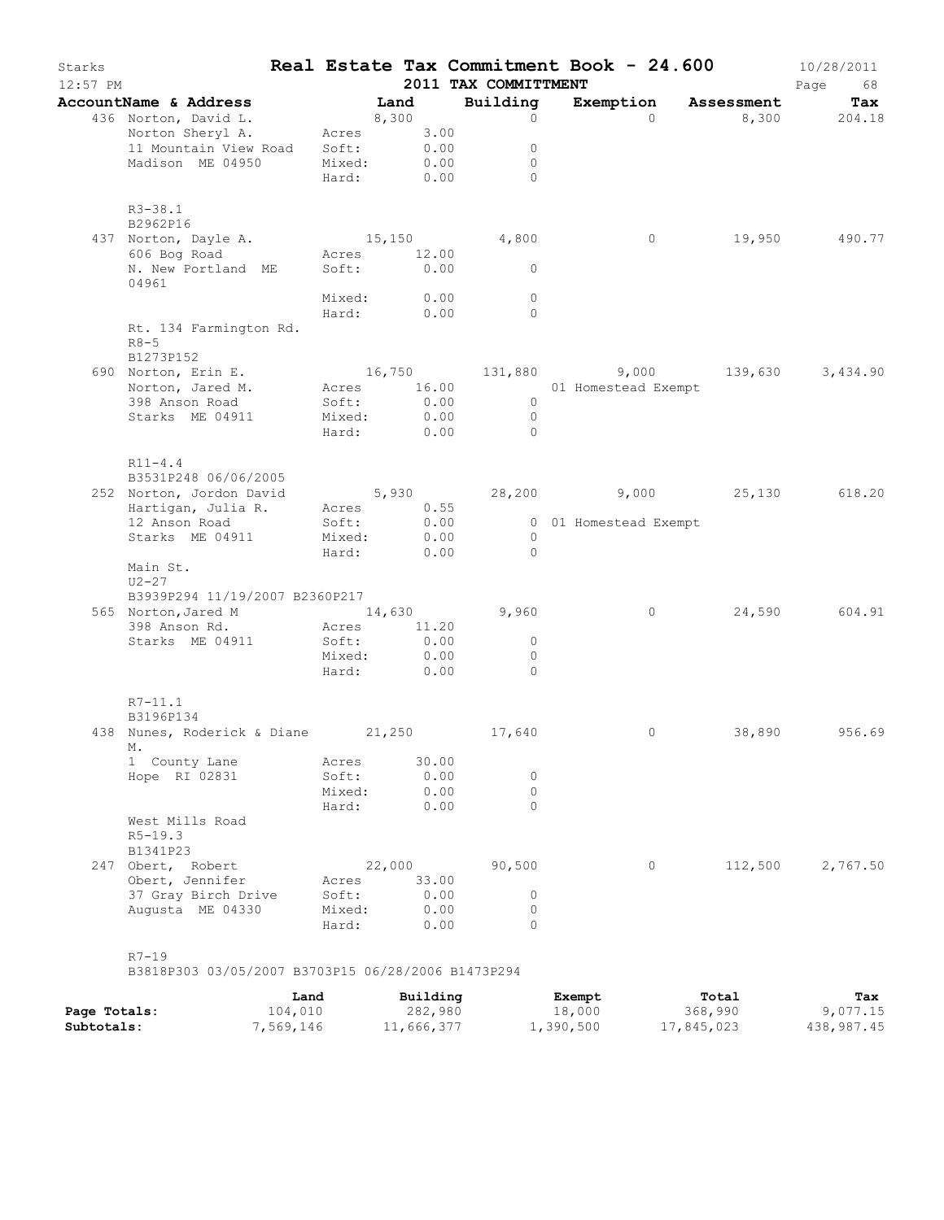# Starks — Real Estate Tax Commitment Book - 24.600

10/28/2011
12:57 PM
2011 TAX COMMITTMENT

| AccountName & Address | Land | Building | Exemption | Assessment | Tax |
|---|---|---|---|---|---|
| 436 Norton, David L. | 8,300 | 0 | 0 | 8,300 | 204.18 |
| Norton Sheryl A. | Acres 3.00 | | | | |
| 11 Mountain View Road | Soft: 0.00 | 0 | | | |
| Madison ME 04950 | Mixed: 0.00 | 0 | | | |
| | Hard: 0.00 | 0 | | | |
| R3-38.1 | | | | | |
| B2962P16 | | | | | |
| 437 Norton, Dayle A. | 15,150 | 4,800 | 0 | 19,950 | 490.77 |
| 606 Bog Road | Acres 12.00 | | | | |
| N. New Portland ME 04961 | Soft: 0.00 | 0 | | | |
| | Mixed: 0.00 | 0 | | | |
| | Hard: 0.00 | 0 | | | |
| Rt. 134 Farmington Rd. | | | | | |
| R8-5 | | | | | |
| B1273P152 | | | | | |
| 690 Norton, Erin E. | 16,750 | 131,880 | 9,000 | 139,630 | 3,434.90 |
| Norton, Jared M. | Acres 16.00 | | 01 Homestead Exempt | | |
| 398 Anson Road | Soft: 0.00 | 0 | | | |
| Starks ME 04911 | Mixed: 0.00 | 0 | | | |
| | Hard: 0.00 | 0 | | | |
| R11-4.4 | | | | | |
| B3531P248 06/06/2005 | | | | | |
| 252 Norton, Jordon David | 5,930 | 28,200 | 9,000 | 25,130 | 618.20 |
| Hartigan, Julia R. | Acres 0.55 | | | | |
| 12 Anson Road | Soft: 0.00 | 0 | 01 Homestead Exempt | | |
| Starks ME 04911 | Mixed: 0.00 | 0 | | | |
| | Hard: 0.00 | 0 | | | |
| Main St. | | | | | |
| U2-27 | | | | | |
| B3939P294 11/19/2007 B2360P217 | | | | | |
| 565 Norton,Jared M | 14,630 | 9,960 | 0 | 24,590 | 604.91 |
| 398 Anson Rd. | Acres 11.20 | | | | |
| Starks ME 04911 | Soft: 0.00 | 0 | | | |
| | Mixed: 0.00 | 0 | | | |
| | Hard: 0.00 | 0 | | | |
| R7-11.1 | | | | | |
| B3196P134 | | | | | |
| 438 Nunes, Roderick & Diane M. | 21,250 | 17,640 | 0 | 38,890 | 956.69 |
| 1 County Lane | Acres 30.00 | | | | |
| Hope RI 02831 | Soft: 0.00 | 0 | | | |
| | Mixed: 0.00 | 0 | | | |
| | Hard: 0.00 | 0 | | | |
| West Mills Road | | | | | |
| R5-19.3 | | | | | |
| B1341P23 | | | | | |
| 247 Obert, Robert | 22,000 | 90,500 | 0 | 112,500 | 2,767.50 |
| Obert, Jennifer | Acres 33.00 | | | | |
| 37 Gray Birch Drive | Soft: 0.00 | 0 | | | |
| Augusta ME 04330 | Mixed: 0.00 | 0 | | | |
| | Hard: 0.00 | 0 | | | |
| R7-19 | | | | | |
| B3818P303 03/05/2007 B3703P15 06/28/2006 B1473P294 | | | | | |

| | Land | Building | Exempt | Total | Tax |
|---|---|---|---|---|---|
| Page Totals: | 104,010 | 282,980 | 18,000 | 368,990 | 9,077.15 |
| Subtotals: | 7,569,146 | 11,666,377 | 1,390,500 | 17,845,023 | 438,987.45 |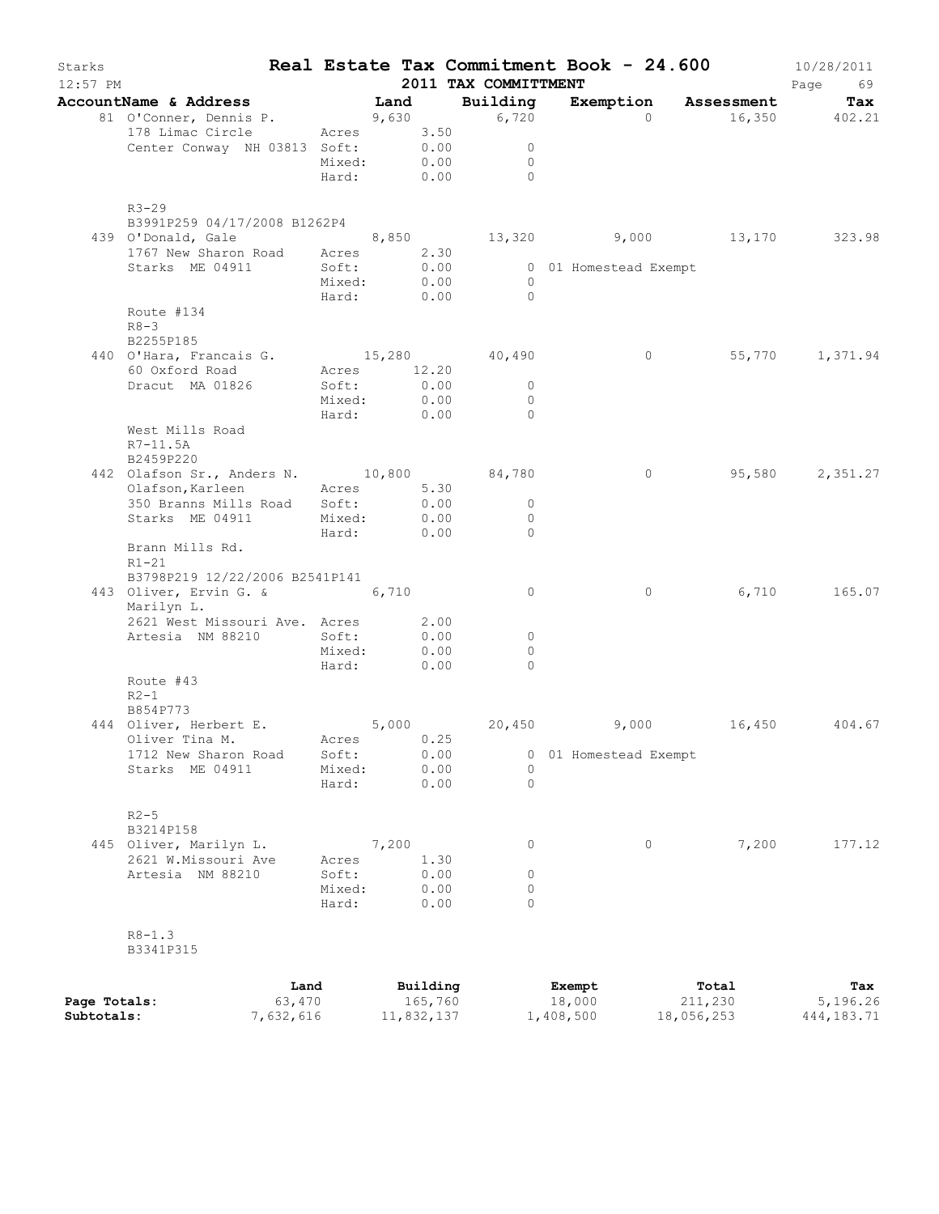# Starks — Real Estate Tax Commitment Book - 24.600

12:57 PM — 2011 TAX COMMITTMENT — 10/28/2011

| AccountName & Address | | Land | Building | Exemption | Assessment | Tax |
|---|---|---|---|---|---|---|
| 81 O'Conner, Dennis P. | | 9,630 | 6,720 | 0 | 16,350 | 402.21 |
| 178 Limac Circle | Acres | 3.50 | | | | |
| Center Conway NH 03813 | Soft: | 0.00 | 0 | | | |
| | Mixed: | 0.00 | 0 | | | |
| | Hard: | 0.00 | 0 | | | |
| R3-29 | | | | | | |
| B3991P259 04/17/2008 B1262P4 | | | | | | |
| 439 O'Donald, Gale | | 8,850 | 13,320 | 9,000 | 13,170 | 323.98 |
| 1767 New Sharon Road | Acres | 2.30 | | | | |
| Starks ME 04911 | Soft: | 0.00 | 0 | 01 Homestead Exempt | | |
| | Mixed: | 0.00 | 0 | | | |
| | Hard: | 0.00 | 0 | | | |
| Route #134 | | | | | | |
| R8-3 | | | | | | |
| B2255P185 | | | | | | |
| 440 O'Hara, Francais G. | | 15,280 | 40,490 | 0 | 55,770 | 1,371.94 |
| 60 Oxford Road | Acres | 12.20 | | | | |
| Dracut MA 01826 | Soft: | 0.00 | 0 | | | |
| | Mixed: | 0.00 | 0 | | | |
| | Hard: | 0.00 | 0 | | | |
| West Mills Road | | | | | | |
| R7-11.5A | | | | | | |
| B2459P220 | | | | | | |
| 442 Olafson Sr., Anders N. | | 10,800 | 84,780 | 0 | 95,580 | 2,351.27 |
| Olafson,Karleen | Acres | 5.30 | | | | |
| 350 Branns Mills Road | Soft: | 0.00 | 0 | | | |
| Starks ME 04911 | Mixed: | 0.00 | 0 | | | |
| | Hard: | 0.00 | 0 | | | |
| Brann Mills Rd. | | | | | | |
| R1-21 | | | | | | |
| B3798P219 12/22/2006 B2541P141 | | | | | | |
| 443 Oliver, Ervin G. & | | 6,710 | 0 | 0 | 6,710 | 165.07 |
| Marilyn L. | | | | | | |
| 2621 West Missouri Ave. | Acres | 2.00 | | | | |
| Artesia NM 88210 | Soft: | 0.00 | 0 | | | |
| | Mixed: | 0.00 | 0 | | | |
| | Hard: | 0.00 | 0 | | | |
| Route #43 | | | | | | |
| R2-1 | | | | | | |
| B854P773 | | | | | | |
| 444 Oliver, Herbert E. | | 5,000 | 20,450 | 9,000 | 16,450 | 404.67 |
| Oliver Tina M. | Acres | 0.25 | | | | |
| 1712 New Sharon Road | Soft: | 0.00 | 0 | 01 Homestead Exempt | | |
| Starks ME 04911 | Mixed: | 0.00 | 0 | | | |
| | Hard: | 0.00 | 0 | | | |
| R2-5 | | | | | | |
| B3214P158 | | | | | | |
| 445 Oliver, Marilyn L. | | 7,200 | 0 | 0 | 7,200 | 177.12 |
| 2621 W.Missouri Ave | Acres | 1.30 | | | | |
| Artesia NM 88210 | Soft: | 0.00 | 0 | | | |
| | Mixed: | 0.00 | 0 | | | |
| | Hard: | 0.00 | 0 | | | |
| R8-1.3 | | | | | | |
| B3341P315 | | | | | | |

| | Land | Building | Exempt | Total | Tax |
|---|---|---|---|---|---|
| Page Totals: | 63,470 | 165,760 | 18,000 | 211,230 | 5,196.26 |
| Subtotals: | 7,632,616 | 11,832,137 | 1,408,500 | 18,056,253 | 444,183.71 |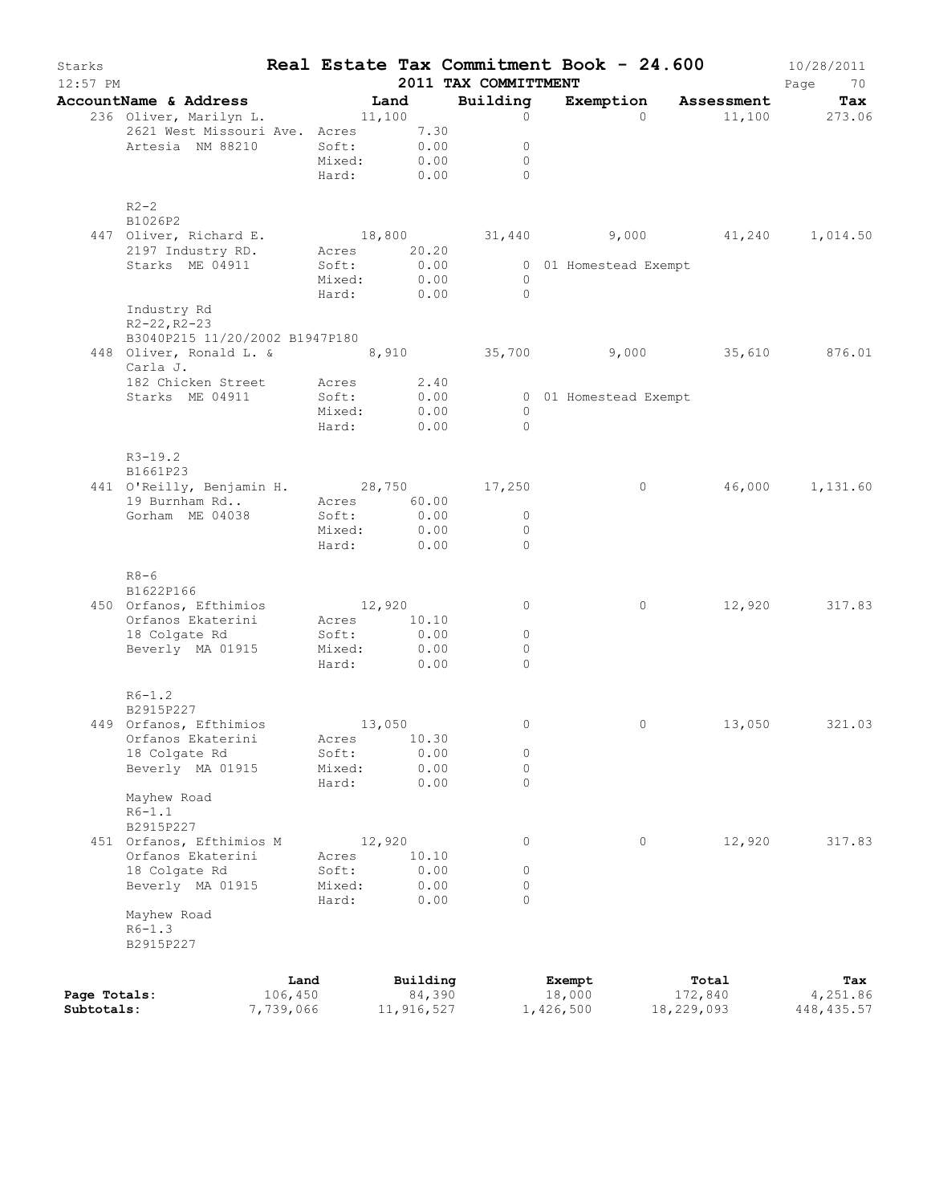# Real Estate Tax Commitment Book - 24.600

Starks 12:57 PM — 2011 TAX COMMITTMENT — 10/28/2011

| AccountName & Address | Land | Building | Exemption | Assessment | Tax |
|---|---|---|---|---|---|
| 236 Oliver, Marilyn L. | 11,100 | 0 | 0 | 11,100 | 273.06 |
| 2621 West Missouri Ave. | Acres 7.30 | | | | |
| Artesia NM 88210 | Soft: 0.00 | 0 | | | |
| | Mixed: 0.00 | 0 | | | |
| | Hard: 0.00 | 0 | | | |
| R2-2 | | | | | |
| B1026P2 | | | | | |
| 447 Oliver, Richard E. | 18,800 | 31,440 | 9,000 | 41,240 | 1,014.50 |
| 2197 Industry RD. | Acres 20.20 | | | | |
| Starks ME 04911 | Soft: 0.00 | 0 | 01 Homestead Exempt | | |
| | Mixed: 0.00 | 0 | | | |
| | Hard: 0.00 | 0 | | | |
| Industry Rd | | | | | |
| R2-22,R2-23 | | | | | |
| B3040P215 11/20/2002 B1947P180 | | | | | |
| 448 Oliver, Ronald L. & Carla J. | 8,910 | 35,700 | 9,000 | 35,610 | 876.01 |
| 182 Chicken Street | Acres 2.40 | | | | |
| Starks ME 04911 | Soft: 0.00 | 0 | 01 Homestead Exempt | | |
| | Mixed: 0.00 | 0 | | | |
| | Hard: 0.00 | 0 | | | |
| R3-19.2 | | | | | |
| B1661P23 | | | | | |
| 441 O'Reilly, Benjamin H. | 28,750 | 17,250 | 0 | 46,000 | 1,131.60 |
| 19 Burnham Rd.. | Acres 60.00 | | | | |
| Gorham ME 04038 | Soft: 0.00 | 0 | | | |
| | Mixed: 0.00 | 0 | | | |
| | Hard: 0.00 | 0 | | | |
| R8-6 | | | | | |
| B1622P166 | | | | | |
| 450 Orfanos, Efthimios | 12,920 | 0 | 0 | 12,920 | 317.83 |
| Orfanos Ekaterini | Acres 10.10 | | | | |
| 18 Colgate Rd | Soft: 0.00 | 0 | | | |
| Beverly MA 01915 | Mixed: 0.00 | 0 | | | |
| | Hard: 0.00 | 0 | | | |
| R6-1.2 | | | | | |
| B2915P227 | | | | | |
| 449 Orfanos, Efthimios | 13,050 | 0 | 0 | 13,050 | 321.03 |
| Orfanos Ekaterini | Acres 10.30 | | | | |
| 18 Colgate Rd | Soft: 0.00 | 0 | | | |
| Beverly MA 01915 | Mixed: 0.00 | 0 | | | |
| | Hard: 0.00 | 0 | | | |
| Mayhew Road | | | | | |
| R6-1.1 | | | | | |
| B2915P227 | | | | | |
| 451 Orfanos, Efthimios M | 12,920 | 0 | 0 | 12,920 | 317.83 |
| Orfanos Ekaterini | Acres 10.10 | | | | |
| 18 Colgate Rd | Soft: 0.00 | 0 | | | |
| Beverly MA 01915 | Mixed: 0.00 | 0 | | | |
| | Hard: 0.00 | 0 | | | |
| Mayhew Road | | | | | |
| R6-1.3 | | | | | |
| B2915P227 | | | | | |

| | Land | Building | Exempt | Total | Tax |
|---|---|---|---|---|---|
| Page Totals: | 106,450 | 84,390 | 18,000 | 172,840 | 4,251.86 |
| Subtotals: | 7,739,066 | 11,916,527 | 1,426,500 | 18,229,093 | 448,435.57 |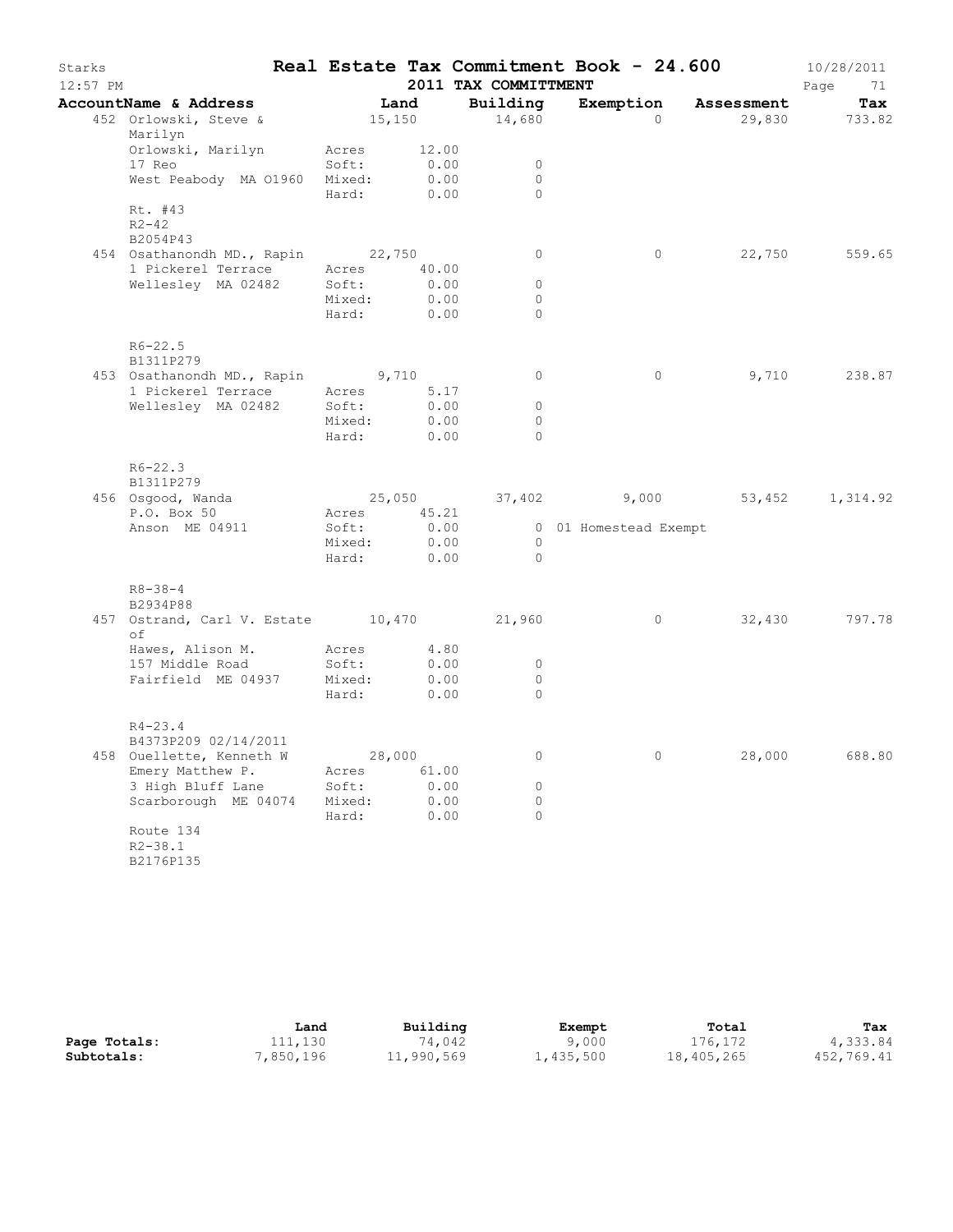# Real Estate Tax Commitment Book - 24.600

Starks 12:57 PM — 2011 TAX COMMITTMENT — 10/28/2011

| AccountName & Address | Land | Building | Exemption | Assessment | Tax |
|---|---|---|---|---|---|
| 452 Orlowski, Steve & Marilyn | 15,150 | 14,680 | 0 | 29,830 | 733.82 |
| Orlowski, Marilyn | Acres 12.00 | | | | |
| 17 Reo | Soft: 0.00 | 0 | | | |
| West Peabody MA 01960 | Mixed: 0.00 | 0 | | | |
| | Hard: 0.00 | 0 | | | |
| Rt. #43 | | | | | |
| R2-42 | | | | | |
| B2054P43 | | | | | |
| 454 Osathanondh MD., Rapin | 22,750 | 0 | 0 | 22,750 | 559.65 |
| 1 Pickerel Terrace | Acres 40.00 | | | | |
| Wellesley MA 02482 | Soft: 0.00 | 0 | | | |
| | Mixed: 0.00 | 0 | | | |
| | Hard: 0.00 | 0 | | | |
| R6-22.5 | | | | | |
| B1311P279 | | | | | |
| 453 Osathanondh MD., Rapin | 9,710 | 0 | 0 | 9,710 | 238.87 |
| 1 Pickerel Terrace | Acres 5.17 | | | | |
| Wellesley MA 02482 | Soft: 0.00 | 0 | | | |
| | Mixed: 0.00 | 0 | | | |
| | Hard: 0.00 | 0 | | | |
| R6-22.3 | | | | | |
| B1311P279 | | | | | |
| 456 Osgood, Wanda | 25,050 | 37,402 | 9,000 | 53,452 | 1,314.92 |
| P.O. Box 50 | Acres 45.21 | | | | |
| Anson ME 04911 | Soft: 0.00 | 0 | 01 Homestead Exempt | | |
| | Mixed: 0.00 | 0 | | | |
| | Hard: 0.00 | 0 | | | |
| R8-38-4 | | | | | |
| B2934P88 | | | | | |
| 457 Ostrand, Carl V. Estate of | 10,470 | 21,960 | 0 | 32,430 | 797.78 |
| Hawes, Alison M. | Acres 4.80 | | | | |
| 157 Middle Road | Soft: 0.00 | 0 | | | |
| Fairfield ME 04937 | Mixed: 0.00 | 0 | | | |
| | Hard: 0.00 | 0 | | | |
| R4-23.4 | | | | | |
| B4373P209 02/14/2011 | | | | | |
| 458 Ouellette, Kenneth W | 28,000 | 0 | 0 | 28,000 | 688.80 |
| Emery Matthew P. | Acres 61.00 | | | | |
| 3 High Bluff Lane | Soft: 0.00 | 0 | | | |
| Scarborough ME 04074 | Mixed: 0.00 | 0 | | | |
| | Hard: 0.00 | 0 | | | |
| Route 134 | | | | | |
| R2-38.1 | | | | | |
| B2176P135 | | | | | |

| | Land | Building | Exempt | Total | Tax |
|---|---|---|---|---|---|
| Page Totals: | 111,130 | 74,042 | 9,000 | 176,172 | 4,333.84 |
| Subtotals: | 7,850,196 | 11,990,569 | 1,435,500 | 18,405,265 | 452,769.41 |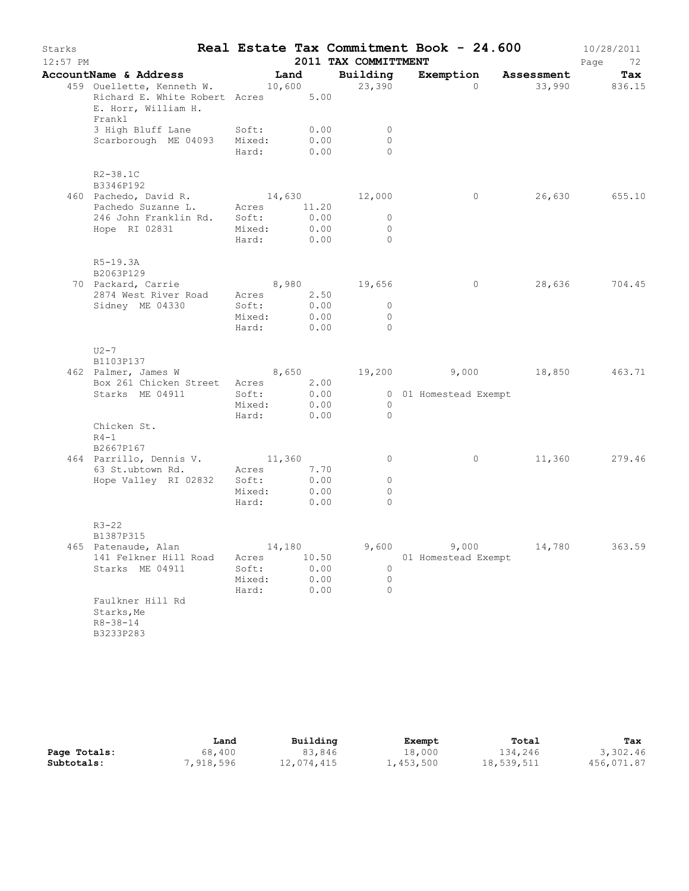# Starks — Real Estate Tax Commitment Book - 24.600

12:57 PM — 2011 TAX COMMITTMENT — 10/28/2011

| AccountName & Address | | Land | Building | Exemption | Assessment | Tax |
|---|---|---|---|---|---|---|
| 459 Ouellette, Kenneth W. Richard E. White Robert E. Horr, William H. Frankl | | 10,600 | 23,390 | 0 | 33,990 | 836.15 |
| | Acres | 5.00 | | | | |
| 3 High Bluff Lane | Soft: | 0.00 | 0 | | | |
| Scarborough ME 04093 | Mixed: | 0.00 | 0 | | | |
| | Hard: | 0.00 | 0 | | | |
| R2-38.1C | | | | | | |
| B3346P192 | | | | | | |
| 460 Pachedo, David R. | | 14,630 | 12,000 | 0 | 26,630 | 655.10 |
| Pachedo Suzanne L. | Acres | 11.20 | | | | |
| 246 John Franklin Rd. | Soft: | 0.00 | 0 | | | |
| Hope RI 02831 | Mixed: | 0.00 | 0 | | | |
| | Hard: | 0.00 | 0 | | | |
| R5-19.3A | | | | | | |
| B2063P129 | | | | | | |
| 70 Packard, Carrie | | 8,980 | 19,656 | 0 | 28,636 | 704.45 |
| 2874 West River Road | Acres | 2.50 | | | | |
| Sidney ME 04330 | Soft: | 0.00 | 0 | | | |
| | Mixed: | 0.00 | 0 | | | |
| | Hard: | 0.00 | 0 | | | |
| U2-7 | | | | | | |
| B1103P137 | | | | | | |
| 462 Palmer, James W | | 8,650 | 19,200 | 9,000 | 18,850 | 463.71 |
| Box 261 Chicken Street | Acres | 2.00 | | | | |
| Starks ME 04911 | Soft: | 0.00 | 0 | 01 Homestead Exempt | | |
| | Mixed: | 0.00 | 0 | | | |
| | Hard: | 0.00 | 0 | | | |
| Chicken St. | | | | | | |
| R4-1 | | | | | | |
| B2667P167 | | | | | | |
| 464 Parrillo, Dennis V. | | 11,360 | 0 | 0 | 11,360 | 279.46 |
| 63 St.ubtown Rd. | Acres | 7.70 | | | | |
| Hope Valley RI 02832 | Soft: | 0.00 | 0 | | | |
| | Mixed: | 0.00 | 0 | | | |
| | Hard: | 0.00 | 0 | | | |
| R3-22 | | | | | | |
| B1387P315 | | | | | | |
| 465 Patenaude, Alan | | 14,180 | 9,600 | 9,000 | 14,780 | 363.59 |
| 141 Felkner Hill Road | Acres | 10.50 | | 01 Homestead Exempt | | |
| Starks ME 04911 | Soft: | 0.00 | 0 | | | |
| | Mixed: | 0.00 | 0 | | | |
| | Hard: | 0.00 | 0 | | | |
| Faulkner Hill Rd | | | | | | |
| Starks,Me | | | | | | |
| R8-38-14 | | | | | | |
| B3233P283 | | | | | | |

| | Land | Building | Exempt | Total | Tax |
|---|---|---|---|---|---|
| Page Totals: | 68,400 | 83,846 | 18,000 | 134,246 | 3,302.46 |
| Subtotals: | 7,918,596 | 12,074,415 | 1,453,500 | 18,539,511 | 456,071.87 |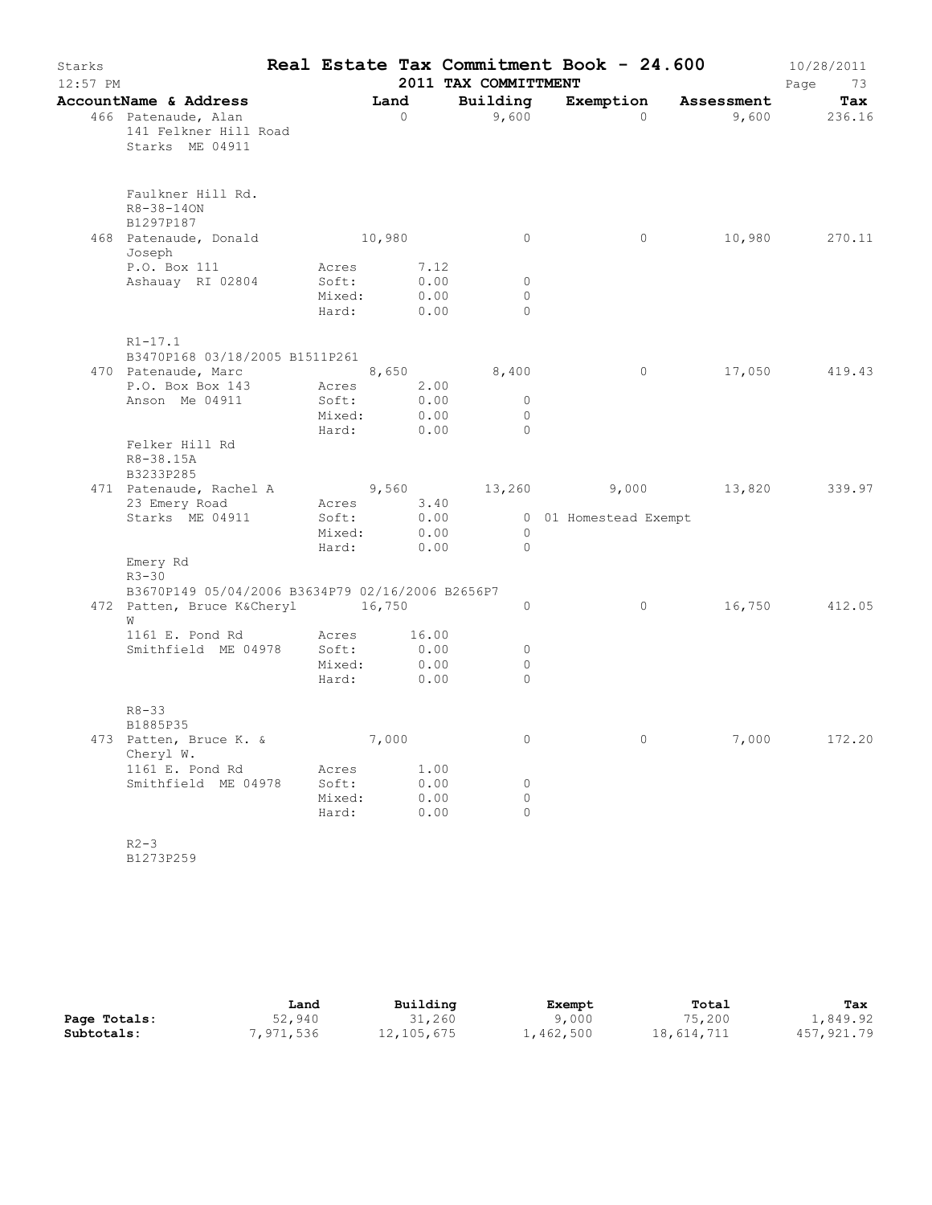# Starks — Real Estate Tax Commitment Book - 24.600

10/28/2011
12:57 PM
2011 TAX COMMITTMENT

| AccountName & Address | Land | Building | Exemption | Assessment | Tax |
|---|---|---|---|---|---|
| 466 Patenaude, Alan<br>141 Felkner Hill Road<br>Starks ME 04911<br><br>Faulkner Hill Rd.<br>R8-38-14ON<br>B1297P187 | 0 | 9,600 | 0 | 9,600 | 236.16 |
| 468 Patenaude, Donald Joseph<br>P.O. Box 111<br>Ashauay RI 02804<br><br>R1-17.1<br>B3470P168 03/18/2005 B1511P261 | 10,980<br>Acres 7.12<br>Soft: 0.00<br>Mixed: 0.00<br>Hard: 0.00 | 0<br><br>0<br>0<br>0 | 0 | 10,980 | 270.11 |
| 470 Patenaude, Marc<br>P.O. Box Box 143<br>Anson Me 04911<br><br>Felker Hill Rd<br>R8-38.15A<br>B3233P285 | 8,650<br>Acres 2.00<br>Soft: 0.00<br>Mixed: 0.00<br>Hard: 0.00 | 8,400<br><br>0<br>0<br>0 | 0 | 17,050 | 419.43 |
| 471 Patenaude, Rachel A<br>23 Emery Road<br>Starks ME 04911<br><br>Emery Rd<br>R3-30<br>B3670P149 05/04/2006 B3634P79 02/16/2006 B2656P7 | 9,560<br>Acres 3.40<br>Soft: 0.00<br>Mixed: 0.00<br>Hard: 0.00 | 13,260<br><br>0<br>0<br>0 | 9,000<br><br>01 Homestead Exempt | 13,820 | 339.97 |
| 472 Patten, Bruce K&Cheryl W<br>1161 E. Pond Rd<br>Smithfield ME 04978<br><br>R8-33<br>B1885P35 | 16,750<br>Acres 16.00<br>Soft: 0.00<br>Mixed: 0.00<br>Hard: 0.00 | 0<br><br>0<br>0<br>0 | 0 | 16,750 | 412.05 |
| 473 Patten, Bruce K. & Cheryl W.<br>1161 E. Pond Rd<br>Smithfield ME 04978<br><br>R2-3<br>B1273P259 | 7,000<br>Acres 1.00<br>Soft: 0.00<br>Mixed: 0.00<br>Hard: 0.00 | 0<br><br>0<br>0<br>0 | 0 | 7,000 | 172.20 |

| | Land | Building | Exempt | Total | Tax |
|---|---|---|---|---|---|
| Page Totals: | 52,940 | 31,260 | 9,000 | 75,200 | 1,849.92 |
| Subtotals: | 7,971,536 | 12,105,675 | 1,462,500 | 18,614,711 | 457,921.79 |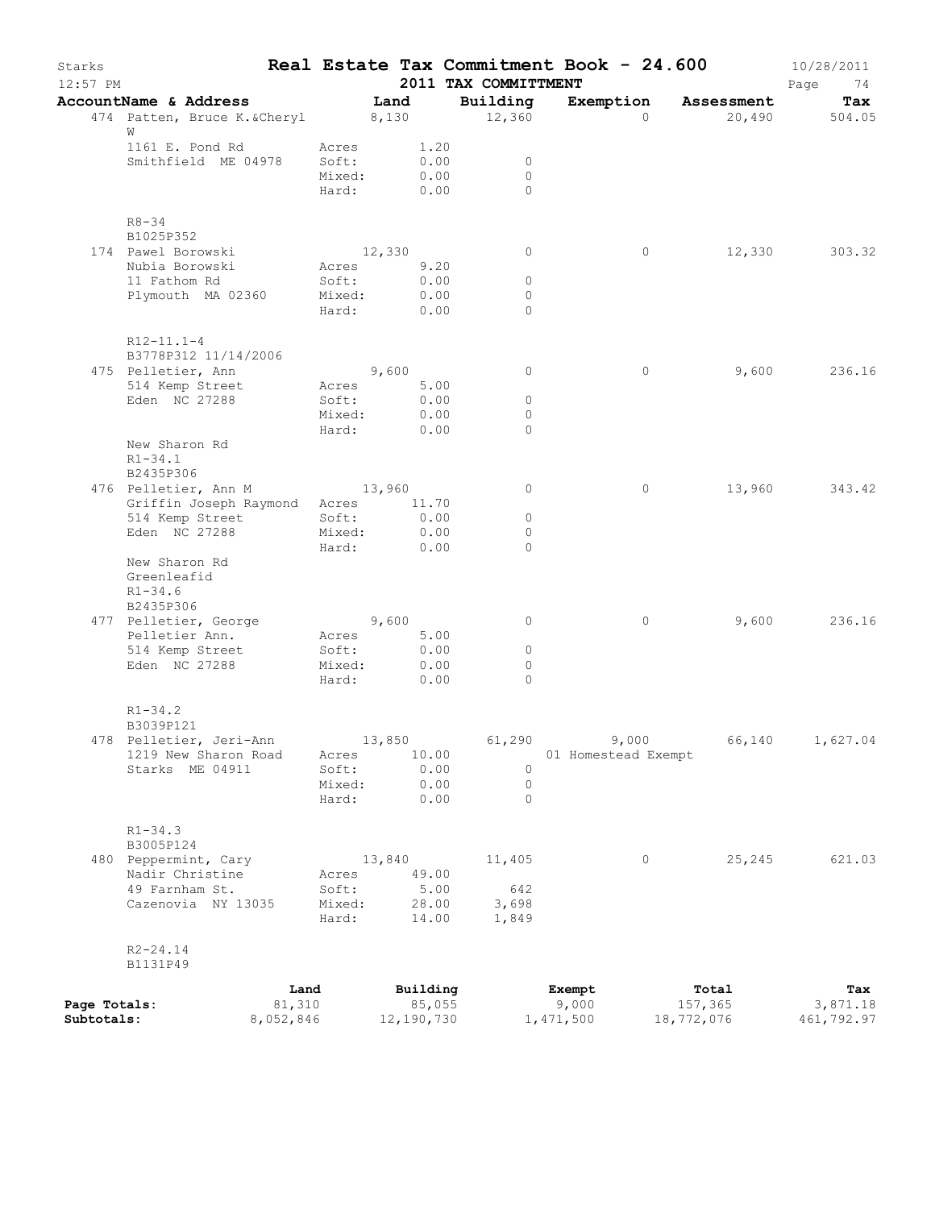# Real Estate Tax Commitment Book - 24.600

Starks — 12:57 PM — 2011 TAX COMMITTMENT — 10/28/2011

| AccountName & Address | | Land | Building | Exemption | Assessment | Tax |
|---|---|---|---|---|---|---|
| 474 Patten, Bruce K.&Cheryl W | | 8,130 | 12,360 | 0 | 20,490 | 504.05 |
| 1161 E. Pond Rd | Acres | 1.20 | | | | |
| Smithfield ME 04978 | Soft: | 0.00 | 0 | | | |
| | Mixed: | 0.00 | 0 | | | |
| | Hard: | 0.00 | 0 | | | |
| R8-34 | | | | | | |
| B1025P352 | | | | | | |
| 174 Pawel Borowski | | 12,330 | 0 | 0 | 12,330 | 303.32 |
| Nubia Borowski | Acres | 9.20 | | | | |
| 11 Fathom Rd | Soft: | 0.00 | 0 | | | |
| Plymouth MA 02360 | Mixed: | 0.00 | 0 | | | |
| | Hard: | 0.00 | 0 | | | |
| R12-11.1-4 | | | | | | |
| B3778P312 11/14/2006 | | | | | | |
| 475 Pelletier, Ann | | 9,600 | 0 | 0 | 9,600 | 236.16 |
| 514 Kemp Street | Acres | 5.00 | | | | |
| Eden NC 27288 | Soft: | 0.00 | 0 | | | |
| | Mixed: | 0.00 | 0 | | | |
| | Hard: | 0.00 | 0 | | | |
| New Sharon Rd | | | | | | |
| R1-34.1 | | | | | | |
| B2435P306 | | | | | | |
| 476 Pelletier, Ann M | | 13,960 | 0 | 0 | 13,960 | 343.42 |
| Griffin Joseph Raymond | Acres | 11.70 | | | | |
| 514 Kemp Street | Soft: | 0.00 | 0 | | | |
| Eden NC 27288 | Mixed: | 0.00 | 0 | | | |
| | Hard: | 0.00 | 0 | | | |
| New Sharon Rd | | | | | | |
| Greenleafid | | | | | | |
| R1-34.6 | | | | | | |
| B2435P306 | | | | | | |
| 477 Pelletier, George | | 9,600 | 0 | 0 | 9,600 | 236.16 |
| Pelletier Ann. | Acres | 5.00 | | | | |
| 514 Kemp Street | Soft: | 0.00 | 0 | | | |
| Eden NC 27288 | Mixed: | 0.00 | 0 | | | |
| | Hard: | 0.00 | 0 | | | |
| R1-34.2 | | | | | | |
| B3039P121 | | | | | | |
| 478 Pelletier, Jeri-Ann | | 13,850 | 61,290 | 9,000 | 66,140 | 1,627.04 |
| 1219 New Sharon Road | Acres | 10.00 | | 01 Homestead Exempt | | |
| Starks ME 04911 | Soft: | 0.00 | 0 | | | |
| | Mixed: | 0.00 | 0 | | | |
| | Hard: | 0.00 | 0 | | | |
| R1-34.3 | | | | | | |
| B3005P124 | | | | | | |
| 480 Peppermint, Cary | | 13,840 | 11,405 | 0 | 25,245 | 621.03 |
| Nadir Christine | Acres | 49.00 | | | | |
| 49 Farnham St. | Soft: | 5.00 | 642 | | | |
| Cazenovia NY 13035 | Mixed: | 28.00 | 3,698 | | | |
| | Hard: | 14.00 | 1,849 | | | |
| R2-24.14 | | | | | | |
| B1131P49 | | | | | | |

| | Land | Building | Exempt | Total | Tax |
|---|---|---|---|---|---|
| Page Totals: | 81,310 | 85,055 | 9,000 | 157,365 | 3,871.18 |
| Subtotals: | 8,052,846 | 12,190,730 | 1,471,500 | 18,772,076 | 461,792.97 |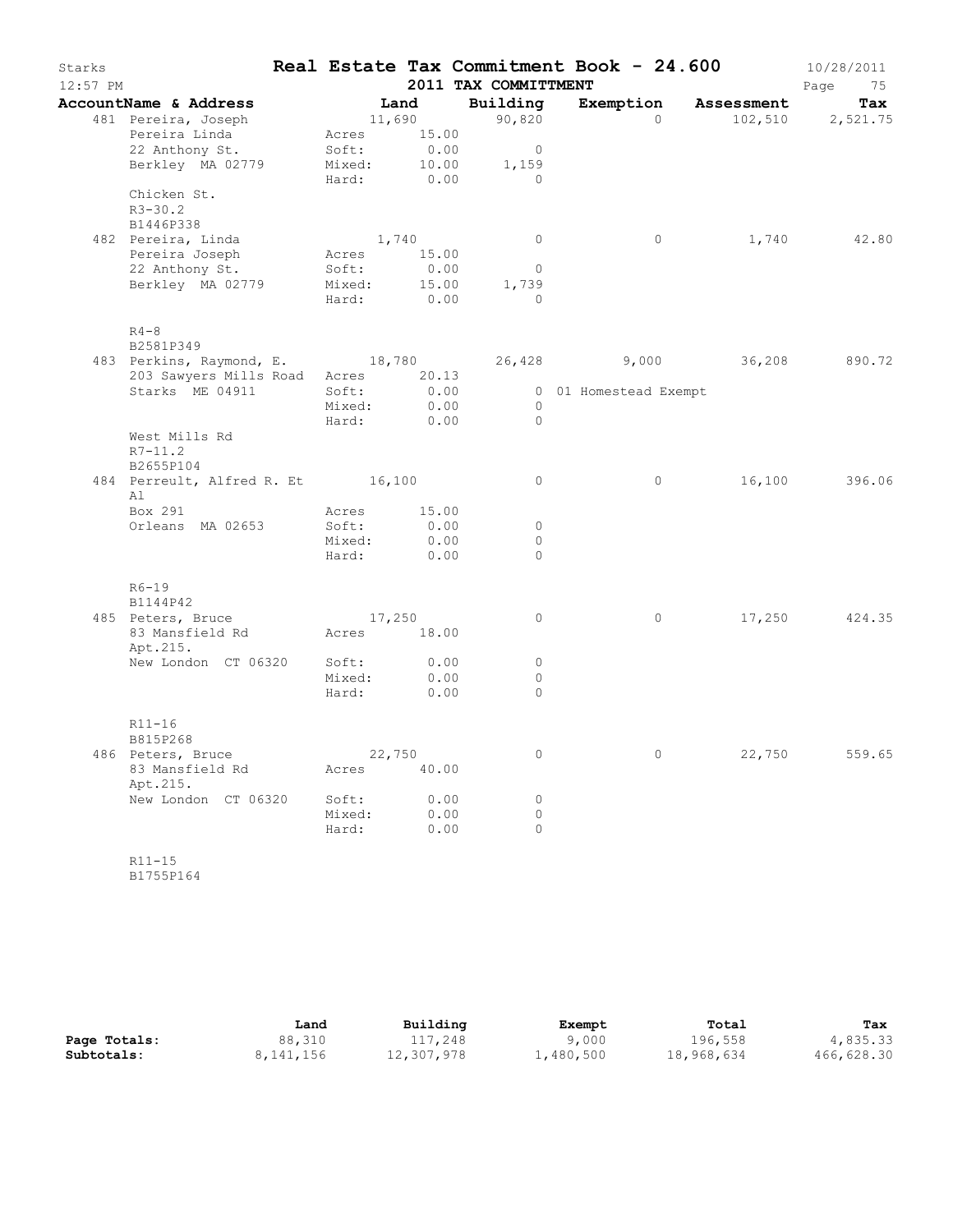# Starks — Real Estate Tax Commitment Book - 24.600

12:57 PM — 2011 TAX COMMITTMENT — 10/28/2011

| AccountName & Address | Land | Building | Exemption | Assessment | Tax |
|---|---|---|---|---|---|
| 481 Pereira, Joseph<br>Pereira Linda<br>22 Anthony St.<br>Berkley MA 02779<br><br>Chicken St.<br>R3-30.2<br>B1446P338 | 11,690<br>Acres 15.00<br>Soft: 0.00<br>Mixed: 10.00<br>Hard: 0.00 | 90,820<br><br>0<br>1,159<br>0 | 0 | 102,510 | 2,521.75 |
| 482 Pereira, Linda<br>Pereira Joseph<br>22 Anthony St.<br>Berkley MA 02779<br><br>R4-8<br>B2581P349 | 1,740<br>Acres 15.00<br>Soft: 0.00<br>Mixed: 15.00<br>Hard: 0.00 | 0<br><br>0<br>1,739<br>0 | 0 | 1,740 | 42.80 |
| 483 Perkins, Raymond, E.<br>203 Sawyers Mills Road<br>Starks ME 04911<br><br>West Mills Rd<br>R7-11.2<br>B2655P104 | 18,780<br>Acres 20.13<br>Soft: 0.00<br>Mixed: 0.00<br>Hard: 0.00 | 26,428<br><br>0<br>0<br>0 | 9,000<br>01 Homestead Exempt | 36,208 | 890.72 |
| 484 Perreult, Alfred R. Et Al<br>Box 291<br>Orleans MA 02653<br><br>R6-19<br>B1144P42 | 16,100<br>Acres 15.00<br>Soft: 0.00<br>Mixed: 0.00<br>Hard: 0.00 | 0<br><br>0<br>0<br>0 | 0 | 16,100 | 396.06 |
| 485 Peters, Bruce<br>83 Mansfield Rd<br>Apt.215.<br>New London CT 06320<br><br>R11-16<br>B815P268 | 17,250<br>Acres 18.00<br>Soft: 0.00<br>Mixed: 0.00<br>Hard: 0.00 | 0<br><br>0<br>0<br>0 | 0 | 17,250 | 424.35 |
| 486 Peters, Bruce<br>83 Mansfield Rd<br>Apt.215.<br>New London CT 06320<br><br>R11-15<br>B1755P164 | 22,750<br>Acres 40.00<br>Soft: 0.00<br>Mixed: 0.00<br>Hard: 0.00 | 0<br><br>0<br>0<br>0 | 0 | 22,750 | 559.65 |

| | Land | Building | Exempt | Total | Tax |
|---|---|---|---|---|---|
| **Page Totals:** | 88,310 | 117,248 | 9,000 | 196,558 | 4,835.33 |
| **Subtotals:** | 8,141,156 | 12,307,978 | 1,480,500 | 18,968,634 | 466,628.30 |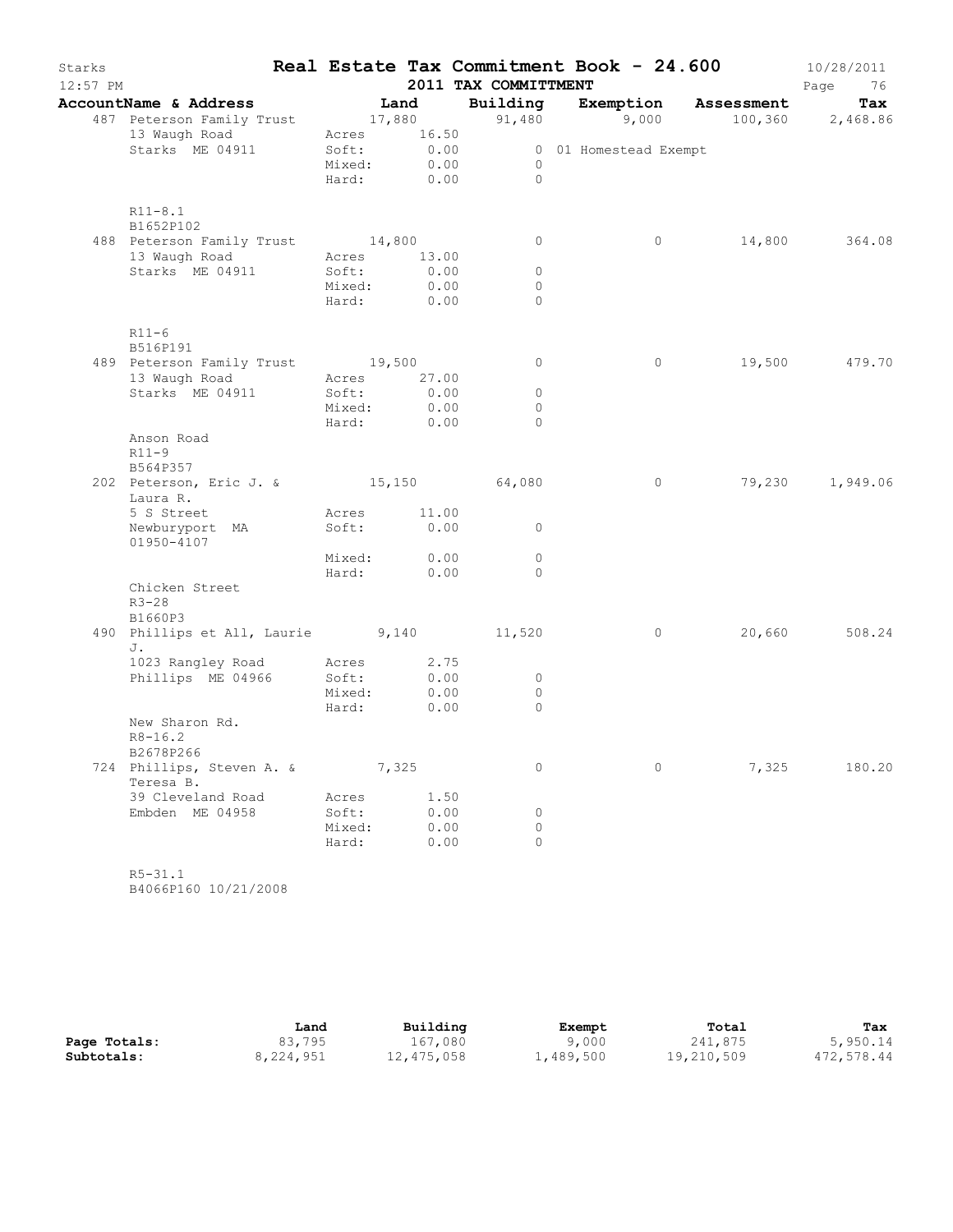# Real Estate Tax Commitment Book - 24.600

Starks 12:57 PM — 2011 TAX COMMITTMENT — 10/28/2011

| AccountName & Address | Land | Building | Exemption | Assessment | Tax |
|---|---|---|---|---|---|
| 487 Peterson Family Trust | 17,880 | 91,480 | 9,000 | 100,360 | 2,468.86 |
| 13 Waugh Road | Acres 16.50 | | | | |
| Starks ME 04911 | Soft: 0.00 | 0 | 01 Homestead Exempt | | |
| | Mixed: 0.00 | 0 | | | |
| | Hard: 0.00 | 0 | | | |
| R11-8.1 | | | | | |
| B1652P102 | | | | | |
| 488 Peterson Family Trust | 14,800 | 0 | 0 | 14,800 | 364.08 |
| 13 Waugh Road | Acres 13.00 | | | | |
| Starks ME 04911 | Soft: 0.00 | 0 | | | |
| | Mixed: 0.00 | 0 | | | |
| | Hard: 0.00 | 0 | | | |
| R11-6 | | | | | |
| B516P191 | | | | | |
| 489 Peterson Family Trust | 19,500 | 0 | 0 | 19,500 | 479.70 |
| 13 Waugh Road | Acres 27.00 | | | | |
| Starks ME 04911 | Soft: 0.00 | 0 | | | |
| | Mixed: 0.00 | 0 | | | |
| | Hard: 0.00 | 0 | | | |
| Anson Road | | | | | |
| R11-9 | | | | | |
| B564P357 | | | | | |
| 202 Peterson, Eric J. & Laura R. | 15,150 | 64,080 | 0 | 79,230 | 1,949.06 |
| 5 S Street | Acres 11.00 | | | | |
| Newburyport MA 01950-4107 | Soft: 0.00 | 0 | | | |
| | Mixed: 0.00 | 0 | | | |
| | Hard: 0.00 | 0 | | | |
| Chicken Street | | | | | |
| R3-28 | | | | | |
| B1660P3 | | | | | |
| 490 Phillips et All, Laurie J. | 9,140 | 11,520 | 0 | 20,660 | 508.24 |
| 1023 Rangley Road | Acres 2.75 | | | | |
| Phillips ME 04966 | Soft: 0.00 | 0 | | | |
| | Mixed: 0.00 | 0 | | | |
| | Hard: 0.00 | 0 | | | |
| New Sharon Rd. | | | | | |
| R8-16.2 | | | | | |
| B2678P266 | | | | | |
| 724 Phillips, Steven A. & Teresa B. | 7,325 | 0 | 0 | 7,325 | 180.20 |
| 39 Cleveland Road | Acres 1.50 | | | | |
| Embden ME 04958 | Soft: 0.00 | 0 | | | |
| | Mixed: 0.00 | 0 | | | |
| | Hard: 0.00 | 0 | | | |
| R5-31.1 | | | | | |
| B4066P160 10/21/2008 | | | | | |

| | Land | Building | Exempt | Total | Tax |
|---|---|---|---|---|---|
| Page Totals: | 83,795 | 167,080 | 9,000 | 241,875 | 5,950.14 |
| Subtotals: | 8,224,951 | 12,475,058 | 1,489,500 | 19,210,509 | 472,578.44 |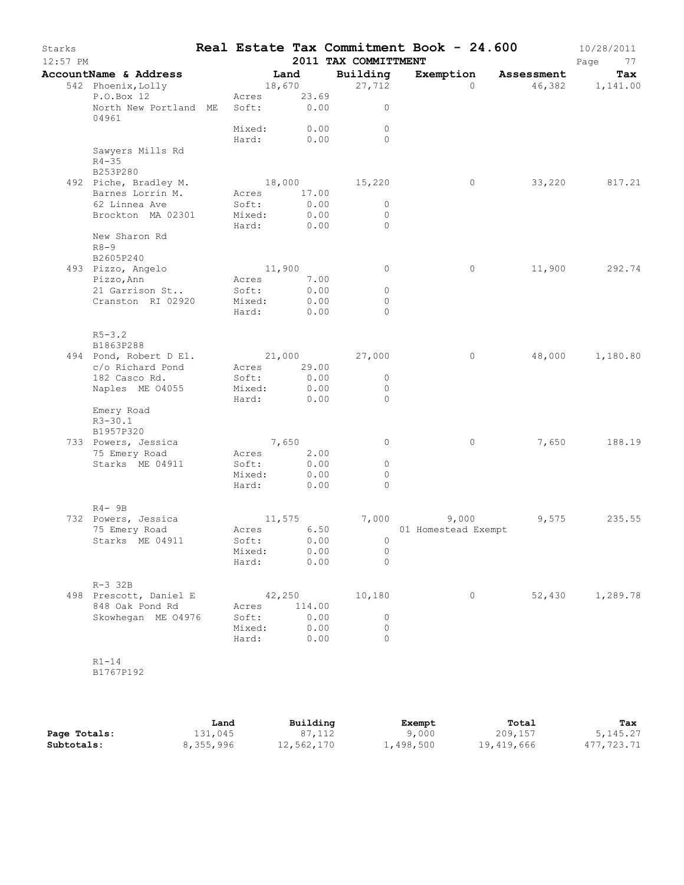Starks — **Real Estate Tax Commitment Book - 24.600** — 10/28/2011
12:57 PM — 2011 TAX COMMITTMENT

| AccountName & Address | Land | Building | Exemption | Assessment | Tax |
|---|---|---|---|---|---|
| 542 Phoenix, Lolly | 18,670 | 27,712 | 0 | 46,382 | 1,141.00 |
| P.O.Box 12 | Acres 23.69 | | | | |
| North New Portland ME 04961 | Soft: 0.00 | 0 | | | |
| | Mixed: 0.00 | 0 | | | |
| | Hard: 0.00 | 0 | | | |
| Sawyers Mills Rd | | | | | |
| R4-35 | | | | | |
| B253P280 | | | | | |
| 492 Piche, Bradley M. | 18,000 | 15,220 | 0 | 33,220 | 817.21 |
| Barnes Lorrin M. | Acres 17.00 | | | | |
| 62 Linnea Ave | Soft: 0.00 | 0 | | | |
| Brockton MA 02301 | Mixed: 0.00 | 0 | | | |
| | Hard: 0.00 | 0 | | | |
| New Sharon Rd | | | | | |
| R8-9 | | | | | |
| B2605P240 | | | | | |
| 493 Pizzo, Angelo | 11,900 | 0 | 0 | 11,900 | 292.74 |
| Pizzo, Ann | Acres 7.00 | | | | |
| 21 Garrison St.. | Soft: 0.00 | 0 | | | |
| Cranston RI 02920 | Mixed: 0.00 | 0 | | | |
| | Hard: 0.00 | 0 | | | |
| R5-3.2 | | | | | |
| B1863P288 | | | | | |
| 494 Pond, Robert D El. | 21,000 | 27,000 | 0 | 48,000 | 1,180.80 |
| c/o Richard Pond | Acres 29.00 | | | | |
| 182 Casco Rd. | Soft: 0.00 | 0 | | | |
| Naples ME 04055 | Mixed: 0.00 | 0 | | | |
| | Hard: 0.00 | 0 | | | |
| Emery Road | | | | | |
| R3-30.1 | | | | | |
| B1957P320 | | | | | |
| 733 Powers, Jessica | 7,650 | 0 | 0 | 7,650 | 188.19 |
| 75 Emery Road | Acres 2.00 | | | | |
| Starks ME 04911 | Soft: 0.00 | 0 | | | |
| | Mixed: 0.00 | 0 | | | |
| | Hard: 0.00 | 0 | | | |
| R4- 9B | | | | | |
| 732 Powers, Jessica | 11,575 | 7,000 | 9,000 | 9,575 | 235.55 |
| 75 Emery Road | Acres 6.50 | | 01 Homestead Exempt | | |
| Starks ME 04911 | Soft: 0.00 | 0 | | | |
| | Mixed: 0.00 | 0 | | | |
| | Hard: 0.00 | 0 | | | |
| R-3 32B | | | | | |
| 498 Prescott, Daniel E | 42,250 | 10,180 | 0 | 52,430 | 1,289.78 |
| 848 Oak Pond Rd | Acres 114.00 | | | | |
| Skowhegan ME 04976 | Soft: 0.00 | 0 | | | |
| | Mixed: 0.00 | 0 | | | |
| | Hard: 0.00 | 0 | | | |
| R1-14 | | | | | |
| B1767P192 | | | | | |

| | Land | Building | Exempt | Total | Tax |
|---|---|---|---|---|---|
| Page Totals: | 131,045 | 87,112 | 9,000 | 209,157 | 5,145.27 |
| Subtotals: | 8,355,996 | 12,562,170 | 1,498,500 | 19,419,666 | 477,723.71 |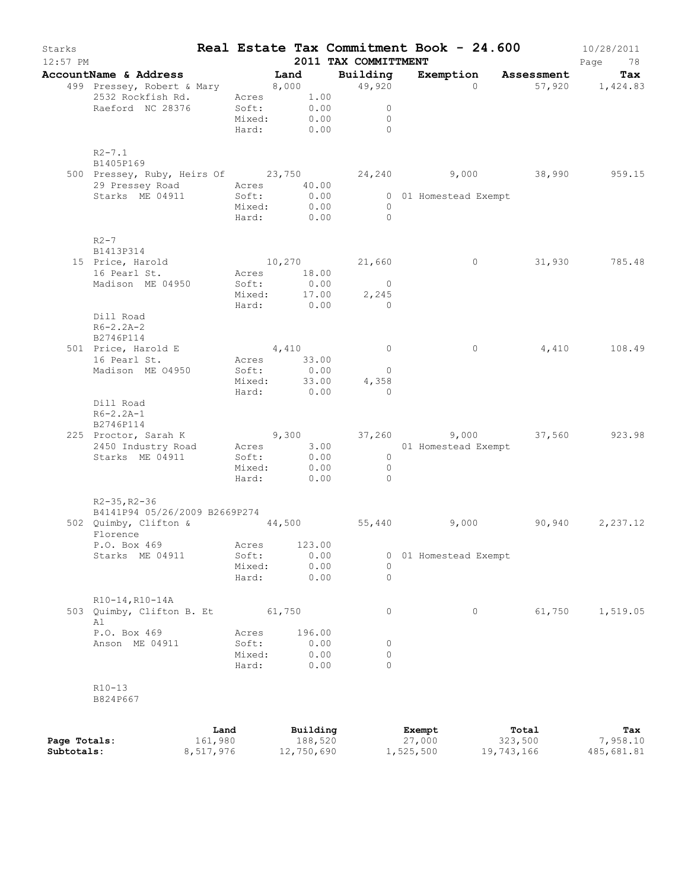# Real Estate Tax Commitment Book - 24.600

Starks 12:57 PM — 2011 TAX COMMITTMENT — 10/28/2011

| AccountName & Address | Land | Building | Exemption | Assessment | Tax |
|---|---|---|---|---|---|
| 499 Pressey, Robert & Mary | 8,000 | 49,920 | 0 | 57,920 | 1,424.83 |
| 2532 Rockfish Rd. | Acres 1.00 | | | | |
| Raeford NC 28376 | Soft: 0.00 | 0 | | | |
| | Mixed: 0.00 | 0 | | | |
| | Hard: 0.00 | 0 | | | |
| R2-7.1 | | | | | |
| B1405P169 | | | | | |
| 500 Pressey, Ruby, Heirs Of | 23,750 | 24,240 | 9,000 | 38,990 | 959.15 |
| 29 Pressey Road | Acres 40.00 | | | | |
| Starks ME 04911 | Soft: 0.00 | 0 | 01 Homestead Exempt | | |
| | Mixed: 0.00 | 0 | | | |
| | Hard: 0.00 | 0 | | | |
| R2-7 | | | | | |
| B1413P314 | | | | | |
| 15 Price, Harold | 10,270 | 21,660 | 0 | 31,930 | 785.48 |
| 16 Pearl St. | Acres 18.00 | | | | |
| Madison ME 04950 | Soft: 0.00 | 0 | | | |
| | Mixed: 17.00 | 2,245 | | | |
| | Hard: 0.00 | 0 | | | |
| Dill Road | | | | | |
| R6-2.2A-2 | | | | | |
| B2746P114 | | | | | |
| 501 Price, Harold E | 4,410 | 0 | 0 | 4,410 | 108.49 |
| 16 Pearl St. | Acres 33.00 | | | | |
| Madison ME 04950 | Soft: 0.00 | 0 | | | |
| | Mixed: 33.00 | 4,358 | | | |
| | Hard: 0.00 | 0 | | | |
| Dill Road | | | | | |
| R6-2.2A-1 | | | | | |
| B2746P114 | | | | | |
| 225 Proctor, Sarah K | 9,300 | 37,260 | 9,000 | 37,560 | 923.98 |
| 2450 Industry Road | Acres 3.00 | | 01 Homestead Exempt | | |
| Starks ME 04911 | Soft: 0.00 | 0 | | | |
| | Mixed: 0.00 | 0 | | | |
| | Hard: 0.00 | 0 | | | |
| R2-35,R2-36 | | | | | |
| B4141P94 05/26/2009 B2669P274 | | | | | |
| 502 Quimby, Clifton & Florence | 44,500 | 55,440 | 9,000 | 90,940 | 2,237.12 |
| P.O. Box 469 | Acres 123.00 | | | | |
| Starks ME 04911 | Soft: 0.00 | 0 | 01 Homestead Exempt | | |
| | Mixed: 0.00 | 0 | | | |
| | Hard: 0.00 | 0 | | | |
| R10-14,R10-14A | | | | | |
| 503 Quimby, Clifton B. Et Al | 61,750 | 0 | 0 | 61,750 | 1,519.05 |
| P.O. Box 469 | Acres 196.00 | | | | |
| Anson ME 04911 | Soft: 0.00 | 0 | | | |
| | Mixed: 0.00 | 0 | | | |
| | Hard: 0.00 | 0 | | | |
| R10-13 | | | | | |
| B824P667 | | | | | |

| | Land | Building | Exempt | Total | Tax |
|---|---|---|---|---|---|
| Page Totals: | 161,980 | 188,520 | 27,000 | 323,500 | 7,958.10 |
| Subtotals: | 8,517,976 | 12,750,690 | 1,525,500 | 19,743,166 | 485,681.81 |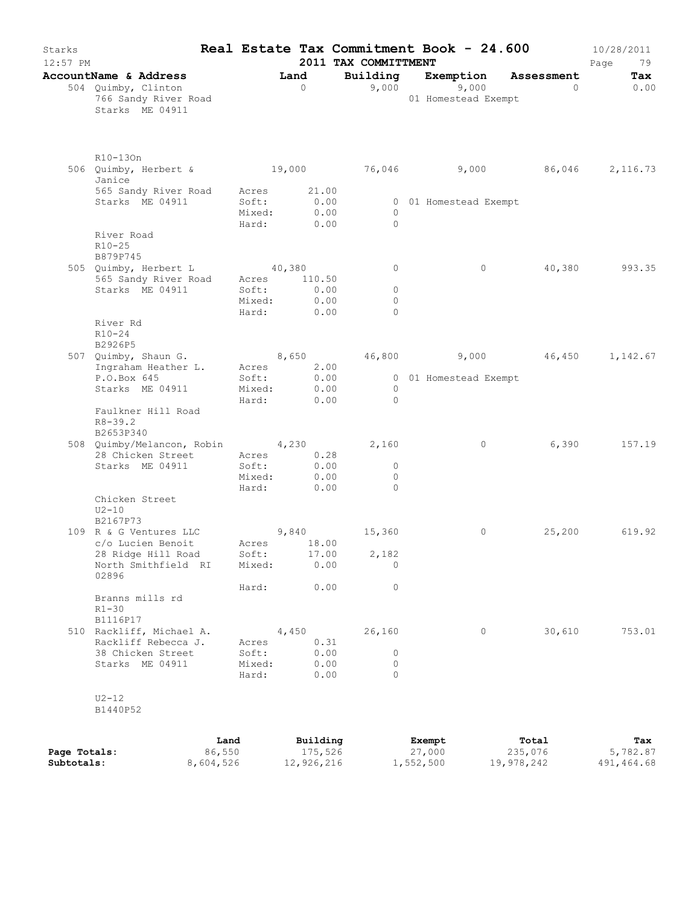# Real Estate Tax Commitment Book - 24.600

Starks — 12:57 PM — 2011 TAX COMMITTMENT — 10/28/2011

| AccountName & Address | | Land | Building | Exemption | Assessment | Tax |
|---|---|---|---|---|---|---|
| 504 Quimby, Clinton | | 0 | 9,000 | 9,000 | 0 | 0.00 |
| 766 Sandy River Road | | | | 01 Homestead Exempt | | |
| Starks ME 04911 | | | | | | |
| R10-13On | | | | | | |
| 506 Quimby, Herbert & Janice | | 19,000 | 76,046 | 9,000 | 86,046 | 2,116.73 |
| 565 Sandy River Road | Acres | 21.00 | | | | |
| Starks ME 04911 | Soft: | 0.00 | 0 | 01 Homestead Exempt | | |
| | Mixed: | 0.00 | 0 | | | |
| | Hard: | 0.00 | 0 | | | |
| River Road | | | | | | |
| R10-25 | | | | | | |
| B879P745 | | | | | | |
| 505 Quimby, Herbert L | | 40,380 | 0 | 0 | 40,380 | 993.35 |
| 565 Sandy River Road | Acres | 110.50 | | | | |
| Starks ME 04911 | Soft: | 0.00 | 0 | | | |
| | Mixed: | 0.00 | 0 | | | |
| | Hard: | 0.00 | 0 | | | |
| River Rd | | | | | | |
| R10-24 | | | | | | |
| B2926P5 | | | | | | |
| 507 Quimby, Shaun G. | | 8,650 | 46,800 | 9,000 | 46,450 | 1,142.67 |
| Ingraham Heather L. | Acres | 2.00 | | | | |
| P.O.Box 645 | Soft: | 0.00 | 0 | 01 Homestead Exempt | | |
| Starks ME 04911 | Mixed: | 0.00 | 0 | | | |
| | Hard: | 0.00 | 0 | | | |
| Faulkner Hill Road | | | | | | |
| R8-39.2 | | | | | | |
| B2653P340 | | | | | | |
| 508 Quimby/Melancon, Robin | | 4,230 | 2,160 | 0 | 6,390 | 157.19 |
| 28 Chicken Street | Acres | 0.28 | | | | |
| Starks ME 04911 | Soft: | 0.00 | 0 | | | |
| | Mixed: | 0.00 | 0 | | | |
| | Hard: | 0.00 | 0 | | | |
| Chicken Street | | | | | | |
| U2-10 | | | | | | |
| B2167P73 | | | | | | |
| 109 R & G Ventures LLC | | 9,840 | 15,360 | 0 | 25,200 | 619.92 |
| c/o Lucien Benoit | Acres | 18.00 | | | | |
| 28 Ridge Hill Road | Soft: | 17.00 | 2,182 | | | |
| North Smithfield RI 02896 | Mixed: | 0.00 | 0 | | | |
| | Hard: | 0.00 | 0 | | | |
| Branns mills rd | | | | | | |
| R1-30 | | | | | | |
| B1116P17 | | | | | | |
| 510 Rackliff, Michael A. | | 4,450 | 26,160 | 0 | 30,610 | 753.01 |
| Rackliff Rebecca J. | Acres | 0.31 | | | | |
| 38 Chicken Street | Soft: | 0.00 | 0 | | | |
| Starks ME 04911 | Mixed: | 0.00 | 0 | | | |
| | Hard: | 0.00 | 0 | | | |
| U2-12 | | | | | | |
| B1440P52 | | | | | | |

| | Land | Building | Exempt | Total | Tax |
|---|---|---|---|---|---|
| Page Totals: | 86,550 | 175,526 | 27,000 | 235,076 | 5,782.87 |
| Subtotals: | 8,604,526 | 12,926,216 | 1,552,500 | 19,978,242 | 491,464.68 |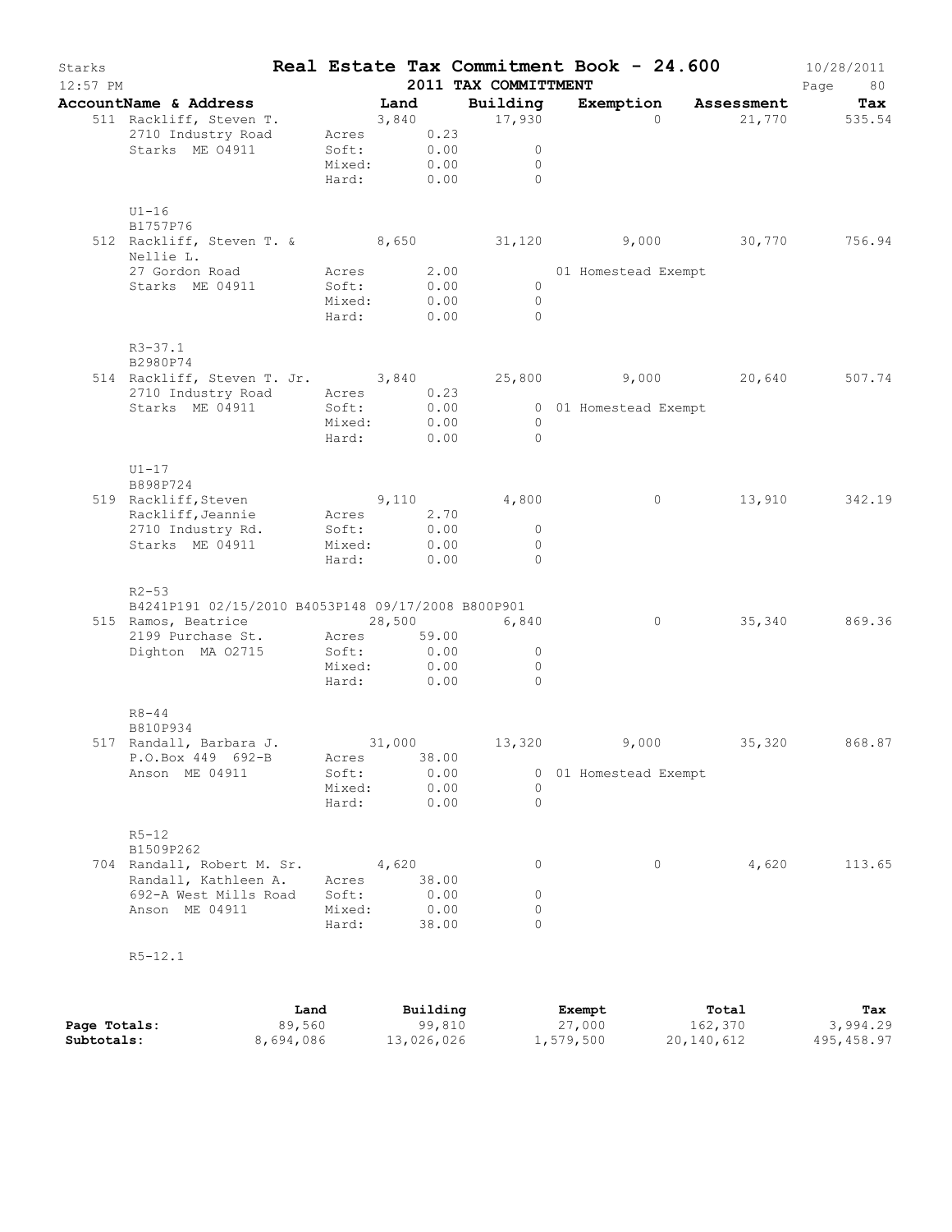Starks — Real Estate Tax Commitment Book - 24.600 — 10/28/2011
12:57 PM — 2011 TAX COMMITTMENT

| AccountName & Address | | Land | Building | Exemption | Assessment | Tax |
|---|---|---|---|---|---|---|
| 511 Rackliff, Steven T. | | 3,840 | 17,930 | 0 | 21,770 | 535.54 |
| 2710 Industry Road | Acres | 0.23 | | | | |
| Starks ME 04911 | Soft: | 0.00 | 0 | | | |
| | Mixed: | 0.00 | 0 | | | |
| | Hard: | 0.00 | 0 | | | |
| U1-16 | | | | | | |
| B1757P76 | | | | | | |
| 512 Rackliff, Steven T. & | | 8,650 | 31,120 | 9,000 | 30,770 | 756.94 |
| Nellie L. | | | | | | |
| 27 Gordon Road | Acres | 2.00 | | 01 Homestead Exempt | | |
| Starks ME 04911 | Soft: | 0.00 | 0 | | | |
| | Mixed: | 0.00 | 0 | | | |
| | Hard: | 0.00 | 0 | | | |
| R3-37.1 | | | | | | |
| B2980P74 | | | | | | |
| 514 Rackliff, Steven T. Jr. | | 3,840 | 25,800 | 9,000 | 20,640 | 507.74 |
| 2710 Industry Road | Acres | 0.23 | | | | |
| Starks ME 04911 | Soft: | 0.00 | 0 | 01 Homestead Exempt | | |
| | Mixed: | 0.00 | 0 | | | |
| | Hard: | 0.00 | 0 | | | |
| U1-17 | | | | | | |
| B898P724 | | | | | | |
| 519 Rackliff,Steven | | 9,110 | 4,800 | 0 | 13,910 | 342.19 |
| Rackliff,Jeannie | Acres | 2.70 | | | | |
| 2710 Industry Rd. | Soft: | 0.00 | 0 | | | |
| Starks ME 04911 | Mixed: | 0.00 | 0 | | | |
| | Hard: | 0.00 | 0 | | | |
| R2-53 | | | | | | |
| B4241P191 02/15/2010 B4053P148 09/17/2008 B800P901 | | | | | | |
| 515 Ramos, Beatrice | | 28,500 | 6,840 | 0 | 35,340 | 869.36 |
| 2199 Purchase St. | Acres | 59.00 | | | | |
| Dighton MA 02715 | Soft: | 0.00 | 0 | | | |
| | Mixed: | 0.00 | 0 | | | |
| | Hard: | 0.00 | 0 | | | |
| R8-44 | | | | | | |
| B810P934 | | | | | | |
| 517 Randall, Barbara J. | | 31,000 | 13,320 | 9,000 | 35,320 | 868.87 |
| P.O.Box 449 692-B | Acres | 38.00 | | | | |
| Anson ME 04911 | Soft: | 0.00 | 0 | 01 Homestead Exempt | | |
| | Mixed: | 0.00 | 0 | | | |
| | Hard: | 0.00 | 0 | | | |
| R5-12 | | | | | | |
| B1509P262 | | | | | | |
| 704 Randall, Robert M. Sr. | | 4,620 | 0 | 0 | 4,620 | 113.65 |
| Randall, Kathleen A. | Acres | 38.00 | | | | |
| 692-A West Mills Road | Soft: | 0.00 | 0 | | | |
| Anson ME 04911 | Mixed: | 0.00 | 0 | | | |
| | Hard: | 38.00 | 0 | | | |
| R5-12.1 | | | | | | |

| | Land | Building | Exempt | Total | Tax |
|---|---|---|---|---|---|
| **Page Totals:** | 89,560 | 99,810 | 27,000 | 162,370 | 3,994.29 |
| **Subtotals:** | 8,694,086 | 13,026,026 | 1,579,500 | 20,140,612 | 495,458.97 |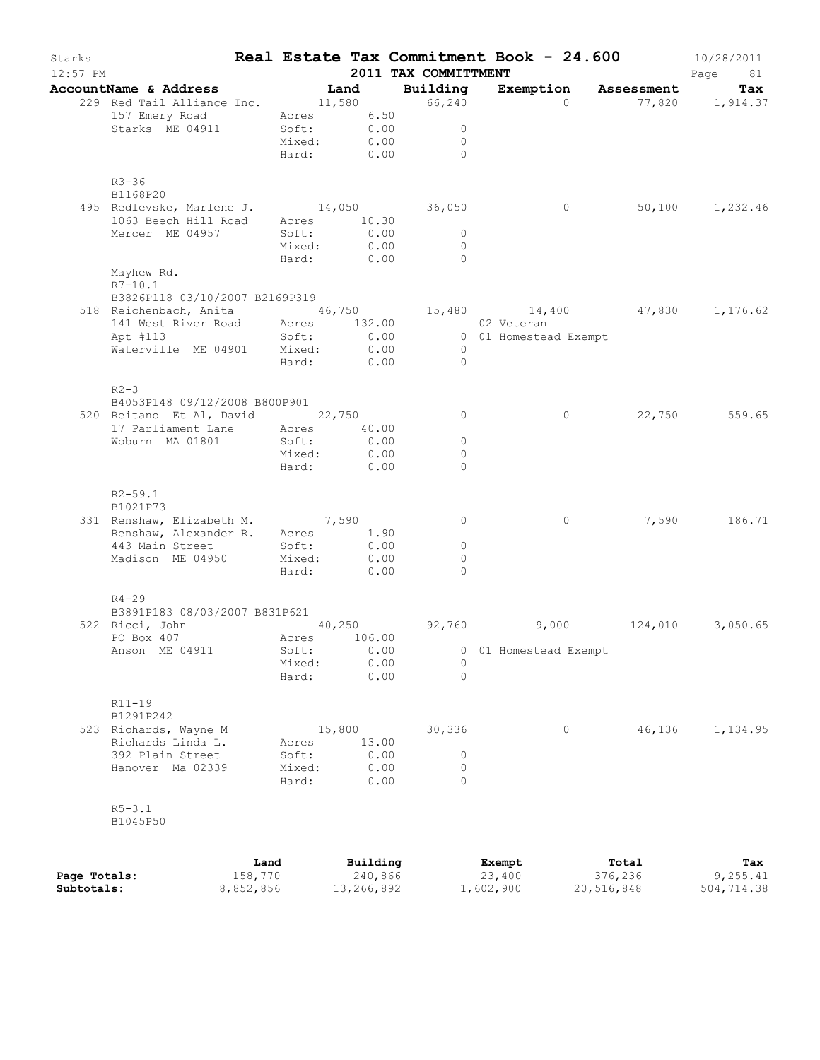# Real Estate Tax Commitment Book - 24.600

Starks, 12:57 PM — 2011 TAX COMMITTMENT — 10/28/2011

| AccountName & Address | | Land | Building | Exemption | Assessment | Tax |
|---|---|---|---|---|---|---|
| 229 Red Tail Alliance Inc. | | 11,580 | 66,240 | 0 | 77,820 | 1,914.37 |
| 157 Emery Road | Acres | 6.50 | | | | |
| Starks ME 04911 | Soft: | 0.00 | 0 | | | |
| | Mixed: | 0.00 | 0 | | | |
| | Hard: | 0.00 | 0 | | | |
| R3-36 | | | | | | |
| B1168P20 | | | | | | |
| 495 Redlevske, Marlene J. | | 14,050 | 36,050 | 0 | 50,100 | 1,232.46 |
| 1063 Beech Hill Road | Acres | 10.30 | | | | |
| Mercer ME 04957 | Soft: | 0.00 | 0 | | | |
| | Mixed: | 0.00 | 0 | | | |
| | Hard: | 0.00 | 0 | | | |
| Mayhew Rd. | | | | | | |
| R7-10.1 | | | | | | |
| B3826P118 03/10/2007 B2169P319 | | | | | | |
| 518 Reichenbach, Anita | | 46,750 | 15,480 | 14,400 | 47,830 | 1,176.62 |
| 141 West River Road | Acres | 132.00 | | 02 Veteran | | |
| Apt #113 | Soft: | 0.00 | 0 | 01 Homestead Exempt | | |
| Waterville ME 04901 | Mixed: | 0.00 | 0 | | | |
| | Hard: | 0.00 | 0 | | | |
| R2-3 | | | | | | |
| B4053P148 09/12/2008 B800P901 | | | | | | |
| 520 Reitano Et Al, David | | 22,750 | 0 | 0 | 22,750 | 559.65 |
| 17 Parliament Lane | Acres | 40.00 | | | | |
| Woburn MA 01801 | Soft: | 0.00 | 0 | | | |
| | Mixed: | 0.00 | 0 | | | |
| | Hard: | 0.00 | 0 | | | |
| R2-59.1 | | | | | | |
| B1021P73 | | | | | | |
| 331 Renshaw, Elizabeth M. | | 7,590 | 0 | 0 | 7,590 | 186.71 |
| Renshaw, Alexander R. | Acres | 1.90 | | | | |
| 443 Main Street | Soft: | 0.00 | 0 | | | |
| Madison ME 04950 | Mixed: | 0.00 | 0 | | | |
| | Hard: | 0.00 | 0 | | | |
| R4-29 | | | | | | |
| B3891P183 08/03/2007 B831P621 | | | | | | |
| 522 Ricci, John | | 40,250 | 92,760 | 9,000 | 124,010 | 3,050.65 |
| PO Box 407 | Acres | 106.00 | | | | |
| Anson ME 04911 | Soft: | 0.00 | 0 | 01 Homestead Exempt | | |
| | Mixed: | 0.00 | 0 | | | |
| | Hard: | 0.00 | 0 | | | |
| R11-19 | | | | | | |
| B1291P242 | | | | | | |
| 523 Richards, Wayne M | | 15,800 | 30,336 | 0 | 46,136 | 1,134.95 |
| Richards Linda L. | Acres | 13.00 | | | | |
| 392 Plain Street | Soft: | 0.00 | 0 | | | |
| Hanover Ma 02339 | Mixed: | 0.00 | 0 | | | |
| | Hard: | 0.00 | 0 | | | |
| R5-3.1 | | | | | | |
| B1045P50 | | | | | | |

| | Land | Building | Exempt | Total | Tax |
|---|---|---|---|---|---|
| Page Totals: | 158,770 | 240,866 | 23,400 | 376,236 | 9,255.41 |
| Subtotals: | 8,852,856 | 13,266,892 | 1,602,900 | 20,516,848 | 504,714.38 |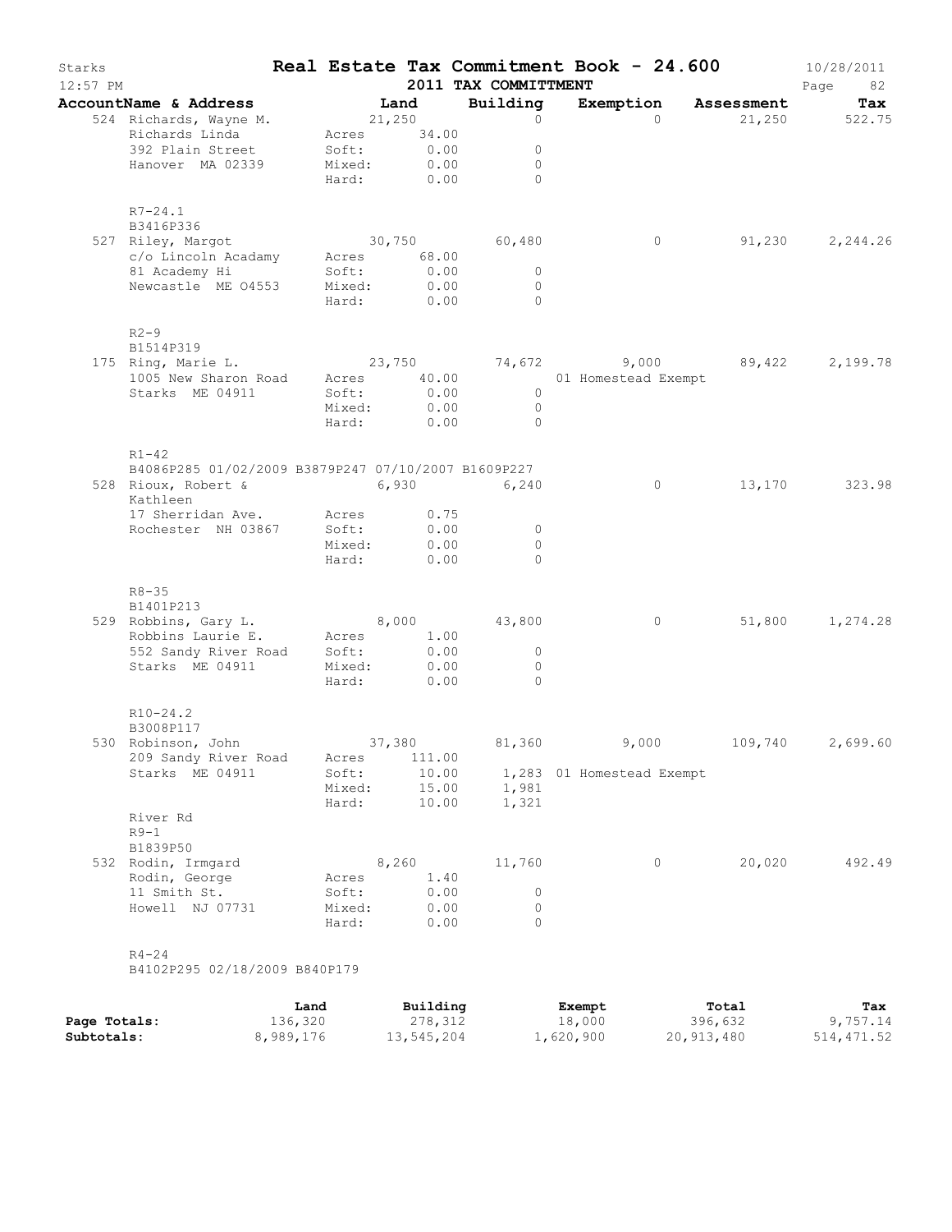# Real Estate Tax Commitment Book - 24.600

Starks — 2011 TAX COMMITTMENT — 10/28/2011 12:57 PM

| AccountName & Address | Land | Building | Exemption | Assessment | Tax |
|---|---|---|---|---|---|
| 524 Richards, Wayne M. | 21,250 | 0 | 0 | 21,250 | 522.75 |
| Richards Linda | Acres 34.00 | | | | |
| 392 Plain Street | Soft: 0.00 | 0 | | | |
| Hanover MA 02339 | Mixed: 0.00 | 0 | | | |
| | Hard: 0.00 | 0 | | | |
| R7-24.1 | | | | | |
| B3416P336 | | | | | |
| 527 Riley, Margot | 30,750 | 60,480 | 0 | 91,230 | 2,244.26 |
| c/o Lincoln Acadamy | Acres 68.00 | | | | |
| 81 Academy Hi | Soft: 0.00 | 0 | | | |
| Newcastle ME 04553 | Mixed: 0.00 | 0 | | | |
| | Hard: 0.00 | 0 | | | |
| R2-9 | | | | | |
| B1514P319 | | | | | |
| 175 Ring, Marie L. | 23,750 | 74,672 | 9,000 | 89,422 | 2,199.78 |
| 1005 New Sharon Road | Acres 40.00 | | 01 Homestead Exempt | | |
| Starks ME 04911 | Soft: 0.00 | 0 | | | |
| | Mixed: 0.00 | 0 | | | |
| | Hard: 0.00 | 0 | | | |
| R1-42 | | | | | |
| B4086P285 01/02/2009 B3879P247 07/10/2007 B1609P227 | | | | | |
| 528 Rioux, Robert & Kathleen | 6,930 | 6,240 | 0 | 13,170 | 323.98 |
| 17 Sherridan Ave. | Acres 0.75 | | | | |
| Rochester NH 03867 | Soft: 0.00 | 0 | | | |
| | Mixed: 0.00 | 0 | | | |
| | Hard: 0.00 | 0 | | | |
| R8-35 | | | | | |
| B1401P213 | | | | | |
| 529 Robbins, Gary L. | 8,000 | 43,800 | 0 | 51,800 | 1,274.28 |
| Robbins Laurie E. | Acres 1.00 | | | | |
| 552 Sandy River Road | Soft: 0.00 | 0 | | | |
| Starks ME 04911 | Mixed: 0.00 | 0 | | | |
| | Hard: 0.00 | 0 | | | |
| R10-24.2 | | | | | |
| B3008P117 | | | | | |
| 530 Robinson, John | 37,380 | 81,360 | 9,000 | 109,740 | 2,699.60 |
| 209 Sandy River Road | Acres 111.00 | | | | |
| Starks ME 04911 | Soft: 10.00 | 1,283 | 01 Homestead Exempt | | |
| | Mixed: 15.00 | 1,981 | | | |
| | Hard: 10.00 | 1,321 | | | |
| River Rd | | | | | |
| R9-1 | | | | | |
| B1839P50 | | | | | |
| 532 Rodin, Irmgard | 8,260 | 11,760 | 0 | 20,020 | 492.49 |
| Rodin, George | Acres 1.40 | | | | |
| 11 Smith St. | Soft: 0.00 | 0 | | | |
| Howell NJ 07731 | Mixed: 0.00 | 0 | | | |
| | Hard: 0.00 | 0 | | | |
| R4-24 | | | | | |
| B4102P295 02/18/2009 B840P179 | | | | | |

| | Land | Building | Exempt | Total | Tax |
|---|---|---|---|---|---|
| Page Totals: | 136,320 | 278,312 | 18,000 | 396,632 | 9,757.14 |
| Subtotals: | 8,989,176 | 13,545,204 | 1,620,900 | 20,913,480 | 514,471.52 |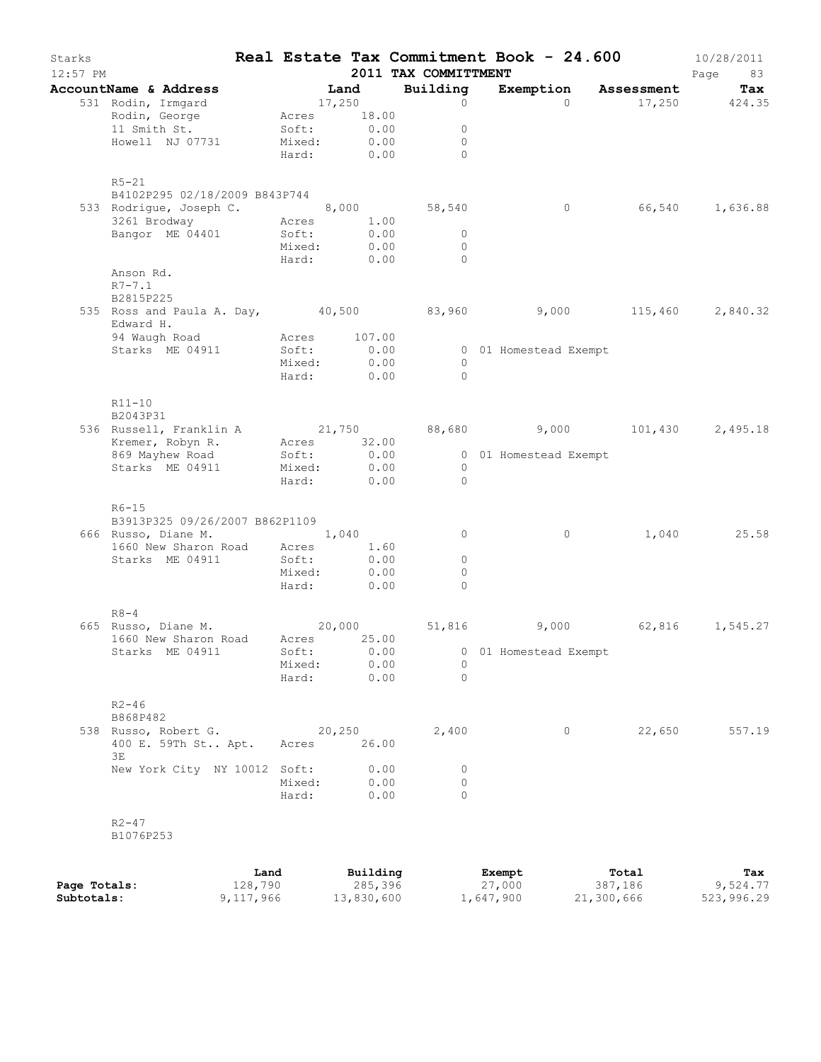# Starks — Real Estate Tax Commitment Book - 24.600

12:57 PM — 2011 TAX COMMITTMENT — 10/28/2011

| AccountName & Address | Land | Building | Exemption | Assessment | Tax |
|---|---|---|---|---|---|
| 531 Rodin, Irmgard | 17,250 | 0 | 0 | 17,250 | 424.35 |
| Rodin, George | Acres 18.00 | | | | |
| 11 Smith St. | Soft: 0.00 | 0 | | | |
| Howell NJ 07731 | Mixed: 0.00 | 0 | | | |
| | Hard: 0.00 | 0 | | | |
| R5-21 | | | | | |
| B4102P295 02/18/2009 B843P744 | | | | | |
| 533 Rodrigue, Joseph C. | 8,000 | 58,540 | 0 | 66,540 | 1,636.88 |
| 3261 Brodway | Acres 1.00 | | | | |
| Bangor ME 04401 | Soft: 0.00 | 0 | | | |
| | Mixed: 0.00 | 0 | | | |
| | Hard: 0.00 | 0 | | | |
| Anson Rd. | | | | | |
| R7-7.1 | | | | | |
| B2815P225 | | | | | |
| 535 Ross and Paula A. Day, Edward H. | 40,500 | 83,960 | 9,000 | 115,460 | 2,840.32 |
| 94 Waugh Road | Acres 107.00 | | | | |
| Starks ME 04911 | Soft: 0.00 | 0 | 01 Homestead Exempt | | |
| | Mixed: 0.00 | 0 | | | |
| | Hard: 0.00 | 0 | | | |
| R11-10 | | | | | |
| B2043P31 | | | | | |
| 536 Russell, Franklin A | 21,750 | 88,680 | 9,000 | 101,430 | 2,495.18 |
| Kremer, Robyn R. | Acres 32.00 | | | | |
| 869 Mayhew Road | Soft: 0.00 | 0 | 01 Homestead Exempt | | |
| Starks ME 04911 | Mixed: 0.00 | 0 | | | |
| | Hard: 0.00 | 0 | | | |
| R6-15 | | | | | |
| B3913P325 09/26/2007 B862P1109 | | | | | |
| 666 Russo, Diane M. | 1,040 | 0 | 0 | 1,040 | 25.58 |
| 1660 New Sharon Road | Acres 1.60 | | | | |
| Starks ME 04911 | Soft: 0.00 | 0 | | | |
| | Mixed: 0.00 | 0 | | | |
| | Hard: 0.00 | 0 | | | |
| R8-4 | | | | | |
| 665 Russo, Diane M. | 20,000 | 51,816 | 9,000 | 62,816 | 1,545.27 |
| 1660 New Sharon Road | Acres 25.00 | | | | |
| Starks ME 04911 | Soft: 0.00 | 0 | 01 Homestead Exempt | | |
| | Mixed: 0.00 | 0 | | | |
| | Hard: 0.00 | 0 | | | |
| R2-46 | | | | | |
| B868P482 | | | | | |
| 538 Russo, Robert G. | 20,250 | 2,400 | 0 | 22,650 | 557.19 |
| 400 E. 59Th St.. Apt. 3E | Acres 26.00 | | | | |
| New York City NY 10012 | Soft: 0.00 | 0 | | | |
| | Mixed: 0.00 | 0 | | | |
| | Hard: 0.00 | 0 | | | |
| R2-47 | | | | | |
| B1076P253 | | | | | |

| | Land | Building | Exempt | Total | Tax |
|---|---|---|---|---|---|
| Page Totals: | 128,790 | 285,396 | 27,000 | 387,186 | 9,524.77 |
| Subtotals: | 9,117,966 | 13,830,600 | 1,647,900 | 21,300,666 | 523,996.29 |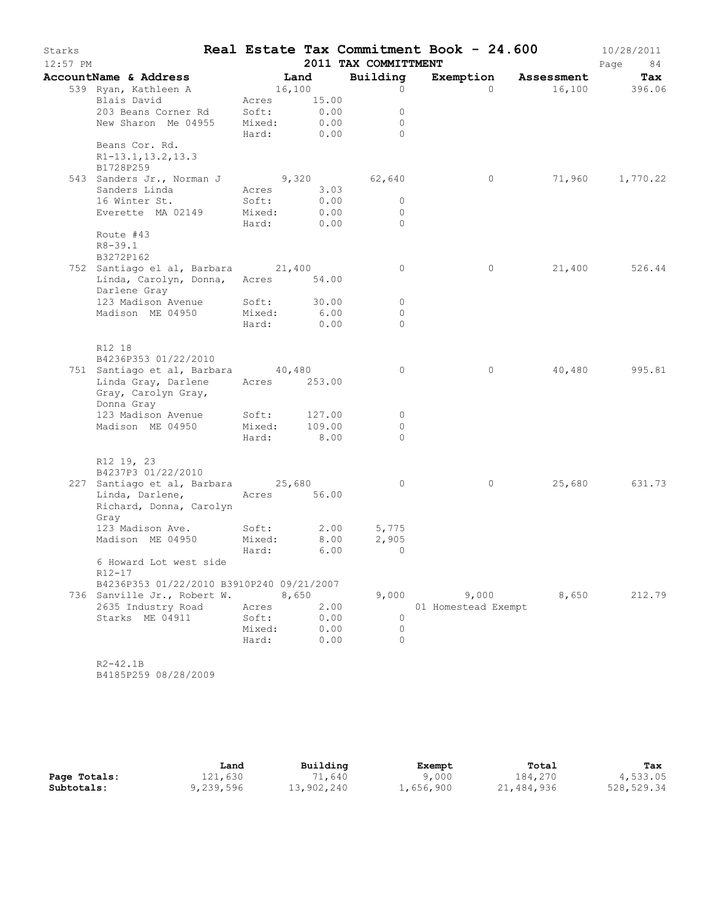# Real Estate Tax Commitment Book - 24.600

Starks
12:57 PM

2011 TAX COMMITTMENT

10/28/2011

| AccountName & Address | | Land | Building | Exemption | Assessment | Tax |
|---|---|---|---|---|---|---|
| 539 Ryan, Kathleen A | | 16,100 | 0 | 0 | 16,100 | 396.06 |
| Blais David | Acres | 15.00 | | | | |
| 203 Beans Corner Rd | Soft: | 0.00 | 0 | | | |
| New Sharon Me 04955 | Mixed: | 0.00 | 0 | | | |
| | Hard: | 0.00 | 0 | | | |
| Beans Cor. Rd. | | | | | | |
| R1-13.1,13.2,13.3 | | | | | | |
| B1728P259 | | | | | | |
| 543 Sanders Jr., Norman J | | 9,320 | 62,640 | 0 | 71,960 | 1,770.22 |
| Sanders Linda | Acres | 3.03 | | | | |
| 16 Winter St. | Soft: | 0.00 | 0 | | | |
| Everette MA 02149 | Mixed: | 0.00 | 0 | | | |
| | Hard: | 0.00 | 0 | | | |
| Route #43 | | | | | | |
| R8-39.1 | | | | | | |
| B3272P162 | | | | | | |
| 752 Santiago el al, Barbara | | 21,400 | 0 | 0 | 21,400 | 526.44 |
| Linda, Carolyn, Donna, Darlene Gray | Acres | 54.00 | | | | |
| 123 Madison Avenue | Soft: | 30.00 | 0 | | | |
| Madison ME 04950 | Mixed: | 6.00 | 0 | | | |
| | Hard: | 0.00 | 0 | | | |
| R12 18 | | | | | | |
| B4236P353 01/22/2010 | | | | | | |
| 751 Santiago et al, Barbara | | 40,480 | 0 | 0 | 40,480 | 995.81 |
| Linda Gray, Darlene Gray, Carolyn Gray, Donna Gray | Acres | 253.00 | | | | |
| 123 Madison Avenue | Soft: | 127.00 | 0 | | | |
| Madison ME 04950 | Mixed: | 109.00 | 0 | | | |
| | Hard: | 8.00 | 0 | | | |
| R12 19, 23 | | | | | | |
| B4237P3 01/22/2010 | | | | | | |
| 227 Santiago et al, Barbara | | 25,680 | 0 | 0 | 25,680 | 631.73 |
| Linda, Darlene, Richard, Donna, Carolyn Gray | Acres | 56.00 | | | | |
| 123 Madison Ave. | Soft: | 2.00 | 5,775 | | | |
| Madison ME 04950 | Mixed: | 8.00 | 2,905 | | | |
| | Hard: | 6.00 | 0 | | | |
| 6 Howard Lot west side | | | | | | |
| R12-17 | | | | | | |
| B4236P353 01/22/2010 B3910P240 09/21/2007 | | | | | | |
| 736 Sanville Jr., Robert W. | | 8,650 | 9,000 | 9,000 | 8,650 | 212.79 |
| 2635 Industry Road | Acres | 2.00 | | 01 Homestead Exempt | | |
| Starks ME 04911 | Soft: | 0.00 | 0 | | | |
| | Mixed: | 0.00 | 0 | | | |
| | Hard: | 0.00 | 0 | | | |
| R2-42.1B | | | | | | |
| B4185P259 08/28/2009 | | | | | | |

| | Land | Building | Exempt | Total | Tax |
|---|---|---|---|---|---|
| **Page Totals:** | 121,630 | 71,640 | 9,000 | 184,270 | 4,533.05 |
| **Subtotals:** | 9,239,596 | 13,902,240 | 1,656,900 | 21,484,936 | 528,529.34 |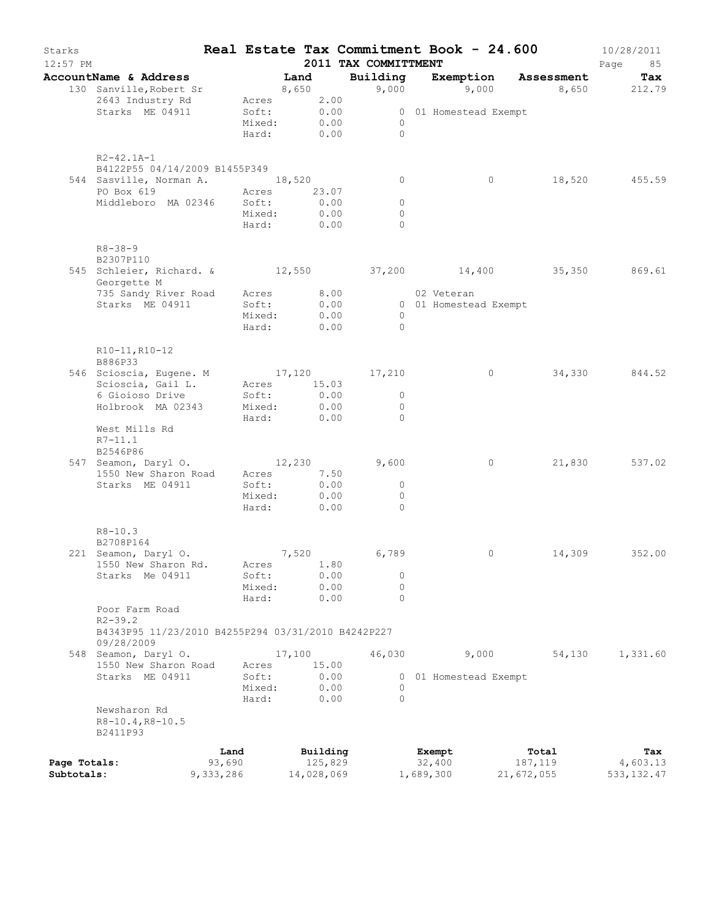# Real Estate Tax Commitment Book - 24.600

Starks
12:57 PM

**2011 TAX COMMITTMENT**

10/28/2011

| Account Name & Address | Land | Building | Exemption | Assessment | Tax |
|---|---|---|---|---|---|
| 130 Sanville,Robert Sr<br>2643 Industry Rd<br>Starks ME 04911<br><br>R2-42.1A-1<br>B4122P55 04/14/2009 B1455P349 | 8,650<br>Acres 2.00<br>Soft: 0.00<br>Mixed: 0.00<br>Hard: 0.00 | 9,000<br><br>0<br>0<br>0 | 9,000<br><br>01 Homestead Exempt | 8,650 | 212.79 |
| 544 Sasville, Norman A.<br>PO Box 619<br>Middleboro MA 02346<br><br>R8-38-9<br>B2307P110 | 18,520<br>Acres 23.07<br>Soft: 0.00<br>Mixed: 0.00<br>Hard: 0.00 | 0<br><br>0<br>0<br>0 | 0 | 18,520 | 455.59 |
| 545 Schleier, Richard. &<br>Georgette M<br>735 Sandy River Road<br>Starks ME 04911<br><br>R10-11,R10-12<br>B886P33 | 12,550<br><br>Acres 8.00<br>Soft: 0.00<br>Mixed: 0.00<br>Hard: 0.00 | 37,200<br><br><br>0<br>0<br>0 | 14,400<br><br>02 Veteran<br>01 Homestead Exempt | 35,350 | 869.61 |
| 546 Scioscia, Eugene. M<br>Scioscia, Gail L.<br>6 Gioioso Drive<br>Holbrook MA 02343<br><br>West Mills Rd<br>R7-11.1<br>B2546P86 | 17,120<br>Acres 15.03<br>Soft: 0.00<br>Mixed: 0.00<br>Hard: 0.00 | 17,210<br><br>0<br>0<br>0 | 0 | 34,330 | 844.52 |
| 547 Seamon, Daryl O.<br>1550 New Sharon Road<br>Starks ME 04911<br><br>R8-10.3<br>B2708P164 | 12,230<br>Acres 7.50<br>Soft: 0.00<br>Mixed: 0.00<br>Hard: 0.00 | 9,600<br><br>0<br>0<br>0 | 0 | 21,830 | 537.02 |
| 221 Seamon, Daryl O.<br>1550 New Sharon Rd.<br>Starks Me 04911<br><br>Poor Farm Road<br>R2-39.2<br>B4343P95 11/23/2010 B4255P294 03/31/2010 B4242P227 09/28/2009 | 7,520<br>Acres 1.80<br>Soft: 0.00<br>Mixed: 0.00<br>Hard: 0.00 | 6,789<br><br>0<br>0<br>0 | 0 | 14,309 | 352.00 |
| 548 Seamon, Daryl O.<br>1550 New Sharon Road<br>Starks ME 04911<br><br>Newsharon Rd<br>R8-10.4,R8-10.5<br>B2411P93 | 17,100<br>Acres 15.00<br>Soft: 0.00<br>Mixed: 0.00<br>Hard: 0.00 | 46,030<br><br>0<br>0<br>0 | 9,000<br><br>01 Homestead Exempt | 54,130 | 1,331.60 |

| | Land | Building | Exempt | Total | Tax |
|---|---|---|---|---|---|
| **Page Totals:** | 93,690 | 125,829 | 32,400 | 187,119 | 4,603.13 |
| **Subtotals:** | 9,333,286 | 14,028,069 | 1,689,300 | 21,672,055 | 533,132.47 |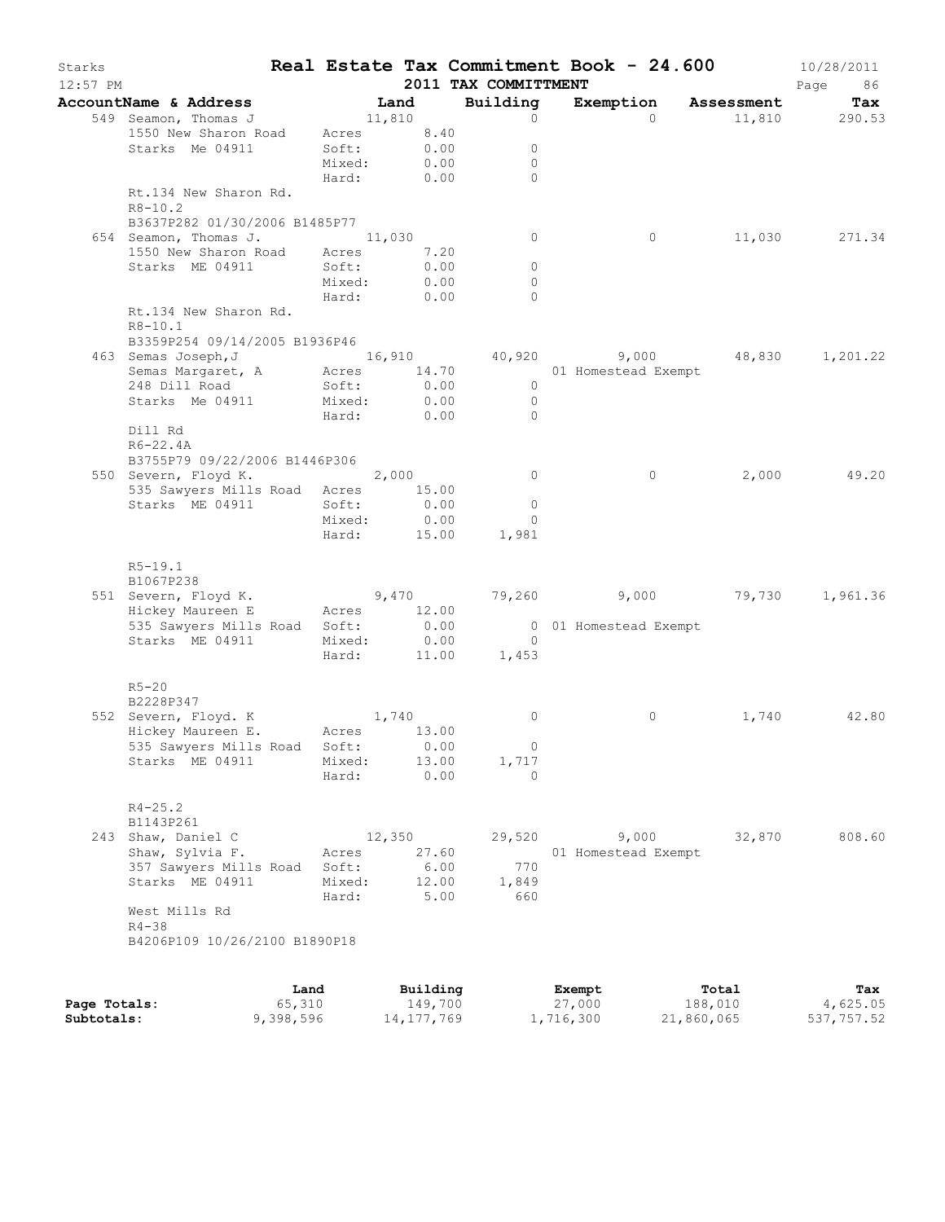# Real Estate Tax Commitment Book - 24.600

Starks
12:57 PM

2011 TAX COMMITTMENT

10/28/2011

| AccountName & Address | Land | Building | Exemption | Assessment | Tax |
|---|---|---|---|---|---|
| 549 Seamon, Thomas J | 11,810 | 0 | 0 | 11,810 | 290.53 |
| 1550 New Sharon Road | Acres 8.40 | | | | |
| Starks Me 04911 | Soft: 0.00 | 0 | | | |
| | Mixed: 0.00 | 0 | | | |
| | Hard: 0.00 | 0 | | | |
| Rt.134 New Sharon Rd. | | | | | |
| R8-10.2 | | | | | |
| B3637P282 01/30/2006 B1485P77 | | | | | |
| 654 Seamon, Thomas J. | 11,030 | 0 | 0 | 11,030 | 271.34 |
| 1550 New Sharon Road | Acres 7.20 | | | | |
| Starks ME 04911 | Soft: 0.00 | 0 | | | |
| | Mixed: 0.00 | 0 | | | |
| | Hard: 0.00 | 0 | | | |
| Rt.134 New Sharon Rd. | | | | | |
| R8-10.1 | | | | | |
| B3359P254 09/14/2005 B1936P46 | | | | | |
| 463 Semas Joseph,J | 16,910 | 40,920 | 9,000 | 48,830 | 1,201.22 |
| Semas Margaret, A | Acres 14.70 | | 01 Homestead Exempt | | |
| 248 Dill Road | Soft: 0.00 | 0 | | | |
| Starks Me 04911 | Mixed: 0.00 | 0 | | | |
| | Hard: 0.00 | 0 | | | |
| Dill Rd | | | | | |
| R6-22.4A | | | | | |
| B3755P79 09/22/2006 B1446P306 | | | | | |
| 550 Severn, Floyd K. | 2,000 | 0 | 0 | 2,000 | 49.20 |
| 535 Sawyers Mills Road | Acres 15.00 | | | | |
| Starks ME 04911 | Soft: 0.00 | 0 | | | |
| | Mixed: 0.00 | 0 | | | |
| | Hard: 15.00 | 1,981 | | | |
| R5-19.1 | | | | | |
| B1067P238 | | | | | |
| 551 Severn, Floyd K. | 9,470 | 79,260 | 9,000 | 79,730 | 1,961.36 |
| Hickey Maureen E | Acres 12.00 | | | | |
| 535 Sawyers Mills Road | Soft: 0.00 | 0 | 01 Homestead Exempt | | |
| Starks ME 04911 | Mixed: 0.00 | 0 | | | |
| | Hard: 11.00 | 1,453 | | | |
| R5-20 | | | | | |
| B2228P347 | | | | | |
| 552 Severn, Floyd. K | 1,740 | 0 | 0 | 1,740 | 42.80 |
| Hickey Maureen E. | Acres 13.00 | | | | |
| 535 Sawyers Mills Road | Soft: 0.00 | 0 | | | |
| Starks ME 04911 | Mixed: 13.00 | 1,717 | | | |
| | Hard: 0.00 | 0 | | | |
| R4-25.2 | | | | | |
| B1143P261 | | | | | |
| 243 Shaw, Daniel C | 12,350 | 29,520 | 9,000 | 32,870 | 808.60 |
| Shaw, Sylvia F. | Acres 27.60 | | 01 Homestead Exempt | | |
| 357 Sawyers Mills Road | Soft: 6.00 | 770 | | | |
| Starks ME 04911 | Mixed: 12.00 | 1,849 | | | |
| | Hard: 5.00 | 660 | | | |
| West Mills Rd | | | | | |
| R4-38 | | | | | |
| B4206P109 10/26/2100 B1890P18 | | | | | |

| | Land | Building | Exempt | Total | Tax |
|---|---|---|---|---|---|
| Page Totals: | 65,310 | 149,700 | 27,000 | 188,010 | 4,625.05 |
| Subtotals: | 9,398,596 | 14,177,769 | 1,716,300 | 21,860,065 | 537,757.52 |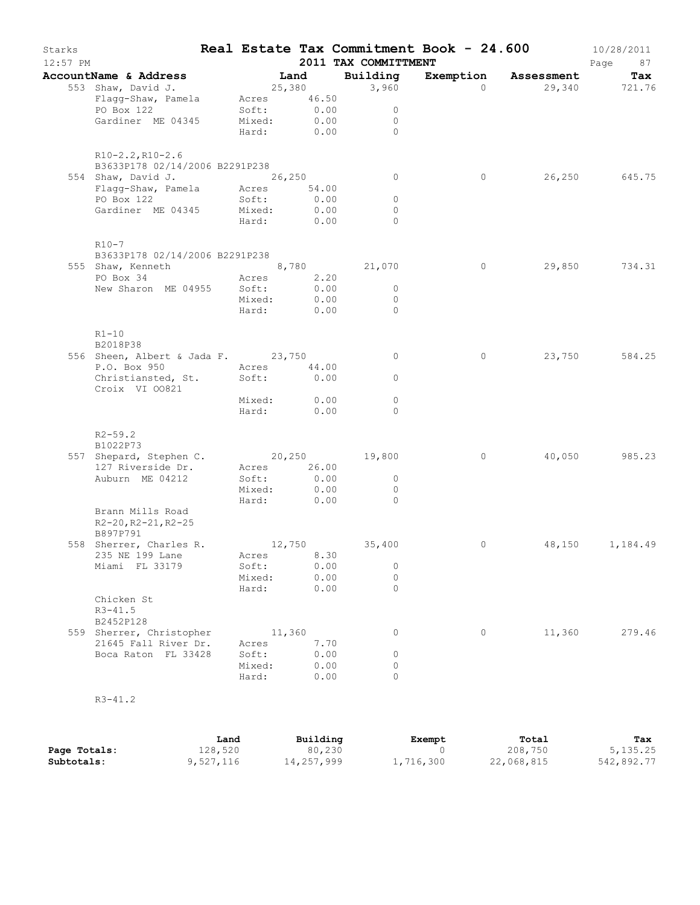# Real Estate Tax Commitment Book - 24.600

Starks 12:57 PM — 2011 TAX COMMITTMENT — 10/28/2011

| AccountName & Address | Land | | Building | Exemption | Assessment | Tax |
|---|---|---|---|---|---|---|
| 553 Shaw, David J. | | 25,380 | 3,960 | 0 | 29,340 | 721.76 |
| Flagg-Shaw, Pamela | Acres | 46.50 | | | | |
| PO Box 122 | Soft: | 0.00 | 0 | | | |
| Gardiner ME 04345 | Mixed: | 0.00 | 0 | | | |
| | Hard: | 0.00 | 0 | | | |
| R10-2.2,R10-2.6 | | | | | | |
| B3633P178 02/14/2006 B2291P238 | | | | | | |
| 554 Shaw, David J. | | 26,250 | 0 | 0 | 26,250 | 645.75 |
| Flagg-Shaw, Pamela | Acres | 54.00 | | | | |
| PO Box 122 | Soft: | 0.00 | 0 | | | |
| Gardiner ME 04345 | Mixed: | 0.00 | 0 | | | |
| | Hard: | 0.00 | 0 | | | |
| R10-7 | | | | | | |
| B3633P178 02/14/2006 B2291P238 | | | | | | |
| 555 Shaw, Kenneth | | 8,780 | 21,070 | 0 | 29,850 | 734.31 |
| PO Box 34 | Acres | 2.20 | | | | |
| New Sharon ME 04955 | Soft: | 0.00 | 0 | | | |
| | Mixed: | 0.00 | 0 | | | |
| | Hard: | 0.00 | 0 | | | |
| R1-10 | | | | | | |
| B2018P38 | | | | | | |
| 556 Sheen, Albert & Jada F. | | 23,750 | 0 | 0 | 23,750 | 584.25 |
| P.O. Box 950 | Acres | 44.00 | | | | |
| Christiansted, St. Croix VI 00821 | Soft: | 0.00 | 0 | | | |
| | Mixed: | 0.00 | 0 | | | |
| | Hard: | 0.00 | 0 | | | |
| R2-59.2 | | | | | | |
| B1022P73 | | | | | | |
| 557 Shepard, Stephen C. | | 20,250 | 19,800 | 0 | 40,050 | 985.23 |
| 127 Riverside Dr. | Acres | 26.00 | | | | |
| Auburn ME 04212 | Soft: | 0.00 | 0 | | | |
| | Mixed: | 0.00 | 0 | | | |
| | Hard: | 0.00 | 0 | | | |
| Brann Mills Road | | | | | | |
| R2-20,R2-21,R2-25 | | | | | | |
| B897P791 | | | | | | |
| 558 Sherrer, Charles R. | | 12,750 | 35,400 | 0 | 48,150 | 1,184.49 |
| 235 NE 199 Lane | Acres | 8.30 | | | | |
| Miami FL 33179 | Soft: | 0.00 | 0 | | | |
| | Mixed: | 0.00 | 0 | | | |
| | Hard: | 0.00 | 0 | | | |
| Chicken St | | | | | | |
| R3-41.5 | | | | | | |
| B2452P128 | | | | | | |
| 559 Sherrer, Christopher | | 11,360 | 0 | 0 | 11,360 | 279.46 |
| 21645 Fall River Dr. | Acres | 7.70 | | | | |
| Boca Raton FL 33428 | Soft: | 0.00 | 0 | | | |
| | Mixed: | 0.00 | 0 | | | |
| | Hard: | 0.00 | 0 | | | |
| R3-41.2 | | | | | | |

| | Land | Building | Exempt | Total | Tax |
|---|---|---|---|---|---|
| **Page Totals:** | 128,520 | 80,230 | 0 | 208,750 | 5,135.25 |
| **Subtotals:** | 9,527,116 | 14,257,999 | 1,716,300 | 22,068,815 | 542,892.77 |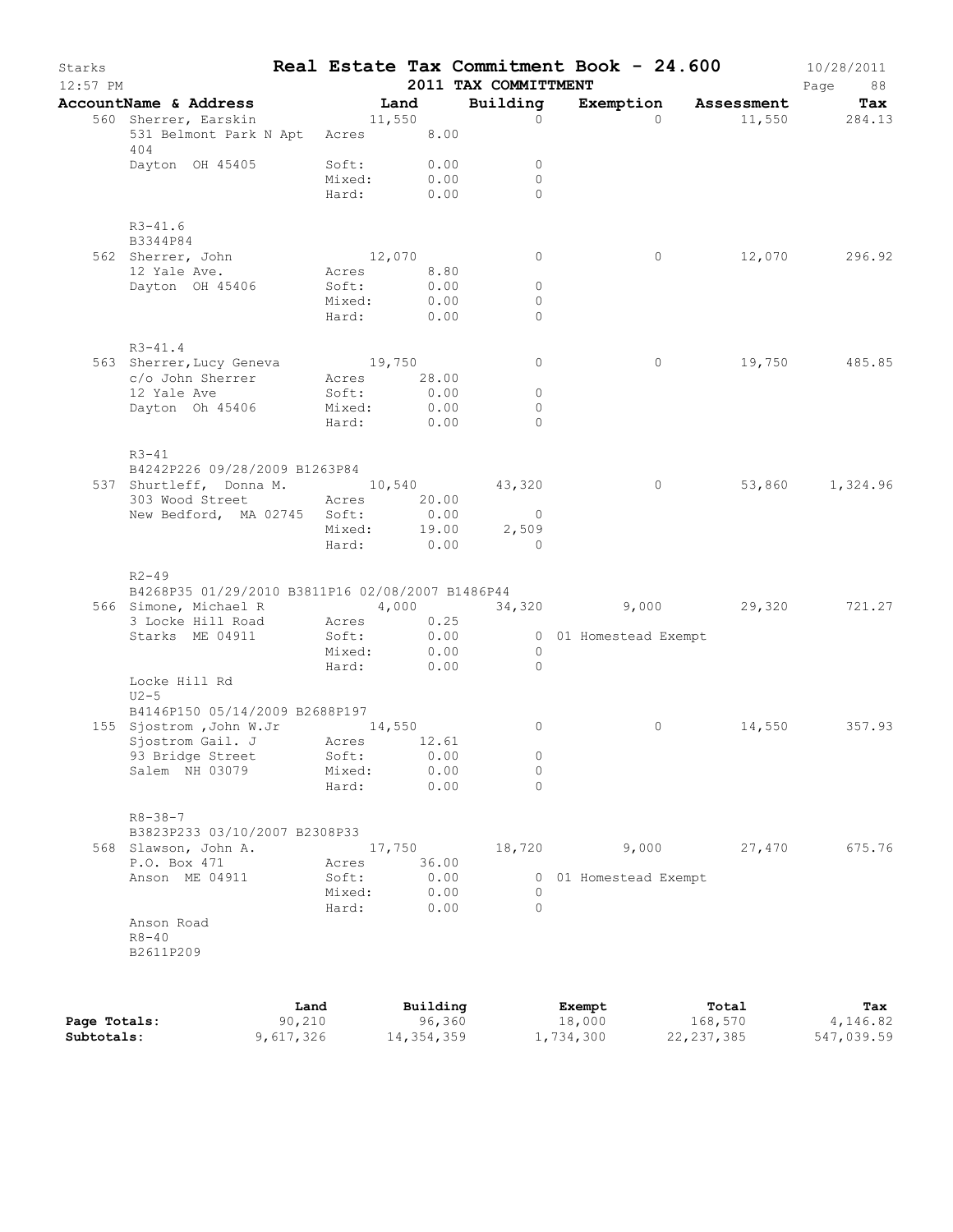# Real Estate Tax Commitment Book - 24.600

Starks 12:57 PM — 2011 TAX COMMITTMENT — 10/28/2011

| AccountName & Address | | Land | Building | Exemption | Assessment | Tax |
|---|---|---|---|---|---|---|
| 560 Sherrer, Earskin | | 11,550 | 0 | 0 | 11,550 | 284.13 |
| 531 Belmont Park N Apt 404 | Acres | 8.00 | | | | |
| Dayton OH 45405 | Soft: | 0.00 | 0 | | | |
| | Mixed: | 0.00 | 0 | | | |
| | Hard: | 0.00 | 0 | | | |
| R3-41.6 | | | | | | |
| B3344P84 | | | | | | |
| 562 Sherrer, John | | 12,070 | 0 | 0 | 12,070 | 296.92 |
| 12 Yale Ave. | Acres | 8.80 | | | | |
| Dayton OH 45406 | Soft: | 0.00 | 0 | | | |
| | Mixed: | 0.00 | 0 | | | |
| | Hard: | 0.00 | 0 | | | |
| R3-41.4 | | | | | | |
| 563 Sherrer,Lucy Geneva | | 19,750 | 0 | 0 | 19,750 | 485.85 |
| c/o John Sherrer | Acres | 28.00 | | | | |
| 12 Yale Ave | Soft: | 0.00 | 0 | | | |
| Dayton Oh 45406 | Mixed: | 0.00 | 0 | | | |
| | Hard: | 0.00 | 0 | | | |
| R3-41 | | | | | | |
| B4242P226 09/28/2009 B1263P84 | | | | | | |
| 537 Shurtleff, Donna M. | | 10,540 | 43,320 | 0 | 53,860 | 1,324.96 |
| 303 Wood Street | Acres | 20.00 | | | | |
| New Bedford, MA 02745 | Soft: | 0.00 | 0 | | | |
| | Mixed: | 19.00 | 2,509 | | | |
| | Hard: | 0.00 | 0 | | | |
| R2-49 | | | | | | |
| B4268P35 01/29/2010 B3811P16 02/08/2007 B1486P44 | | | | | | |
| 566 Simone, Michael R | | 4,000 | 34,320 | 9,000 | 29,320 | 721.27 |
| 3 Locke Hill Road | Acres | 0.25 | | | | |
| Starks ME 04911 | Soft: | 0.00 | 0 | 01 Homestead Exempt | | |
| | Mixed: | 0.00 | 0 | | | |
| | Hard: | 0.00 | 0 | | | |
| Locke Hill Rd | | | | | | |
| U2-5 | | | | | | |
| B4146P150 05/14/2009 B2688P197 | | | | | | |
| 155 Sjostrom ,John W.Jr | | 14,550 | 0 | 0 | 14,550 | 357.93 |
| Sjostrom Gail. J | Acres | 12.61 | | | | |
| 93 Bridge Street | Soft: | 0.00 | 0 | | | |
| Salem NH 03079 | Mixed: | 0.00 | 0 | | | |
| | Hard: | 0.00 | 0 | | | |
| R8-38-7 | | | | | | |
| B3823P233 03/10/2007 B2308P33 | | | | | | |
| 568 Slawson, John A. | | 17,750 | 18,720 | 9,000 | 27,470 | 675.76 |
| P.O. Box 471 | Acres | 36.00 | | | | |
| Anson ME 04911 | Soft: | 0.00 | 0 | 01 Homestead Exempt | | |
| | Mixed: | 0.00 | 0 | | | |
| | Hard: | 0.00 | 0 | | | |
| Anson Road | | | | | | |
| R8-40 | | | | | | |
| B2611P209 | | | | | | |

| | Land | Building | Exempt | Total | Tax |
|---|---|---|---|---|---|
| Page Totals: | 90,210 | 96,360 | 18,000 | 168,570 | 4,146.82 |
| Subtotals: | 9,617,326 | 14,354,359 | 1,734,300 | 22,237,385 | 547,039.59 |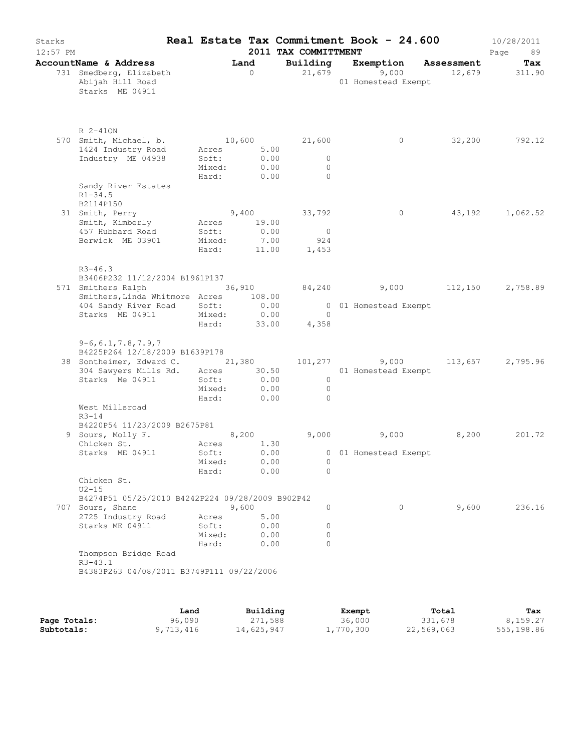# Starks — Real Estate Tax Commitment Book - 24.600

12:57 PM — 2011 TAX COMMITTMENT — 10/28/2011

| AccountName & Address | | Land | Building | Exemption | Assessment | Tax |
|---|---|---|---|---|---|---|
| 731 Smedberg, Elizabeth | | 0 | 21,679 | 9,000 | 12,679 | 311.90 |
| Abijah Hill Road | | | | 01 Homestead Exempt | | |
| Starks ME 04911 | | | | | | |
| R 2-41ON | | | | | | |
| 570 Smith, Michael, b. | | 10,600 | 21,600 | 0 | 32,200 | 792.12 |
| 1424 Industry Road | Acres | 5.00 | | | | |
| Industry ME 04938 | Soft: | 0.00 | 0 | | | |
| | Mixed: | 0.00 | 0 | | | |
| | Hard: | 0.00 | 0 | | | |
| Sandy River Estates | | | | | | |
| R1-34.5 | | | | | | |
| B2114P150 | | | | | | |
| 31 Smith, Perry | | 9,400 | 33,792 | 0 | 43,192 | 1,062.52 |
| Smith, Kimberly | Acres | 19.00 | | | | |
| 457 Hubbard Road | Soft: | 0.00 | 0 | | | |
| Berwick ME 03901 | Mixed: | 7.00 | 924 | | | |
| | Hard: | 11.00 | 1,453 | | | |
| R3-46.3 | | | | | | |
| B3406P232 11/12/2004 B1961P137 | | | | | | |
| 571 Smithers Ralph | | 36,910 | 84,240 | 9,000 | 112,150 | 2,758.89 |
| Smithers,Linda Whitmore | Acres | 108.00 | | | | |
| 404 Sandy River Road | Soft: | 0.00 | 0 | 01 Homestead Exempt | | |
| Starks ME 04911 | Mixed: | 0.00 | 0 | | | |
| | Hard: | 33.00 | 4,358 | | | |
| 9-6,6.1,7.8,7.9,7 | | | | | | |
| B4225P264 12/18/2009 B1639P178 | | | | | | |
| 38 Sontheimer, Edward C. | | 21,380 | 101,277 | 9,000 | 113,657 | 2,795.96 |
| 304 Sawyers Mills Rd. | Acres | 30.50 | | 01 Homestead Exempt | | |
| Starks Me 04911 | Soft: | 0.00 | 0 | | | |
| | Mixed: | 0.00 | 0 | | | |
| | Hard: | 0.00 | 0 | | | |
| West Millsroad | | | | | | |
| R3-14 | | | | | | |
| B4220P54 11/23/2009 B2675P81 | | | | | | |
| 9 Sours, Molly F. | | 8,200 | 9,000 | 9,000 | 8,200 | 201.72 |
| Chicken St. | Acres | 1.30 | | | | |
| Starks ME 04911 | Soft: | 0.00 | 0 | 01 Homestead Exempt | | |
| | Mixed: | 0.00 | 0 | | | |
| | Hard: | 0.00 | 0 | | | |
| Chicken St. | | | | | | |
| U2-15 | | | | | | |
| B4274P51 05/25/2010 B4242P224 09/28/2009 B902P42 | | | | | | |
| 707 Sours, Shane | | 9,600 | 0 | 0 | 9,600 | 236.16 |
| 2725 Industry Road | Acres | 5.00 | | | | |
| Starks ME 04911 | Soft: | 0.00 | 0 | | | |
| | Mixed: | 0.00 | 0 | | | |
| | Hard: | 0.00 | 0 | | | |
| Thompson Bridge Road | | | | | | |
| R3-43.1 | | | | | | |
| B4383P263 04/08/2011 B3749P111 09/22/2006 | | | | | | |

| | Land | Building | Exempt | Total | Tax |
|---|---|---|---|---|---|
| Page Totals: | 96,090 | 271,588 | 36,000 | 331,678 | 8,159.27 |
| Subtotals: | 9,713,416 | 14,625,947 | 1,770,300 | 22,569,063 | 555,198.86 |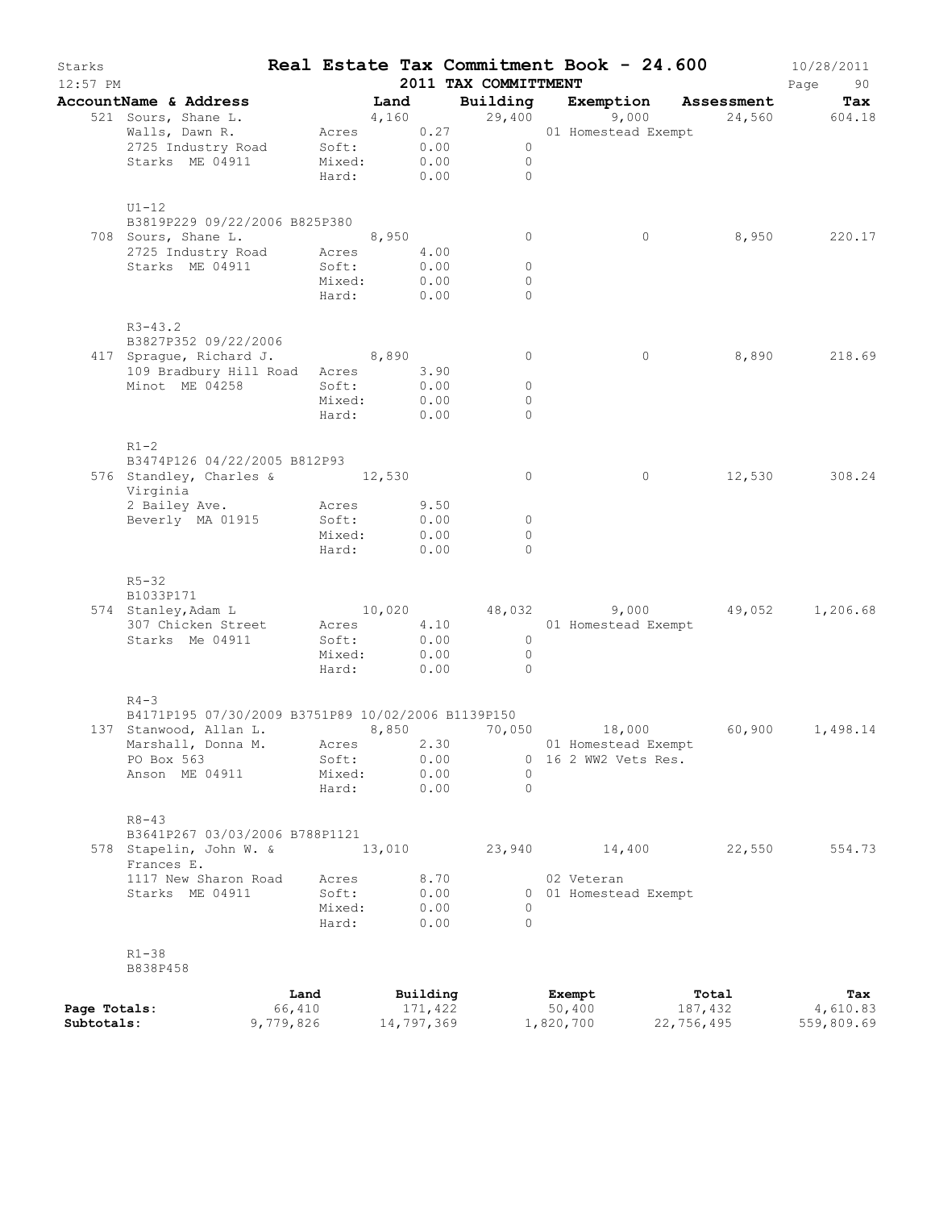# Real Estate Tax Commitment Book - 24.600

Starks 12:57 PM — 2011 TAX COMMITTMENT — 10/28/2011

| AccountName & Address | | Land | Building | Exemption | Assessment | Tax |
|---|---|---|---|---|---|---|
| 521 Sours, Shane L. | | 4,160 | 29,400 | 9,000 | 24,560 | 604.18 |
| Walls, Dawn R. | Acres | 0.27 | | 01 Homestead Exempt | | |
| 2725 Industry Road | Soft: | 0.00 | 0 | | | |
| Starks ME 04911 | Mixed: | 0.00 | 0 | | | |
| | Hard: | 0.00 | 0 | | | |
| U1-12 | | | | | | |
| B3819P229 09/22/2006 B825P380 | | | | | | |
| 708 Sours, Shane L. | | 8,950 | 0 | 0 | 8,950 | 220.17 |
| 2725 Industry Road | Acres | 4.00 | | | | |
| Starks ME 04911 | Soft: | 0.00 | 0 | | | |
| | Mixed: | 0.00 | 0 | | | |
| | Hard: | 0.00 | 0 | | | |
| R3-43.2 | | | | | | |
| B3827P352 09/22/2006 | | | | | | |
| 417 Sprague, Richard J. | | 8,890 | 0 | 0 | 8,890 | 218.69 |
| 109 Bradbury Hill Road | Acres | 3.90 | | | | |
| Minot ME 04258 | Soft: | 0.00 | 0 | | | |
| | Mixed: | 0.00 | 0 | | | |
| | Hard: | 0.00 | 0 | | | |
| R1-2 | | | | | | |
| B3474P126 04/22/2005 B812P93 | | | | | | |
| 576 Standley, Charles & Virginia | | 12,530 | 0 | 0 | 12,530 | 308.24 |
| 2 Bailey Ave. | Acres | 9.50 | | | | |
| Beverly MA 01915 | Soft: | 0.00 | 0 | | | |
| | Mixed: | 0.00 | 0 | | | |
| | Hard: | 0.00 | 0 | | | |
| R5-32 | | | | | | |
| B1033P171 | | | | | | |
| 574 Stanley,Adam L | | 10,020 | 48,032 | 9,000 | 49,052 | 1,206.68 |
| 307 Chicken Street | Acres | 4.10 | | 01 Homestead Exempt | | |
| Starks Me 04911 | Soft: | 0.00 | 0 | | | |
| | Mixed: | 0.00 | 0 | | | |
| | Hard: | 0.00 | 0 | | | |
| R4-3 | | | | | | |
| B4171P195 07/30/2009 B3751P89 10/02/2006 B1139P150 | | | | | | |
| 137 Stanwood, Allan L. | | 8,850 | 70,050 | 18,000 | 60,900 | 1,498.14 |
| Marshall, Donna M. | Acres | 2.30 | | 01 Homestead Exempt | | |
| PO Box 563 | Soft: | 0.00 | 0 | 16 2 WW2 Vets Res. | | |
| Anson ME 04911 | Mixed: | 0.00 | 0 | | | |
| | Hard: | 0.00 | 0 | | | |
| R8-43 | | | | | | |
| B3641P267 03/03/2006 B788P1121 | | | | | | |
| 578 Stapelin, John W. & Frances E. | | 13,010 | 23,940 | 14,400 | 22,550 | 554.73 |
| 1117 New Sharon Road | Acres | 8.70 | | 02 Veteran | | |
| Starks ME 04911 | Soft: | 0.00 | 0 | 01 Homestead Exempt | | |
| | Mixed: | 0.00 | 0 | | | |
| | Hard: | 0.00 | 0 | | | |
| R1-38 | | | | | | |
| B838P458 | | | | | | |

| | Land | Building | Exempt | Total | Tax |
|---|---|---|---|---|---|
| Page Totals: | 66,410 | 171,422 | 50,400 | 187,432 | 4,610.83 |
| Subtotals: | 9,779,826 | 14,797,369 | 1,820,700 | 22,756,495 | 559,809.69 |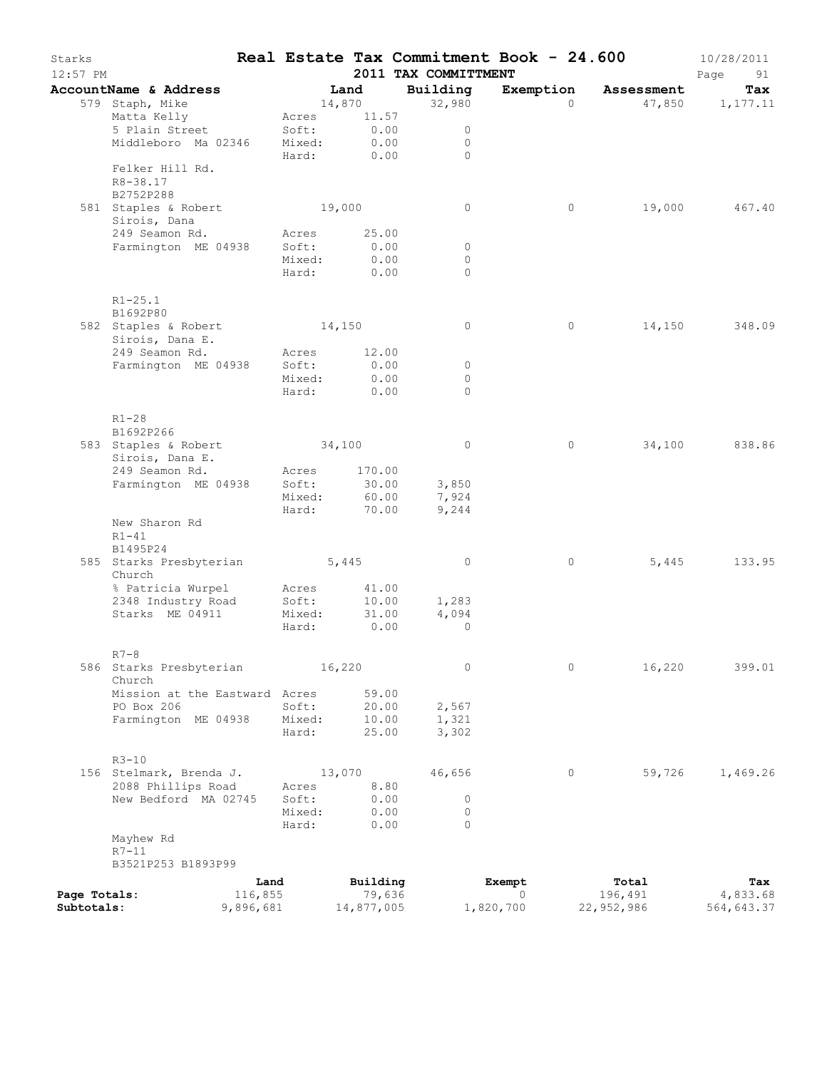# Starks — Real Estate Tax Commitment Book - 24.600

10/28/2011
12:57 PM

## 2011 TAX COMMITTMENT

| AccountName & Address | | Land | Building | Exemption | Assessment | Tax |
|---|---|---|---|---|---|---|
| 579 Staph, Mike | | 14,870 | 32,980 | 0 | 47,850 | 1,177.11 |
| Matta Kelly | Acres | 11.57 | | | | |
| 5 Plain Street | Soft: | 0.00 | 0 | | | |
| Middleboro Ma 02346 | Mixed: | 0.00 | 0 | | | |
| | Hard: | 0.00 | 0 | | | |
| Felker Hill Rd. | | | | | | |
| R8-38.17 | | | | | | |
| B2752P288 | | | | | | |
| 581 Staples & Robert | | 19,000 | 0 | 0 | 19,000 | 467.40 |
| Sirois, Dana | | | | | | |
| 249 Seamon Rd. | Acres | 25.00 | | | | |
| Farmington ME 04938 | Soft: | 0.00 | 0 | | | |
| | Mixed: | 0.00 | 0 | | | |
| | Hard: | 0.00 | 0 | | | |
| R1-25.1 | | | | | | |
| B1692P80 | | | | | | |
| 582 Staples & Robert | | 14,150 | 0 | 0 | 14,150 | 348.09 |
| Sirois, Dana E. | | | | | | |
| 249 Seamon Rd. | Acres | 12.00 | | | | |
| Farmington ME 04938 | Soft: | 0.00 | 0 | | | |
| | Mixed: | 0.00 | 0 | | | |
| | Hard: | 0.00 | 0 | | | |
| R1-28 | | | | | | |
| B1692P266 | | | | | | |
| 583 Staples & Robert | | 34,100 | 0 | 0 | 34,100 | 838.86 |
| Sirois, Dana E. | | | | | | |
| 249 Seamon Rd. | Acres | 170.00 | | | | |
| Farmington ME 04938 | Soft: | 30.00 | 3,850 | | | |
| | Mixed: | 60.00 | 7,924 | | | |
| | Hard: | 70.00 | 9,244 | | | |
| New Sharon Rd | | | | | | |
| R1-41 | | | | | | |
| B1495P24 | | | | | | |
| 585 Starks Presbyterian Church | | 5,445 | 0 | 0 | 5,445 | 133.95 |
| % Patricia Wurpel | Acres | 41.00 | | | | |
| 2348 Industry Road | Soft: | 10.00 | 1,283 | | | |
| Starks ME 04911 | Mixed: | 31.00 | 4,094 | | | |
| | Hard: | 0.00 | 0 | | | |
| R7-8 | | | | | | |
| 586 Starks Presbyterian Church | | 16,220 | 0 | 0 | 16,220 | 399.01 |
| Mission at the Eastward | Acres | 59.00 | | | | |
| PO Box 206 | Soft: | 20.00 | 2,567 | | | |
| Farmington ME 04938 | Mixed: | 10.00 | 1,321 | | | |
| | Hard: | 25.00 | 3,302 | | | |
| R3-10 | | | | | | |
| 156 Stelmark, Brenda J. | | 13,070 | 46,656 | 0 | 59,726 | 1,469.26 |
| 2088 Phillips Road | Acres | 8.80 | | | | |
| New Bedford MA 02745 | Soft: | 0.00 | 0 | | | |
| | Mixed: | 0.00 | 0 | | | |
| | Hard: | 0.00 | 0 | | | |
| Mayhew Rd | | | | | | |
| R7-11 | | | | | | |
| B3521P253 B1893P99 | | | | | | |

| | Land | Building | Exempt | Total | Tax |
|---|---|---|---|---|---|
| Page Totals: | 116,855 | 79,636 | 0 | 196,491 | 4,833.68 |
| Subtotals: | 9,896,681 | 14,877,005 | 1,820,700 | 22,952,986 | 564,643.37 |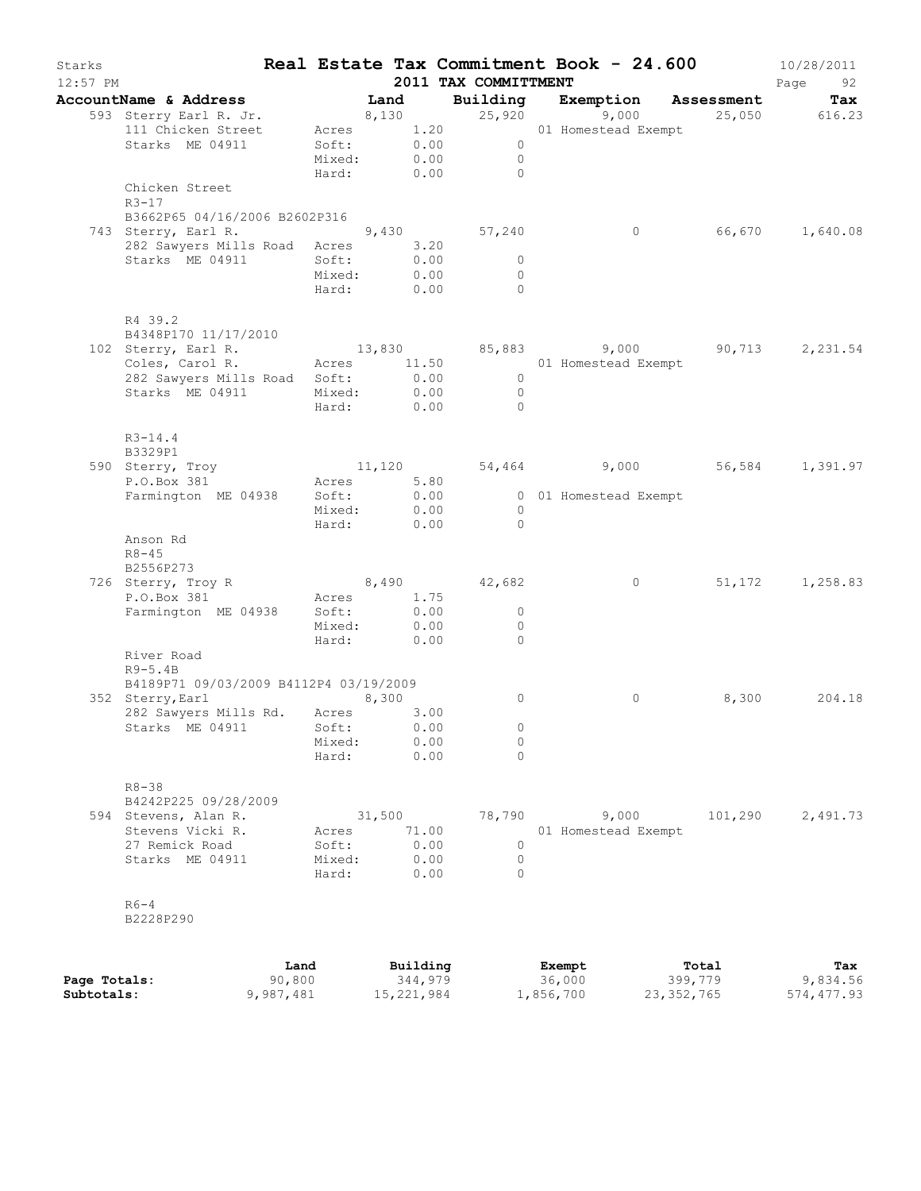# Starks — Real Estate Tax Commitment Book - 24.600

10/28/2011
12:57 PM
2011 TAX COMMITTMENT

| AccountName & Address | Land | Building | Exemption | Assessment | Tax |
|---|---|---|---|---|---|
| 593 Sterry Earl R. Jr. | 8,130 | 25,920 | 9,000 | 25,050 | 616.23 |
| 111 Chicken Street | Acres 1.20 | | 01 Homestead Exempt | | |
| Starks ME 04911 | Soft: 0.00 | 0 | | | |
| | Mixed: 0.00 | 0 | | | |
| | Hard: 0.00 | 0 | | | |
| Chicken Street | | | | | |
| R3-17 | | | | | |
| B3662P65 04/16/2006 B2602P316 | | | | | |
| 743 Sterry, Earl R. | 9,430 | 57,240 | 0 | 66,670 | 1,640.08 |
| 282 Sawyers Mills Road | Acres 3.20 | | | | |
| Starks ME 04911 | Soft: 0.00 | 0 | | | |
| | Mixed: 0.00 | 0 | | | |
| | Hard: 0.00 | 0 | | | |
| R4 39.2 | | | | | |
| B4348P170 11/17/2010 | | | | | |
| 102 Sterry, Earl R. | 13,830 | 85,883 | 9,000 | 90,713 | 2,231.54 |
| Coles, Carol R. | Acres 11.50 | | 01 Homestead Exempt | | |
| 282 Sawyers Mills Road | Soft: 0.00 | 0 | | | |
| Starks ME 04911 | Mixed: 0.00 | 0 | | | |
| | Hard: 0.00 | 0 | | | |
| R3-14.4 | | | | | |
| B3329P1 | | | | | |
| 590 Sterry, Troy | 11,120 | 54,464 | 9,000 | 56,584 | 1,391.97 |
| P.O.Box 381 | Acres 5.80 | | | | |
| Farmington ME 04938 | Soft: 0.00 | 0 | 01 Homestead Exempt | | |
| | Mixed: 0.00 | 0 | | | |
| | Hard: 0.00 | 0 | | | |
| Anson Rd | | | | | |
| R8-45 | | | | | |
| B2556P273 | | | | | |
| 726 Sterry, Troy R | 8,490 | 42,682 | 0 | 51,172 | 1,258.83 |
| P.O.Box 381 | Acres 1.75 | | | | |
| Farmington ME 04938 | Soft: 0.00 | 0 | | | |
| | Mixed: 0.00 | 0 | | | |
| | Hard: 0.00 | 0 | | | |
| River Road | | | | | |
| R9-5.4B | | | | | |
| B4189P71 09/03/2009 B4112P4 03/19/2009 | | | | | |
| 352 Sterry,Earl | 8,300 | 0 | 0 | 8,300 | 204.18 |
| 282 Sawyers Mills Rd. | Acres 3.00 | | | | |
| Starks ME 04911 | Soft: 0.00 | 0 | | | |
| | Mixed: 0.00 | 0 | | | |
| | Hard: 0.00 | 0 | | | |
| R8-38 | | | | | |
| B4242P225 09/28/2009 | | | | | |
| 594 Stevens, Alan R. | 31,500 | 78,790 | 9,000 | 101,290 | 2,491.73 |
| Stevens Vicki R. | Acres 71.00 | | 01 Homestead Exempt | | |
| 27 Remick Road | Soft: 0.00 | 0 | | | |
| Starks ME 04911 | Mixed: 0.00 | 0 | | | |
| | Hard: 0.00 | 0 | | | |
| R6-4 | | | | | |
| B2228P290 | | | | | |

| | Land | Building | Exempt | Total | Tax |
|---|---|---|---|---|---|
| Page Totals: | 90,800 | 344,979 | 36,000 | 399,779 | 9,834.56 |
| Subtotals: | 9,987,481 | 15,221,984 | 1,856,700 | 23,352,765 | 574,477.93 |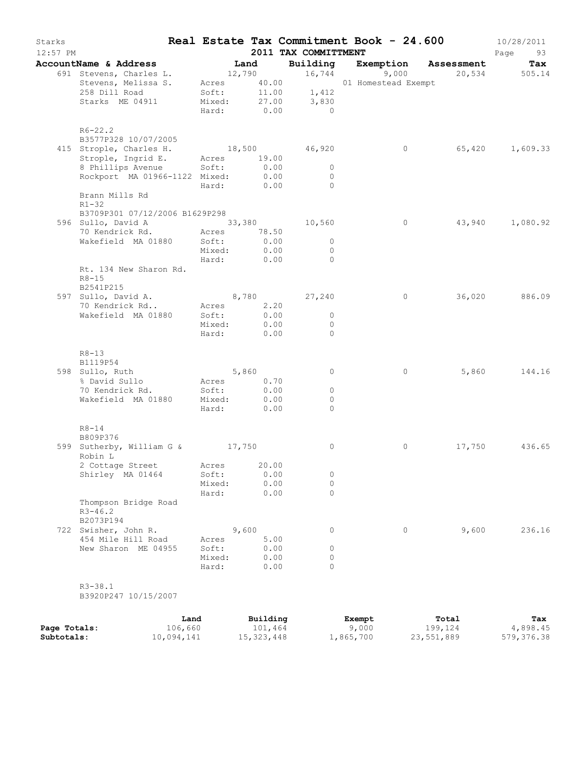# Starks — Real Estate Tax Commitment Book - 24.600

12:57 PM — 2011 TAX COMMITTMENT — 10/28/2011

| AccountName & Address | | Land | Building | Exemption | Assessment | Tax |
|---|---|---|---|---|---|---|
| 691 Stevens, Charles L. | | 12,790 | 16,744 | 9,000 | 20,534 | 505.14 |
| Stevens, Melissa S. | Acres | 40.00 | | 01 Homestead Exempt | | |
| 258 Dill Road | Soft: | 11.00 | 1,412 | | | |
| Starks ME 04911 | Mixed: | 27.00 | 3,830 | | | |
| | Hard: | 0.00 | 0 | | | |
| R6-22.2 | | | | | | |
| B3577P328 10/07/2005 | | | | | | |
| 415 Strople, Charles H. | | 18,500 | 46,920 | 0 | 65,420 | 1,609.33 |
| Strople, Ingrid E. | Acres | 19.00 | | | | |
| 8 Phillips Avenue | Soft: | 0.00 | 0 | | | |
| Rockport MA 01966-1122 | Mixed: | 0.00 | 0 | | | |
| | Hard: | 0.00 | 0 | | | |
| Brann Mills Rd | | | | | | |
| R1-32 | | | | | | |
| B3709P301 07/12/2006 B1629P298 | | | | | | |
| 596 Sullo, David A | | 33,380 | 10,560 | 0 | 43,940 | 1,080.92 |
| 70 Kendrick Rd. | Acres | 78.50 | | | | |
| Wakefield MA 01880 | Soft: | 0.00 | 0 | | | |
| | Mixed: | 0.00 | 0 | | | |
| | Hard: | 0.00 | 0 | | | |
| Rt. 134 New Sharon Rd. | | | | | | |
| R8-15 | | | | | | |
| B2541P215 | | | | | | |
| 597 Sullo, David A. | | 8,780 | 27,240 | 0 | 36,020 | 886.09 |
| 70 Kendrick Rd.. | Acres | 2.20 | | | | |
| Wakefield MA 01880 | Soft: | 0.00 | 0 | | | |
| | Mixed: | 0.00 | 0 | | | |
| | Hard: | 0.00 | 0 | | | |
| R8-13 | | | | | | |
| B1119P54 | | | | | | |
| 598 Sullo, Ruth | | 5,860 | 0 | 0 | 5,860 | 144.16 |
| % David Sullo | Acres | 0.70 | | | | |
| 70 Kendrick Rd. | Soft: | 0.00 | 0 | | | |
| Wakefield MA 01880 | Mixed: | 0.00 | 0 | | | |
| | Hard: | 0.00 | 0 | | | |
| R8-14 | | | | | | |
| B809P376 | | | | | | |
| 599 Sutherby, William G & Robin L | | 17,750 | 0 | 0 | 17,750 | 436.65 |
| 2 Cottage Street | Acres | 20.00 | | | | |
| Shirley MA 01464 | Soft: | 0.00 | 0 | | | |
| | Mixed: | 0.00 | 0 | | | |
| | Hard: | 0.00 | 0 | | | |
| Thompson Bridge Road | | | | | | |
| R3-46.2 | | | | | | |
| B2073P194 | | | | | | |
| 722 Swisher, John R. | | 9,600 | 0 | 0 | 9,600 | 236.16 |
| 454 Mile Hill Road | Acres | 5.00 | | | | |
| New Sharon ME 04955 | Soft: | 0.00 | 0 | | | |
| | Mixed: | 0.00 | 0 | | | |
| | Hard: | 0.00 | 0 | | | |
| R3-38.1 | | | | | | |
| B3920P247 10/15/2007 | | | | | | |

| | Land | Building | Exempt | Total | Tax |
|---|---|---|---|---|---|
| Page Totals: | 106,660 | 101,464 | 9,000 | 199,124 | 4,898.45 |
| Subtotals: | 10,094,141 | 15,323,448 | 1,865,700 | 23,551,889 | 579,376.38 |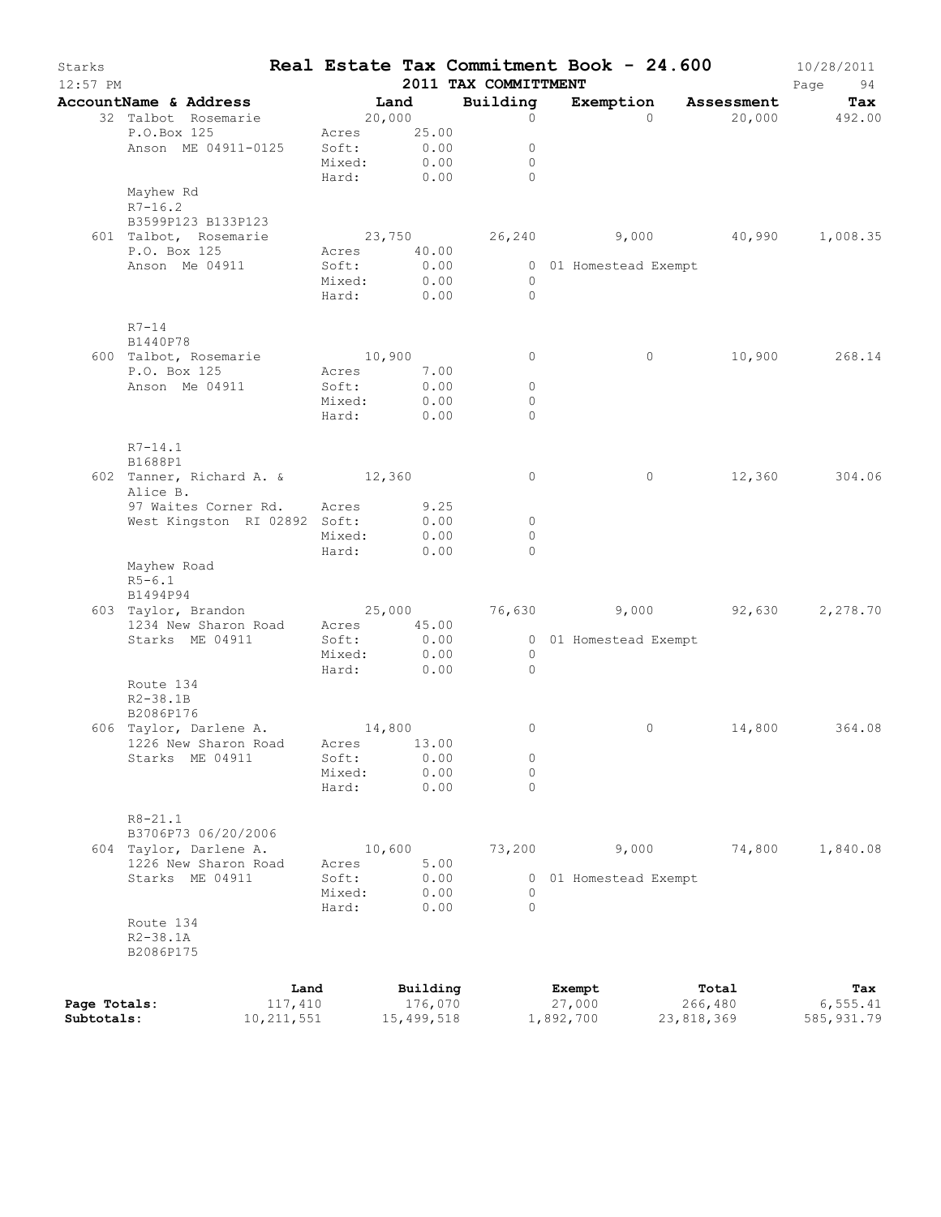# Real Estate Tax Commitment Book - 24.600

Starks — 12:57 PM — 2011 TAX COMMITTMENT — 10/28/2011

| AccountName & Address | Land | | Building | Exemption | Assessment | Tax |
|---|---|---|---|---|---|---|
| 32 Talbot Rosemarie | | 20,000 | 0 | 0 | 20,000 | 492.00 |
| P.O.Box 125 | Acres | 25.00 | | | | |
| Anson ME 04911-0125 | Soft: | 0.00 | 0 | | | |
| | Mixed: | 0.00 | 0 | | | |
| | Hard: | 0.00 | 0 | | | |
| Mayhew Rd | | | | | | |
| R7-16.2 | | | | | | |
| B3599P123 B133P123 | | | | | | |
| 601 Talbot, Rosemarie | | 23,750 | 26,240 | 9,000 | 40,990 | 1,008.35 |
| P.O. Box 125 | Acres | 40.00 | | | | |
| Anson Me 04911 | Soft: | 0.00 | 0 | 01 Homestead Exempt | | |
| | Mixed: | 0.00 | 0 | | | |
| | Hard: | 0.00 | 0 | | | |
| R7-14 | | | | | | |
| B1440P78 | | | | | | |
| 600 Talbot, Rosemarie | | 10,900 | 0 | 0 | 10,900 | 268.14 |
| P.O. Box 125 | Acres | 7.00 | | | | |
| Anson Me 04911 | Soft: | 0.00 | 0 | | | |
| | Mixed: | 0.00 | 0 | | | |
| | Hard: | 0.00 | 0 | | | |
| R7-14.1 | | | | | | |
| B1688P1 | | | | | | |
| 602 Tanner, Richard A. & Alice B. | | 12,360 | 0 | 0 | 12,360 | 304.06 |
| 97 Waites Corner Rd. | Acres | 9.25 | | | | |
| West Kingston RI 02892 | Soft: | 0.00 | 0 | | | |
| | Mixed: | 0.00 | 0 | | | |
| | Hard: | 0.00 | 0 | | | |
| Mayhew Road | | | | | | |
| R5-6.1 | | | | | | |
| B1494P94 | | | | | | |
| 603 Taylor, Brandon | | 25,000 | 76,630 | 9,000 | 92,630 | 2,278.70 |
| 1234 New Sharon Road | Acres | 45.00 | | | | |
| Starks ME 04911 | Soft: | 0.00 | 0 | 01 Homestead Exempt | | |
| | Mixed: | 0.00 | 0 | | | |
| | Hard: | 0.00 | 0 | | | |
| Route 134 | | | | | | |
| R2-38.1B | | | | | | |
| B2086P176 | | | | | | |
| 606 Taylor, Darlene A. | | 14,800 | 0 | 0 | 14,800 | 364.08 |
| 1226 New Sharon Road | Acres | 13.00 | | | | |
| Starks ME 04911 | Soft: | 0.00 | 0 | | | |
| | Mixed: | 0.00 | 0 | | | |
| | Hard: | 0.00 | 0 | | | |
| R8-21.1 | | | | | | |
| B3706P73 06/20/2006 | | | | | | |
| 604 Taylor, Darlene A. | | 10,600 | 73,200 | 9,000 | 74,800 | 1,840.08 |
| 1226 New Sharon Road | Acres | 5.00 | | | | |
| Starks ME 04911 | Soft: | 0.00 | 0 | 01 Homestead Exempt | | |
| | Mixed: | 0.00 | 0 | | | |
| | Hard: | 0.00 | 0 | | | |
| Route 134 | | | | | | |
| R2-38.1A | | | | | | |
| B2086P175 | | | | | | |

| | Land | Building | Exempt | Total | Tax |
|---|---|---|---|---|---|
| Page Totals: | 117,410 | 176,070 | 27,000 | 266,480 | 6,555.41 |
| Subtotals: | 10,211,551 | 15,499,518 | 1,892,700 | 23,818,369 | 585,931.79 |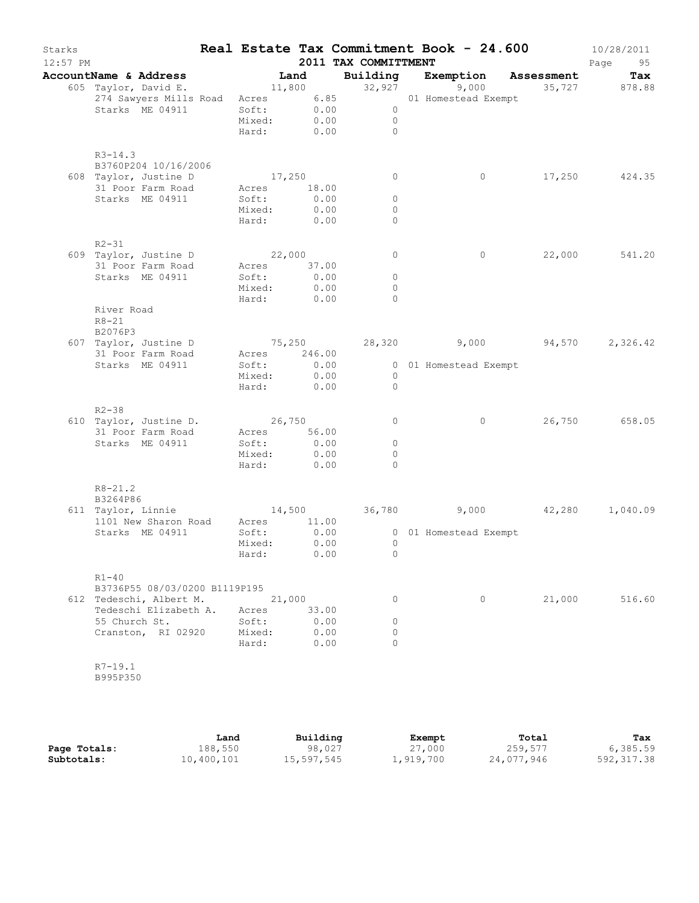# Real Estate Tax Commitment Book - 24.600

Starks
12:57 PM

**2011 TAX COMMITTMENT**

10/28/2011

| AccountName & Address | Land | Building | Exemption | Assessment | Tax |
|---|---|---|---|---|---|
| 605 Taylor, David E. | 11,800 | 32,927 | 9,000 | 35,727 | 878.88 |
| 274 Sawyers Mills Road | Acres 6.85 | | 01 Homestead Exempt | | |
| Starks ME 04911 | Soft: 0.00 | 0 | | | |
| | Mixed: 0.00 | 0 | | | |
| | Hard: 0.00 | 0 | | | |
| R3-14.3 | | | | | |
| B3760P204 10/16/2006 | | | | | |
| 608 Taylor, Justine D | 17,250 | 0 | 0 | 17,250 | 424.35 |
| 31 Poor Farm Road | Acres 18.00 | | | | |
| Starks ME 04911 | Soft: 0.00 | 0 | | | |
| | Mixed: 0.00 | 0 | | | |
| | Hard: 0.00 | 0 | | | |
| R2-31 | | | | | |
| 609 Taylor, Justine D | 22,000 | 0 | 0 | 22,000 | 541.20 |
| 31 Poor Farm Road | Acres 37.00 | | | | |
| Starks ME 04911 | Soft: 0.00 | 0 | | | |
| | Mixed: 0.00 | 0 | | | |
| | Hard: 0.00 | 0 | | | |
| River Road | | | | | |
| R8-21 | | | | | |
| B2076P3 | | | | | |
| 607 Taylor, Justine D | 75,250 | 28,320 | 9,000 | 94,570 | 2,326.42 |
| 31 Poor Farm Road | Acres 246.00 | | | | |
| Starks ME 04911 | Soft: 0.00 | 0 | 01 Homestead Exempt | | |
| | Mixed: 0.00 | 0 | | | |
| | Hard: 0.00 | 0 | | | |
| R2-38 | | | | | |
| 610 Taylor, Justine D. | 26,750 | 0 | 0 | 26,750 | 658.05 |
| 31 Poor Farm Road | Acres 56.00 | | | | |
| Starks ME 04911 | Soft: 0.00 | 0 | | | |
| | Mixed: 0.00 | 0 | | | |
| | Hard: 0.00 | 0 | | | |
| R8-21.2 | | | | | |
| B3264P86 | | | | | |
| 611 Taylor, Linnie | 14,500 | 36,780 | 9,000 | 42,280 | 1,040.09 |
| 1101 New Sharon Road | Acres 11.00 | | | | |
| Starks ME 04911 | Soft: 0.00 | 0 | 01 Homestead Exempt | | |
| | Mixed: 0.00 | 0 | | | |
| | Hard: 0.00 | 0 | | | |
| R1-40 | | | | | |
| B3736P55 08/03/0200 B1119P195 | | | | | |
| 612 Tedeschi, Albert M. | 21,000 | 0 | 0 | 21,000 | 516.60 |
| Tedeschi Elizabeth A. | Acres 33.00 | | | | |
| 55 Church St. | Soft: 0.00 | 0 | | | |
| Cranston, RI 02920 | Mixed: 0.00 | 0 | | | |
| | Hard: 0.00 | 0 | | | |
| R7-19.1 | | | | | |
| B995P350 | | | | | |

| | Land | Building | Exempt | Total | Tax |
|---|---|---|---|---|---|
| **Page Totals:** | 188,550 | 98,027 | 27,000 | 259,577 | 6,385.59 |
| **Subtotals:** | 10,400,101 | 15,597,545 | 1,919,700 | 24,077,946 | 592,317.38 |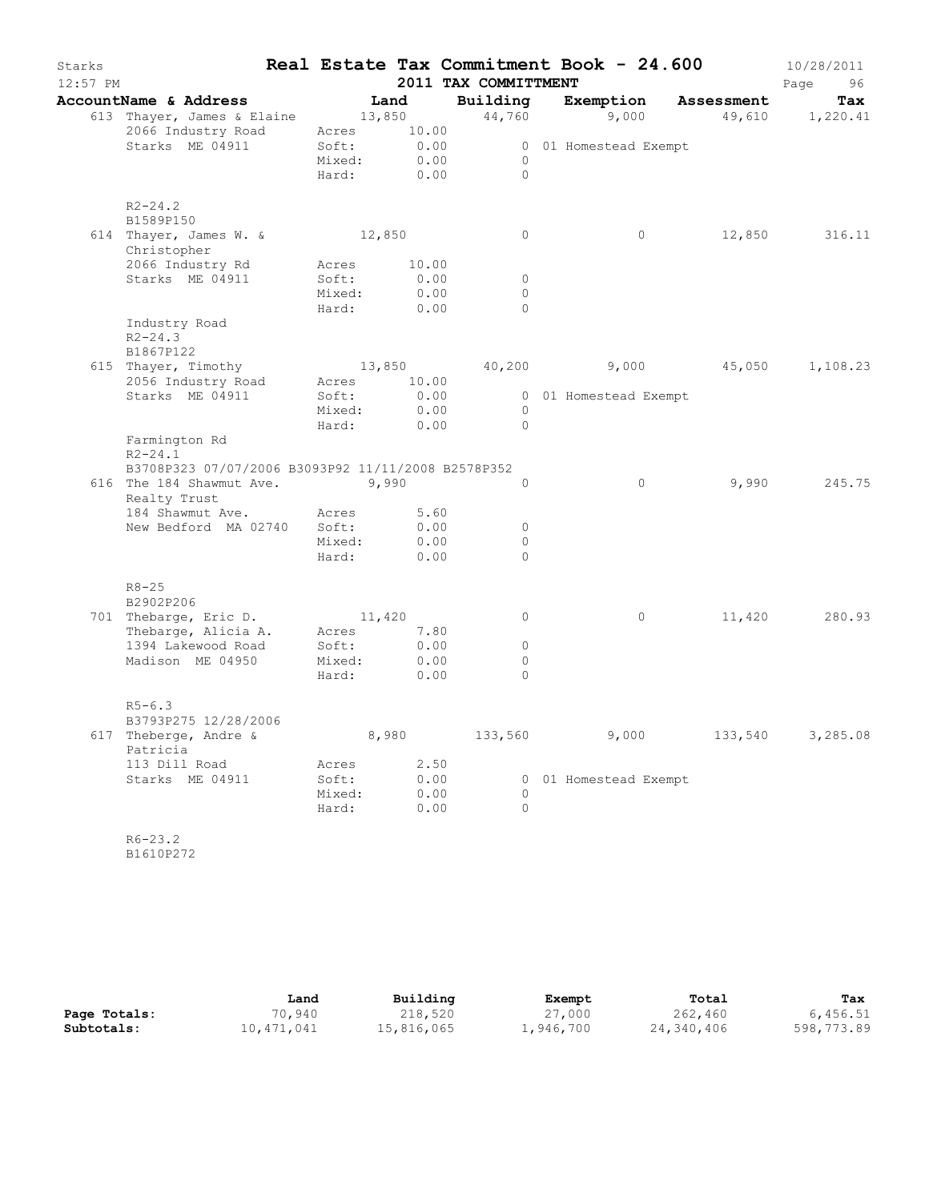# Starks — Real Estate Tax Commitment Book - 24.600

12:57 PM — 2011 TAX COMMITTMENT — 10/28/2011

| AccountName & Address | | Land | Building | Exemption | Assessment | Tax |
|---|---|---|---|---|---|---|
| 613 Thayer, James & Elaine | | 13,850 | 44,760 | 9,000 | 49,610 | 1,220.41 |
| 2066 Industry Road | Acres | 10.00 | | | | |
| Starks ME 04911 | Soft: | 0.00 | 0 | 01 Homestead Exempt | | |
| | Mixed: | 0.00 | 0 | | | |
| | Hard: | 0.00 | 0 | | | |
| R2-24.2 | | | | | | |
| B1589P150 | | | | | | |
| 614 Thayer, James W. & Christopher | | 12,850 | 0 | 0 | 12,850 | 316.11 |
| 2066 Industry Rd | Acres | 10.00 | | | | |
| Starks ME 04911 | Soft: | 0.00 | 0 | | | |
| | Mixed: | 0.00 | 0 | | | |
| | Hard: | 0.00 | 0 | | | |
| Industry Road | | | | | | |
| R2-24.3 | | | | | | |
| B1867P122 | | | | | | |
| 615 Thayer, Timothy | | 13,850 | 40,200 | 9,000 | 45,050 | 1,108.23 |
| 2056 Industry Road | Acres | 10.00 | | | | |
| Starks ME 04911 | Soft: | 0.00 | 0 | 01 Homestead Exempt | | |
| | Mixed: | 0.00 | 0 | | | |
| | Hard: | 0.00 | 0 | | | |
| Farmington Rd | | | | | | |
| R2-24.1 | | | | | | |
| B3708P323 07/07/2006 B3093P92 11/11/2008 B2578P352 | | | | | | |
| 616 The 184 Shawmut Ave. Realty Trust | | 9,990 | 0 | 0 | 9,990 | 245.75 |
| 184 Shawmut Ave. | Acres | 5.60 | | | | |
| New Bedford MA 02740 | Soft: | 0.00 | 0 | | | |
| | Mixed: | 0.00 | 0 | | | |
| | Hard: | 0.00 | 0 | | | |
| R8-25 | | | | | | |
| B2902P206 | | | | | | |
| 701 Thebarge, Eric D. | | 11,420 | 0 | 0 | 11,420 | 280.93 |
| Thebarge, Alicia A. | Acres | 7.80 | | | | |
| 1394 Lakewood Road | Soft: | 0.00 | 0 | | | |
| Madison ME 04950 | Mixed: | 0.00 | 0 | | | |
| | Hard: | 0.00 | 0 | | | |
| R5-6.3 | | | | | | |
| B3793P275 12/28/2006 | | | | | | |
| 617 Theberge, Andre & Patricia | | 8,980 | 133,560 | 9,000 | 133,540 | 3,285.08 |
| 113 Dill Road | Acres | 2.50 | | | | |
| Starks ME 04911 | Soft: | 0.00 | 0 | 01 Homestead Exempt | | |
| | Mixed: | 0.00 | 0 | | | |
| | Hard: | 0.00 | 0 | | | |
| R6-23.2 | | | | | | |
| B1610P272 | | | | | | |

| | Land | Building | Exempt | Total | Tax |
|---|---|---|---|---|---|
| **Page Totals:** | 70,940 | 218,520 | 27,000 | 262,460 | 6,456.51 |
| **Subtotals:** | 10,471,041 | 15,816,065 | 1,946,700 | 24,340,406 | 598,773.89 |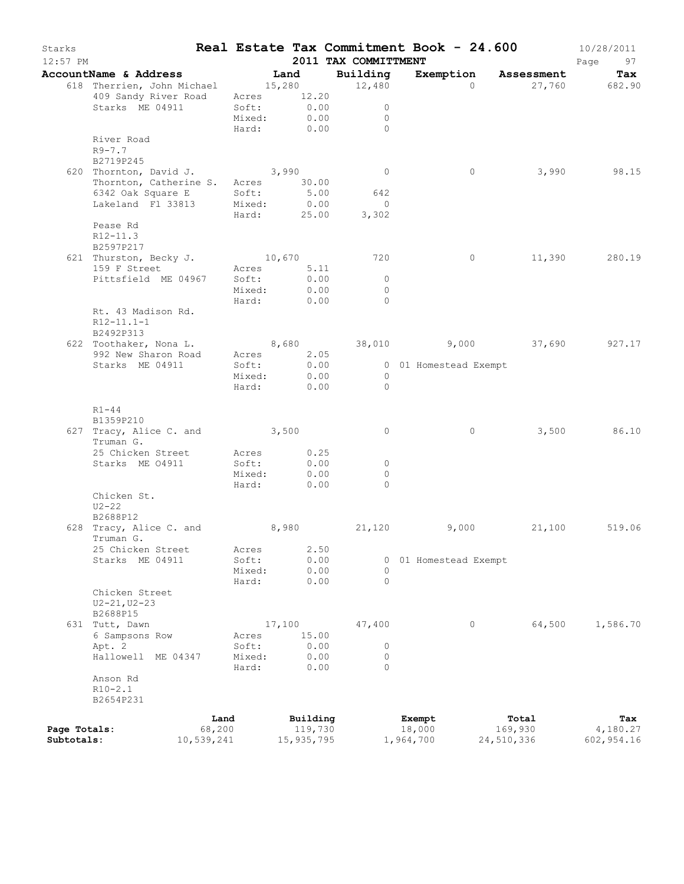# Starks — Real Estate Tax Commitment Book - 24.600

10/28/2011
12:57 PM
2011 TAX COMMITTMENT

| AccountName & Address | Land | Building | Exemption | Assessment | Tax |
|---|---|---|---|---|---|
| 618 Therrien, John Michael | 15,280 | 12,480 | 0 | 27,760 | 682.90 |
| 409 Sandy River Road | Acres 12.20 | | | | |
| Starks ME 04911 | Soft: 0.00 | 0 | | | |
| | Mixed: 0.00 | 0 | | | |
| | Hard: 0.00 | 0 | | | |
| River Road | | | | | |
| R9-7.7 | | | | | |
| B2719P245 | | | | | |
| 620 Thornton, David J. | 3,990 | 0 | 0 | 3,990 | 98.15 |
| Thornton, Catherine S. | Acres 30.00 | | | | |
| 6342 Oak Square E | Soft: 5.00 | 642 | | | |
| Lakeland Fl 33813 | Mixed: 0.00 | 0 | | | |
| | Hard: 25.00 | 3,302 | | | |
| Pease Rd | | | | | |
| R12-11.3 | | | | | |
| B2597P217 | | | | | |
| 621 Thurston, Becky J. | 10,670 | 720 | 0 | 11,390 | 280.19 |
| 159 F Street | Acres 5.11 | | | | |
| Pittsfield ME 04967 | Soft: 0.00 | 0 | | | |
| | Mixed: 0.00 | 0 | | | |
| | Hard: 0.00 | 0 | | | |
| Rt. 43 Madison Rd. | | | | | |
| R12-11.1-1 | | | | | |
| B2492P313 | | | | | |
| 622 Toothaker, Nona L. | 8,680 | 38,010 | 9,000 | 37,690 | 927.17 |
| 992 New Sharon Road | Acres 2.05 | | | | |
| Starks ME 04911 | Soft: 0.00 | 0 | 01 Homestead Exempt | | |
| | Mixed: 0.00 | 0 | | | |
| | Hard: 0.00 | 0 | | | |
| R1-44 | | | | | |
| B1359P210 | | | | | |
| 627 Tracy, Alice C. and Truman G. | 3,500 | 0 | 0 | 3,500 | 86.10 |
| 25 Chicken Street | Acres 0.25 | | | | |
| Starks ME 04911 | Soft: 0.00 | 0 | | | |
| | Mixed: 0.00 | 0 | | | |
| | Hard: 0.00 | 0 | | | |
| Chicken St. | | | | | |
| U2-22 | | | | | |
| B2688P12 | | | | | |
| 628 Tracy, Alice C. and Truman G. | 8,980 | 21,120 | 9,000 | 21,100 | 519.06 |
| 25 Chicken Street | Acres 2.50 | | | | |
| Starks ME 04911 | Soft: 0.00 | 0 | 01 Homestead Exempt | | |
| | Mixed: 0.00 | 0 | | | |
| | Hard: 0.00 | 0 | | | |
| Chicken Street | | | | | |
| U2-21,U2-23 | | | | | |
| B2688P15 | | | | | |
| 631 Tutt, Dawn | 17,100 | 47,400 | 0 | 64,500 | 1,586.70 |
| 6 Sampsons Row | Acres 15.00 | | | | |
| Apt. 2 | Soft: 0.00 | 0 | | | |
| Hallowell ME 04347 | Mixed: 0.00 | 0 | | | |
| | Hard: 0.00 | 0 | | | |
| Anson Rd | | | | | |
| R10-2.1 | | | | | |
| B2654P231 | | | | | |

| | Land | Building | Exempt | Total | Tax |
|---|---|---|---|---|---|
| Page Totals: | 68,200 | 119,730 | 18,000 | 169,930 | 4,180.27 |
| Subtotals: | 10,539,241 | 15,935,795 | 1,964,700 | 24,510,336 | 602,954.16 |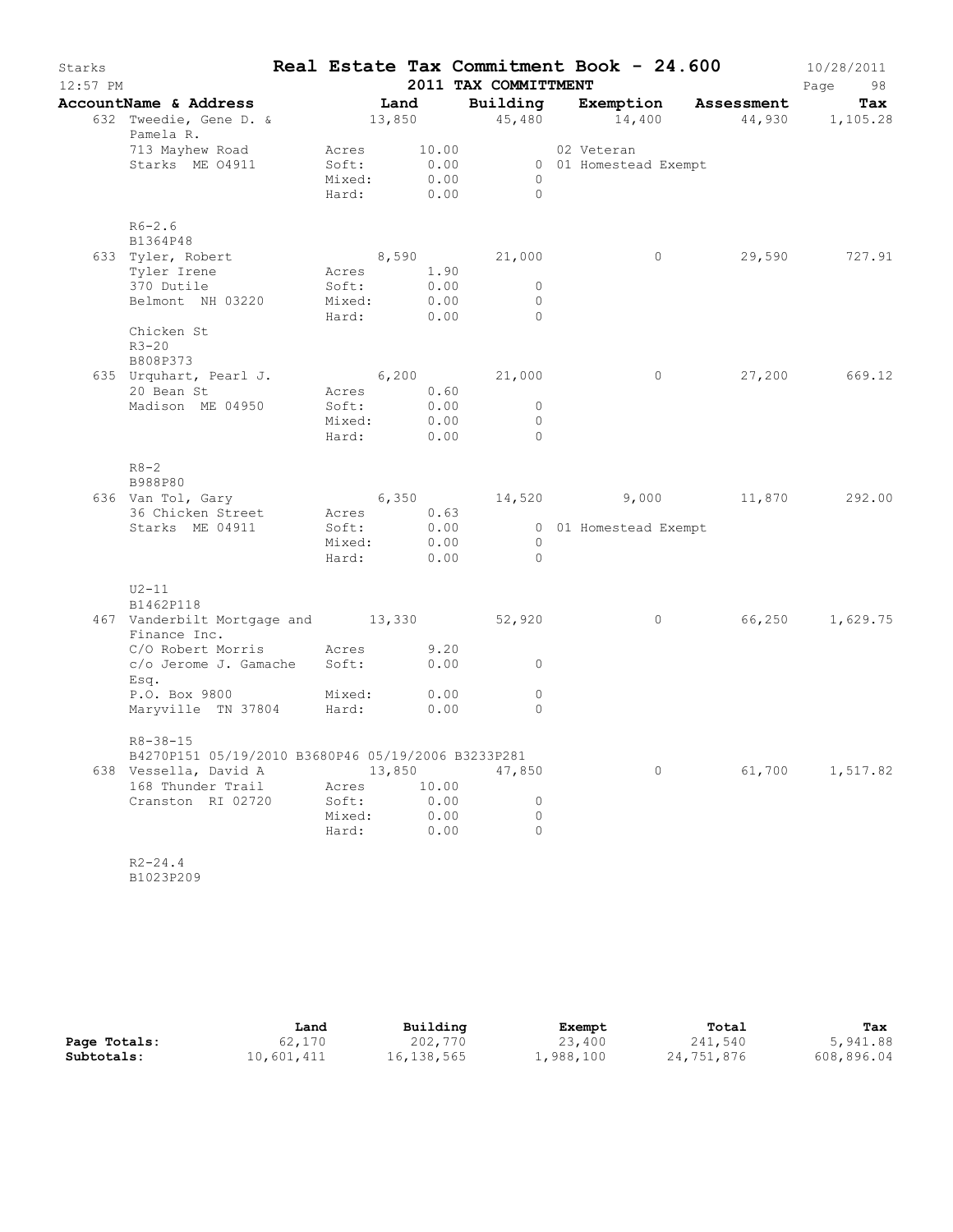# Real Estate Tax Commitment Book - 24.600

Starks
12:57 PM

2011 TAX COMMITTMENT

10/28/2011

| AccountName & Address | | Land | Building | Exemption | Assessment | Tax |
|---|---|---|---|---|---|---|
| 632 Tweedie, Gene D. & Pamela R. | | 13,850 | 45,480 | 14,400 | 44,930 | 1,105.28 |
| 713 Mayhew Road | Acres | 10.00 | | 02 Veteran | | |
| Starks ME 04911 | Soft: | 0.00 | 0 | 01 Homestead Exempt | | |
| | Mixed: | 0.00 | 0 | | | |
| | Hard: | 0.00 | 0 | | | |
| R6-2.6 | | | | | | |
| B1364P48 | | | | | | |
| 633 Tyler, Robert | | 8,590 | 21,000 | 0 | 29,590 | 727.91 |
| Tyler Irene | Acres | 1.90 | | | | |
| 370 Dutile | Soft: | 0.00 | 0 | | | |
| Belmont NH 03220 | Mixed: | 0.00 | 0 | | | |
| | Hard: | 0.00 | 0 | | | |
| Chicken St | | | | | | |
| R3-20 | | | | | | |
| B808P373 | | | | | | |
| 635 Urquhart, Pearl J. | | 6,200 | 21,000 | 0 | 27,200 | 669.12 |
| 20 Bean St | Acres | 0.60 | | | | |
| Madison ME 04950 | Soft: | 0.00 | 0 | | | |
| | Mixed: | 0.00 | 0 | | | |
| | Hard: | 0.00 | 0 | | | |
| R8-2 | | | | | | |
| B988P80 | | | | | | |
| 636 Van Tol, Gary | | 6,350 | 14,520 | 9,000 | 11,870 | 292.00 |
| 36 Chicken Street | Acres | 0.63 | | | | |
| Starks ME 04911 | Soft: | 0.00 | 0 | 01 Homestead Exempt | | |
| | Mixed: | 0.00 | 0 | | | |
| | Hard: | 0.00 | 0 | | | |
| U2-11 | | | | | | |
| B1462P118 | | | | | | |
| 467 Vanderbilt Mortgage and Finance Inc. | | 13,330 | 52,920 | 0 | 66,250 | 1,629.75 |
| C/O Robert Morris | Acres | 9.20 | | | | |
| c/o Jerome J. Gamache Esq. | Soft: | 0.00 | 0 | | | |
| P.O. Box 9800 | Mixed: | 0.00 | 0 | | | |
| Maryville TN 37804 | Hard: | 0.00 | 0 | | | |
| R8-38-15 | | | | | | |
| B4270P151 05/19/2010 B3680P46 05/19/2006 B3233P281 | | | | | | |
| 638 Vessella, David A | | 13,850 | 47,850 | 0 | 61,700 | 1,517.82 |
| 168 Thunder Trail | Acres | 10.00 | | | | |
| Cranston RI 02720 | Soft: | 0.00 | 0 | | | |
| | Mixed: | 0.00 | 0 | | | |
| | Hard: | 0.00 | 0 | | | |
| R2-24.4 | | | | | | |
| B1023P209 | | | | | | |

| | Land | Building | Exempt | Total | Tax |
|---|---|---|---|---|---|
| **Page Totals:** | 62,170 | 202,770 | 23,400 | 241,540 | 5,941.88 |
| **Subtotals:** | 10,601,411 | 16,138,565 | 1,988,100 | 24,751,876 | 608,896.04 |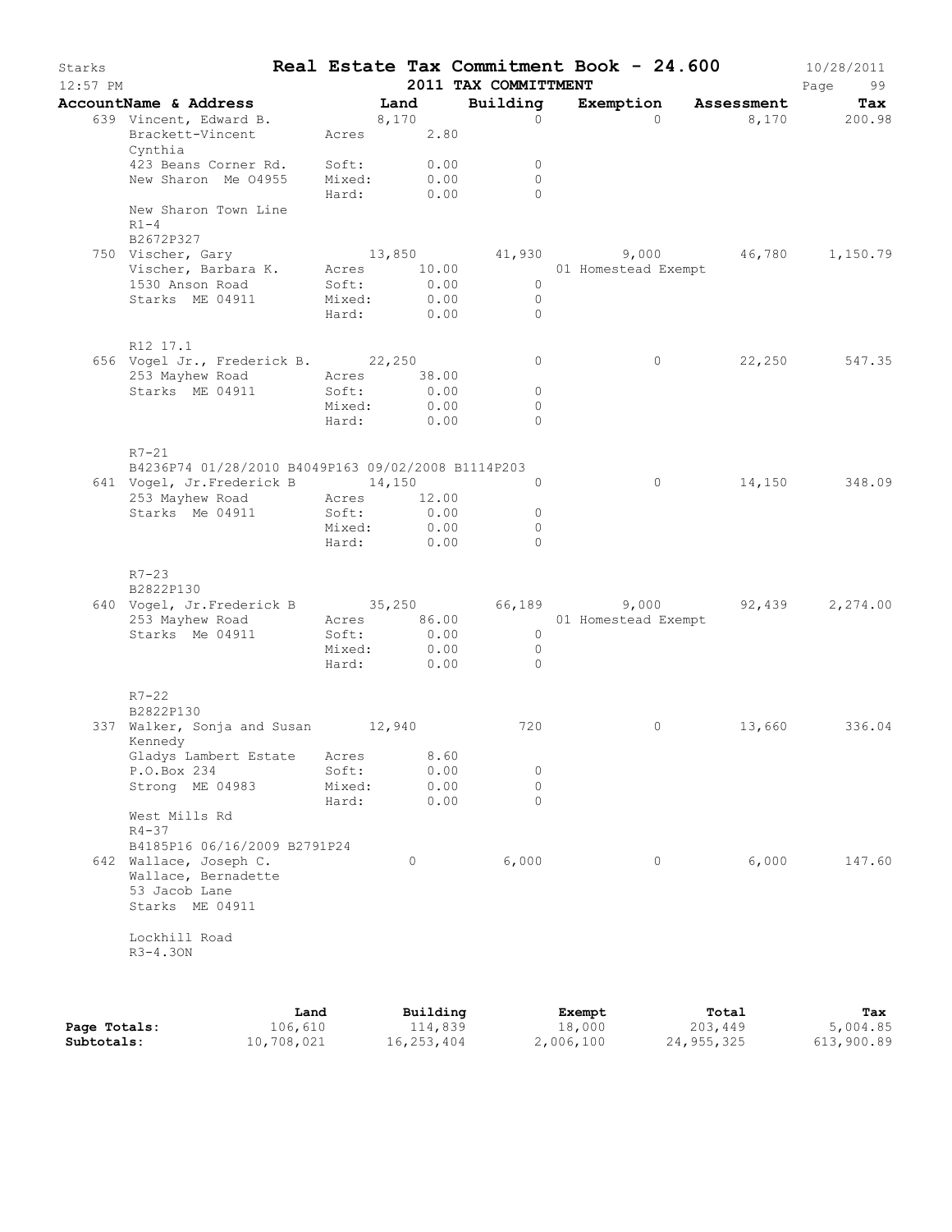# Real Estate Tax Commitment Book - 24.600

Starks — 2011 TAX COMMITTMENT — 10/28/2011 12:57 PM

| AccountName & Address | Land | Building | Exemption | Assessment | Tax |
|---|---|---|---|---|---|
| 639 Vincent, Edward B. | 8,170 | 0 | 0 | 8,170 | 200.98 |
| Brackett-Vincent Cynthia | Acres 2.80 | | | | |
| 423 Beans Corner Rd. | Soft: 0.00 | 0 | | | |
| New Sharon Me 04955 | Mixed: 0.00 | 0 | | | |
| | Hard: 0.00 | 0 | | | |
| New Sharon Town Line | | | | | |
| R1-4 | | | | | |
| B2672P327 | | | | | |
| 750 Vischer, Gary | 13,850 | 41,930 | 9,000 | 46,780 | 1,150.79 |
| Vischer, Barbara K. | Acres 10.00 | | 01 Homestead Exempt | | |
| 1530 Anson Road | Soft: 0.00 | 0 | | | |
| Starks ME 04911 | Mixed: 0.00 | 0 | | | |
| | Hard: 0.00 | 0 | | | |
| R12 17.1 | | | | | |
| 656 Vogel Jr., Frederick B. | 22,250 | 0 | 0 | 22,250 | 547.35 |
| 253 Mayhew Road | Acres 38.00 | | | | |
| Starks ME 04911 | Soft: 0.00 | 0 | | | |
| | Mixed: 0.00 | 0 | | | |
| | Hard: 0.00 | 0 | | | |
| R7-21 | | | | | |
| B4236P74 01/28/2010 B4049P163 09/02/2008 B1114P203 | | | | | |
| 641 Vogel, Jr.Frederick B | 14,150 | 0 | 0 | 14,150 | 348.09 |
| 253 Mayhew Road | Acres 12.00 | | | | |
| Starks Me 04911 | Soft: 0.00 | 0 | | | |
| | Mixed: 0.00 | 0 | | | |
| | Hard: 0.00 | 0 | | | |
| R7-23 | | | | | |
| B2822P130 | | | | | |
| 640 Vogel, Jr.Frederick B | 35,250 | 66,189 | 9,000 | 92,439 | 2,274.00 |
| 253 Mayhew Road | Acres 86.00 | | 01 Homestead Exempt | | |
| Starks Me 04911 | Soft: 0.00 | 0 | | | |
| | Mixed: 0.00 | 0 | | | |
| | Hard: 0.00 | 0 | | | |
| R7-22 | | | | | |
| B2822P130 | | | | | |
| 337 Walker, Sonja and Susan Kennedy | 12,940 | 720 | 0 | 13,660 | 336.04 |
| Gladys Lambert Estate | Acres 8.60 | | | | |
| P.O.Box 234 | Soft: 0.00 | 0 | | | |
| Strong ME 04983 | Mixed: 0.00 | 0 | | | |
| | Hard: 0.00 | 0 | | | |
| West Mills Rd | | | | | |
| R4-37 | | | | | |
| B4185P16 06/16/2009 B2791P24 | | | | | |
| 642 Wallace, Joseph C. | 0 | 6,000 | 0 | 6,000 | 147.60 |
| Wallace, Bernadette | | | | | |
| 53 Jacob Lane | | | | | |
| Starks ME 04911 | | | | | |
| Lockhill Road | | | | | |
| R3-4.3ON | | | | | |

| | Land | Building | Exempt | Total | Tax |
|---|---|---|---|---|---|
| Page Totals: | 106,610 | 114,839 | 18,000 | 203,449 | 5,004.85 |
| Subtotals: | 10,708,021 | 16,253,404 | 2,006,100 | 24,955,325 | 613,900.89 |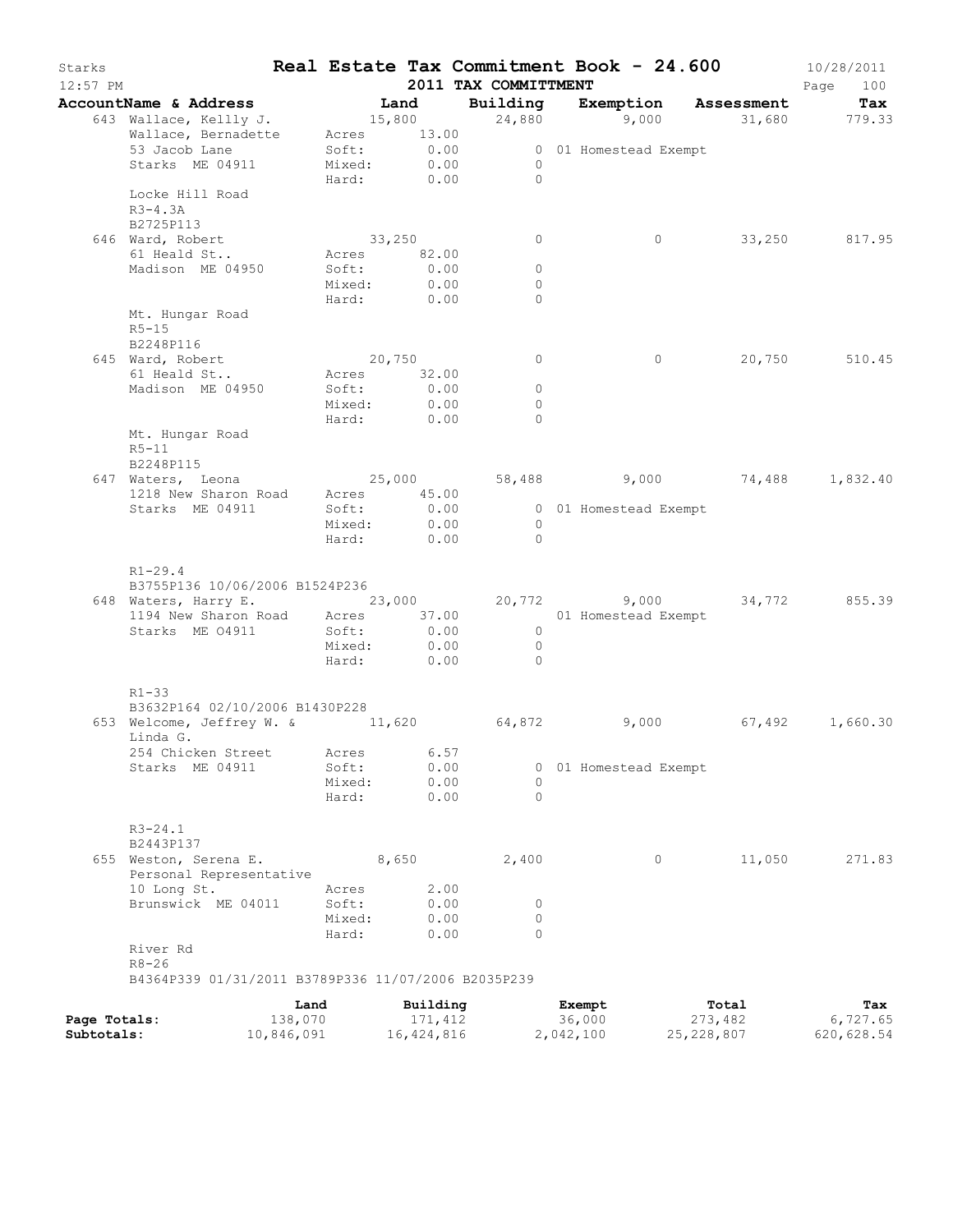Starks **Real Estate Tax Commitment Book - 24.600** 10/28/2011
12:57 PM **2011 TAX COMMITTMENT**

| AccountName & Address | Land | | Building | Exemption | Assessment | Tax |
|---|---|---|---|---|---|---|
| 643 Wallace, Kellly J. | | 15,800 | 24,880 | 9,000 | 31,680 | 779.33 |
| Wallace, Bernadette | Acres | 13.00 | | | | |
| 53 Jacob Lane | Soft: | 0.00 | 0 | 01 Homestead Exempt | | |
| Starks ME 04911 | Mixed: | 0.00 | 0 | | | |
| | Hard: | 0.00 | 0 | | | |
| Locke Hill Road | | | | | | |
| R3-4.3A | | | | | | |
| B2725P113 | | | | | | |
| 646 Ward, Robert | | 33,250 | 0 | 0 | 33,250 | 817.95 |
| 61 Heald St.. | Acres | 82.00 | | | | |
| Madison ME 04950 | Soft: | 0.00 | 0 | | | |
| | Mixed: | 0.00 | 0 | | | |
| | Hard: | 0.00 | 0 | | | |
| Mt. Hungar Road | | | | | | |
| R5-15 | | | | | | |
| B2248P116 | | | | | | |
| 645 Ward, Robert | | 20,750 | 0 | 0 | 20,750 | 510.45 |
| 61 Heald St.. | Acres | 32.00 | | | | |
| Madison ME 04950 | Soft: | 0.00 | 0 | | | |
| | Mixed: | 0.00 | 0 | | | |
| | Hard: | 0.00 | 0 | | | |
| Mt. Hungar Road | | | | | | |
| R5-11 | | | | | | |
| B2248P115 | | | | | | |
| 647 Waters, Leona | | 25,000 | 58,488 | 9,000 | 74,488 | 1,832.40 |
| 1218 New Sharon Road | Acres | 45.00 | | | | |
| Starks ME 04911 | Soft: | 0.00 | 0 | 01 Homestead Exempt | | |
| | Mixed: | 0.00 | 0 | | | |
| | Hard: | 0.00 | 0 | | | |
| R1-29.4 | | | | | | |
| B3755P136 10/06/2006 B1524P236 | | | | | | |
| 648 Waters, Harry E. | | 23,000 | 20,772 | 9,000 | 34,772 | 855.39 |
| 1194 New Sharon Road | Acres | 37.00 | | 01 Homestead Exempt | | |
| Starks ME O4911 | Soft: | 0.00 | 0 | | | |
| | Mixed: | 0.00 | 0 | | | |
| | Hard: | 0.00 | 0 | | | |
| R1-33 | | | | | | |
| B3632P164 02/10/2006 B1430P228 | | | | | | |
| 653 Welcome, Jeffrey W. & Linda G. | | 11,620 | 64,872 | 9,000 | 67,492 | 1,660.30 |
| 254 Chicken Street | Acres | 6.57 | | | | |
| Starks ME 04911 | Soft: | 0.00 | 0 | 01 Homestead Exempt | | |
| | Mixed: | 0.00 | 0 | | | |
| | Hard: | 0.00 | 0 | | | |
| R3-24.1 | | | | | | |
| B2443P137 | | | | | | |
| 655 Weston, Serena E. Personal Representative | | 8,650 | 2,400 | 0 | 11,050 | 271.83 |
| 10 Long St. | Acres | 2.00 | | | | |
| Brunswick ME 04011 | Soft: | 0.00 | 0 | | | |
| | Mixed: | 0.00 | 0 | | | |
| | Hard: | 0.00 | 0 | | | |
| River Rd | | | | | | |
| R8-26 | | | | | | |
| B4364P339 01/31/2011 B3789P336 11/07/2006 B2035P239 | | | | | | |

| | Land | Building | Exempt | Total | Tax |
|---|---|---|---|---|---|
| Page Totals: | 138,070 | 171,412 | 36,000 | 273,482 | 6,727.65 |
| Subtotals: | 10,846,091 | 16,424,816 | 2,042,100 | 25,228,807 | 620,628.54 |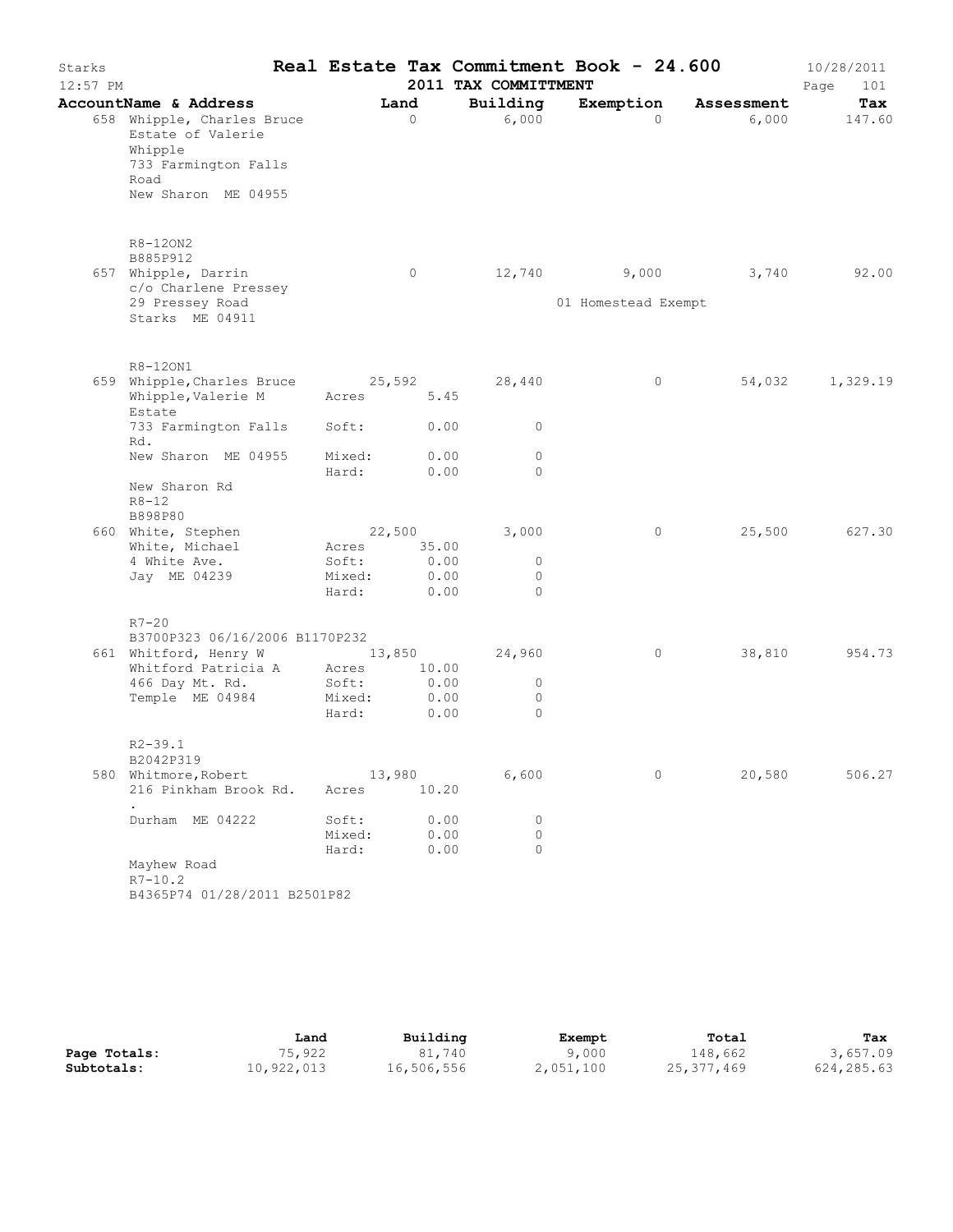# Real Estate Tax Commitment Book - 24.600

Starks
12:57 PM

2011 TAX COMMITTMENT

10/28/2011

| AccountName & Address | | Land | Building | Exemption | Assessment | Tax |
|---|---|---|---|---|---|---|
| 658 Whipple, Charles Bruce Estate of Valerie Whipple 733 Farmington Falls Road New Sharon ME 04955 | | 0 | 6,000 | 0 | 6,000 | 147.60 |
| R8-12ON2 B885P912 | | | | | | |
| 657 Whipple, Darrin c/o Charlene Pressey 29 Pressey Road Starks ME 04911 | | 0 | 12,740 | 9,000 01 Homestead Exempt | 3,740 | 92.00 |
| R8-12ON1 | | | | | | |
| 659 Whipple,Charles Bruce | | 25,592 | 28,440 | 0 | 54,032 | 1,329.19 |
| Whipple,Valerie M Estate | Acres | 5.45 | | | | |
| 733 Farmington Falls Rd. | Soft: | 0.00 | 0 | | | |
| New Sharon ME 04955 | Mixed: | 0.00 | 0 | | | |
| | Hard: | 0.00 | 0 | | | |
| New Sharon Rd R8-12 B898P80 | | | | | | |
| 660 White, Stephen | | 22,500 | 3,000 | 0 | 25,500 | 627.30 |
| White, Michael | Acres | 35.00 | | | | |
| 4 White Ave. | Soft: | 0.00 | 0 | | | |
| Jay ME 04239 | Mixed: | 0.00 | 0 | | | |
| | Hard: | 0.00 | 0 | | | |
| R7-20 B3700P323 06/16/2006 B1170P232 | | | | | | |
| 661 Whitford, Henry W | | 13,850 | 24,960 | 0 | 38,810 | 954.73 |
| Whitford Patricia A | Acres | 10.00 | | | | |
| 466 Day Mt. Rd. | Soft: | 0.00 | 0 | | | |
| Temple ME 04984 | Mixed: | 0.00 | 0 | | | |
| | Hard: | 0.00 | 0 | | | |
| R2-39.1 B2042P319 | | | | | | |
| 580 Whitmore,Robert | | 13,980 | 6,600 | 0 | 20,580 | 506.27 |
| 216 Pinkham Brook Rd. . | Acres | 10.20 | | | | |
| Durham ME 04222 | Soft: | 0.00 | 0 | | | |
| | Mixed: | 0.00 | 0 | | | |
| | Hard: | 0.00 | 0 | | | |
| Mayhew Road R7-10.2 B4365P74 01/28/2011 B2501P82 | | | | | | |

| | Land | Building | Exempt | Total | Tax |
|---|---|---|---|---|---|
| **Page Totals:** | 75,922 | 81,740 | 9,000 | 148,662 | 3,657.09 |
| **Subtotals:** | 10,922,013 | 16,506,556 | 2,051,100 | 25,377,469 | 624,285.63 |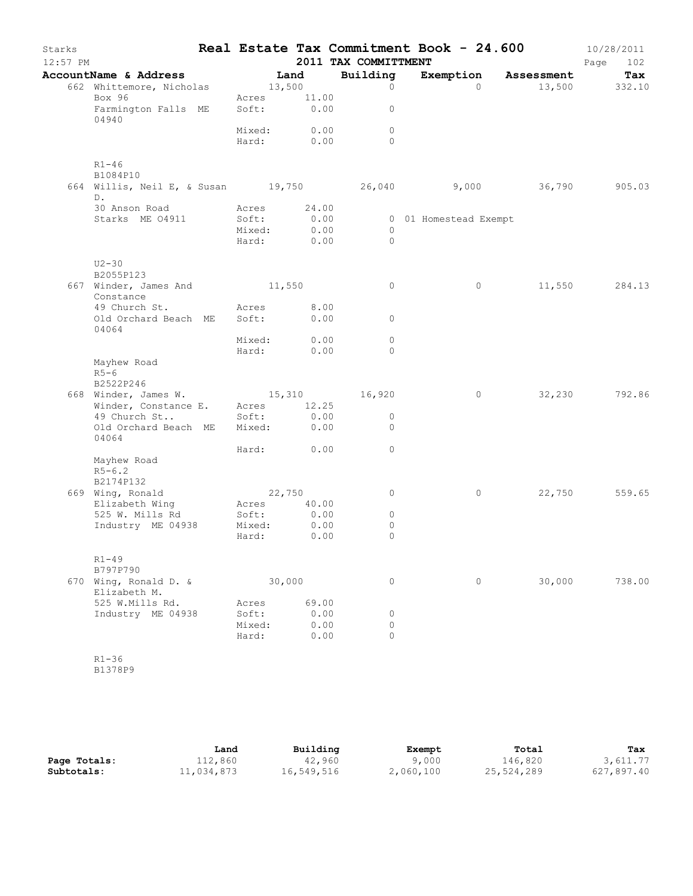# Real Estate Tax Commitment Book - 24.600

Starks
12:57 PM

2011 TAX COMMITTMENT

10/28/2011

| AccountName & Address | Land | | Building | Exemption | Assessment | Tax |
|---|---|---|---|---|---|---|
| 662 Whittemore, Nicholas | 13,500 | | 0 | 0 | 13,500 | 332.10 |
| Box 96 | Acres | 11.00 | | | | |
| Farmington Falls ME 04940 | Soft: | 0.00 | 0 | | | |
| | Mixed: | 0.00 | 0 | | | |
| | Hard: | 0.00 | 0 | | | |
| R1-46 | | | | | | |
| B1084P10 | | | | | | |
| 664 Willis, Neil E, & Susan D. | 19,750 | | 26,040 | 9,000 | 36,790 | 905.03 |
| 30 Anson Road | Acres | 24.00 | | | | |
| Starks ME 04911 | Soft: | 0.00 | 0 | 01 Homestead Exempt | | |
| | Mixed: | 0.00 | 0 | | | |
| | Hard: | 0.00 | 0 | | | |
| U2-30 | | | | | | |
| B2055P123 | | | | | | |
| 667 Winder, James And Constance | 11,550 | | 0 | 0 | 11,550 | 284.13 |
| 49 Church St. | Acres | 8.00 | | | | |
| Old Orchard Beach ME 04064 | Soft: | 0.00 | 0 | | | |
| | Mixed: | 0.00 | 0 | | | |
| | Hard: | 0.00 | 0 | | | |
| Mayhew Road | | | | | | |
| R5-6 | | | | | | |
| B2522P246 | | | | | | |
| 668 Winder, James W. | 15,310 | | 16,920 | 0 | 32,230 | 792.86 |
| Winder, Constance E. | Acres | 12.25 | | | | |
| 49 Church St.. | Soft: | 0.00 | 0 | | | |
| Old Orchard Beach ME 04064 | Mixed: | 0.00 | 0 | | | |
| | Hard: | 0.00 | 0 | | | |
| Mayhew Road | | | | | | |
| R5-6.2 | | | | | | |
| B2174P132 | | | | | | |
| 669 Wing, Ronald | 22,750 | | 0 | 0 | 22,750 | 559.65 |
| Elizabeth Wing | Acres | 40.00 | | | | |
| 525 W. Mills Rd | Soft: | 0.00 | 0 | | | |
| Industry ME 04938 | Mixed: | 0.00 | 0 | | | |
| | Hard: | 0.00 | 0 | | | |
| R1-49 | | | | | | |
| B797P790 | | | | | | |
| 670 Wing, Ronald D. & Elizabeth M. | 30,000 | | 0 | 0 | 30,000 | 738.00 |
| 525 W.Mills Rd. | Acres | 69.00 | | | | |
| Industry ME 04938 | Soft: | 0.00 | 0 | | | |
| | Mixed: | 0.00 | 0 | | | |
| | Hard: | 0.00 | 0 | | | |
| R1-36 | | | | | | |
| B1378P9 | | | | | | |

| | Land | Building | Exempt | Total | Tax |
|---|---|---|---|---|---|
| **Page Totals:** | 112,860 | 42,960 | 9,000 | 146,820 | 3,611.77 |
| **Subtotals:** | 11,034,873 | 16,549,516 | 2,060,100 | 25,524,289 | 627,897.40 |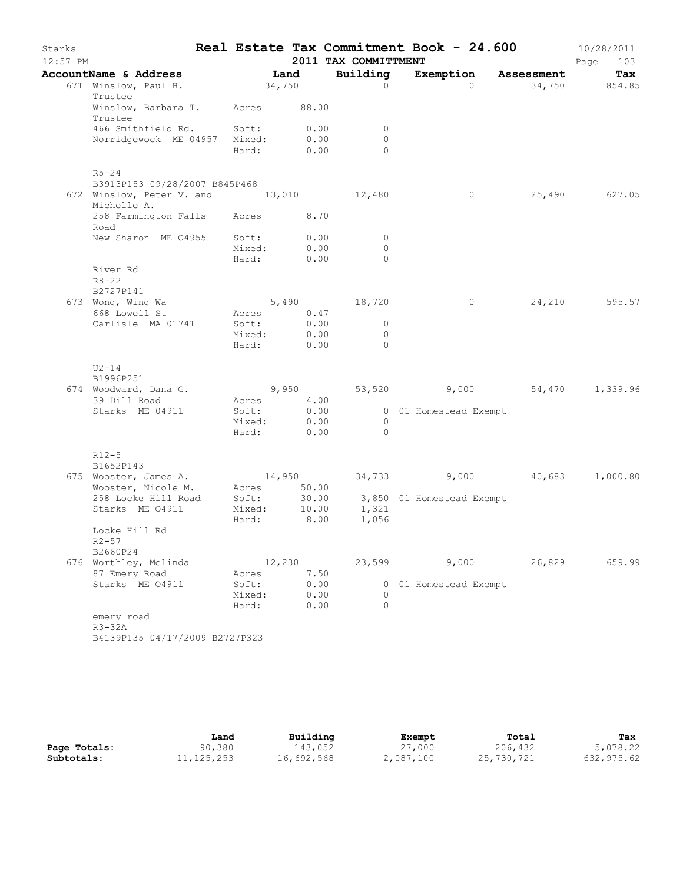# Real Estate Tax Commitment Book - 24.600

Starks 12:57 PM — 2011 TAX COMMITTMENT — 10/28/2011

| AccountName & Address | | Land | Building | Exemption | Assessment | Tax |
|---|---|---|---|---|---|---|
| 671 Winslow, Paul H. Trustee | | 34,750 | 0 | 0 | 34,750 | 854.85 |
| Winslow, Barbara T. Trustee | Acres | 88.00 | | | | |
| 466 Smithfield Rd. | Soft: | 0.00 | 0 | | | |
| Norridgewock ME 04957 | Mixed: | 0.00 | 0 | | | |
| | Hard: | 0.00 | 0 | | | |
| R5-24 | | | | | | |
| B3913P153 09/28/2007 B845P468 | | | | | | |
| 672 Winslow, Peter V. and Michelle A. | | 13,010 | 12,480 | 0 | 25,490 | 627.05 |
| 258 Farmington Falls Road | Acres | 8.70 | | | | |
| New Sharon ME 04955 | Soft: | 0.00 | 0 | | | |
| | Mixed: | 0.00 | 0 | | | |
| | Hard: | 0.00 | 0 | | | |
| River Rd | | | | | | |
| R8-22 | | | | | | |
| B2727P141 | | | | | | |
| 673 Wong, Wing Wa | | 5,490 | 18,720 | 0 | 24,210 | 595.57 |
| 668 Lowell St | Acres | 0.47 | | | | |
| Carlisle MA 01741 | Soft: | 0.00 | 0 | | | |
| | Mixed: | 0.00 | 0 | | | |
| | Hard: | 0.00 | 0 | | | |
| U2-14 | | | | | | |
| B1996P251 | | | | | | |
| 674 Woodward, Dana G. | | 9,950 | 53,520 | 9,000 | 54,470 | 1,339.96 |
| 39 Dill Road | Acres | 4.00 | | | | |
| Starks ME 04911 | Soft: | 0.00 | 0 | 01 Homestead Exempt | | |
| | Mixed: | 0.00 | 0 | | | |
| | Hard: | 0.00 | 0 | | | |
| R12-5 | | | | | | |
| B1652P143 | | | | | | |
| 675 Wooster, James A. | | 14,950 | 34,733 | 9,000 | 40,683 | 1,000.80 |
| Wooster, Nicole M. | Acres | 50.00 | | | | |
| 258 Locke Hill Road | Soft: | 30.00 | 3,850 | 01 Homestead Exempt | | |
| Starks ME 04911 | Mixed: | 10.00 | 1,321 | | | |
| | Hard: | 8.00 | 1,056 | | | |
| Locke Hill Rd | | | | | | |
| R2-57 | | | | | | |
| B2660P24 | | | | | | |
| 676 Worthley, Melinda | | 12,230 | 23,599 | 9,000 | 26,829 | 659.99 |
| 87 Emery Road | Acres | 7.50 | | | | |
| Starks ME 04911 | Soft: | 0.00 | 0 | 01 Homestead Exempt | | |
| | Mixed: | 0.00 | 0 | | | |
| | Hard: | 0.00 | 0 | | | |
| emery road | | | | | | |
| R3-32A | | | | | | |
| B4139P135 04/17/2009 B2727P323 | | | | | | |

| | Land | Building | Exempt | Total | Tax |
|---|---|---|---|---|---|
| **Page Totals:** | 90,380 | 143,052 | 27,000 | 206,432 | 5,078.22 |
| **Subtotals:** | 11,125,253 | 16,692,568 | 2,087,100 | 25,730,721 | 632,975.62 |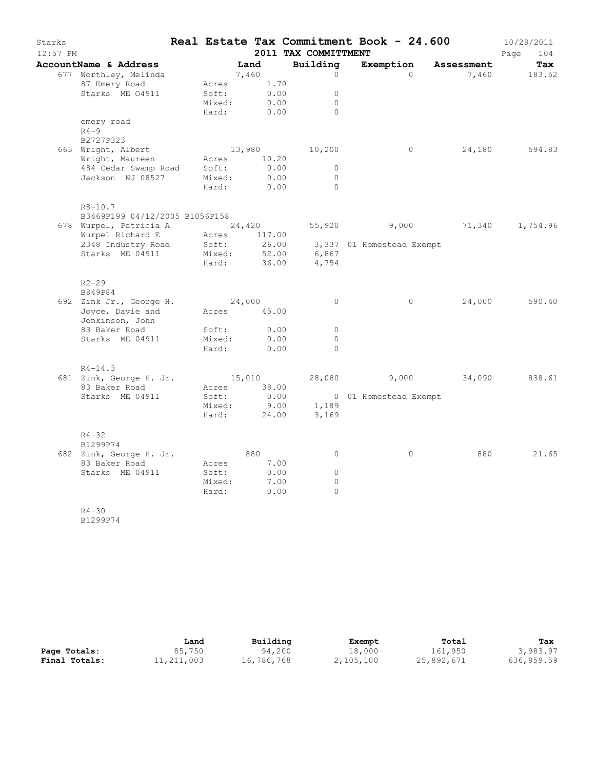Starks

# Real Estate Tax Commitment Book - 24.600

## 2011 TAX COMMITTMENT

10/28/2011
12:57 PM

| AccountName & Address | | Land | Building | Exemption | Assessment | Tax |
|---|---|---|---|---|---|---|
| 677 Worthley, Melinda | | 7,460 | 0 | 0 | 7,460 | 183.52 |
| 87 Emery Road | Acres | 1.70 | | | | |
| Starks ME 04911 | Soft: | 0.00 | 0 | | | |
| | Mixed: | 0.00 | 0 | | | |
| | Hard: | 0.00 | 0 | | | |
| emery road | | | | | | |
| R4-9 | | | | | | |
| B2727P323 | | | | | | |
| 663 Wright, Albert | | 13,980 | 10,200 | 0 | 24,180 | 594.83 |
| Wright, Maureen | Acres | 10.20 | | | | |
| 484 Cedar Swamp Road | Soft: | 0.00 | 0 | | | |
| Jackson NJ 08527 | Mixed: | 0.00 | 0 | | | |
| | Hard: | 0.00 | 0 | | | |
| R8-10.7 | | | | | | |
| B3469P199 04/12/2005 B1056P158 | | | | | | |
| 678 Wurpel, Patricia A | | 24,420 | 55,920 | 9,000 | 71,340 | 1,754.96 |
| Wurpel Richard E | Acres | 117.00 | | | | |
| 2348 Industry Road | Soft: | 26.00 | 3,337 | 01 Homestead Exempt | | |
| Starks ME 04911 | Mixed: | 52.00 | 6,867 | | | |
| | Hard: | 36.00 | 4,754 | | | |
| R2-29 | | | | | | |
| B849P84 | | | | | | |
| 692 Zink Jr., George H. | | 24,000 | 0 | 0 | 24,000 | 590.40 |
| Joyce, Davie and | Acres | 45.00 | | | | |
| Jenkinson, John | | | | | | |
| 83 Baker Road | Soft: | 0.00 | 0 | | | |
| Starks ME 04911 | Mixed: | 0.00 | 0 | | | |
| | Hard: | 0.00 | 0 | | | |
| R4-14.3 | | | | | | |
| 681 Zink, George H. Jr. | | 15,010 | 28,080 | 9,000 | 34,090 | 838.61 |
| 83 Baker Road | Acres | 38.00 | | | | |
| Starks ME 04911 | Soft: | 0.00 | 0 | 01 Homestead Exempt | | |
| | Mixed: | 9.00 | 1,189 | | | |
| | Hard: | 24.00 | 3,169 | | | |
| R4-32 | | | | | | |
| B1299P74 | | | | | | |
| 682 Zink, George H. Jr. | | 880 | 0 | 0 | 880 | 21.65 |
| 83 Baker Road | Acres | 7.00 | | | | |
| Starks ME 04911 | Soft: | 0.00 | 0 | | | |
| | Mixed: | 7.00 | 0 | | | |
| | Hard: | 0.00 | 0 | | | |
| R4-30 | | | | | | |
| B1299P74 | | | | | | |

| | Land | Building | Exempt | Total | Tax |
|---|---|---|---|---|---|
| **Page Totals:** | 85,750 | 94,200 | 18,000 | 161,950 | 3,983.97 |
| **Final Totals:** | 11,211,003 | 16,786,768 | 2,105,100 | 25,892,671 | 636,959.59 |